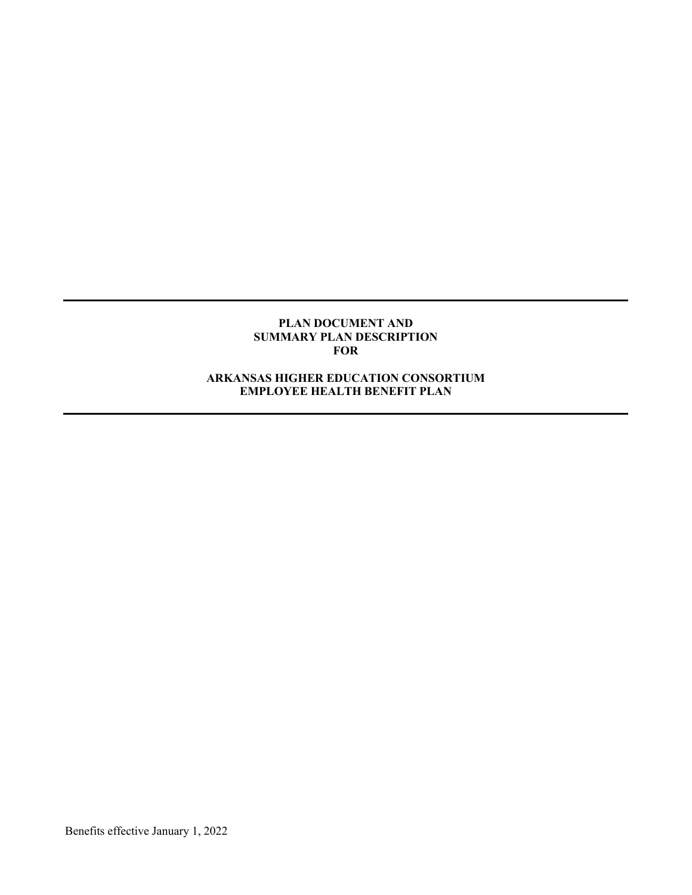# PLAN DOCUMENT AND SUMMARY PLAN DESCRIPTION FOR

# ARKANSAS HIGHER EDUCATION CONSORTIUM EMPLOYEE HEALTH BENEFIT PLAN

Benefits effective January 1, 2022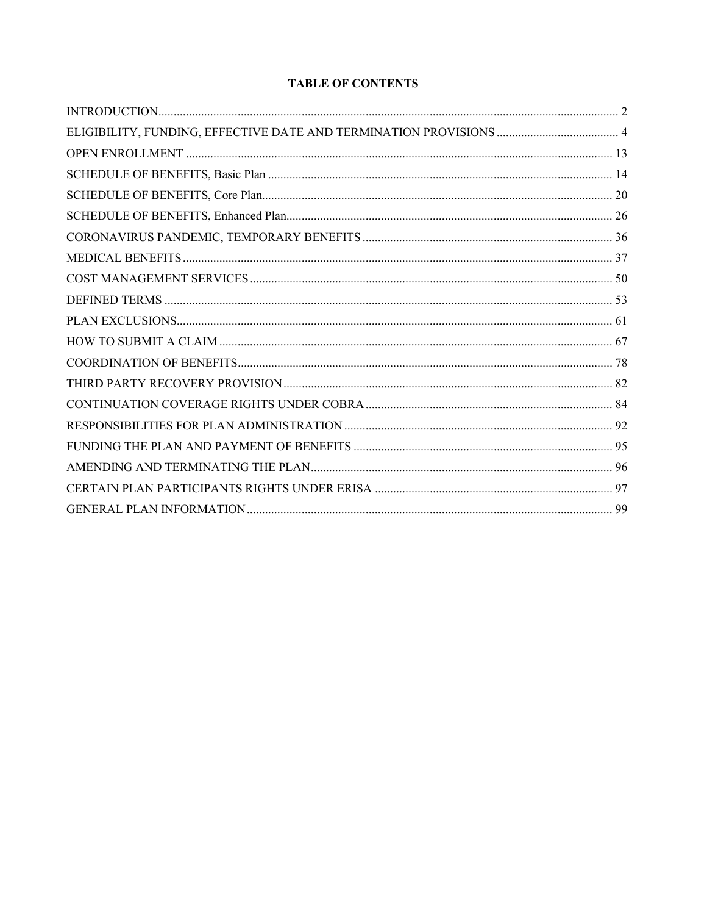# TABLE OF CONTENTS

| Section | Page |
|---|---|
| INTRODUCTION | 2 |
| ELIGIBILITY, FUNDING, EFFECTIVE DATE AND TERMINATION PROVISIONS | 4 |
| OPEN ENROLLMENT | 13 |
| SCHEDULE OF BENEFITS, Basic Plan | 14 |
| SCHEDULE OF BENEFITS, Core Plan | 20 |
| SCHEDULE OF BENEFITS, Enhanced Plan | 26 |
| CORONAVIRUS PANDEMIC, TEMPORARY BENEFITS | 36 |
| MEDICAL BENEFITS | 37 |
| COST MANAGEMENT SERVICES | 50 |
| DEFINED TERMS | 53 |
| PLAN EXCLUSIONS | 61 |
| HOW TO SUBMIT A CLAIM | 67 |
| COORDINATION OF BENEFITS | 78 |
| THIRD PARTY RECOVERY PROVISION | 82 |
| CONTINUATION COVERAGE RIGHTS UNDER COBRA | 84 |
| RESPONSIBILITIES FOR PLAN ADMINISTRATION | 92 |
| FUNDING THE PLAN AND PAYMENT OF BENEFITS | 95 |
| AMENDING AND TERMINATING THE PLAN | 96 |
| CERTAIN PLAN PARTICIPANTS RIGHTS UNDER ERISA | 97 |
| GENERAL PLAN INFORMATION | 99 |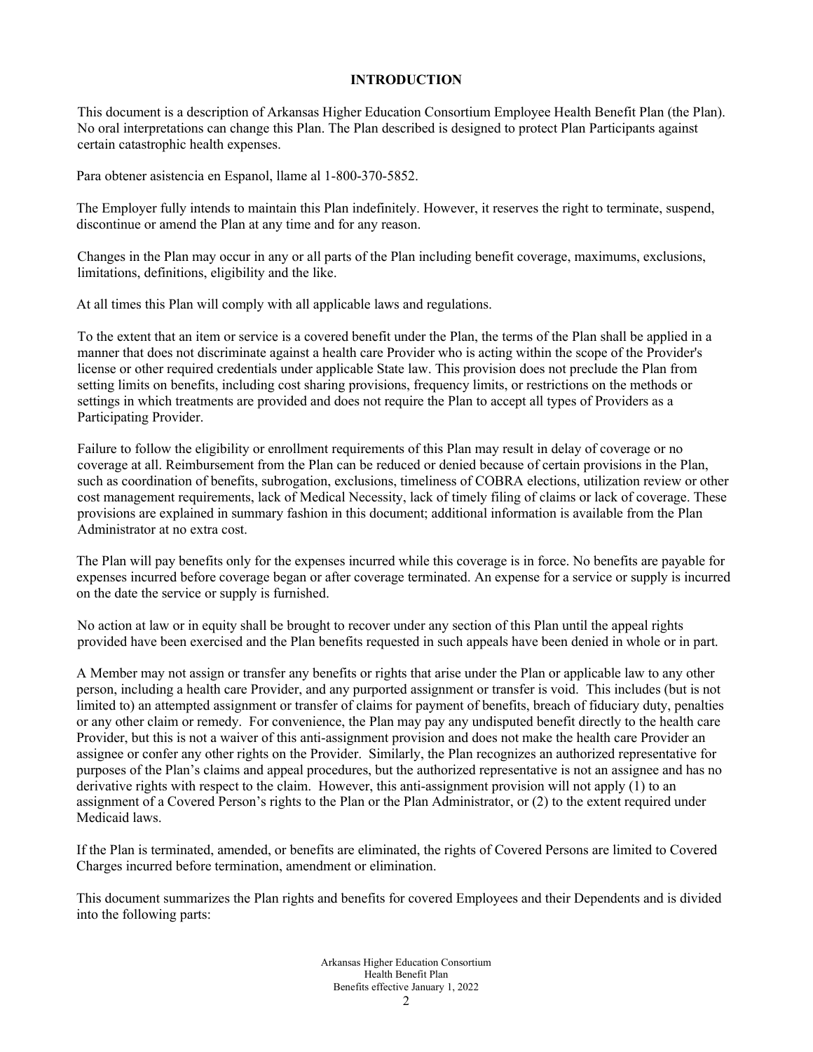# INTRODUCTION

This document is a description of Arkansas Higher Education Consortium Employee Health Benefit Plan (the Plan). No oral interpretations can change this Plan. The Plan described is designed to protect Plan Participants against certain catastrophic health expenses.

Para obtener asistencia en Espanol, llame al 1-800-370-5852.

The Employer fully intends to maintain this Plan indefinitely. However, it reserves the right to terminate, suspend, discontinue or amend the Plan at any time and for any reason.

Changes in the Plan may occur in any or all parts of the Plan including benefit coverage, maximums, exclusions, limitations, definitions, eligibility and the like.

At all times this Plan will comply with all applicable laws and regulations.

To the extent that an item or service is a covered benefit under the Plan, the terms of the Plan shall be applied in a manner that does not discriminate against a health care Provider who is acting within the scope of the Provider's license or other required credentials under applicable State law. This provision does not preclude the Plan from setting limits on benefits, including cost sharing provisions, frequency limits, or restrictions on the methods or settings in which treatments are provided and does not require the Plan to accept all types of Providers as a Participating Provider.

Failure to follow the eligibility or enrollment requirements of this Plan may result in delay of coverage or no coverage at all. Reimbursement from the Plan can be reduced or denied because of certain provisions in the Plan, such as coordination of benefits, subrogation, exclusions, timeliness of COBRA elections, utilization review or other cost management requirements, lack of Medical Necessity, lack of timely filing of claims or lack of coverage. These provisions are explained in summary fashion in this document; additional information is available from the Plan Administrator at no extra cost.

The Plan will pay benefits only for the expenses incurred while this coverage is in force. No benefits are payable for expenses incurred before coverage began or after coverage terminated. An expense for a service or supply is incurred on the date the service or supply is furnished.

No action at law or in equity shall be brought to recover under any section of this Plan until the appeal rights provided have been exercised and the Plan benefits requested in such appeals have been denied in whole or in part.

A Member may not assign or transfer any benefits or rights that arise under the Plan or applicable law to any other person, including a health care Provider, and any purported assignment or transfer is void. This includes (but is not limited to) an attempted assignment or transfer of claims for payment of benefits, breach of fiduciary duty, penalties or any other claim or remedy. For convenience, the Plan may pay any undisputed benefit directly to the health care Provider, but this is not a waiver of this anti-assignment provision and does not make the health care Provider an assignee or confer any other rights on the Provider. Similarly, the Plan recognizes an authorized representative for purposes of the Plan's claims and appeal procedures, but the authorized representative is not an assignee and has no derivative rights with respect to the claim. However, this anti-assignment provision will not apply (1) to an assignment of a Covered Person's rights to the Plan or the Plan Administrator, or (2) to the extent required under Medicaid laws.

If the Plan is terminated, amended, or benefits are eliminated, the rights of Covered Persons are limited to Covered Charges incurred before termination, amendment or elimination.

This document summarizes the Plan rights and benefits for covered Employees and their Dependents and is divided into the following parts: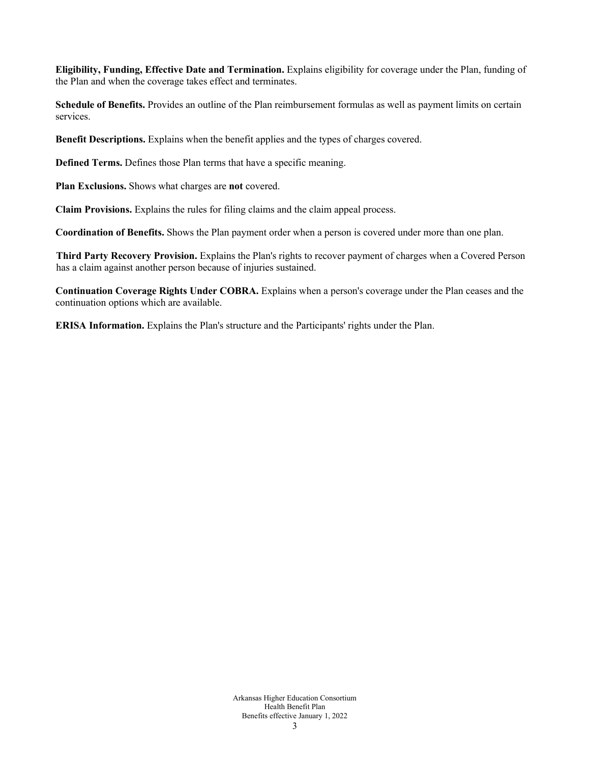**Eligibility, Funding, Effective Date and Termination.** Explains eligibility for coverage under the Plan, funding of the Plan and when the coverage takes effect and terminates.

**Schedule of Benefits.** Provides an outline of the Plan reimbursement formulas as well as payment limits on certain services.

**Benefit Descriptions.** Explains when the benefit applies and the types of charges covered.

**Defined Terms.** Defines those Plan terms that have a specific meaning.

**Plan Exclusions.** Shows what charges are **not** covered.

**Claim Provisions.** Explains the rules for filing claims and the claim appeal process.

**Coordination of Benefits.** Shows the Plan payment order when a person is covered under more than one plan.

**Third Party Recovery Provision.** Explains the Plan's rights to recover payment of charges when a Covered Person has a claim against another person because of injuries sustained.

**Continuation Coverage Rights Under COBRA.** Explains when a person's coverage under the Plan ceases and the continuation options which are available.

**ERISA Information.** Explains the Plan's structure and the Participants' rights under the Plan.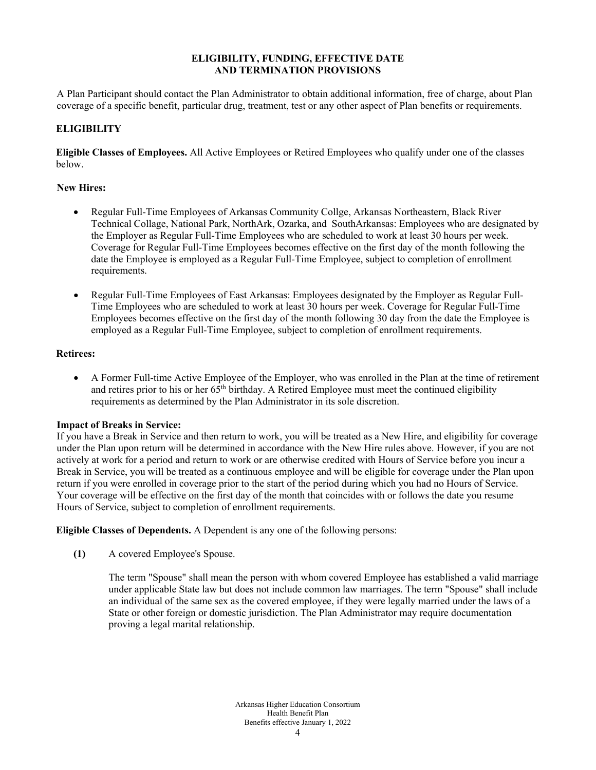# ELIGIBILITY, FUNDING, EFFECTIVE DATE AND TERMINATION PROVISIONS

A Plan Participant should contact the Plan Administrator to obtain additional information, free of charge, about Plan coverage of a specific benefit, particular drug, treatment, test or any other aspect of Plan benefits or requirements.

## ELIGIBILITY

**Eligible Classes of Employees.** All Active Employees or Retired Employees who qualify under one of the classes below.

**New Hires:**

- Regular Full-Time Employees of Arkansas Community Collge, Arkansas Northeastern, Black River Technical Collage, National Park, NorthArk, Ozarka, and SouthArkansas: Employees who are designated by the Employer as Regular Full-Time Employees who are scheduled to work at least 30 hours per week. Coverage for Regular Full-Time Employees becomes effective on the first day of the month following the date the Employee is employed as a Regular Full-Time Employee, subject to completion of enrollment requirements.
- Regular Full-Time Employees of East Arkansas: Employees designated by the Employer as Regular Full-Time Employees who are scheduled to work at least 30 hours per week. Coverage for Regular Full-Time Employees becomes effective on the first day of the month following 30 day from the date the Employee is employed as a Regular Full-Time Employee, subject to completion of enrollment requirements.

**Retirees:**

- A Former Full-time Active Employee of the Employer, who was enrolled in the Plan at the time of retirement and retires prior to his or her 65th birthday. A Retired Employee must meet the continued eligibility requirements as determined by the Plan Administrator in its sole discretion.

**Impact of Breaks in Service:**
If you have a Break in Service and then return to work, you will be treated as a New Hire, and eligibility for coverage under the Plan upon return will be determined in accordance with the New Hire rules above. However, if you are not actively at work for a period and return to work or are otherwise credited with Hours of Service before you incur a Break in Service, you will be treated as a continuous employee and will be eligible for coverage under the Plan upon return if you were enrolled in coverage prior to the start of the period during which you had no Hours of Service. Your coverage will be effective on the first day of the month that coincides with or follows the date you resume Hours of Service, subject to completion of enrollment requirements.

**Eligible Classes of Dependents.** A Dependent is any one of the following persons:

**(1)** A covered Employee's Spouse.

The term "Spouse" shall mean the person with whom covered Employee has established a valid marriage under applicable State law but does not include common law marriages. The term "Spouse" shall include an individual of the same sex as the covered employee, if they were legally married under the laws of a State or other foreign or domestic jurisdiction. The Plan Administrator may require documentation proving a legal marital relationship.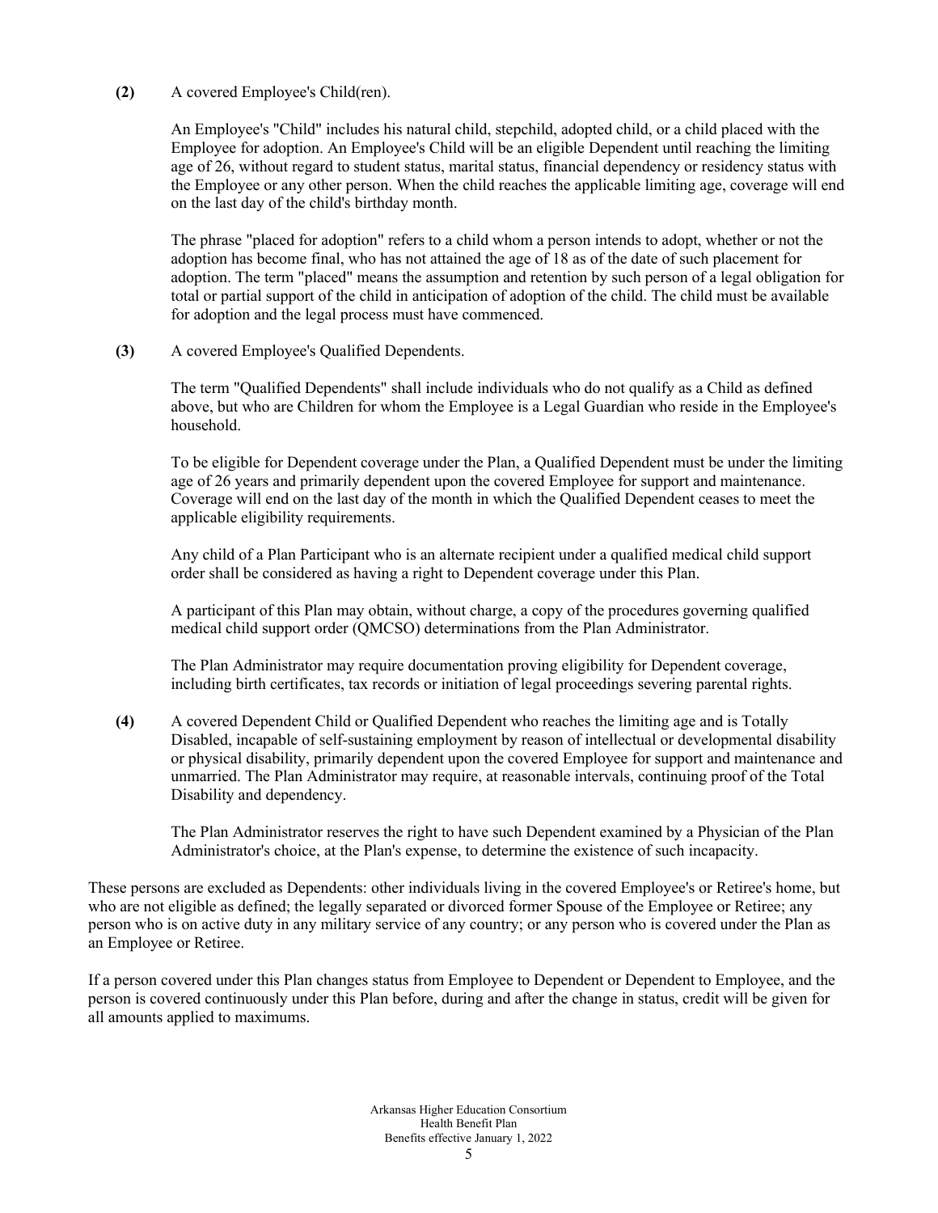**(2)** A covered Employee's Child(ren).

An Employee's "Child" includes his natural child, stepchild, adopted child, or a child placed with the Employee for adoption. An Employee's Child will be an eligible Dependent until reaching the limiting age of 26, without regard to student status, marital status, financial dependency or residency status with the Employee or any other person. When the child reaches the applicable limiting age, coverage will end on the last day of the child's birthday month.

The phrase "placed for adoption" refers to a child whom a person intends to adopt, whether or not the adoption has become final, who has not attained the age of 18 as of the date of such placement for adoption. The term "placed" means the assumption and retention by such person of a legal obligation for total or partial support of the child in anticipation of adoption of the child. The child must be available for adoption and the legal process must have commenced.

**(3)** A covered Employee's Qualified Dependents.

The term "Qualified Dependents" shall include individuals who do not qualify as a Child as defined above, but who are Children for whom the Employee is a Legal Guardian who reside in the Employee's household.

To be eligible for Dependent coverage under the Plan, a Qualified Dependent must be under the limiting age of 26 years and primarily dependent upon the covered Employee for support and maintenance. Coverage will end on the last day of the month in which the Qualified Dependent ceases to meet the applicable eligibility requirements.

Any child of a Plan Participant who is an alternate recipient under a qualified medical child support order shall be considered as having a right to Dependent coverage under this Plan.

A participant of this Plan may obtain, without charge, a copy of the procedures governing qualified medical child support order (QMCSO) determinations from the Plan Administrator.

The Plan Administrator may require documentation proving eligibility for Dependent coverage, including birth certificates, tax records or initiation of legal proceedings severing parental rights.

**(4)** A covered Dependent Child or Qualified Dependent who reaches the limiting age and is Totally Disabled, incapable of self-sustaining employment by reason of intellectual or developmental disability or physical disability, primarily dependent upon the covered Employee for support and maintenance and unmarried. The Plan Administrator may require, at reasonable intervals, continuing proof of the Total Disability and dependency.

The Plan Administrator reserves the right to have such Dependent examined by a Physician of the Plan Administrator's choice, at the Plan's expense, to determine the existence of such incapacity.

These persons are excluded as Dependents: other individuals living in the covered Employee's or Retiree's home, but who are not eligible as defined; the legally separated or divorced former Spouse of the Employee or Retiree; any person who is on active duty in any military service of any country; or any person who is covered under the Plan as an Employee or Retiree.

If a person covered under this Plan changes status from Employee to Dependent or Dependent to Employee, and the person is covered continuously under this Plan before, during and after the change in status, credit will be given for all amounts applied to maximums.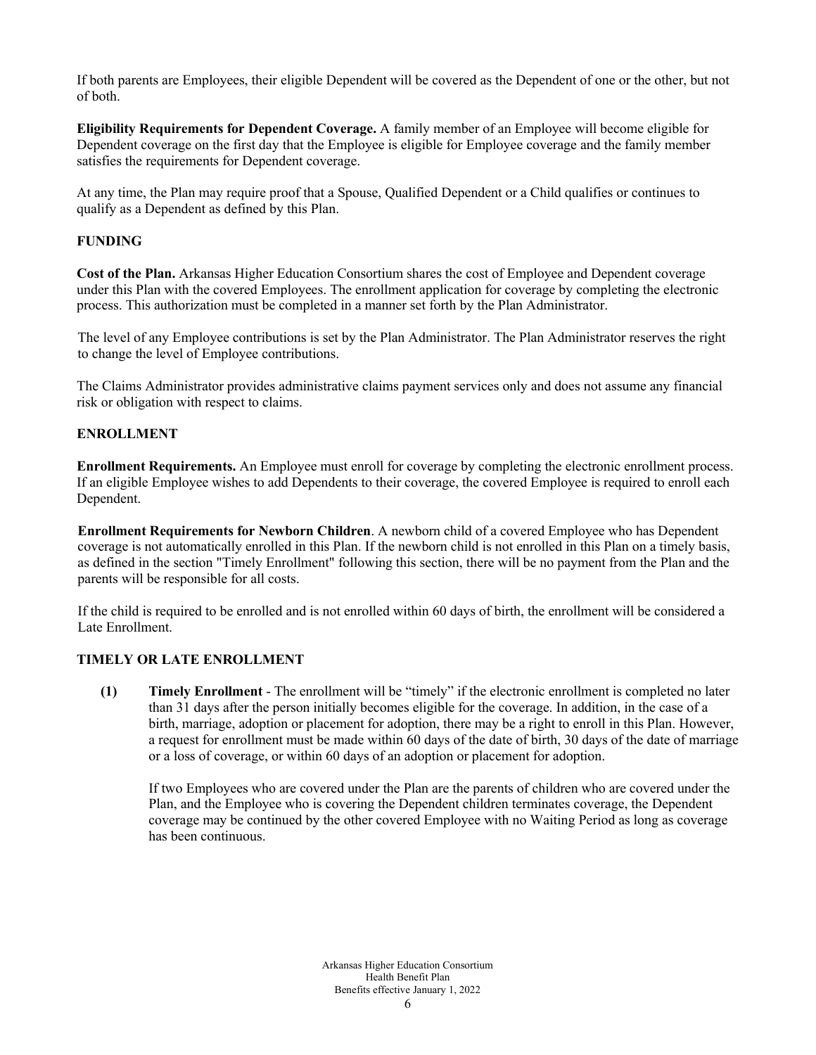If both parents are Employees, their eligible Dependent will be covered as the Dependent of one or the other, but not of both.

**Eligibility Requirements for Dependent Coverage.** A family member of an Employee will become eligible for Dependent coverage on the first day that the Employee is eligible for Employee coverage and the family member satisfies the requirements for Dependent coverage.

At any time, the Plan may require proof that a Spouse, Qualified Dependent or a Child qualifies or continues to qualify as a Dependent as defined by this Plan.

## FUNDING

**Cost of the Plan.** Arkansas Higher Education Consortium shares the cost of Employee and Dependent coverage under this Plan with the covered Employees. The enrollment application for coverage by completing the electronic process. This authorization must be completed in a manner set forth by the Plan Administrator.

The level of any Employee contributions is set by the Plan Administrator. The Plan Administrator reserves the right to change the level of Employee contributions.

The Claims Administrator provides administrative claims payment services only and does not assume any financial risk or obligation with respect to claims.

## ENROLLMENT

**Enrollment Requirements.** An Employee must enroll for coverage by completing the electronic enrollment process. If an eligible Employee wishes to add Dependents to their coverage, the covered Employee is required to enroll each Dependent.

**Enrollment Requirements for Newborn Children**. A newborn child of a covered Employee who has Dependent coverage is not automatically enrolled in this Plan. If the newborn child is not enrolled in this Plan on a timely basis, as defined in the section "Timely Enrollment" following this section, there will be no payment from the Plan and the parents will be responsible for all costs.

If the child is required to be enrolled and is not enrolled within 60 days of birth, the enrollment will be considered a Late Enrollment.

## TIMELY OR LATE ENROLLMENT

**(1) Timely Enrollment** - The enrollment will be "timely" if the electronic enrollment is completed no later than 31 days after the person initially becomes eligible for the coverage. In addition, in the case of a birth, marriage, adoption or placement for adoption, there may be a right to enroll in this Plan. However, a request for enrollment must be made within 60 days of the date of birth, 30 days of the date of marriage or a loss of coverage, or within 60 days of an adoption or placement for adoption.

If two Employees who are covered under the Plan are the parents of children who are covered under the Plan, and the Employee who is covering the Dependent children terminates coverage, the Dependent coverage may be continued by the other covered Employee with no Waiting Period as long as coverage has been continuous.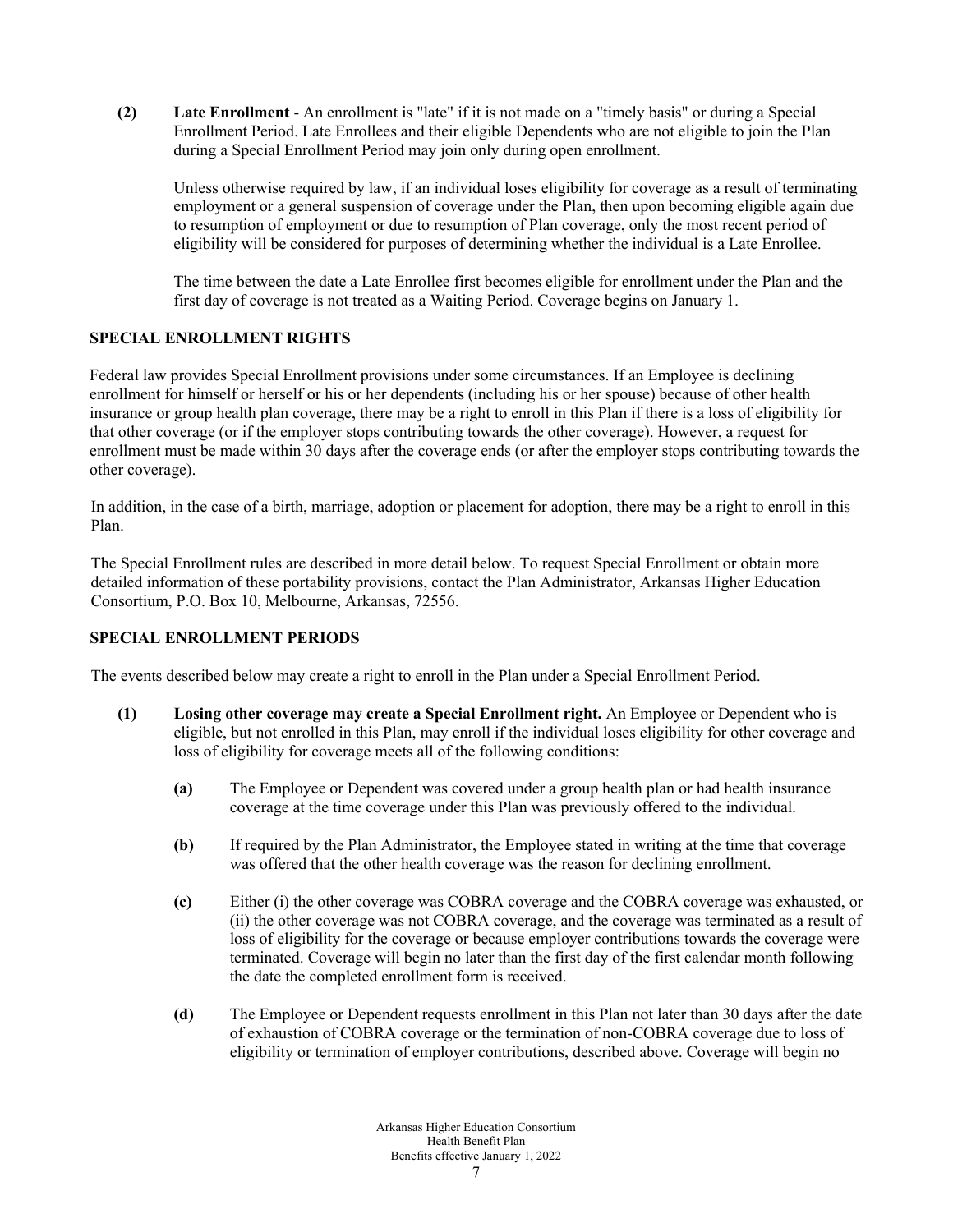**(2) Late Enrollment** - An enrollment is "late" if it is not made on a "timely basis" or during a Special Enrollment Period. Late Enrollees and their eligible Dependents who are not eligible to join the Plan during a Special Enrollment Period may join only during open enrollment.

Unless otherwise required by law, if an individual loses eligibility for coverage as a result of terminating employment or a general suspension of coverage under the Plan, then upon becoming eligible again due to resumption of employment or due to resumption of Plan coverage, only the most recent period of eligibility will be considered for purposes of determining whether the individual is a Late Enrollee.

The time between the date a Late Enrollee first becomes eligible for enrollment under the Plan and the first day of coverage is not treated as a Waiting Period. Coverage begins on January 1.

## SPECIAL ENROLLMENT RIGHTS

Federal law provides Special Enrollment provisions under some circumstances. If an Employee is declining enrollment for himself or herself or his or her dependents (including his or her spouse) because of other health insurance or group health plan coverage, there may be a right to enroll in this Plan if there is a loss of eligibility for that other coverage (or if the employer stops contributing towards the other coverage). However, a request for enrollment must be made within 30 days after the coverage ends (or after the employer stops contributing towards the other coverage).

In addition, in the case of a birth, marriage, adoption or placement for adoption, there may be a right to enroll in this Plan.

The Special Enrollment rules are described in more detail below. To request Special Enrollment or obtain more detailed information of these portability provisions, contact the Plan Administrator, Arkansas Higher Education Consortium, P.O. Box 10, Melbourne, Arkansas, 72556.

## SPECIAL ENROLLMENT PERIODS

The events described below may create a right to enroll in the Plan under a Special Enrollment Period.

**(1) Losing other coverage may create a Special Enrollment right.** An Employee or Dependent who is eligible, but not enrolled in this Plan, may enroll if the individual loses eligibility for other coverage and loss of eligibility for coverage meets all of the following conditions:

**(a)** The Employee or Dependent was covered under a group health plan or had health insurance coverage at the time coverage under this Plan was previously offered to the individual.

**(b)** If required by the Plan Administrator, the Employee stated in writing at the time that coverage was offered that the other health coverage was the reason for declining enrollment.

**(c)** Either (i) the other coverage was COBRA coverage and the COBRA coverage was exhausted, or (ii) the other coverage was not COBRA coverage, and the coverage was terminated as a result of loss of eligibility for the coverage or because employer contributions towards the coverage were terminated. Coverage will begin no later than the first day of the first calendar month following the date the completed enrollment form is received.

**(d)** The Employee or Dependent requests enrollment in this Plan not later than 30 days after the date of exhaustion of COBRA coverage or the termination of non-COBRA coverage due to loss of eligibility or termination of employer contributions, described above. Coverage will begin no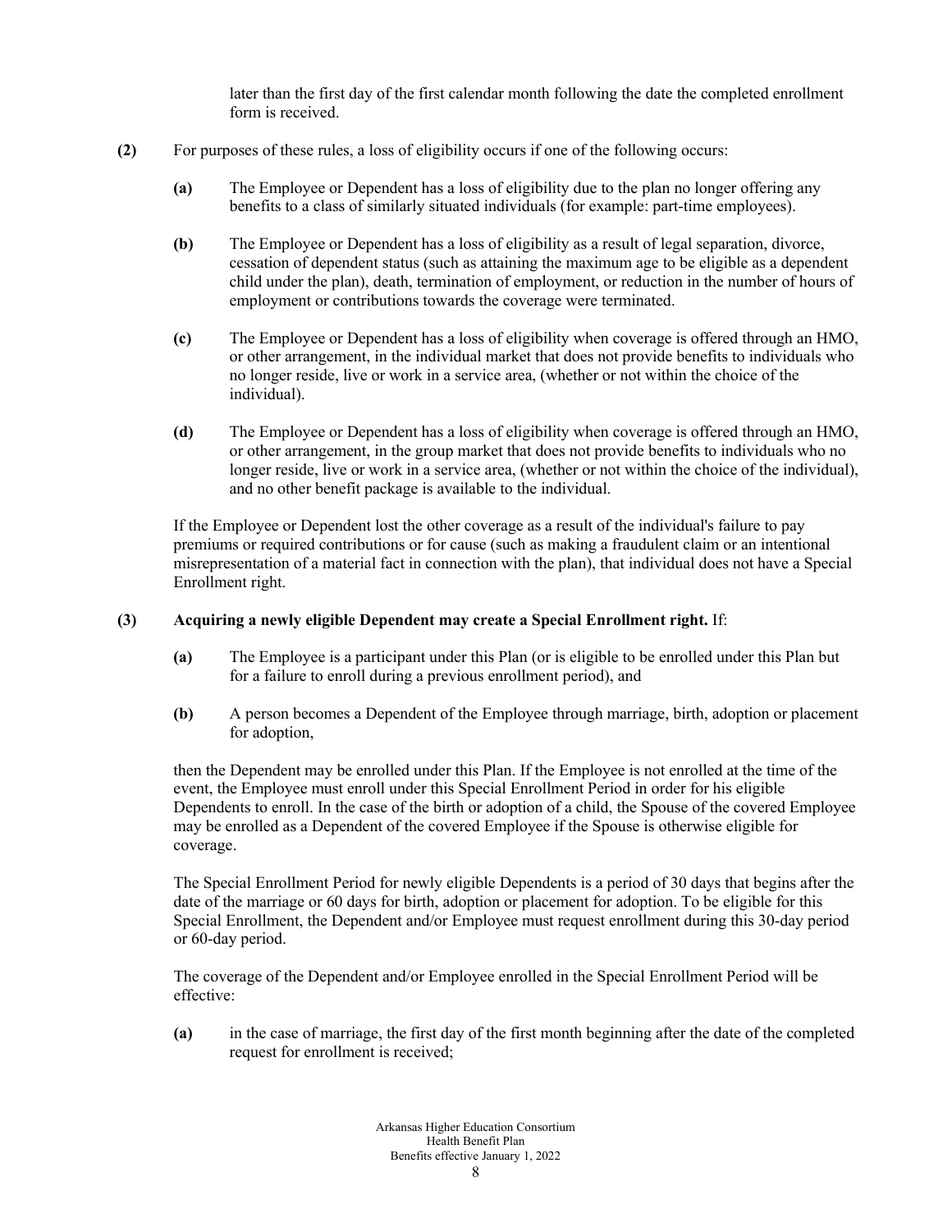later than the first day of the first calendar month following the date the completed enrollment form is received.

**(2)** For purposes of these rules, a loss of eligibility occurs if one of the following occurs:

**(a)** The Employee or Dependent has a loss of eligibility due to the plan no longer offering any benefits to a class of similarly situated individuals (for example: part-time employees).

**(b)** The Employee or Dependent has a loss of eligibility as a result of legal separation, divorce, cessation of dependent status (such as attaining the maximum age to be eligible as a dependent child under the plan), death, termination of employment, or reduction in the number of hours of employment or contributions towards the coverage were terminated.

**(c)** The Employee or Dependent has a loss of eligibility when coverage is offered through an HMO, or other arrangement, in the individual market that does not provide benefits to individuals who no longer reside, live or work in a service area, (whether or not within the choice of the individual).

**(d)** The Employee or Dependent has a loss of eligibility when coverage is offered through an HMO, or other arrangement, in the group market that does not provide benefits to individuals who no longer reside, live or work in a service area, (whether or not within the choice of the individual), and no other benefit package is available to the individual.

If the Employee or Dependent lost the other coverage as a result of the individual's failure to pay premiums or required contributions or for cause (such as making a fraudulent claim or an intentional misrepresentation of a material fact in connection with the plan), that individual does not have a Special Enrollment right.

**(3)** **Acquiring a newly eligible Dependent may create a Special Enrollment right.** If:

**(a)** The Employee is a participant under this Plan (or is eligible to be enrolled under this Plan but for a failure to enroll during a previous enrollment period), and

**(b)** A person becomes a Dependent of the Employee through marriage, birth, adoption or placement for adoption,

then the Dependent may be enrolled under this Plan. If the Employee is not enrolled at the time of the event, the Employee must enroll under this Special Enrollment Period in order for his eligible Dependents to enroll. In the case of the birth or adoption of a child, the Spouse of the covered Employee may be enrolled as a Dependent of the covered Employee if the Spouse is otherwise eligible for coverage.

The Special Enrollment Period for newly eligible Dependents is a period of 30 days that begins after the date of the marriage or 60 days for birth, adoption or placement for adoption. To be eligible for this Special Enrollment, the Dependent and/or Employee must request enrollment during this 30-day period or 60-day period.

The coverage of the Dependent and/or Employee enrolled in the Special Enrollment Period will be effective:

**(a)** in the case of marriage, the first day of the first month beginning after the date of the completed request for enrollment is received;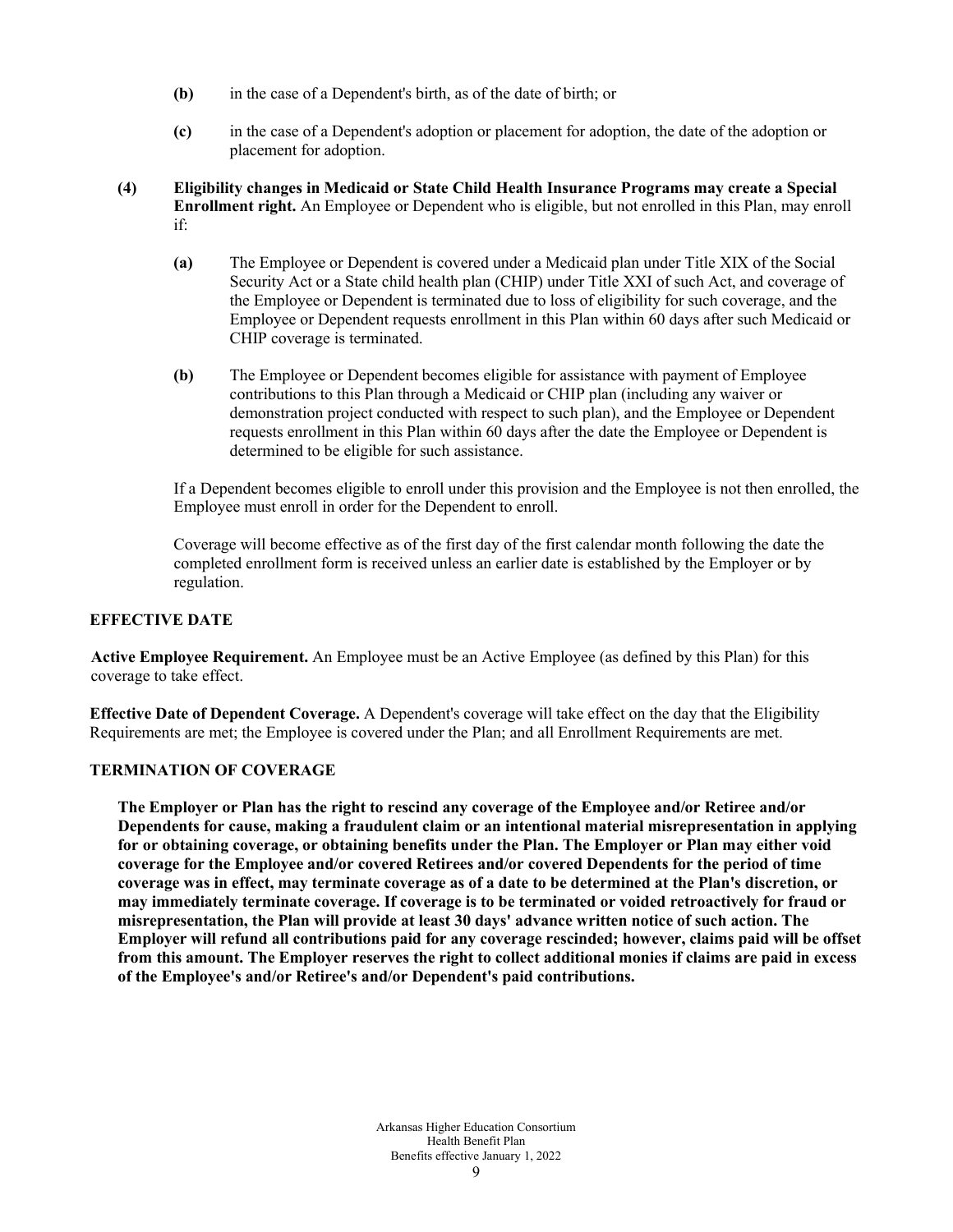**(b)** in the case of a Dependent's birth, as of the date of birth; or

**(c)** in the case of a Dependent's adoption or placement for adoption, the date of the adoption or placement for adoption.

**(4) Eligibility changes in Medicaid or State Child Health Insurance Programs may create a Special Enrollment right.** An Employee or Dependent who is eligible, but not enrolled in this Plan, may enroll if:

**(a)** The Employee or Dependent is covered under a Medicaid plan under Title XIX of the Social Security Act or a State child health plan (CHIP) under Title XXI of such Act, and coverage of the Employee or Dependent is terminated due to loss of eligibility for such coverage, and the Employee or Dependent requests enrollment in this Plan within 60 days after such Medicaid or CHIP coverage is terminated.

**(b)** The Employee or Dependent becomes eligible for assistance with payment of Employee contributions to this Plan through a Medicaid or CHIP plan (including any waiver or demonstration project conducted with respect to such plan), and the Employee or Dependent requests enrollment in this Plan within 60 days after the date the Employee or Dependent is determined to be eligible for such assistance.

If a Dependent becomes eligible to enroll under this provision and the Employee is not then enrolled, the Employee must enroll in order for the Dependent to enroll.

Coverage will become effective as of the first day of the first calendar month following the date the completed enrollment form is received unless an earlier date is established by the Employer or by regulation.

## EFFECTIVE DATE

**Active Employee Requirement.** An Employee must be an Active Employee (as defined by this Plan) for this coverage to take effect.

**Effective Date of Dependent Coverage.** A Dependent's coverage will take effect on the day that the Eligibility Requirements are met; the Employee is covered under the Plan; and all Enrollment Requirements are met.

## TERMINATION OF COVERAGE

**The Employer or Plan has the right to rescind any coverage of the Employee and/or Retiree and/or Dependents for cause, making a fraudulent claim or an intentional material misrepresentation in applying for or obtaining coverage, or obtaining benefits under the Plan. The Employer or Plan may either void coverage for the Employee and/or covered Retirees and/or covered Dependents for the period of time coverage was in effect, may terminate coverage as of a date to be determined at the Plan's discretion, or may immediately terminate coverage. If coverage is to be terminated or voided retroactively for fraud or misrepresentation, the Plan will provide at least 30 days' advance written notice of such action. The Employer will refund all contributions paid for any coverage rescinded; however, claims paid will be offset from this amount. The Employer reserves the right to collect additional monies if claims are paid in excess of the Employee's and/or Retiree's and/or Dependent's paid contributions.**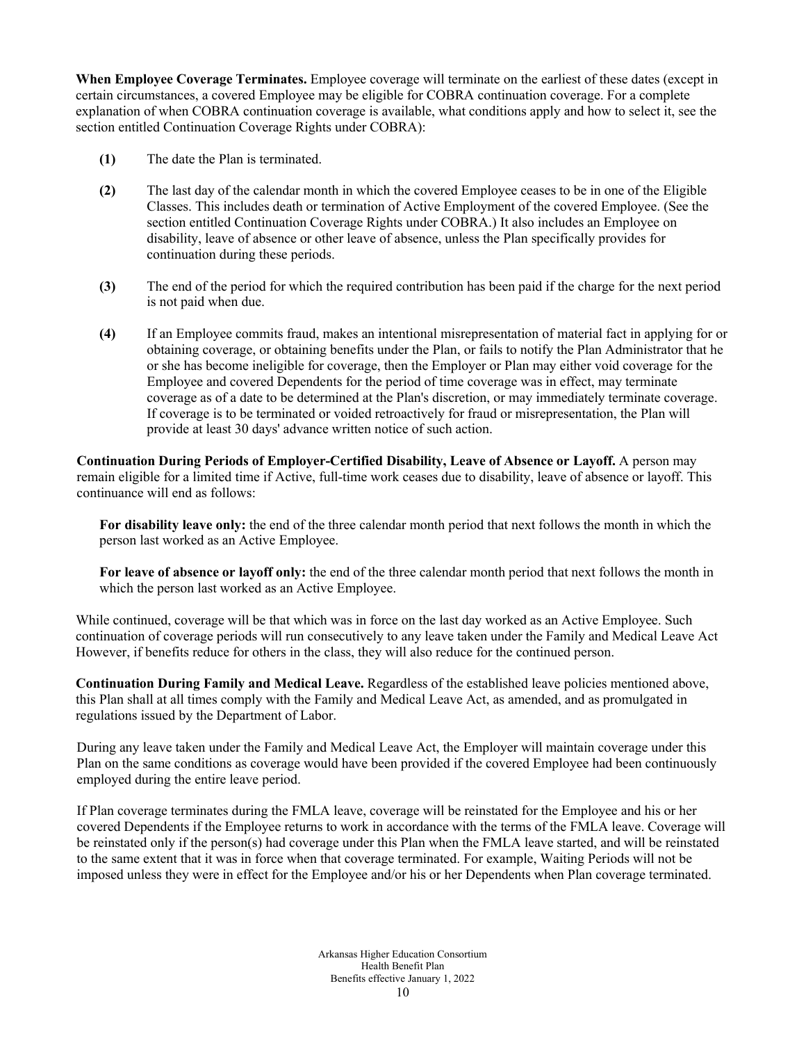**When Employee Coverage Terminates.** Employee coverage will terminate on the earliest of these dates (except in certain circumstances, a covered Employee may be eligible for COBRA continuation coverage. For a complete explanation of when COBRA continuation coverage is available, what conditions apply and how to select it, see the section entitled Continuation Coverage Rights under COBRA):

**(1)** The date the Plan is terminated.

**(2)** The last day of the calendar month in which the covered Employee ceases to be in one of the Eligible Classes. This includes death or termination of Active Employment of the covered Employee. (See the section entitled Continuation Coverage Rights under COBRA.) It also includes an Employee on disability, leave of absence or other leave of absence, unless the Plan specifically provides for continuation during these periods.

**(3)** The end of the period for which the required contribution has been paid if the charge for the next period is not paid when due.

**(4)** If an Employee commits fraud, makes an intentional misrepresentation of material fact in applying for or obtaining coverage, or obtaining benefits under the Plan, or fails to notify the Plan Administrator that he or she has become ineligible for coverage, then the Employer or Plan may either void coverage for the Employee and covered Dependents for the period of time coverage was in effect, may terminate coverage as of a date to be determined at the Plan's discretion, or may immediately terminate coverage. If coverage is to be terminated or voided retroactively for fraud or misrepresentation, the Plan will provide at least 30 days' advance written notice of such action.

**Continuation During Periods of Employer-Certified Disability, Leave of Absence or Layoff.** A person may remain eligible for a limited time if Active, full-time work ceases due to disability, leave of absence or layoff. This continuance will end as follows:

**For disability leave only:** the end of the three calendar month period that next follows the month in which the person last worked as an Active Employee.

**For leave of absence or layoff only:** the end of the three calendar month period that next follows the month in which the person last worked as an Active Employee.

While continued, coverage will be that which was in force on the last day worked as an Active Employee. Such continuation of coverage periods will run consecutively to any leave taken under the Family and Medical Leave Act However, if benefits reduce for others in the class, they will also reduce for the continued person.

**Continuation During Family and Medical Leave.** Regardless of the established leave policies mentioned above, this Plan shall at all times comply with the Family and Medical Leave Act, as amended, and as promulgated in regulations issued by the Department of Labor.

During any leave taken under the Family and Medical Leave Act, the Employer will maintain coverage under this Plan on the same conditions as coverage would have been provided if the covered Employee had been continuously employed during the entire leave period.

If Plan coverage terminates during the FMLA leave, coverage will be reinstated for the Employee and his or her covered Dependents if the Employee returns to work in accordance with the terms of the FMLA leave. Coverage will be reinstated only if the person(s) had coverage under this Plan when the FMLA leave started, and will be reinstated to the same extent that it was in force when that coverage terminated. For example, Waiting Periods will not be imposed unless they were in effect for the Employee and/or his or her Dependents when Plan coverage terminated.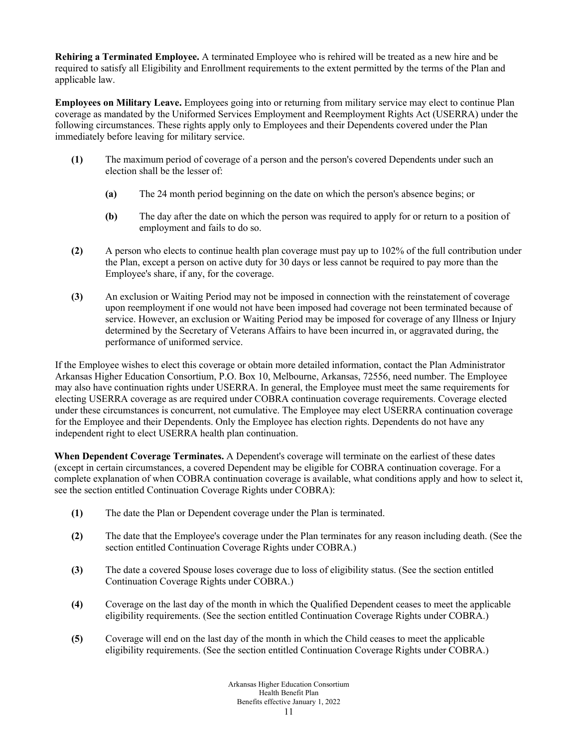**Rehiring a Terminated Employee.** A terminated Employee who is rehired will be treated as a new hire and be required to satisfy all Eligibility and Enrollment requirements to the extent permitted by the terms of the Plan and applicable law.

**Employees on Military Leave.** Employees going into or returning from military service may elect to continue Plan coverage as mandated by the Uniformed Services Employment and Reemployment Rights Act (USERRA) under the following circumstances. These rights apply only to Employees and their Dependents covered under the Plan immediately before leaving for military service.

**(1)** The maximum period of coverage of a person and the person's covered Dependents under such an election shall be the lesser of:

> **(a)** The 24 month period beginning on the date on which the person's absence begins; or
>
> **(b)** The day after the date on which the person was required to apply for or return to a position of employment and fails to do so.

**(2)** A person who elects to continue health plan coverage must pay up to 102% of the full contribution under the Plan, except a person on active duty for 30 days or less cannot be required to pay more than the Employee's share, if any, for the coverage.

**(3)** An exclusion or Waiting Period may not be imposed in connection with the reinstatement of coverage upon reemployment if one would not have been imposed had coverage not been terminated because of service. However, an exclusion or Waiting Period may be imposed for coverage of any Illness or Injury determined by the Secretary of Veterans Affairs to have been incurred in, or aggravated during, the performance of uniformed service.

If the Employee wishes to elect this coverage or obtain more detailed information, contact the Plan Administrator Arkansas Higher Education Consortium, P.O. Box 10, Melbourne, Arkansas, 72556, need number. The Employee may also have continuation rights under USERRA. In general, the Employee must meet the same requirements for electing USERRA coverage as are required under COBRA continuation coverage requirements. Coverage elected under these circumstances is concurrent, not cumulative. The Employee may elect USERRA continuation coverage for the Employee and their Dependents. Only the Employee has election rights. Dependents do not have any independent right to elect USERRA health plan continuation.

**When Dependent Coverage Terminates.** A Dependent's coverage will terminate on the earliest of these dates (except in certain circumstances, a covered Dependent may be eligible for COBRA continuation coverage. For a complete explanation of when COBRA continuation coverage is available, what conditions apply and how to select it, see the section entitled Continuation Coverage Rights under COBRA):

**(1)** The date the Plan or Dependent coverage under the Plan is terminated.

**(2)** The date that the Employee's coverage under the Plan terminates for any reason including death. (See the section entitled Continuation Coverage Rights under COBRA.)

**(3)** The date a covered Spouse loses coverage due to loss of eligibility status. (See the section entitled Continuation Coverage Rights under COBRA.)

**(4)** Coverage on the last day of the month in which the Qualified Dependent ceases to meet the applicable eligibility requirements. (See the section entitled Continuation Coverage Rights under COBRA.)

**(5)** Coverage will end on the last day of the month in which the Child ceases to meet the applicable eligibility requirements. (See the section entitled Continuation Coverage Rights under COBRA.)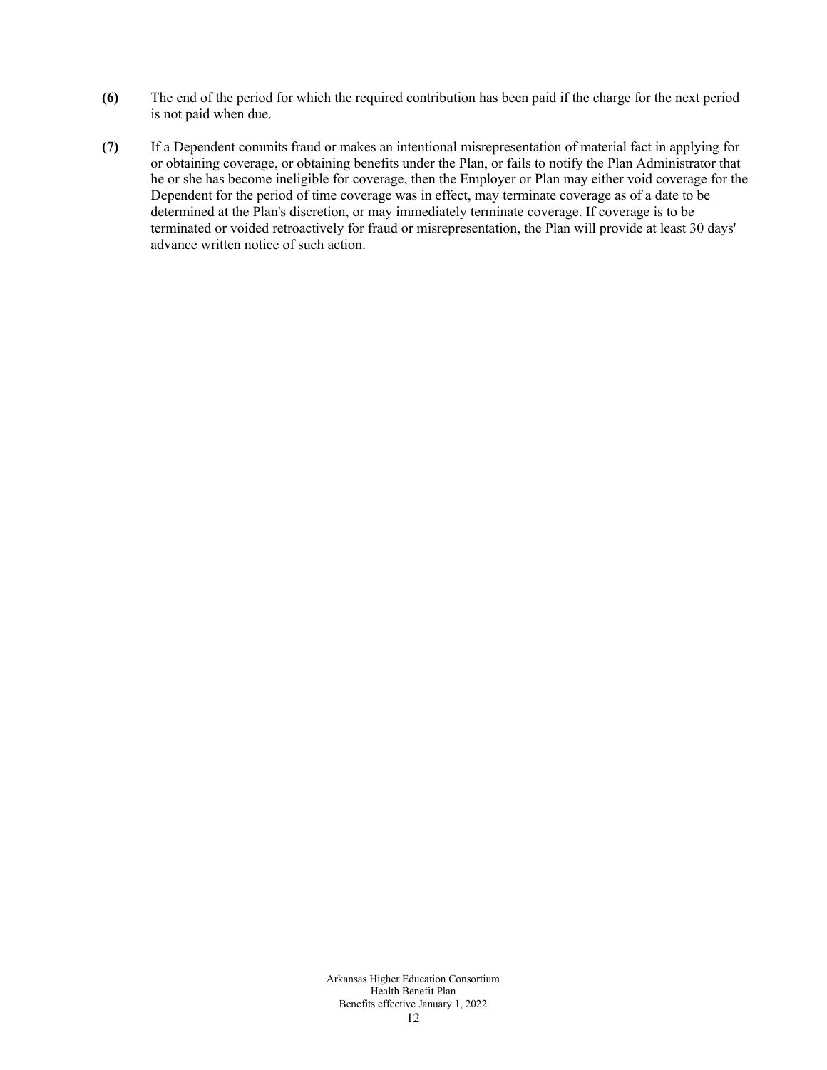**(6)** The end of the period for which the required contribution has been paid if the charge for the next period is not paid when due.

**(7)** If a Dependent commits fraud or makes an intentional misrepresentation of material fact in applying for or obtaining coverage, or obtaining benefits under the Plan, or fails to notify the Plan Administrator that he or she has become ineligible for coverage, then the Employer or Plan may either void coverage for the Dependent for the period of time coverage was in effect, may terminate coverage as of a date to be determined at the Plan's discretion, or may immediately terminate coverage. If coverage is to be terminated or voided retroactively for fraud or misrepresentation, the Plan will provide at least 30 days' advance written notice of such action.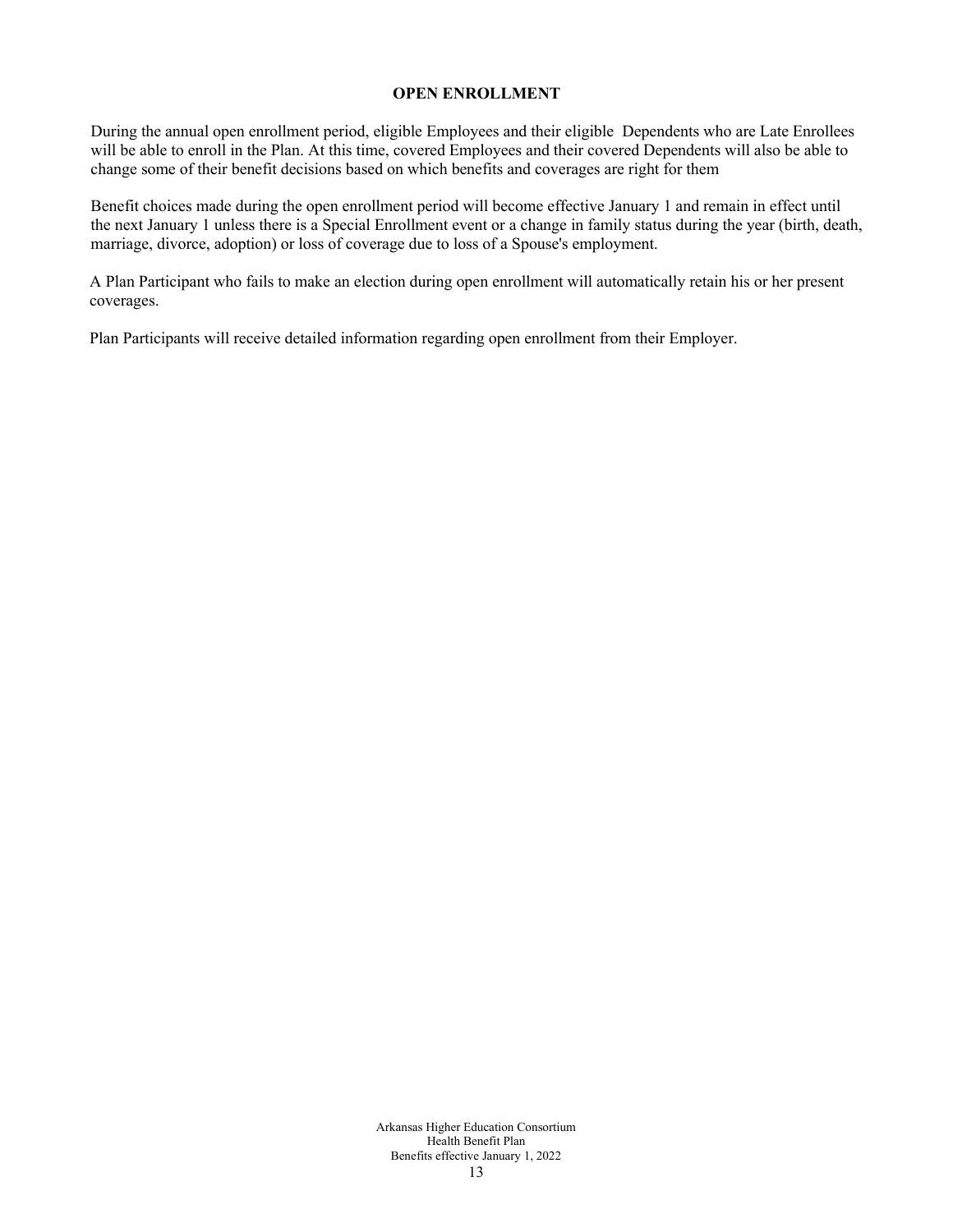## OPEN ENROLLMENT

During the annual open enrollment period, eligible Employees and their eligible Dependents who are Late Enrollees will be able to enroll in the Plan. At this time, covered Employees and their covered Dependents will also be able to change some of their benefit decisions based on which benefits and coverages are right for them

Benefit choices made during the open enrollment period will become effective January 1 and remain in effect until the next January 1 unless there is a Special Enrollment event or a change in family status during the year (birth, death, marriage, divorce, adoption) or loss of coverage due to loss of a Spouse's employment.

A Plan Participant who fails to make an election during open enrollment will automatically retain his or her present coverages.

Plan Participants will receive detailed information regarding open enrollment from their Employer.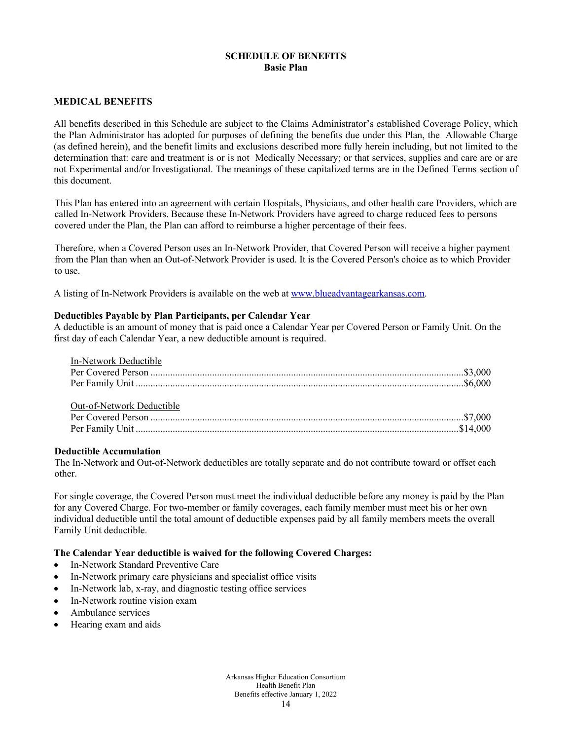# SCHEDULE OF BENEFITS
## Basic Plan

### MEDICAL BENEFITS

All benefits described in this Schedule are subject to the Claims Administrator's established Coverage Policy, which the Plan Administrator has adopted for purposes of defining the benefits due under this Plan, the Allowable Charge (as defined herein), and the benefit limits and exclusions described more fully herein including, but not limited to the determination that: care and treatment is or is not Medically Necessary; or that services, supplies and care are or are not Experimental and/or Investigational. The meanings of these capitalized terms are in the Defined Terms section of this document.

This Plan has entered into an agreement with certain Hospitals, Physicians, and other health care Providers, which are called In-Network Providers. Because these In-Network Providers have agreed to charge reduced fees to persons covered under the Plan, the Plan can afford to reimburse a higher percentage of their fees.

Therefore, when a Covered Person uses an In-Network Provider, that Covered Person will receive a higher payment from the Plan than when an Out-of-Network Provider is used. It is the Covered Person's choice as to which Provider to use.

A listing of In-Network Providers is available on the web at [www.blueadvantagearkansas.com](http://www.blueadvantagearkansas.com).

**Deductibles Payable by Plan Participants, per Calendar Year**

A deductible is an amount of money that is paid once a Calendar Year per Covered Person or Family Unit. On the first day of each Calendar Year, a new deductible amount is required.

In-Network Deductible

| | |
|---|---|
| Per Covered Person | $3,000 |
| Per Family Unit | $6,000 |

Out-of-Network Deductible

| | |
|---|---|
| Per Covered Person | $7,000 |
| Per Family Unit | $14,000 |

**Deductible Accumulation**

The In-Network and Out-of-Network deductibles are totally separate and do not contribute toward or offset each other.

For single coverage, the Covered Person must meet the individual deductible before any money is paid by the Plan for any Covered Charge. For two-member or family coverages, each family member must meet his or her own individual deductible until the total amount of deductible expenses paid by all family members meets the overall Family Unit deductible.

**The Calendar Year deductible is waived for the following Covered Charges:**

- In-Network Standard Preventive Care
- In-Network primary care physicians and specialist office visits
- In-Network lab, x-ray, and diagnostic testing office services
- In-Network routine vision exam
- Ambulance services
- Hearing exam and aids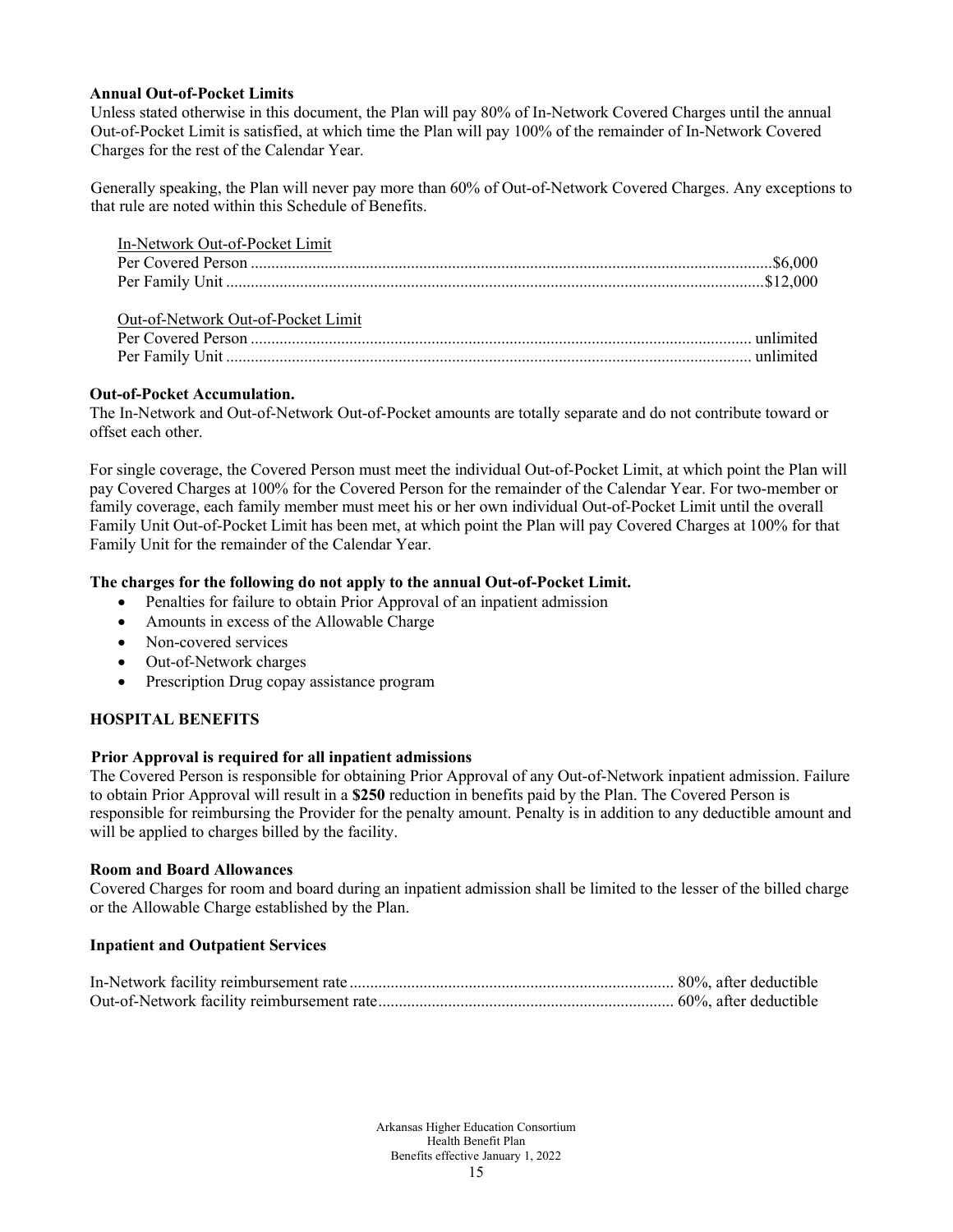**Annual Out-of-Pocket Limits**

Unless stated otherwise in this document, the Plan will pay 80% of In-Network Covered Charges until the annual Out-of-Pocket Limit is satisfied, at which time the Plan will pay 100% of the remainder of In-Network Covered Charges for the rest of the Calendar Year.

Generally speaking, the Plan will never pay more than 60% of Out-of-Network Covered Charges. Any exceptions to that rule are noted within this Schedule of Benefits.

In-Network Out-of-Pocket Limit

Per Covered Person ............................................................................................................................$6,000
Per Family Unit ..................................................................................................................................$12,000

Out-of-Network Out-of-Pocket Limit

Per Covered Person ......................................................................................................................... unlimited
Per Family Unit ............................................................................................................................... unlimited

**Out-of-Pocket Accumulation.**

The In-Network and Out-of-Network Out-of-Pocket amounts are totally separate and do not contribute toward or offset each other.

For single coverage, the Covered Person must meet the individual Out-of-Pocket Limit, at which point the Plan will pay Covered Charges at 100% for the Covered Person for the remainder of the Calendar Year. For two-member or family coverage, each family member must meet his or her own individual Out-of-Pocket Limit until the overall Family Unit Out-of-Pocket Limit has been met, at which point the Plan will pay Covered Charges at 100% for that Family Unit for the remainder of the Calendar Year.

**The charges for the following do not apply to the annual Out-of-Pocket Limit.**

- Penalties for failure to obtain Prior Approval of an inpatient admission
- Amounts in excess of the Allowable Charge
- Non-covered services
- Out-of-Network charges
- Prescription Drug copay assistance program

**HOSPITAL BENEFITS**

**Prior Approval is required for all inpatient admissions**

The Covered Person is responsible for obtaining Prior Approval of any Out-of-Network inpatient admission. Failure to obtain Prior Approval will result in a **$250** reduction in benefits paid by the Plan. The Covered Person is responsible for reimbursing the Provider for the penalty amount. Penalty is in addition to any deductible amount and will be applied to charges billed by the facility.

**Room and Board Allowances**

Covered Charges for room and board during an inpatient admission shall be limited to the lesser of the billed charge or the Allowable Charge established by the Plan.

**Inpatient and Outpatient Services**

In-Network facility reimbursement rate .............................................................................. 80%, after deductible
Out-of-Network facility reimbursement rate........................................................................ 60%, after deductible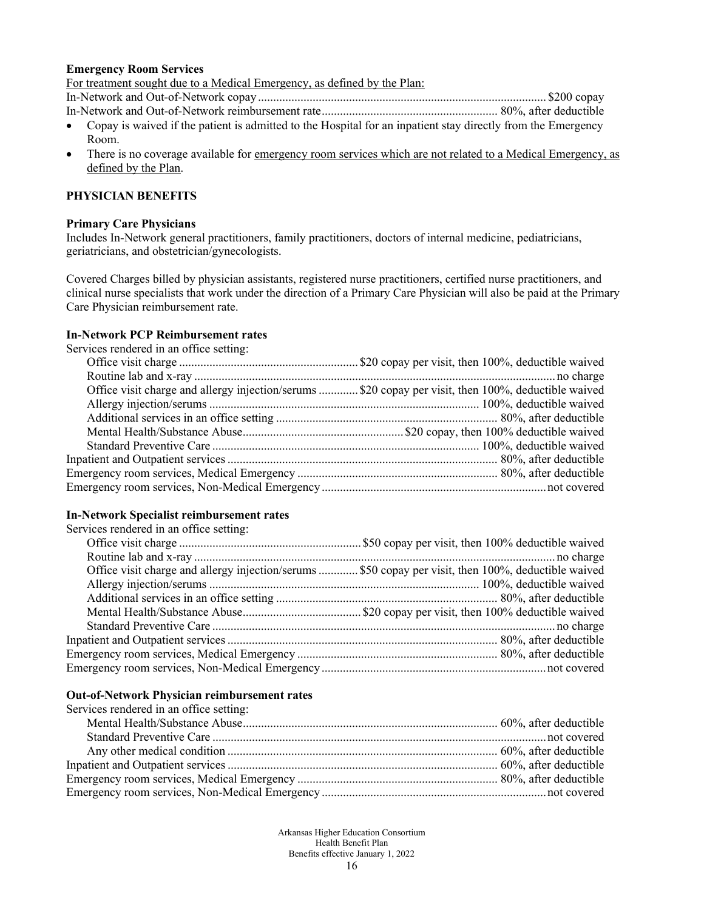**Emergency Room Services**

For treatment sought due to a Medical Emergency, as defined by the Plan:

| | |
|---|---|
| In-Network and Out-of-Network copay | $200 copay |
| In-Network and Out-of-Network reimbursement rate | 80%, after deductible |

- Copay is waived if the patient is admitted to the Hospital for an inpatient stay directly from the Emergency Room.
- There is no coverage available for emergency room services which are not related to a Medical Emergency, as defined by the Plan.

**PHYSICIAN BENEFITS**

**Primary Care Physicians**

Includes In-Network general practitioners, family practitioners, doctors of internal medicine, pediatricians, geriatricians, and obstetrician/gynecologists.

Covered Charges billed by physician assistants, registered nurse practitioners, certified nurse practitioners, and clinical nurse specialists that work under the direction of a Primary Care Physician will also be paid at the Primary Care Physician reimbursement rate.

**In-Network PCP Reimbursement rates**

| | |
|---|---|
| Services rendered in an office setting: | |
| Office visit charge | $20 copay per visit, then 100%, deductible waived |
| Routine lab and x-ray | no charge |
| Office visit charge and allergy injection/serums | $20 copay per visit, then 100%, deductible waived |
| Allergy injection/serums | 100%, deductible waived |
| Additional services in an office setting | 80%, after deductible |
| Mental Health/Substance Abuse | $20 copay, then 100% deductible waived |
| Standard Preventive Care | 100%, deductible waived |
| Inpatient and Outpatient services | 80%, after deductible |
| Emergency room services, Medical Emergency | 80%, after deductible |
| Emergency room services, Non-Medical Emergency | not covered |

**In-Network Specialist reimbursement rates**

| | |
|---|---|
| Services rendered in an office setting: | |
| Office visit charge | $50 copay per visit, then 100% deductible waived |
| Routine lab and x-ray | no charge |
| Office visit charge and allergy injection/serums | $50 copay per visit, then 100%, deductible waived |
| Allergy injection/serums | 100%, deductible waived |
| Additional services in an office setting | 80%, after deductible |
| Mental Health/Substance Abuse | $20 copay per visit, then 100% deductible waived |
| Standard Preventive Care | no charge |
| Inpatient and Outpatient services | 80%, after deductible |
| Emergency room services, Medical Emergency | 80%, after deductible |
| Emergency room services, Non-Medical Emergency | not covered |

**Out-of-Network Physician reimbursement rates**

| | |
|---|---|
| Services rendered in an office setting: | |
| Mental Health/Substance Abuse | 60%, after deductible |
| Standard Preventive Care | not covered |
| Any other medical condition | 60%, after deductible |
| Inpatient and Outpatient services | 60%, after deductible |
| Emergency room services, Medical Emergency | 80%, after deductible |
| Emergency room services, Non-Medical Emergency | not covered |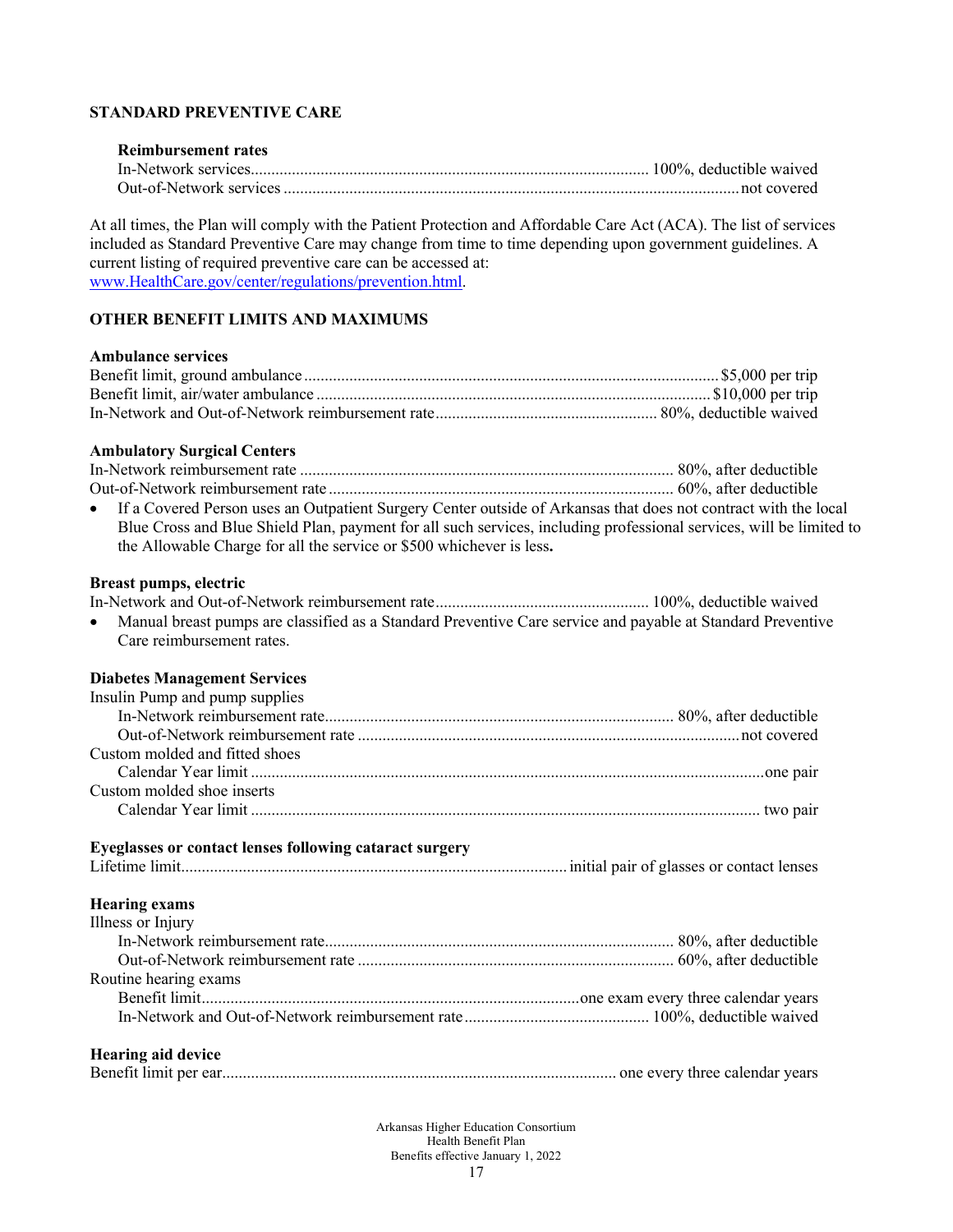## STANDARD PREVENTIVE CARE

**Reimbursement rates**

In-Network services ........ 100%, deductible waived
Out-of-Network services ........ not covered

At all times, the Plan will comply with the Patient Protection and Affordable Care Act (ACA). The list of services included as Standard Preventive Care may change from time to time depending upon government guidelines. A current listing of required preventive care can be accessed at: [www.HealthCare.gov/center/regulations/prevention.html](www.HealthCare.gov/center/regulations/prevention.html).

## OTHER BENEFIT LIMITS AND MAXIMUMS

**Ambulance services**

Benefit limit, ground ambulance ........ $5,000 per trip
Benefit limit, air/water ambulance ........ $10,000 per trip
In-Network and Out-of-Network reimbursement rate ........ 80%, deductible waived

**Ambulatory Surgical Centers**

In-Network reimbursement rate ........ 80%, after deductible
Out-of-Network reimbursement rate ........ 60%, after deductible

- If a Covered Person uses an Outpatient Surgery Center outside of Arkansas that does not contract with the local Blue Cross and Blue Shield Plan, payment for all such services, including professional services, will be limited to the Allowable Charge for all the service or $500 whichever is less**.**

**Breast pumps, electric**

In-Network and Out-of-Network reimbursement rate ........ 100%, deductible waived

- Manual breast pumps are classified as a Standard Preventive Care service and payable at Standard Preventive Care reimbursement rates.

**Diabetes Management Services**

Insulin Pump and pump supplies
In-Network reimbursement rate ........ 80%, after deductible
Out-of-Network reimbursement rate ........ not covered
Custom molded and fitted shoes
Calendar Year limit ........ one pair
Custom molded shoe inserts
Calendar Year limit ........ two pair

**Eyeglasses or contact lenses following cataract surgery**

Lifetime limit ........ initial pair of glasses or contact lenses

**Hearing exams**

Illness or Injury
In-Network reimbursement rate ........ 80%, after deductible
Out-of-Network reimbursement rate ........ 60%, after deductible
Routine hearing exams
Benefit limit ........ one exam every three calendar years
In-Network and Out-of-Network reimbursement rate ........ 100%, deductible waived

**Hearing aid device**

Benefit limit per ear ........ one every three calendar years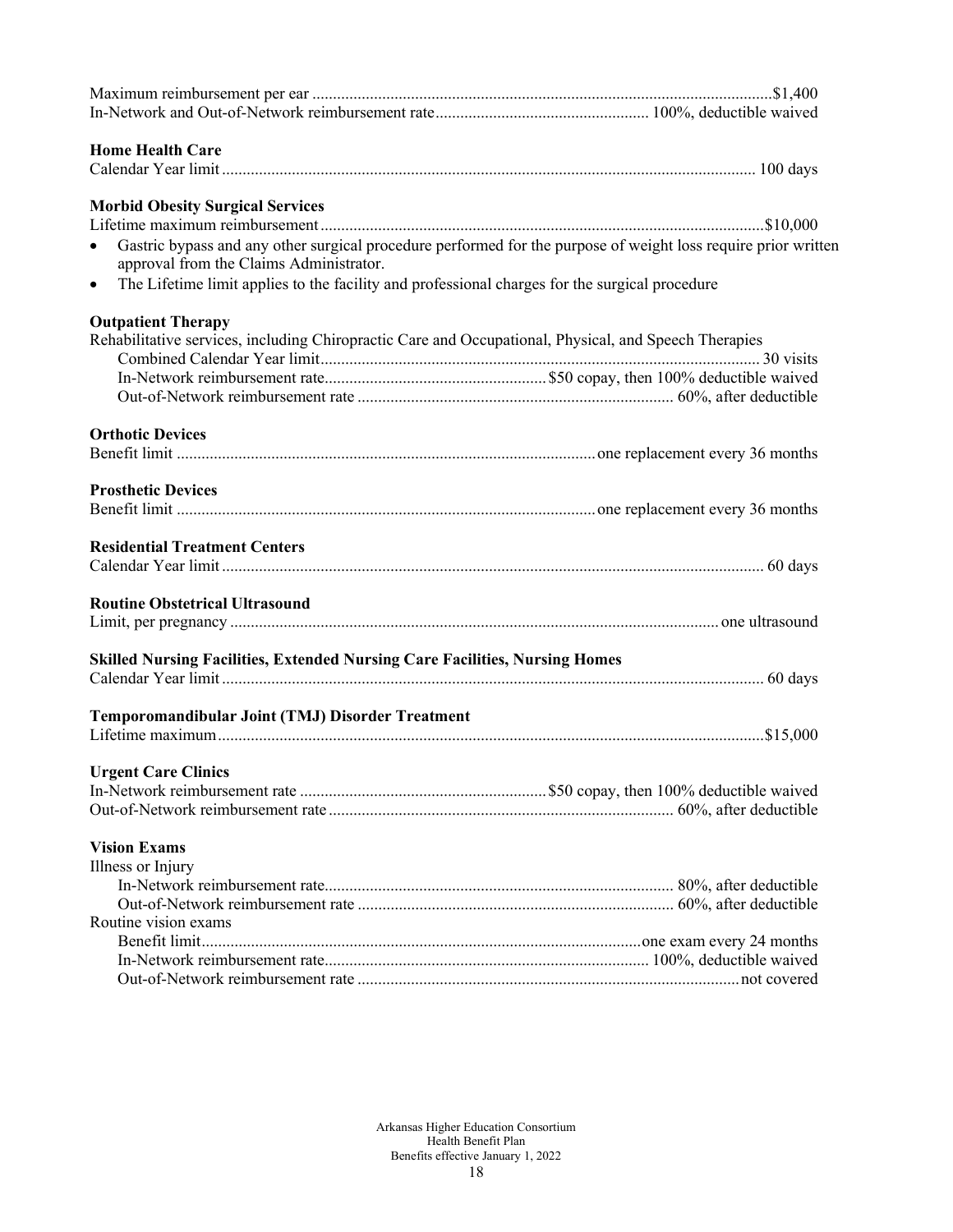Maximum reimbursement per ear ............ $1,400
In-Network and Out-of-Network reimbursement rate ............ 100%, deductible waived

**Home Health Care**

Calendar Year limit ............ 100 days

**Morbid Obesity Surgical Services**

Lifetime maximum reimbursement ............ $10,000

- Gastric bypass and any other surgical procedure performed for the purpose of weight loss require prior written approval from the Claims Administrator.
- The Lifetime limit applies to the facility and professional charges for the surgical procedure

**Outpatient Therapy**

Rehabilitative services, including Chiropractic Care and Occupational, Physical, and Speech Therapies

- Combined Calendar Year limit ............ 30 visits
- In-Network reimbursement rate ............ $50 copay, then 100% deductible waived
- Out-of-Network reimbursement rate ............ 60%, after deductible

**Orthotic Devices**

Benefit limit ............ one replacement every 36 months

**Prosthetic Devices**

Benefit limit ............ one replacement every 36 months

**Residential Treatment Centers**

Calendar Year limit ............ 60 days

**Routine Obstetrical Ultrasound**

Limit, per pregnancy ............ one ultrasound

**Skilled Nursing Facilities, Extended Nursing Care Facilities, Nursing Homes**

Calendar Year limit ............ 60 days

**Temporomandibular Joint (TMJ) Disorder Treatment**

Lifetime maximum ............ $15,000

**Urgent Care Clinics**

In-Network reimbursement rate ............ $50 copay, then 100% deductible waived
Out-of-Network reimbursement rate ............ 60%, after deductible

**Vision Exams**

Illness or Injury

- In-Network reimbursement rate ............ 80%, after deductible
- Out-of-Network reimbursement rate ............ 60%, after deductible

Routine vision exams

- Benefit limit ............ one exam every 24 months
- In-Network reimbursement rate ............ 100%, deductible waived
- Out-of-Network reimbursement rate ............ not covered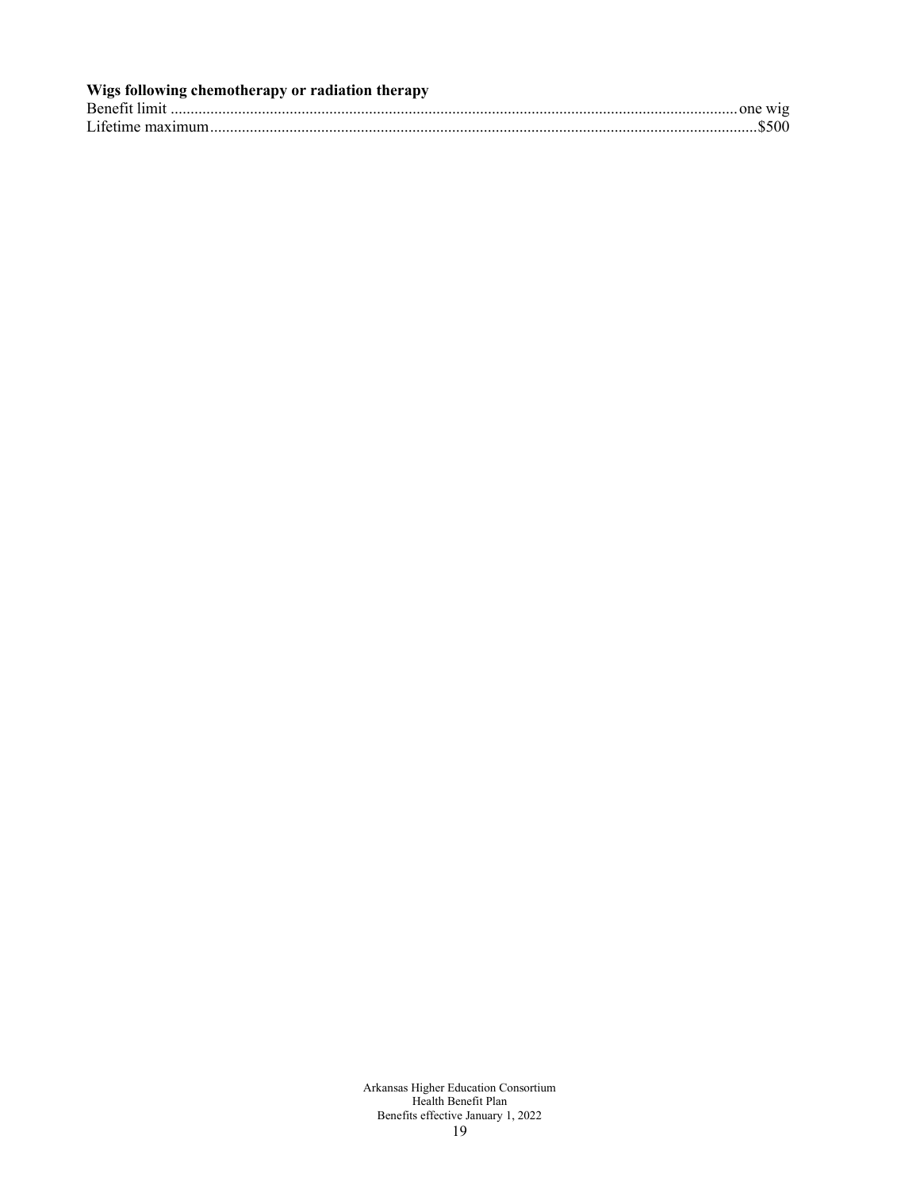**Wigs following chemotherapy or radiation therapy**

Benefit limit ........................................................................................................................................ one wig

Lifetime maximum.......................................................................................................................................$500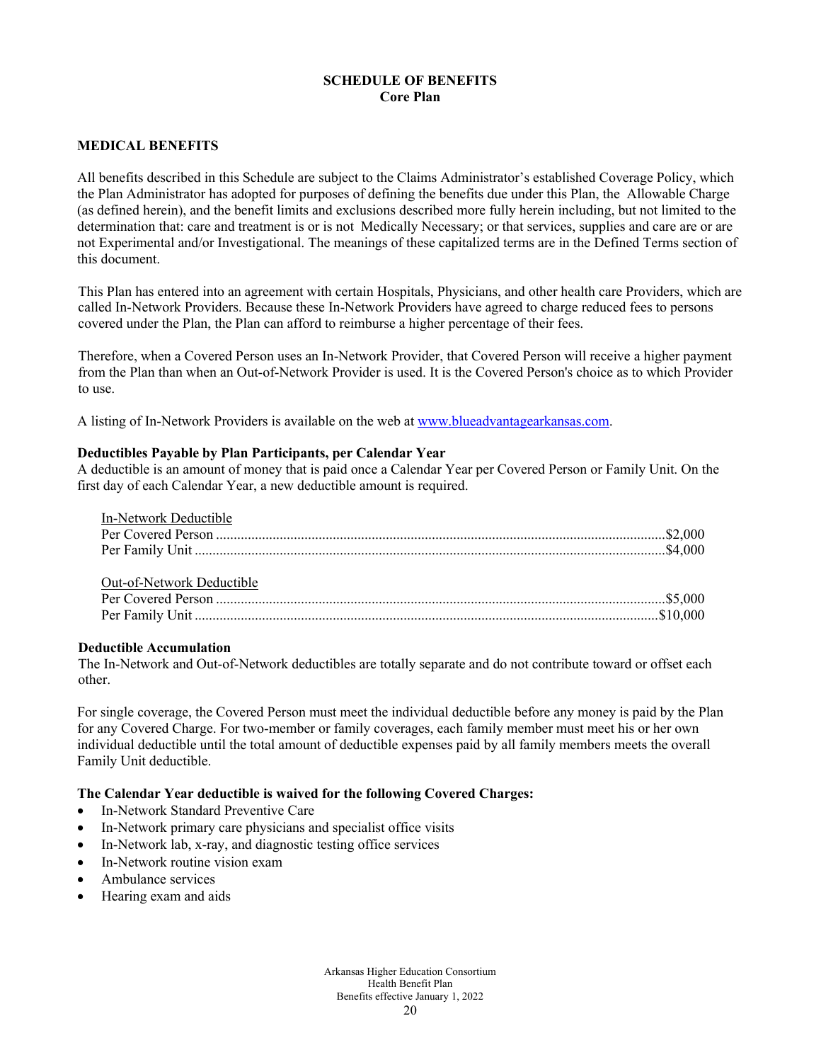# SCHEDULE OF BENEFITS
## Core Plan

### MEDICAL BENEFITS

All benefits described in this Schedule are subject to the Claims Administrator's established Coverage Policy, which the Plan Administrator has adopted for purposes of defining the benefits due under this Plan, the Allowable Charge (as defined herein), and the benefit limits and exclusions described more fully herein including, but not limited to the determination that: care and treatment is or is not Medically Necessary; or that services, supplies and care are or are not Experimental and/or Investigational. The meanings of these capitalized terms are in the Defined Terms section of this document.

This Plan has entered into an agreement with certain Hospitals, Physicians, and other health care Providers, which are called In-Network Providers. Because these In-Network Providers have agreed to charge reduced fees to persons covered under the Plan, the Plan can afford to reimburse a higher percentage of their fees.

Therefore, when a Covered Person uses an In-Network Provider, that Covered Person will receive a higher payment from the Plan than when an Out-of-Network Provider is used. It is the Covered Person's choice as to which Provider to use.

A listing of In-Network Providers is available on the web at www.blueadvantagearkansas.com.

**Deductibles Payable by Plan Participants, per Calendar Year**
A deductible is an amount of money that is paid once a Calendar Year per Covered Person or Family Unit. On the first day of each Calendar Year, a new deductible amount is required.

<u>In-Network Deductible</u>
Per Covered Person ............................................................ $2,000
Per Family Unit ................................................................. $4,000

<u>Out-of-Network Deductible</u>
Per Covered Person ............................................................ $5,000
Per Family Unit ................................................................. $10,000

**Deductible Accumulation**
The In-Network and Out-of-Network deductibles are totally separate and do not contribute toward or offset each other.

For single coverage, the Covered Person must meet the individual deductible before any money is paid by the Plan for any Covered Charge. For two-member or family coverages, each family member must meet his or her own individual deductible until the total amount of deductible expenses paid by all family members meets the overall Family Unit deductible.

**The Calendar Year deductible is waived for the following Covered Charges:**

- In-Network Standard Preventive Care
- In-Network primary care physicians and specialist office visits
- In-Network lab, x-ray, and diagnostic testing office services
- In-Network routine vision exam
- Ambulance services
- Hearing exam and aids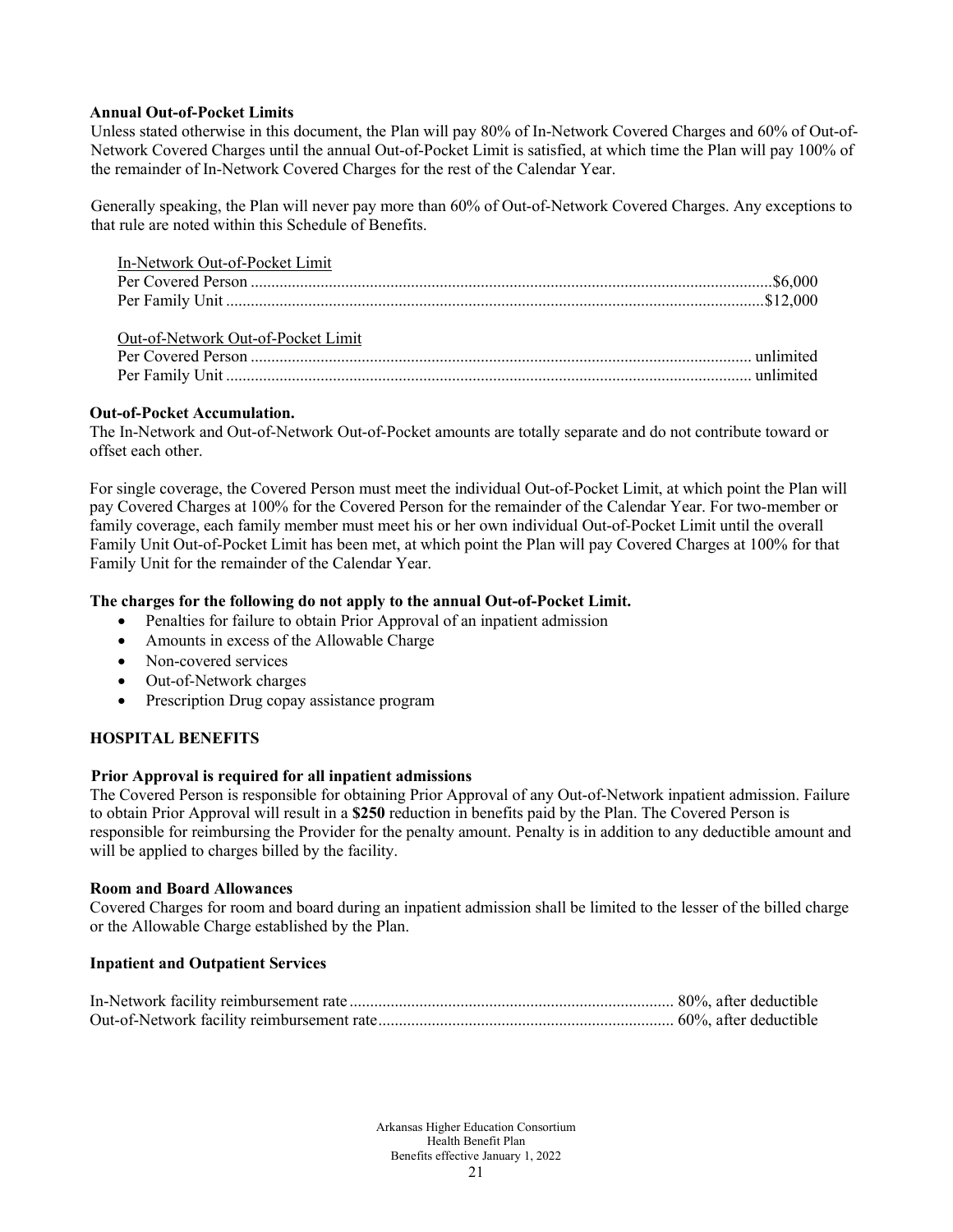**Annual Out-of-Pocket Limits**

Unless stated otherwise in this document, the Plan will pay 80% of In-Network Covered Charges and 60% of Out-of-Network Covered Charges until the annual Out-of-Pocket Limit is satisfied, at which time the Plan will pay 100% of the remainder of In-Network Covered Charges for the rest of the Calendar Year.

Generally speaking, the Plan will never pay more than 60% of Out-of-Network Covered Charges. Any exceptions to that rule are noted within this Schedule of Benefits.

In-Network Out-of-Pocket Limit

Per Covered Person ............ $6,000
Per Family Unit ............ $12,000

Out-of-Network Out-of-Pocket Limit

Per Covered Person ............ unlimited
Per Family Unit ............ unlimited

**Out-of-Pocket Accumulation.**

The In-Network and Out-of-Network Out-of-Pocket amounts are totally separate and do not contribute toward or offset each other.

For single coverage, the Covered Person must meet the individual Out-of-Pocket Limit, at which point the Plan will pay Covered Charges at 100% for the Covered Person for the remainder of the Calendar Year. For two-member or family coverage, each family member must meet his or her own individual Out-of-Pocket Limit until the overall Family Unit Out-of-Pocket Limit has been met, at which point the Plan will pay Covered Charges at 100% for that Family Unit for the remainder of the Calendar Year.

**The charges for the following do not apply to the annual Out-of-Pocket Limit.**

- Penalties for failure to obtain Prior Approval of an inpatient admission
- Amounts in excess of the Allowable Charge
- Non-covered services
- Out-of-Network charges
- Prescription Drug copay assistance program

**HOSPITAL BENEFITS**

**Prior Approval is required for all inpatient admissions**

The Covered Person is responsible for obtaining Prior Approval of any Out-of-Network inpatient admission. Failure to obtain Prior Approval will result in a **$250** reduction in benefits paid by the Plan. The Covered Person is responsible for reimbursing the Provider for the penalty amount. Penalty is in addition to any deductible amount and will be applied to charges billed by the facility.

**Room and Board Allowances**

Covered Charges for room and board during an inpatient admission shall be limited to the lesser of the billed charge or the Allowable Charge established by the Plan.

**Inpatient and Outpatient Services**

In-Network facility reimbursement rate ............ 80%, after deductible
Out-of-Network facility reimbursement rate ............ 60%, after deductible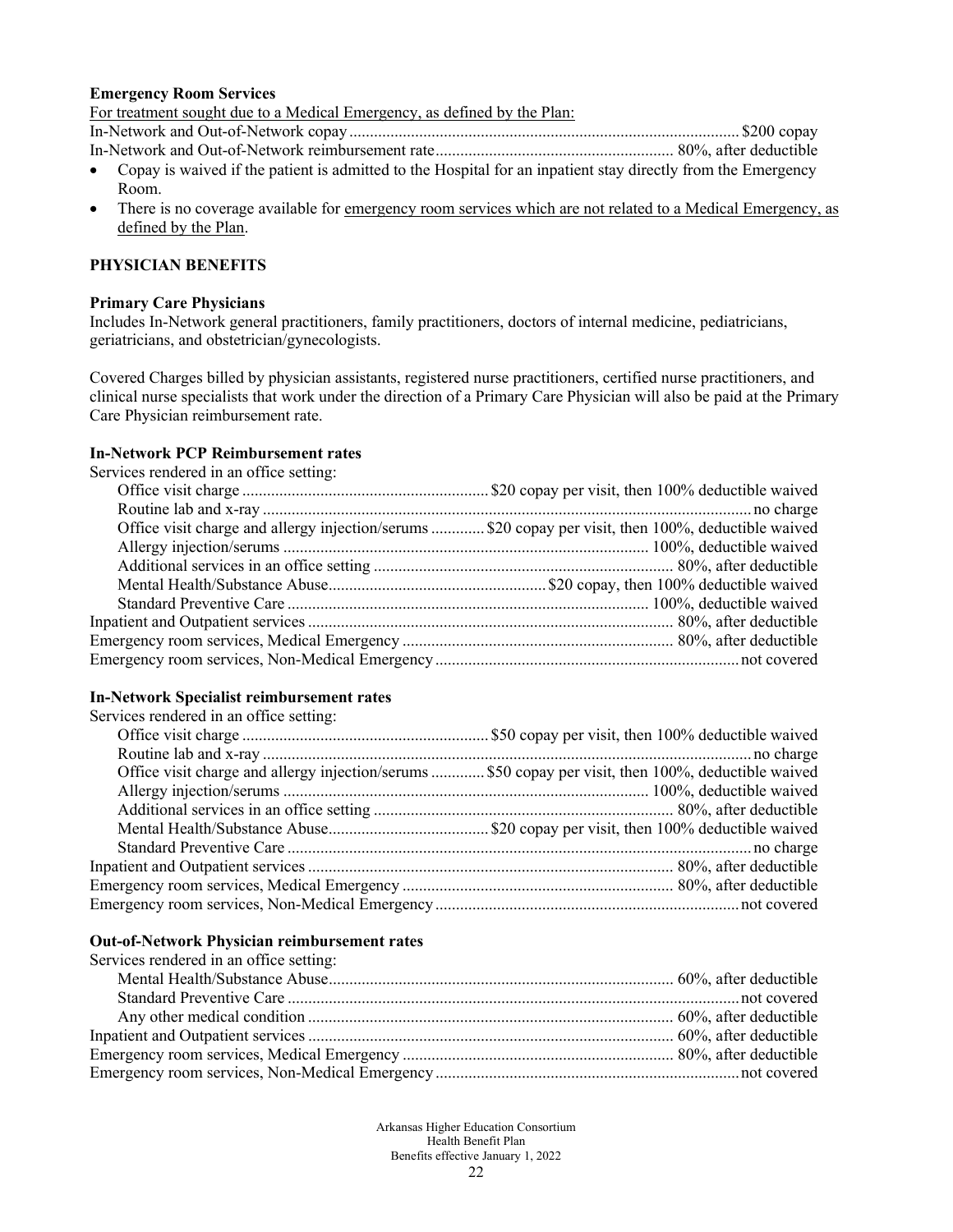**Emergency Room Services**

For treatment sought due to a Medical Emergency, as defined by the Plan:

| | |
|---|---|
| In-Network and Out-of-Network copay | $200 copay |
| In-Network and Out-of-Network reimbursement rate | 80%, after deductible |

- Copay is waived if the patient is admitted to the Hospital for an inpatient stay directly from the Emergency Room.
- There is no coverage available for emergency room services which are not related to a Medical Emergency, as defined by the Plan.

## PHYSICIAN BENEFITS

**Primary Care Physicians**

Includes In-Network general practitioners, family practitioners, doctors of internal medicine, pediatricians, geriatricians, and obstetrician/gynecologists.

Covered Charges billed by physician assistants, registered nurse practitioners, certified nurse practitioners, and clinical nurse specialists that work under the direction of a Primary Care Physician will also be paid at the Primary Care Physician reimbursement rate.

**In-Network PCP Reimbursement rates**

| Services rendered in an office setting: | |
|---|---|
| Office visit charge | $20 copay per visit, then 100% deductible waived |
| Routine lab and x-ray | no charge |
| Office visit charge and allergy injection/serums | $20 copay per visit, then 100%, deductible waived |
| Allergy injection/serums | 100%, deductible waived |
| Additional services in an office setting | 80%, after deductible |
| Mental Health/Substance Abuse | $20 copay, then 100% deductible waived |
| Standard Preventive Care | 100%, deductible waived |
| Inpatient and Outpatient services | 80%, after deductible |
| Emergency room services, Medical Emergency | 80%, after deductible |
| Emergency room services, Non-Medical Emergency | not covered |

**In-Network Specialist reimbursement rates**

| Services rendered in an office setting: | |
|---|---|
| Office visit charge | $50 copay per visit, then 100% deductible waived |
| Routine lab and x-ray | no charge |
| Office visit charge and allergy injection/serums | $50 copay per visit, then 100%, deductible waived |
| Allergy injection/serums | 100%, deductible waived |
| Additional services in an office setting | 80%, after deductible |
| Mental Health/Substance Abuse | $20 copay per visit, then 100% deductible waived |
| Standard Preventive Care | no charge |
| Inpatient and Outpatient services | 80%, after deductible |
| Emergency room services, Medical Emergency | 80%, after deductible |
| Emergency room services, Non-Medical Emergency | not covered |

**Out-of-Network Physician reimbursement rates**

| Services rendered in an office setting: | |
|---|---|
| Mental Health/Substance Abuse | 60%, after deductible |
| Standard Preventive Care | not covered |
| Any other medical condition | 60%, after deductible |
| Inpatient and Outpatient services | 60%, after deductible |
| Emergency room services, Medical Emergency | 80%, after deductible |
| Emergency room services, Non-Medical Emergency | not covered |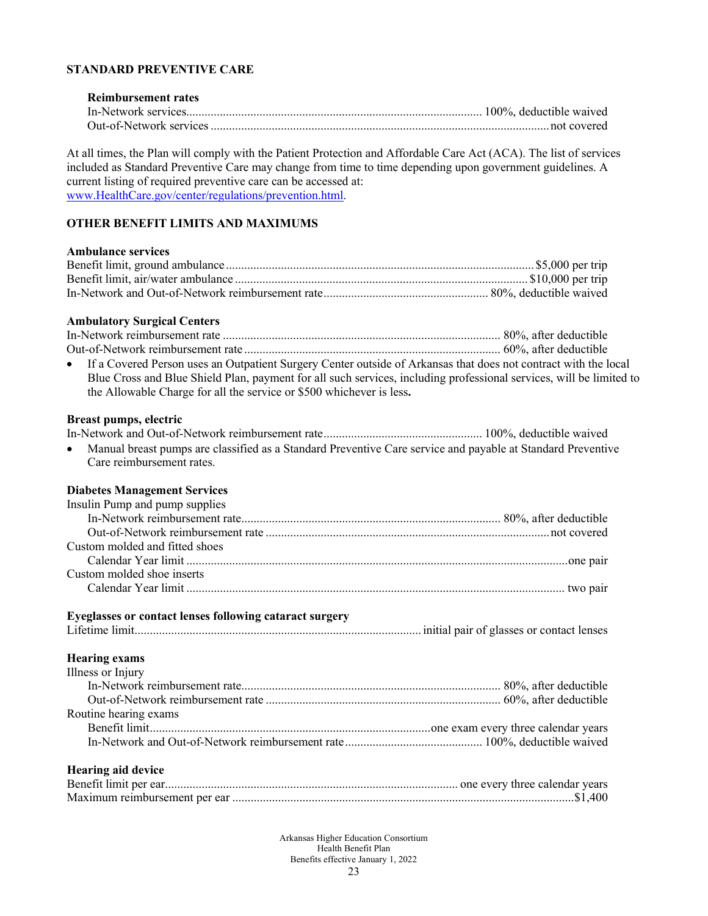## STANDARD PREVENTIVE CARE

**Reimbursement rates**

| | |
|---|---|
| In-Network services | 100%, deductible waived |
| Out-of-Network services | not covered |

At all times, the Plan will comply with the Patient Protection and Affordable Care Act (ACA). The list of services included as Standard Preventive Care may change from time to time depending upon government guidelines. A current listing of required preventive care can be accessed at: www.HealthCare.gov/center/regulations/prevention.html.

## OTHER BENEFIT LIMITS AND MAXIMUMS

**Ambulance services**

| | |
|---|---|
| Benefit limit, ground ambulance | $5,000 per trip |
| Benefit limit, air/water ambulance | $10,000 per trip |
| In-Network and Out-of-Network reimbursement rate | 80%, deductible waived |

**Ambulatory Surgical Centers**

| | |
|---|---|
| In-Network reimbursement rate | 80%, after deductible |
| Out-of-Network reimbursement rate | 60%, after deductible |

- If a Covered Person uses an Outpatient Surgery Center outside of Arkansas that does not contract with the local Blue Cross and Blue Shield Plan, payment for all such services, including professional services, will be limited to the Allowable Charge for all the service or $500 whichever is less**.**

**Breast pumps, electric**

| | |
|---|---|
| In-Network and Out-of-Network reimbursement rate | 100%, deductible waived |

- Manual breast pumps are classified as a Standard Preventive Care service and payable at Standard Preventive Care reimbursement rates.

**Diabetes Management Services**

| | |
|---|---|
| Insulin Pump and pump supplies | |
| In-Network reimbursement rate | 80%, after deductible |
| Out-of-Network reimbursement rate | not covered |
| Custom molded and fitted shoes | |
| Calendar Year limit | one pair |
| Custom molded shoe inserts | |
| Calendar Year limit | two pair |

**Eyeglasses or contact lenses following cataract surgery**

| | |
|---|---|
| Lifetime limit | initial pair of glasses or contact lenses |

**Hearing exams**

| | |
|---|---|
| Illness or Injury | |
| In-Network reimbursement rate | 80%, after deductible |
| Out-of-Network reimbursement rate | 60%, after deductible |
| Routine hearing exams | |
| Benefit limit | one exam every three calendar years |
| In-Network and Out-of-Network reimbursement rate | 100%, deductible waived |

**Hearing aid device**

| | |
|---|---|
| Benefit limit per ear | one every three calendar years |
| Maximum reimbursement per ear | $1,400 |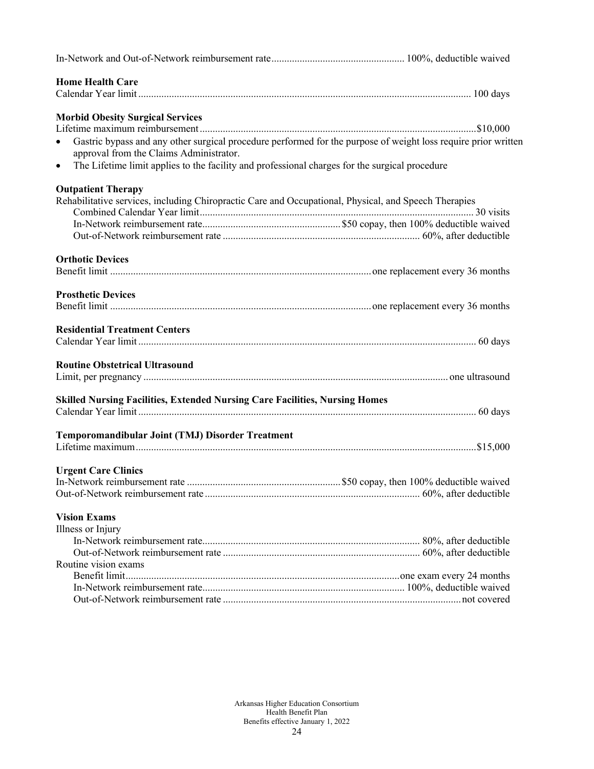In-Network and Out-of-Network reimbursement rate ... 100%, deductible waived

**Home Health Care**

Calendar Year limit ... 100 days

**Morbid Obesity Surgical Services**

Lifetime maximum reimbursement ... $10,000

- Gastric bypass and any other surgical procedure performed for the purpose of weight loss require prior written approval from the Claims Administrator.
- The Lifetime limit applies to the facility and professional charges for the surgical procedure

**Outpatient Therapy**

Rehabilitative services, including Chiropractic Care and Occupational, Physical, and Speech Therapies

- Combined Calendar Year limit ... 30 visits
- In-Network reimbursement rate ... $50 copay, then 100% deductible waived
- Out-of-Network reimbursement rate ... 60%, after deductible

**Orthotic Devices**

Benefit limit ... one replacement every 36 months

**Prosthetic Devices**

Benefit limit ... one replacement every 36 months

**Residential Treatment Centers**

Calendar Year limit ... 60 days

**Routine Obstetrical Ultrasound**

Limit, per pregnancy ... one ultrasound

**Skilled Nursing Facilities, Extended Nursing Care Facilities, Nursing Homes**

Calendar Year limit ... 60 days

**Temporomandibular Joint (TMJ) Disorder Treatment**

Lifetime maximum ... $15,000

**Urgent Care Clinics**

In-Network reimbursement rate ... $50 copay, then 100% deductible waived

Out-of-Network reimbursement rate ... 60%, after deductible

**Vision Exams**

Illness or Injury

- In-Network reimbursement rate ... 80%, after deductible
- Out-of-Network reimbursement rate ... 60%, after deductible

Routine vision exams

- Benefit limit ... one exam every 24 months
- In-Network reimbursement rate ... 100%, deductible waived
- Out-of-Network reimbursement rate ... not covered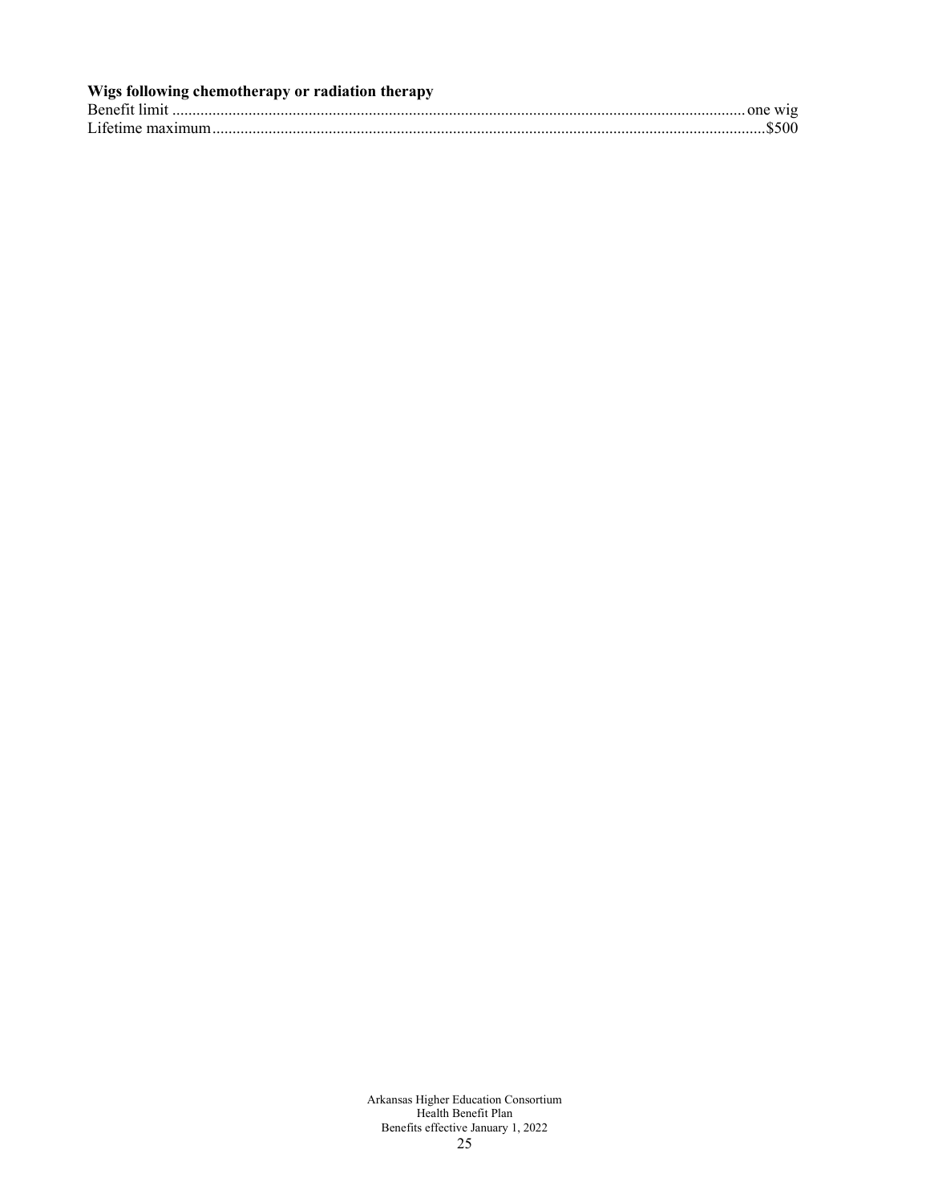**Wigs following chemotherapy or radiation therapy**

Benefit limit ............................................................................................................................................. one wig
Lifetime maximum........................................................................................................................................$500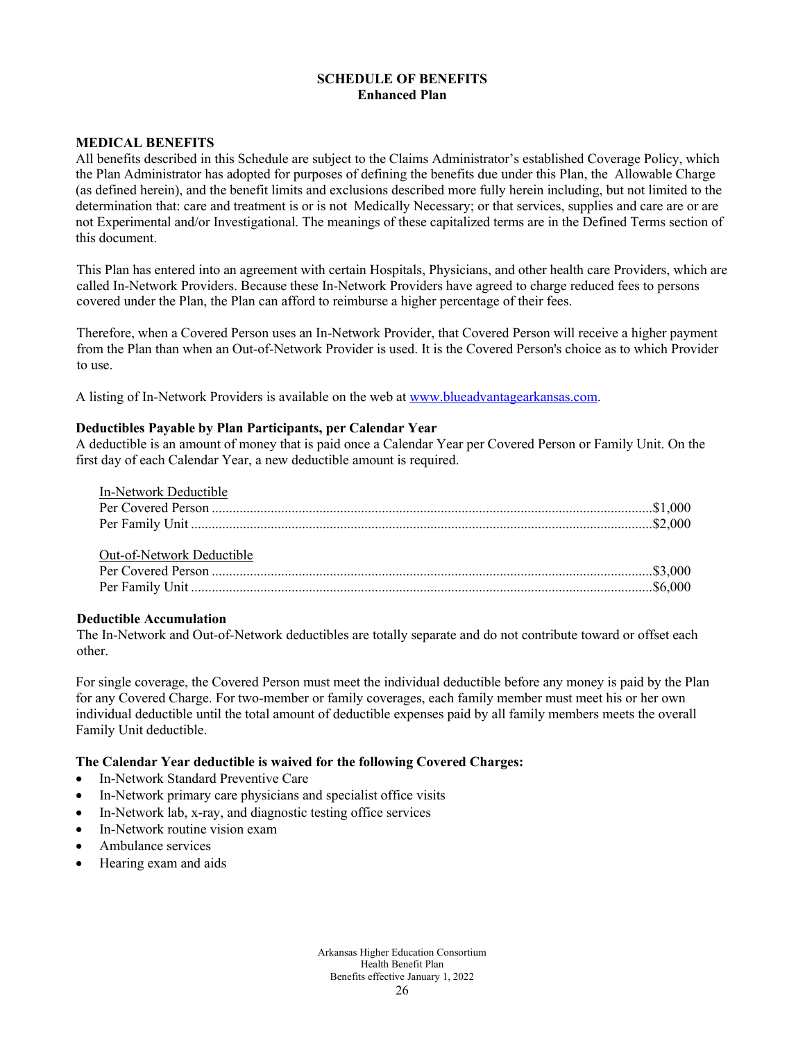# SCHEDULE OF BENEFITS
## Enhanced Plan

### MEDICAL BENEFITS

All benefits described in this Schedule are subject to the Claims Administrator's established Coverage Policy, which the Plan Administrator has adopted for purposes of defining the benefits due under this Plan, the Allowable Charge (as defined herein), and the benefit limits and exclusions described more fully herein including, but not limited to the determination that: care and treatment is or is not Medically Necessary; or that services, supplies and care are or are not Experimental and/or Investigational. The meanings of these capitalized terms are in the Defined Terms section of this document.

This Plan has entered into an agreement with certain Hospitals, Physicians, and other health care Providers, which are called In-Network Providers. Because these In-Network Providers have agreed to charge reduced fees to persons covered under the Plan, the Plan can afford to reimburse a higher percentage of their fees.

Therefore, when a Covered Person uses an In-Network Provider, that Covered Person will receive a higher payment from the Plan than when an Out-of-Network Provider is used. It is the Covered Person's choice as to which Provider to use.

A listing of In-Network Providers is available on the web at www.blueadvantagearkansas.com.

**Deductibles Payable by Plan Participants, per Calendar Year**

A deductible is an amount of money that is paid once a Calendar Year per Covered Person or Family Unit. On the first day of each Calendar Year, a new deductible amount is required.

In-Network Deductible

| | |
|---|---|
| Per Covered Person | $1,000 |
| Per Family Unit | $2,000 |

Out-of-Network Deductible

| | |
|---|---|
| Per Covered Person | $3,000 |
| Per Family Unit | $6,000 |

**Deductible Accumulation**

The In-Network and Out-of-Network deductibles are totally separate and do not contribute toward or offset each other.

For single coverage, the Covered Person must meet the individual deductible before any money is paid by the Plan for any Covered Charge. For two-member or family coverages, each family member must meet his or her own individual deductible until the total amount of deductible expenses paid by all family members meets the overall Family Unit deductible.

**The Calendar Year deductible is waived for the following Covered Charges:**

- In-Network Standard Preventive Care
- In-Network primary care physicians and specialist office visits
- In-Network lab, x-ray, and diagnostic testing office services
- In-Network routine vision exam
- Ambulance services
- Hearing exam and aids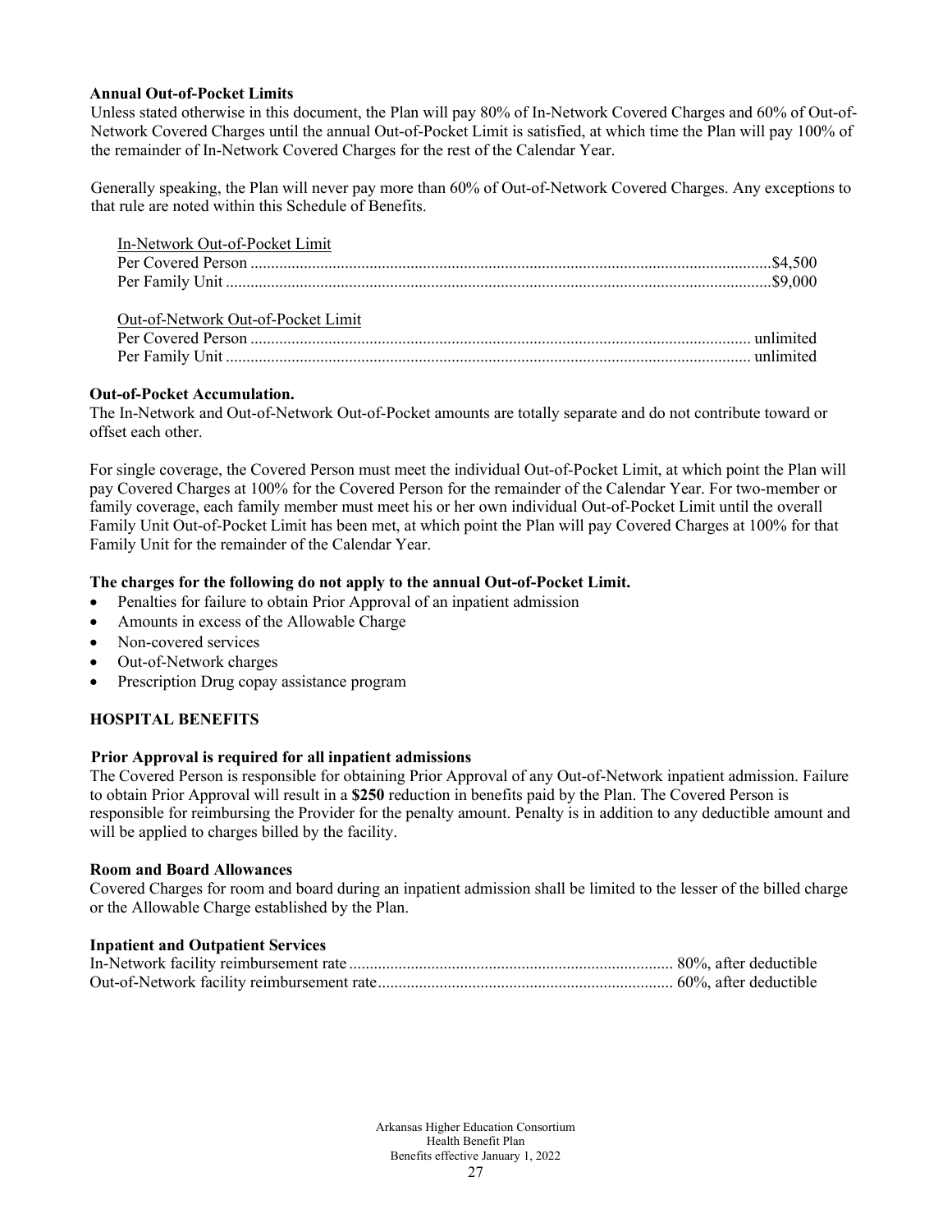**Annual Out-of-Pocket Limits**

Unless stated otherwise in this document, the Plan will pay 80% of In-Network Covered Charges and 60% of Out-of-Network Covered Charges until the annual Out-of-Pocket Limit is satisfied, at which time the Plan will pay 100% of the remainder of In-Network Covered Charges for the rest of the Calendar Year.

Generally speaking, the Plan will never pay more than 60% of Out-of-Network Covered Charges. Any exceptions to that rule are noted within this Schedule of Benefits.

In-Network Out-of-Pocket Limit

| | |
|---|---|
| Per Covered Person | $4,500 |
| Per Family Unit | $9,000 |

Out-of-Network Out-of-Pocket Limit

| | |
|---|---|
| Per Covered Person | unlimited |
| Per Family Unit | unlimited |

**Out-of-Pocket Accumulation.**

The In-Network and Out-of-Network Out-of-Pocket amounts are totally separate and do not contribute toward or offset each other.

For single coverage, the Covered Person must meet the individual Out-of-Pocket Limit, at which point the Plan will pay Covered Charges at 100% for the Covered Person for the remainder of the Calendar Year. For two-member or family coverage, each family member must meet his or her own individual Out-of-Pocket Limit until the overall Family Unit Out-of-Pocket Limit has been met, at which point the Plan will pay Covered Charges at 100% for that Family Unit for the remainder of the Calendar Year.

**The charges for the following do not apply to the annual Out-of-Pocket Limit.**

- Penalties for failure to obtain Prior Approval of an inpatient admission
- Amounts in excess of the Allowable Charge
- Non-covered services
- Out-of-Network charges
- Prescription Drug copay assistance program

**HOSPITAL BENEFITS**

**Prior Approval is required for all inpatient admissions**

The Covered Person is responsible for obtaining Prior Approval of any Out-of-Network inpatient admission. Failure to obtain Prior Approval will result in a **$250** reduction in benefits paid by the Plan. The Covered Person is responsible for reimbursing the Provider for the penalty amount. Penalty is in addition to any deductible amount and will be applied to charges billed by the facility.

**Room and Board Allowances**

Covered Charges for room and board during an inpatient admission shall be limited to the lesser of the billed charge or the Allowable Charge established by the Plan.

**Inpatient and Outpatient Services**

| | |
|---|---|
| In-Network facility reimbursement rate | 80%, after deductible |
| Out-of-Network facility reimbursement rate | 60%, after deductible |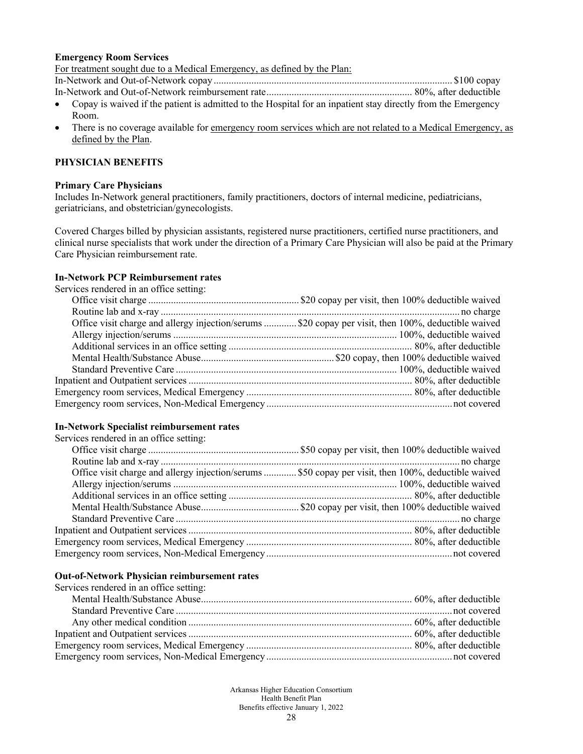**Emergency Room Services**

For treatment sought due to a Medical Emergency, as defined by the Plan:

| | |
|---|---|
| In-Network and Out-of-Network copay | $100 copay |
| In-Network and Out-of-Network reimbursement rate | 80%, after deductible |

- Copay is waived if the patient is admitted to the Hospital for an inpatient stay directly from the Emergency Room.
- There is no coverage available for emergency room services which are not related to a Medical Emergency, as defined by the Plan.

**PHYSICIAN BENEFITS**

**Primary Care Physicians**

Includes In-Network general practitioners, family practitioners, doctors of internal medicine, pediatricians, geriatricians, and obstetrician/gynecologists.

Covered Charges billed by physician assistants, registered nurse practitioners, certified nurse practitioners, and clinical nurse specialists that work under the direction of a Primary Care Physician will also be paid at the Primary Care Physician reimbursement rate.

**In-Network PCP Reimbursement rates**

| Services rendered in an office setting: | |
|---|---|
| Office visit charge | $20 copay per visit, then 100% deductible waived |
| Routine lab and x-ray | no charge |
| Office visit charge and allergy injection/serums | $20 copay per visit, then 100%, deductible waived |
| Allergy injection/serums | 100%, deductible waived |
| Additional services in an office setting | 80%, after deductible |
| Mental Health/Substance Abuse | $20 copay, then 100% deductible waived |
| Standard Preventive Care | 100%, deductible waived |
| Inpatient and Outpatient services | 80%, after deductible |
| Emergency room services, Medical Emergency | 80%, after deductible |
| Emergency room services, Non-Medical Emergency | not covered |

**In-Network Specialist reimbursement rates**

| Services rendered in an office setting: | |
|---|---|
| Office visit charge | $50 copay per visit, then 100% deductible waived |
| Routine lab and x-ray | no charge |
| Office visit charge and allergy injection/serums | $50 copay per visit, then 100%, deductible waived |
| Allergy injection/serums | 100%, deductible waived |
| Additional services in an office setting | 80%, after deductible |
| Mental Health/Substance Abuse | $20 copay per visit, then 100% deductible waived |
| Standard Preventive Care | no charge |
| Inpatient and Outpatient services | 80%, after deductible |
| Emergency room services, Medical Emergency | 80%, after deductible |
| Emergency room services, Non-Medical Emergency | not covered |

**Out-of-Network Physician reimbursement rates**

| Services rendered in an office setting: | |
|---|---|
| Mental Health/Substance Abuse | 60%, after deductible |
| Standard Preventive Care | not covered |
| Any other medical condition | 60%, after deductible |
| Inpatient and Outpatient services | 60%, after deductible |
| Emergency room services, Medical Emergency | 80%, after deductible |
| Emergency room services, Non-Medical Emergency | not covered |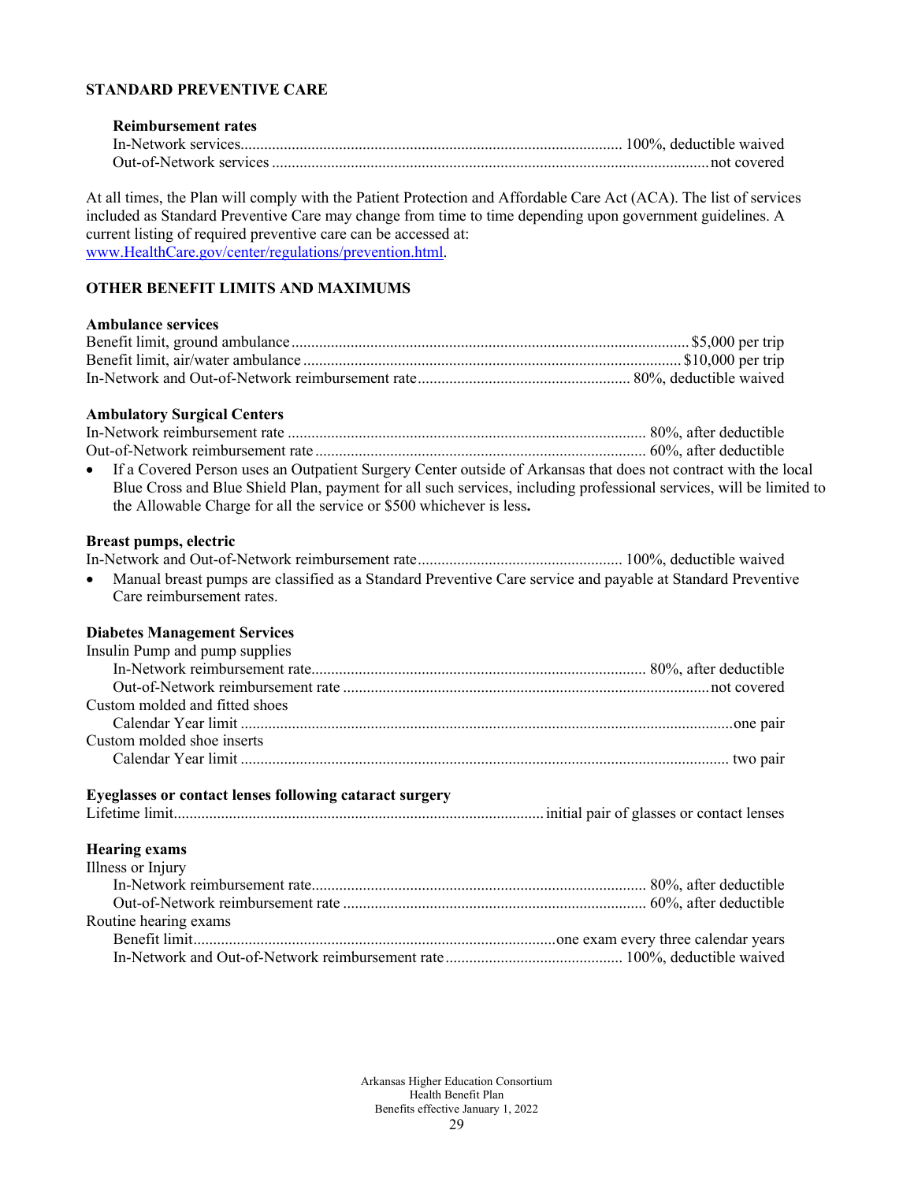### STANDARD PREVENTIVE CARE

**Reimbursement rates**

| | |
|---|---|
| In-Network services | 100%, deductible waived |
| Out-of-Network services | not covered |

At all times, the Plan will comply with the Patient Protection and Affordable Care Act (ACA). The list of services included as Standard Preventive Care may change from time to time depending upon government guidelines. A current listing of required preventive care can be accessed at: www.HealthCare.gov/center/regulations/prevention.html.

### OTHER BENEFIT LIMITS AND MAXIMUMS

**Ambulance services**

| | |
|---|---|
| Benefit limit, ground ambulance | $5,000 per trip |
| Benefit limit, air/water ambulance | $10,000 per trip |
| In-Network and Out-of-Network reimbursement rate | 80%, deductible waived |

**Ambulatory Surgical Centers**

| | |
|---|---|
| In-Network reimbursement rate | 80%, after deductible |
| Out-of-Network reimbursement rate | 60%, after deductible |

- If a Covered Person uses an Outpatient Surgery Center outside of Arkansas that does not contract with the local Blue Cross and Blue Shield Plan, payment for all such services, including professional services, will be limited to the Allowable Charge for all the service or $500 whichever is less**.**

**Breast pumps, electric**

| | |
|---|---|
| In-Network and Out-of-Network reimbursement rate | 100%, deductible waived |

- Manual breast pumps are classified as a Standard Preventive Care service and payable at Standard Preventive Care reimbursement rates.

**Diabetes Management Services**

| | |
|---|---|
| Insulin Pump and pump supplies | |
| In-Network reimbursement rate | 80%, after deductible |
| Out-of-Network reimbursement rate | not covered |
| Custom molded and fitted shoes | |
| Calendar Year limit | one pair |
| Custom molded shoe inserts | |
| Calendar Year limit | two pair |

**Eyeglasses or contact lenses following cataract surgery**

| | |
|---|---|
| Lifetime limit | initial pair of glasses or contact lenses |

**Hearing exams**

| | |
|---|---|
| Illness or Injury | |
| In-Network reimbursement rate | 80%, after deductible |
| Out-of-Network reimbursement rate | 60%, after deductible |
| Routine hearing exams | |
| Benefit limit | one exam every three calendar years |
| In-Network and Out-of-Network reimbursement rate | 100%, deductible waived |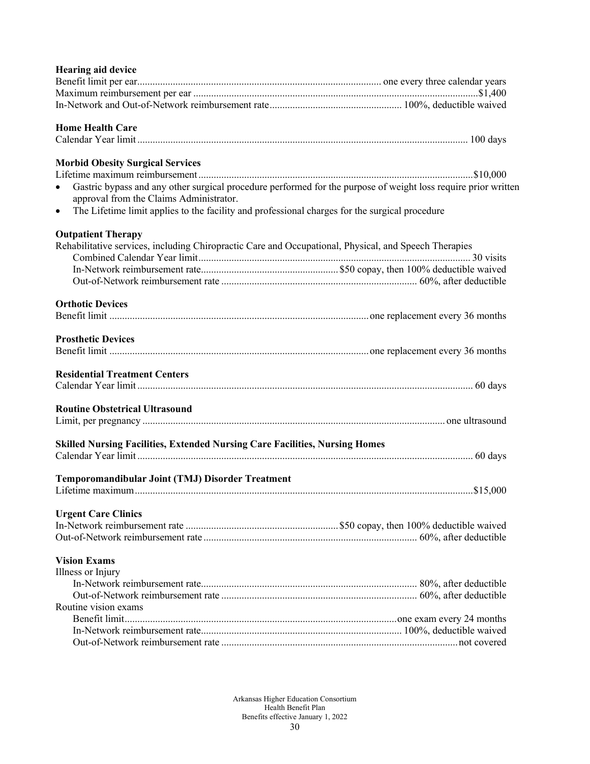**Hearing aid device**

Benefit limit per ear............................................................................................. one every three calendar years
Maximum reimbursement per ear .............................................................................................................$1,400
In-Network and Out-of-Network reimbursement rate................................................... 100%, deductible waived

**Home Health Care**

Calendar Year limit ................................................................................................................................ 100 days

**Morbid Obesity Surgical Services**

Lifetime maximum reimbursement..........................................................................................................$10,000

- Gastric bypass and any other surgical procedure performed for the purpose of weight loss require prior written approval from the Claims Administrator.
- The Lifetime limit applies to the facility and professional charges for the surgical procedure

**Outpatient Therapy**

Rehabilitative services, including Chiropractic Care and Occupational, Physical, and Speech Therapies

Combined Calendar Year limit........................................................................................................ 30 visits
In-Network reimbursement rate..................................................... $50 copay, then 100% deductible waived
Out-of-Network reimbursement rate ........................................................................... 60%, after deductible

**Orthotic Devices**

Benefit limit ................................................................................................... one replacement every 36 months

**Prosthetic Devices**

Benefit limit ................................................................................................... one replacement every 36 months

**Residential Treatment Centers**

Calendar Year limit ................................................................................................................................. 60 days

**Routine Obstetrical Ultrasound**

Limit, per pregnancy .................................................................................................................... one ultrasound

**Skilled Nursing Facilities, Extended Nursing Care Facilities, Nursing Homes**

Calendar Year limit ................................................................................................................................. 60 days

**Temporomandibular Joint (TMJ) Disorder Treatment**

Lifetime maximum..................................................................................................................................$15,000

**Urgent Care Clinics**

In-Network reimbursement rate ........................................................... $50 copay, then 100% deductible waived
Out-of-Network reimbursement rate .................................................................................. 60%, after deductible

**Vision Exams**

Illness or Injury

In-Network reimbursement rate................................................................................... 80%, after deductible
Out-of-Network reimbursement rate ........................................................................... 60%, after deductible

Routine vision exams

Benefit limit........................................................................................................ one exam every 24 months
In-Network reimbursement rate............................................................................. 100%, deductible waived
Out-of-Network reimbursement rate ........................................................................................... not covered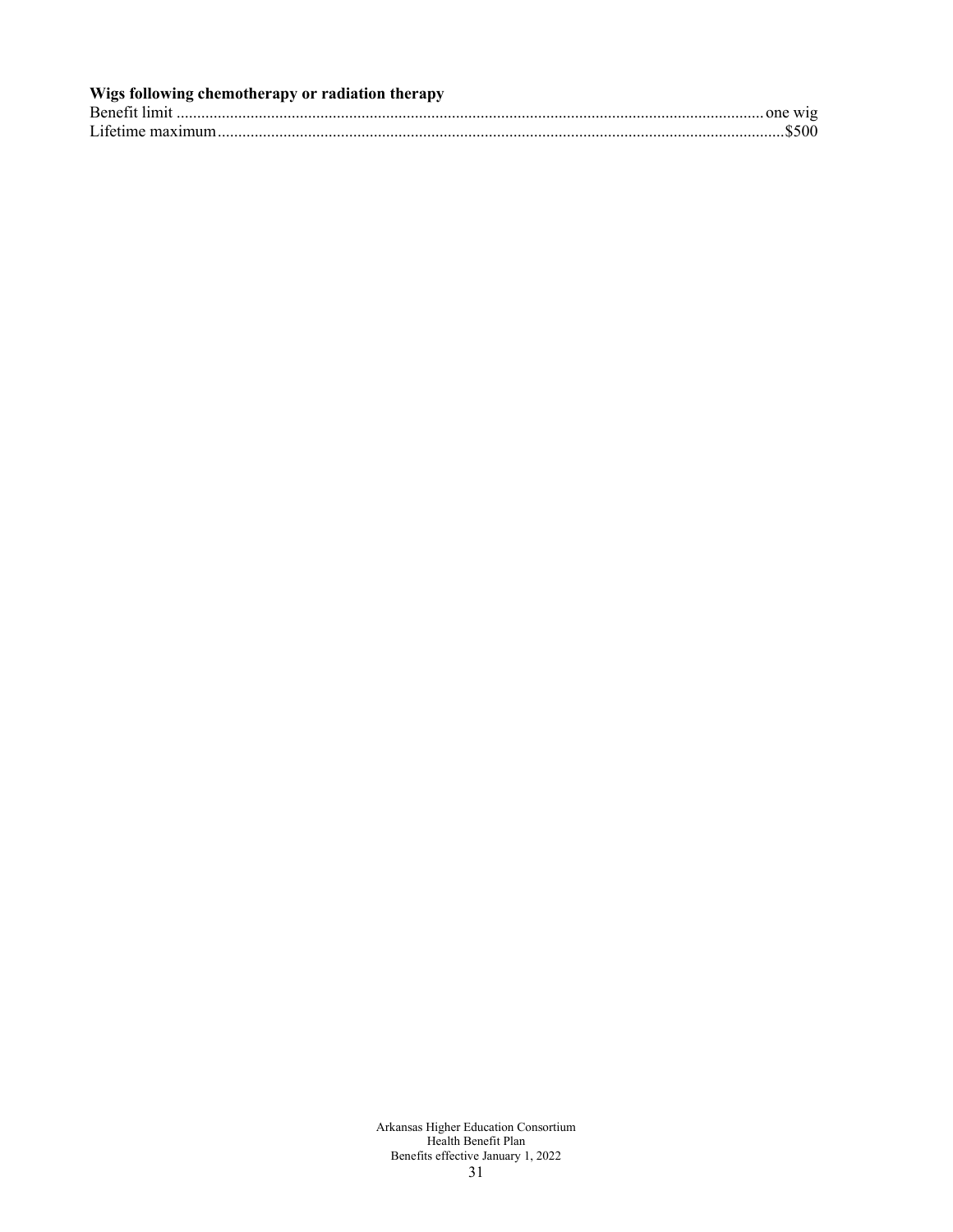**Wigs following chemotherapy or radiation therapy**

Benefit limit ........................................................................................................................................ one wig
Lifetime maximum ...................................................................................................................................$500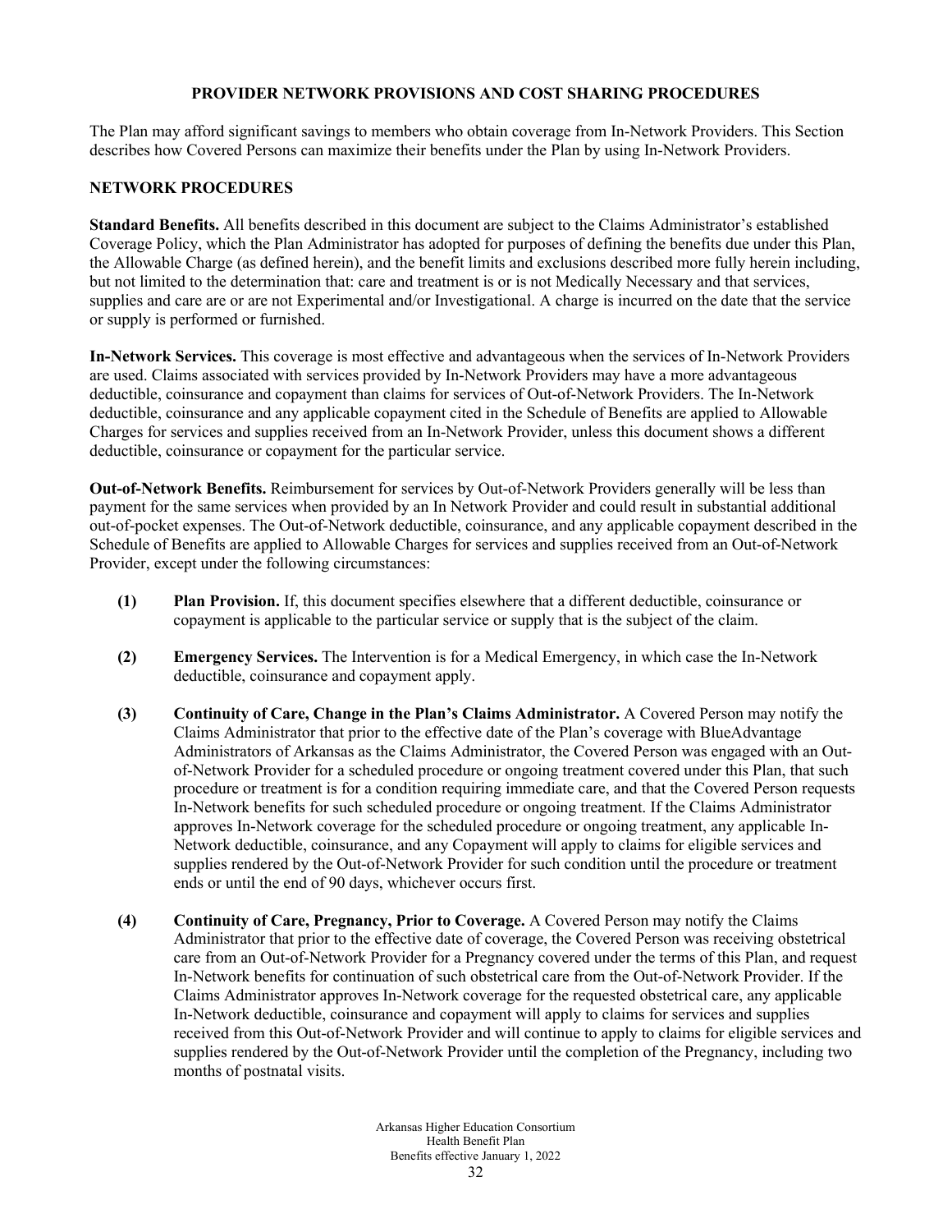## PROVIDER NETWORK PROVISIONS AND COST SHARING PROCEDURES

The Plan may afford significant savings to members who obtain coverage from In-Network Providers. This Section describes how Covered Persons can maximize their benefits under the Plan by using In-Network Providers.

### NETWORK PROCEDURES

**Standard Benefits.** All benefits described in this document are subject to the Claims Administrator's established Coverage Policy, which the Plan Administrator has adopted for purposes of defining the benefits due under this Plan, the Allowable Charge (as defined herein), and the benefit limits and exclusions described more fully herein including, but not limited to the determination that: care and treatment is or is not Medically Necessary and that services, supplies and care are or are not Experimental and/or Investigational. A charge is incurred on the date that the service or supply is performed or furnished.

**In-Network Services.** This coverage is most effective and advantageous when the services of In-Network Providers are used. Claims associated with services provided by In-Network Providers may have a more advantageous deductible, coinsurance and copayment than claims for services of Out-of-Network Providers. The In-Network deductible, coinsurance and any applicable copayment cited in the Schedule of Benefits are applied to Allowable Charges for services and supplies received from an In-Network Provider, unless this document shows a different deductible, coinsurance or copayment for the particular service.

**Out-of-Network Benefits.** Reimbursement for services by Out-of-Network Providers generally will be less than payment for the same services when provided by an In Network Provider and could result in substantial additional out-of-pocket expenses. The Out-of-Network deductible, coinsurance, and any applicable copayment described in the Schedule of Benefits are applied to Allowable Charges for services and supplies received from an Out-of-Network Provider, except under the following circumstances:

**(1) Plan Provision.** If, this document specifies elsewhere that a different deductible, coinsurance or copayment is applicable to the particular service or supply that is the subject of the claim.

**(2) Emergency Services.** The Intervention is for a Medical Emergency, in which case the In-Network deductible, coinsurance and copayment apply.

**(3) Continuity of Care, Change in the Plan's Claims Administrator.** A Covered Person may notify the Claims Administrator that prior to the effective date of the Plan's coverage with BlueAdvantage Administrators of Arkansas as the Claims Administrator, the Covered Person was engaged with an Out-of-Network Provider for a scheduled procedure or ongoing treatment covered under this Plan, that such procedure or treatment is for a condition requiring immediate care, and that the Covered Person requests In-Network benefits for such scheduled procedure or ongoing treatment. If the Claims Administrator approves In-Network coverage for the scheduled procedure or ongoing treatment, any applicable In-Network deductible, coinsurance, and any Copayment will apply to claims for eligible services and supplies rendered by the Out-of-Network Provider for such condition until the procedure or treatment ends or until the end of 90 days, whichever occurs first.

**(4) Continuity of Care, Pregnancy, Prior to Coverage.** A Covered Person may notify the Claims Administrator that prior to the effective date of coverage, the Covered Person was receiving obstetrical care from an Out-of-Network Provider for a Pregnancy covered under the terms of this Plan, and request In-Network benefits for continuation of such obstetrical care from the Out-of-Network Provider. If the Claims Administrator approves In-Network coverage for the requested obstetrical care, any applicable In-Network deductible, coinsurance and copayment will apply to claims for services and supplies received from this Out-of-Network Provider and will continue to apply to claims for eligible services and supplies rendered by the Out-of-Network Provider until the completion of the Pregnancy, including two months of postnatal visits.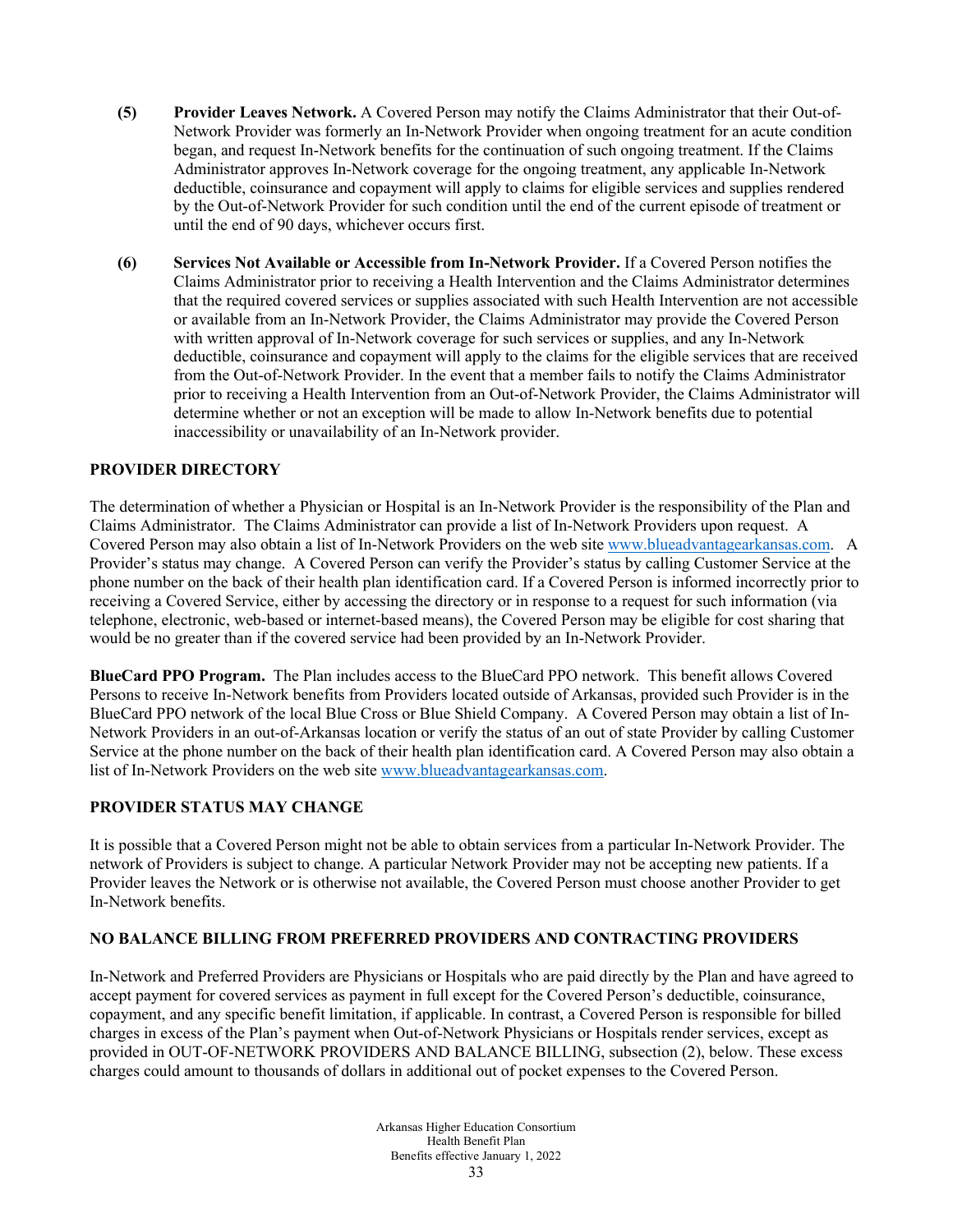**(5) Provider Leaves Network.** A Covered Person may notify the Claims Administrator that their Out-of-Network Provider was formerly an In-Network Provider when ongoing treatment for an acute condition began, and request In-Network benefits for the continuation of such ongoing treatment. If the Claims Administrator approves In-Network coverage for the ongoing treatment, any applicable In-Network deductible, coinsurance and copayment will apply to claims for eligible services and supplies rendered by the Out-of-Network Provider for such condition until the end of the current episode of treatment or until the end of 90 days, whichever occurs first.

**(6) Services Not Available or Accessible from In-Network Provider.** If a Covered Person notifies the Claims Administrator prior to receiving a Health Intervention and the Claims Administrator determines that the required covered services or supplies associated with such Health Intervention are not accessible or available from an In-Network Provider, the Claims Administrator may provide the Covered Person with written approval of In-Network coverage for such services or supplies, and any In-Network deductible, coinsurance and copayment will apply to the claims for the eligible services that are received from the Out-of-Network Provider. In the event that a member fails to notify the Claims Administrator prior to receiving a Health Intervention from an Out-of-Network Provider, the Claims Administrator will determine whether or not an exception will be made to allow In-Network benefits due to potential inaccessibility or unavailability of an In-Network provider.

## PROVIDER DIRECTORY

The determination of whether a Physician or Hospital is an In-Network Provider is the responsibility of the Plan and Claims Administrator. The Claims Administrator can provide a list of In-Network Providers upon request. A Covered Person may also obtain a list of In-Network Providers on the web site www.blueadvantagearkansas.com. A Provider's status may change. A Covered Person can verify the Provider's status by calling Customer Service at the phone number on the back of their health plan identification card. If a Covered Person is informed incorrectly prior to receiving a Covered Service, either by accessing the directory or in response to a request for such information (via telephone, electronic, web-based or internet-based means), the Covered Person may be eligible for cost sharing that would be no greater than if the covered service had been provided by an In-Network Provider.

**BlueCard PPO Program.** The Plan includes access to the BlueCard PPO network. This benefit allows Covered Persons to receive In-Network benefits from Providers located outside of Arkansas, provided such Provider is in the BlueCard PPO network of the local Blue Cross or Blue Shield Company. A Covered Person may obtain a list of In-Network Providers in an out-of-Arkansas location or verify the status of an out of state Provider by calling Customer Service at the phone number on the back of their health plan identification card. A Covered Person may also obtain a list of In-Network Providers on the web site www.blueadvantagearkansas.com.

## PROVIDER STATUS MAY CHANGE

It is possible that a Covered Person might not be able to obtain services from a particular In-Network Provider. The network of Providers is subject to change. A particular Network Provider may not be accepting new patients. If a Provider leaves the Network or is otherwise not available, the Covered Person must choose another Provider to get In-Network benefits.

## NO BALANCE BILLING FROM PREFERRED PROVIDERS AND CONTRACTING PROVIDERS

In-Network and Preferred Providers are Physicians or Hospitals who are paid directly by the Plan and have agreed to accept payment for covered services as payment in full except for the Covered Person's deductible, coinsurance, copayment, and any specific benefit limitation, if applicable. In contrast, a Covered Person is responsible for billed charges in excess of the Plan's payment when Out-of-Network Physicians or Hospitals render services, except as provided in OUT-OF-NETWORK PROVIDERS AND BALANCE BILLING, subsection (2), below. These excess charges could amount to thousands of dollars in additional out of pocket expenses to the Covered Person.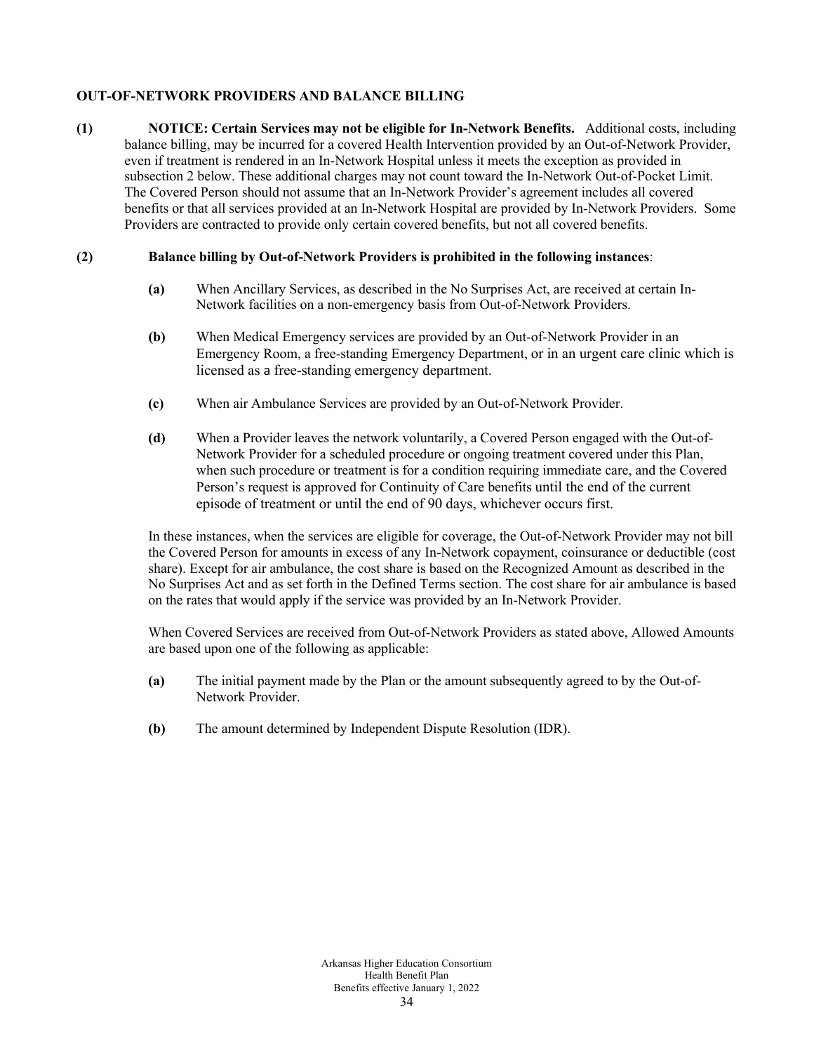**OUT-OF-NETWORK PROVIDERS AND BALANCE BILLING**

**(1) NOTICE: Certain Services may not be eligible for In-Network Benefits.** Additional costs, including balance billing, may be incurred for a covered Health Intervention provided by an Out-of-Network Provider, even if treatment is rendered in an In-Network Hospital unless it meets the exception as provided in subsection 2 below. These additional charges may not count toward the In-Network Out-of-Pocket Limit. The Covered Person should not assume that an In-Network Provider's agreement includes all covered benefits or that all services provided at an In-Network Hospital are provided by In-Network Providers. Some Providers are contracted to provide only certain covered benefits, but not all covered benefits.

**(2) Balance billing by Out-of-Network Providers is prohibited in the following instances**:

- **(a)** When Ancillary Services, as described in the No Surprises Act, are received at certain In-Network facilities on a non-emergency basis from Out-of-Network Providers.
- **(b)** When Medical Emergency services are provided by an Out-of-Network Provider in an Emergency Room, a free-standing Emergency Department, or in an urgent care clinic which is licensed as a free-standing emergency department.
- **(c)** When air Ambulance Services are provided by an Out-of-Network Provider.
- **(d)** When a Provider leaves the network voluntarily, a Covered Person engaged with the Out-of-Network Provider for a scheduled procedure or ongoing treatment covered under this Plan, when such procedure or treatment is for a condition requiring immediate care, and the Covered Person's request is approved for Continuity of Care benefits until the end of the current episode of treatment or until the end of 90 days, whichever occurs first.

In these instances, when the services are eligible for coverage, the Out-of-Network Provider may not bill the Covered Person for amounts in excess of any In-Network copayment, coinsurance or deductible (cost share). Except for air ambulance, the cost share is based on the Recognized Amount as described in the No Surprises Act and as set forth in the Defined Terms section. The cost share for air ambulance is based on the rates that would apply if the service was provided by an In-Network Provider.

When Covered Services are received from Out-of-Network Providers as stated above, Allowed Amounts are based upon one of the following as applicable:

- **(a)** The initial payment made by the Plan or the amount subsequently agreed to by the Out-of-Network Provider.
- **(b)** The amount determined by Independent Dispute Resolution (IDR).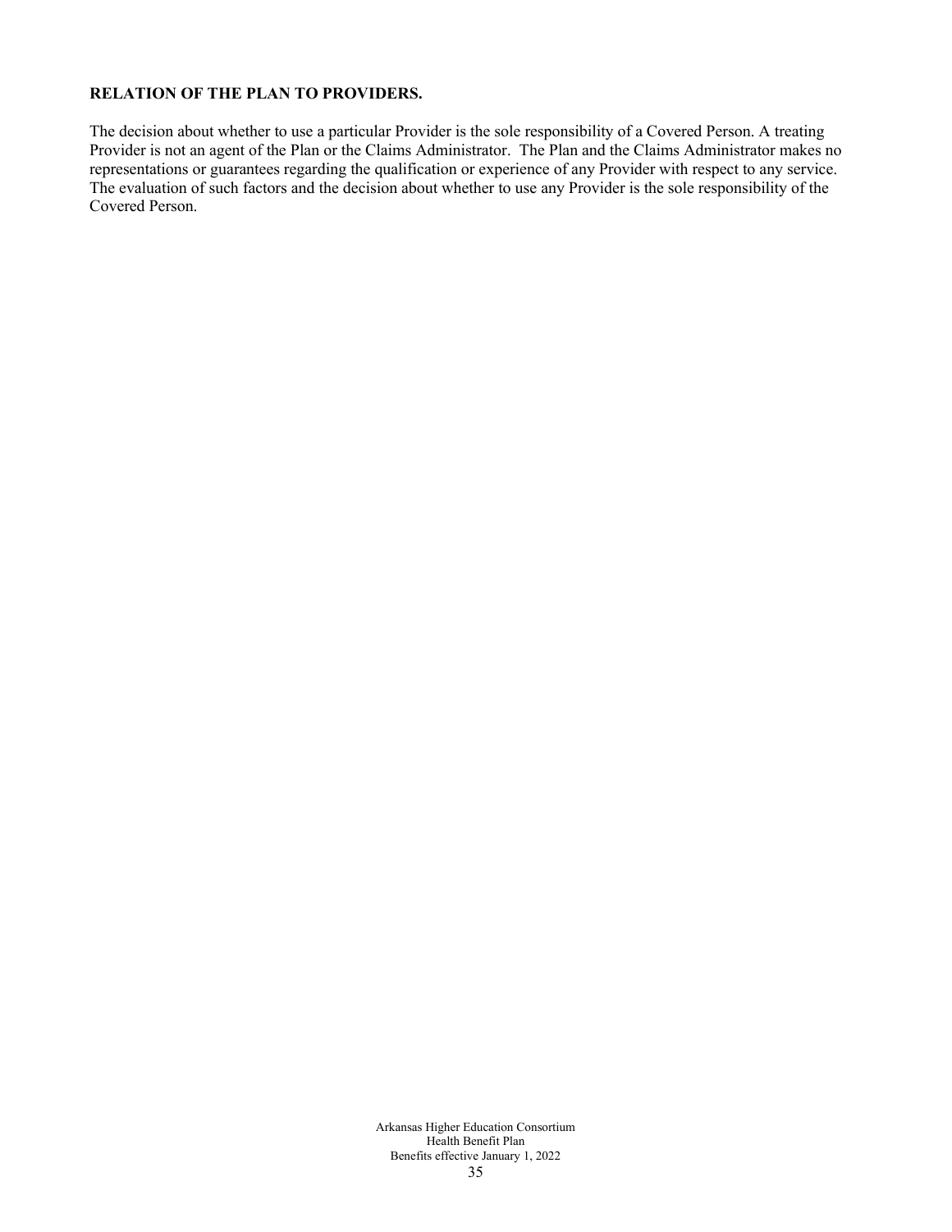**RELATION OF THE PLAN TO PROVIDERS.**

The decision about whether to use a particular Provider is the sole responsibility of a Covered Person. A treating Provider is not an agent of the Plan or the Claims Administrator. The Plan and the Claims Administrator makes no representations or guarantees regarding the qualification or experience of any Provider with respect to any service. The evaluation of such factors and the decision about whether to use any Provider is the sole responsibility of the Covered Person.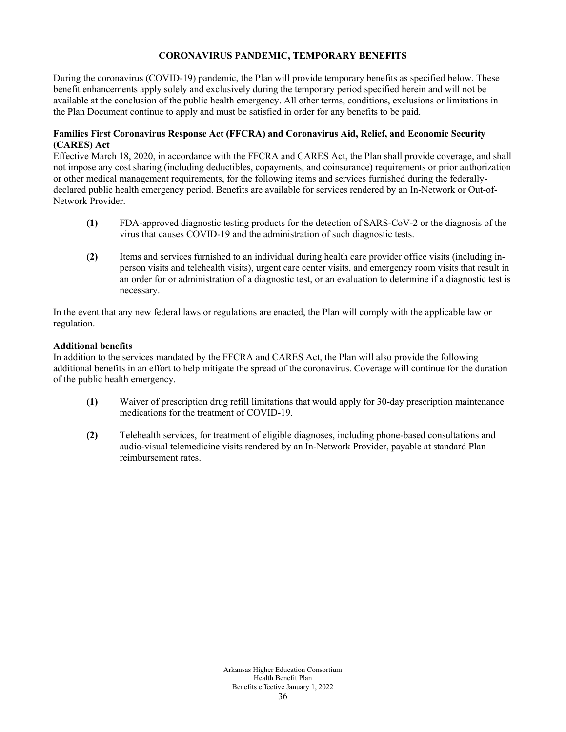## CORONAVIRUS PANDEMIC, TEMPORARY BENEFITS

During the coronavirus (COVID-19) pandemic, the Plan will provide temporary benefits as specified below. These benefit enhancements apply solely and exclusively during the temporary period specified herein and will not be available at the conclusion of the public health emergency. All other terms, conditions, exclusions or limitations in the Plan Document continue to apply and must be satisfied in order for any benefits to be paid.

### Families First Coronavirus Response Act (FFCRA) and Coronavirus Aid, Relief, and Economic Security (CARES) Act

Effective March 18, 2020, in accordance with the FFCRA and CARES Act, the Plan shall provide coverage, and shall not impose any cost sharing (including deductibles, copayments, and coinsurance) requirements or prior authorization or other medical management requirements, for the following items and services furnished during the federally-declared public health emergency period. Benefits are available for services rendered by an In-Network or Out-of-Network Provider.

**(1)** FDA-approved diagnostic testing products for the detection of SARS-CoV-2 or the diagnosis of the virus that causes COVID-19 and the administration of such diagnostic tests.

**(2)** Items and services furnished to an individual during health care provider office visits (including in-person visits and telehealth visits), urgent care center visits, and emergency room visits that result in an order for or administration of a diagnostic test, or an evaluation to determine if a diagnostic test is necessary.

In the event that any new federal laws or regulations are enacted, the Plan will comply with the applicable law or regulation.

### Additional benefits

In addition to the services mandated by the FFCRA and CARES Act, the Plan will also provide the following additional benefits in an effort to help mitigate the spread of the coronavirus. Coverage will continue for the duration of the public health emergency.

**(1)** Waiver of prescription drug refill limitations that would apply for 30-day prescription maintenance medications for the treatment of COVID-19.

**(2)** Telehealth services, for treatment of eligible diagnoses, including phone-based consultations and audio-visual telemedicine visits rendered by an In-Network Provider, payable at standard Plan reimbursement rates.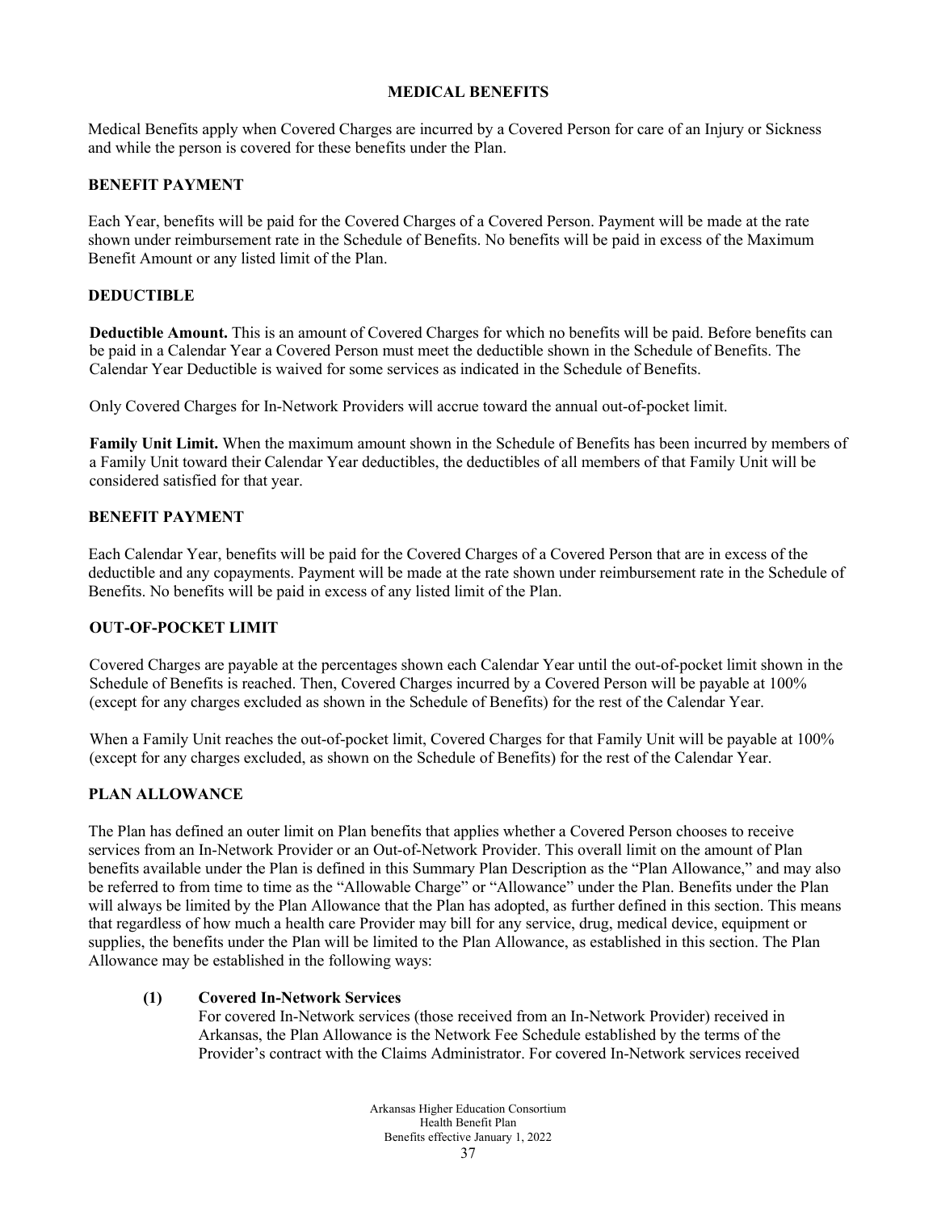## MEDICAL BENEFITS

Medical Benefits apply when Covered Charges are incurred by a Covered Person for care of an Injury or Sickness and while the person is covered for these benefits under the Plan.

### BENEFIT PAYMENT

Each Year, benefits will be paid for the Covered Charges of a Covered Person. Payment will be made at the rate shown under reimbursement rate in the Schedule of Benefits. No benefits will be paid in excess of the Maximum Benefit Amount or any listed limit of the Plan.

### DEDUCTIBLE

**Deductible Amount.** This is an amount of Covered Charges for which no benefits will be paid. Before benefits can be paid in a Calendar Year a Covered Person must meet the deductible shown in the Schedule of Benefits. The Calendar Year Deductible is waived for some services as indicated in the Schedule of Benefits.

Only Covered Charges for In-Network Providers will accrue toward the annual out-of-pocket limit.

**Family Unit Limit.** When the maximum amount shown in the Schedule of Benefits has been incurred by members of a Family Unit toward their Calendar Year deductibles, the deductibles of all members of that Family Unit will be considered satisfied for that year.

### BENEFIT PAYMENT

Each Calendar Year, benefits will be paid for the Covered Charges of a Covered Person that are in excess of the deductible and any copayments. Payment will be made at the rate shown under reimbursement rate in the Schedule of Benefits. No benefits will be paid in excess of any listed limit of the Plan.

### OUT-OF-POCKET LIMIT

Covered Charges are payable at the percentages shown each Calendar Year until the out-of-pocket limit shown in the Schedule of Benefits is reached. Then, Covered Charges incurred by a Covered Person will be payable at 100% (except for any charges excluded as shown in the Schedule of Benefits) for the rest of the Calendar Year.

When a Family Unit reaches the out-of-pocket limit, Covered Charges for that Family Unit will be payable at 100% (except for any charges excluded, as shown on the Schedule of Benefits) for the rest of the Calendar Year.

### PLAN ALLOWANCE

The Plan has defined an outer limit on Plan benefits that applies whether a Covered Person chooses to receive services from an In-Network Provider or an Out-of-Network Provider. This overall limit on the amount of Plan benefits available under the Plan is defined in this Summary Plan Description as the "Plan Allowance," and may also be referred to from time to time as the "Allowable Charge" or "Allowance" under the Plan. Benefits under the Plan will always be limited by the Plan Allowance that the Plan has adopted, as further defined in this section. This means that regardless of how much a health care Provider may bill for any service, drug, medical device, equipment or supplies, the benefits under the Plan will be limited to the Plan Allowance, as established in this section. The Plan Allowance may be established in the following ways:

**(1) Covered In-Network Services**
For covered In-Network services (those received from an In-Network Provider) received in Arkansas, the Plan Allowance is the Network Fee Schedule established by the terms of the Provider's contract with the Claims Administrator. For covered In-Network services received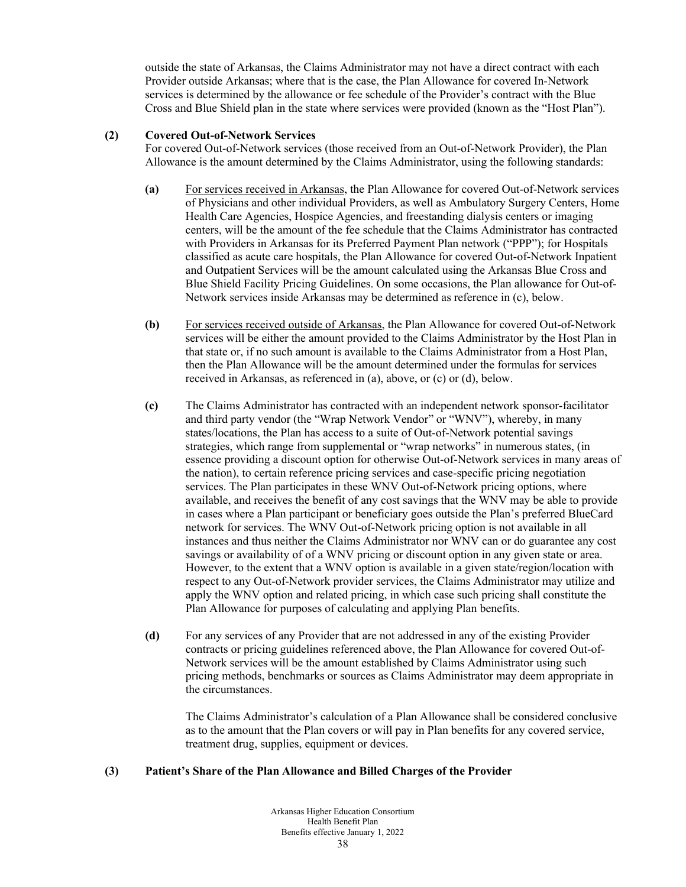outside the state of Arkansas, the Claims Administrator may not have a direct contract with each Provider outside Arkansas; where that is the case, the Plan Allowance for covered In-Network services is determined by the allowance or fee schedule of the Provider's contract with the Blue Cross and Blue Shield plan in the state where services were provided (known as the "Host Plan").

**(2) Covered Out-of-Network Services**

For covered Out-of-Network services (those received from an Out-of-Network Provider), the Plan Allowance is the amount determined by the Claims Administrator, using the following standards:

**(a)** For services received in Arkansas, the Plan Allowance for covered Out-of-Network services of Physicians and other individual Providers, as well as Ambulatory Surgery Centers, Home Health Care Agencies, Hospice Agencies, and freestanding dialysis centers or imaging centers, will be the amount of the fee schedule that the Claims Administrator has contracted with Providers in Arkansas for its Preferred Payment Plan network ("PPP"); for Hospitals classified as acute care hospitals, the Plan Allowance for covered Out-of-Network Inpatient and Outpatient Services will be the amount calculated using the Arkansas Blue Cross and Blue Shield Facility Pricing Guidelines. On some occasions, the Plan allowance for Out-of-Network services inside Arkansas may be determined as reference in (c), below.

**(b)** For services received outside of Arkansas, the Plan Allowance for covered Out-of-Network services will be either the amount provided to the Claims Administrator by the Host Plan in that state or, if no such amount is available to the Claims Administrator from a Host Plan, then the Plan Allowance will be the amount determined under the formulas for services received in Arkansas, as referenced in (a), above, or (c) or (d), below.

**(c)** The Claims Administrator has contracted with an independent network sponsor-facilitator and third party vendor (the "Wrap Network Vendor" or "WNV"), whereby, in many states/locations, the Plan has access to a suite of Out-of-Network potential savings strategies, which range from supplemental or "wrap networks" in numerous states, (in essence providing a discount option for otherwise Out-of-Network services in many areas of the nation), to certain reference pricing services and case-specific pricing negotiation services. The Plan participates in these WNV Out-of-Network pricing options, where available, and receives the benefit of any cost savings that the WNV may be able to provide in cases where a Plan participant or beneficiary goes outside the Plan's preferred BlueCard network for services. The WNV Out-of-Network pricing option is not available in all instances and thus neither the Claims Administrator nor WNV can or do guarantee any cost savings or availability of of a WNV pricing or discount option in any given state or area. However, to the extent that a WNV option is available in a given state/region/location with respect to any Out-of-Network provider services, the Claims Administrator may utilize and apply the WNV option and related pricing, in which case such pricing shall constitute the Plan Allowance for purposes of calculating and applying Plan benefits.

**(d)** For any services of any Provider that are not addressed in any of the existing Provider contracts or pricing guidelines referenced above, the Plan Allowance for covered Out-of-Network services will be the amount established by Claims Administrator using such pricing methods, benchmarks or sources as Claims Administrator may deem appropriate in the circumstances.

The Claims Administrator's calculation of a Plan Allowance shall be considered conclusive as to the amount that the Plan covers or will pay in Plan benefits for any covered service, treatment drug, supplies, equipment or devices.

**(3) Patient's Share of the Plan Allowance and Billed Charges of the Provider**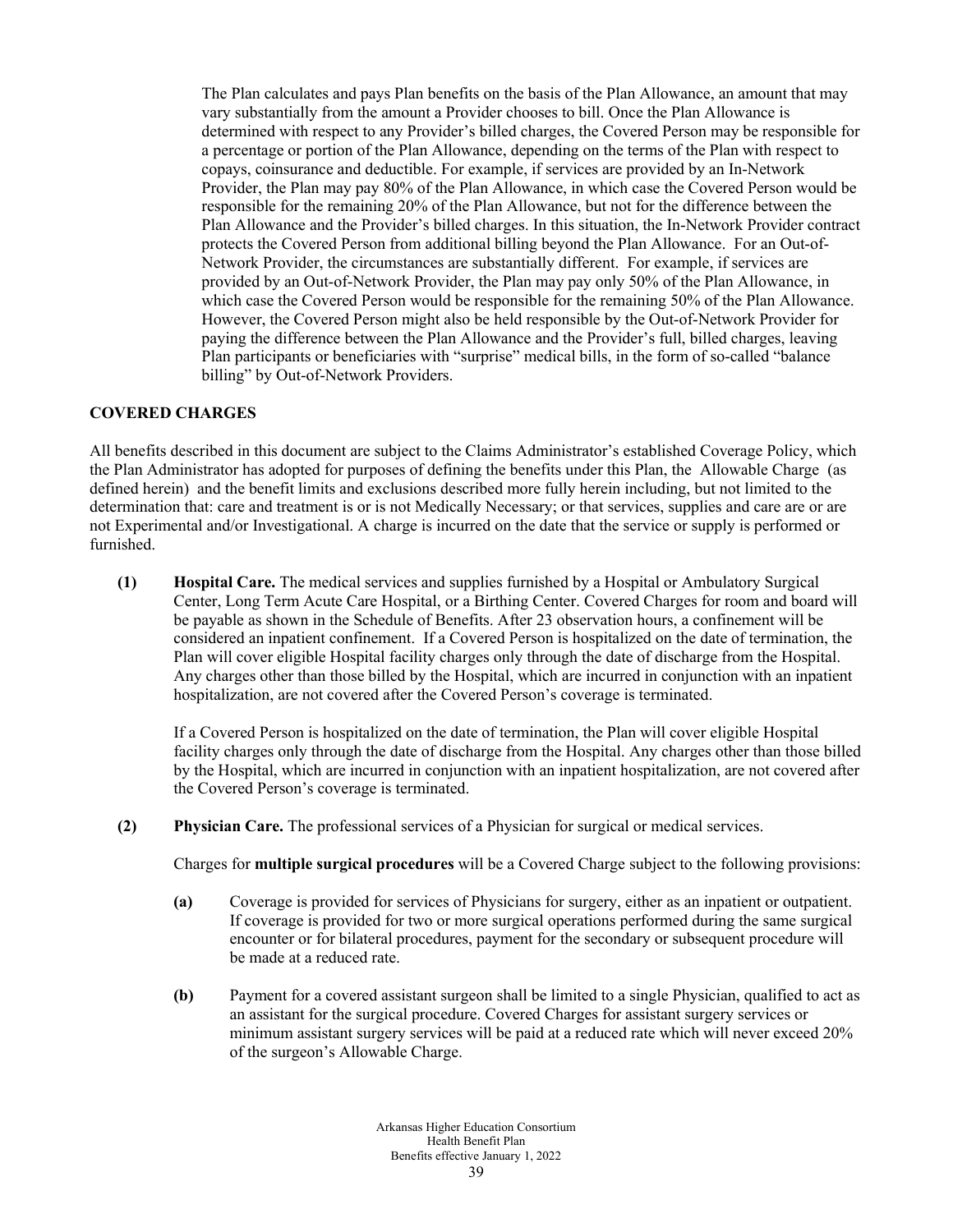The Plan calculates and pays Plan benefits on the basis of the Plan Allowance, an amount that may vary substantially from the amount a Provider chooses to bill. Once the Plan Allowance is determined with respect to any Provider's billed charges, the Covered Person may be responsible for a percentage or portion of the Plan Allowance, depending on the terms of the Plan with respect to copays, coinsurance and deductible. For example, if services are provided by an In-Network Provider, the Plan may pay 80% of the Plan Allowance, in which case the Covered Person would be responsible for the remaining 20% of the Plan Allowance, but not for the difference between the Plan Allowance and the Provider's billed charges. In this situation, the In-Network Provider contract protects the Covered Person from additional billing beyond the Plan Allowance. For an Out-of-Network Provider, the circumstances are substantially different. For example, if services are provided by an Out-of-Network Provider, the Plan may pay only 50% of the Plan Allowance, in which case the Covered Person would be responsible for the remaining 50% of the Plan Allowance. However, the Covered Person might also be held responsible by the Out-of-Network Provider for paying the difference between the Plan Allowance and the Provider's full, billed charges, leaving Plan participants or beneficiaries with "surprise" medical bills, in the form of so-called "balance billing" by Out-of-Network Providers.

**COVERED CHARGES**

All benefits described in this document are subject to the Claims Administrator's established Coverage Policy, which the Plan Administrator has adopted for purposes of defining the benefits under this Plan, the Allowable Charge (as defined herein) and the benefit limits and exclusions described more fully herein including, but not limited to the determination that: care and treatment is or is not Medically Necessary; or that services, supplies and care are or are not Experimental and/or Investigational. A charge is incurred on the date that the service or supply is performed or furnished.

**(1) Hospital Care.** The medical services and supplies furnished by a Hospital or Ambulatory Surgical Center, Long Term Acute Care Hospital, or a Birthing Center. Covered Charges for room and board will be payable as shown in the Schedule of Benefits. After 23 observation hours, a confinement will be considered an inpatient confinement. If a Covered Person is hospitalized on the date of termination, the Plan will cover eligible Hospital facility charges only through the date of discharge from the Hospital. Any charges other than those billed by the Hospital, which are incurred in conjunction with an inpatient hospitalization, are not covered after the Covered Person's coverage is terminated.

If a Covered Person is hospitalized on the date of termination, the Plan will cover eligible Hospital facility charges only through the date of discharge from the Hospital. Any charges other than those billed by the Hospital, which are incurred in conjunction with an inpatient hospitalization, are not covered after the Covered Person's coverage is terminated.

**(2) Physician Care.** The professional services of a Physician for surgical or medical services.

Charges for **multiple surgical procedures** will be a Covered Charge subject to the following provisions:

**(a)** Coverage is provided for services of Physicians for surgery, either as an inpatient or outpatient. If coverage is provided for two or more surgical operations performed during the same surgical encounter or for bilateral procedures, payment for the secondary or subsequent procedure will be made at a reduced rate.

**(b)** Payment for a covered assistant surgeon shall be limited to a single Physician, qualified to act as an assistant for the surgical procedure. Covered Charges for assistant surgery services or minimum assistant surgery services will be paid at a reduced rate which will never exceed 20% of the surgeon's Allowable Charge.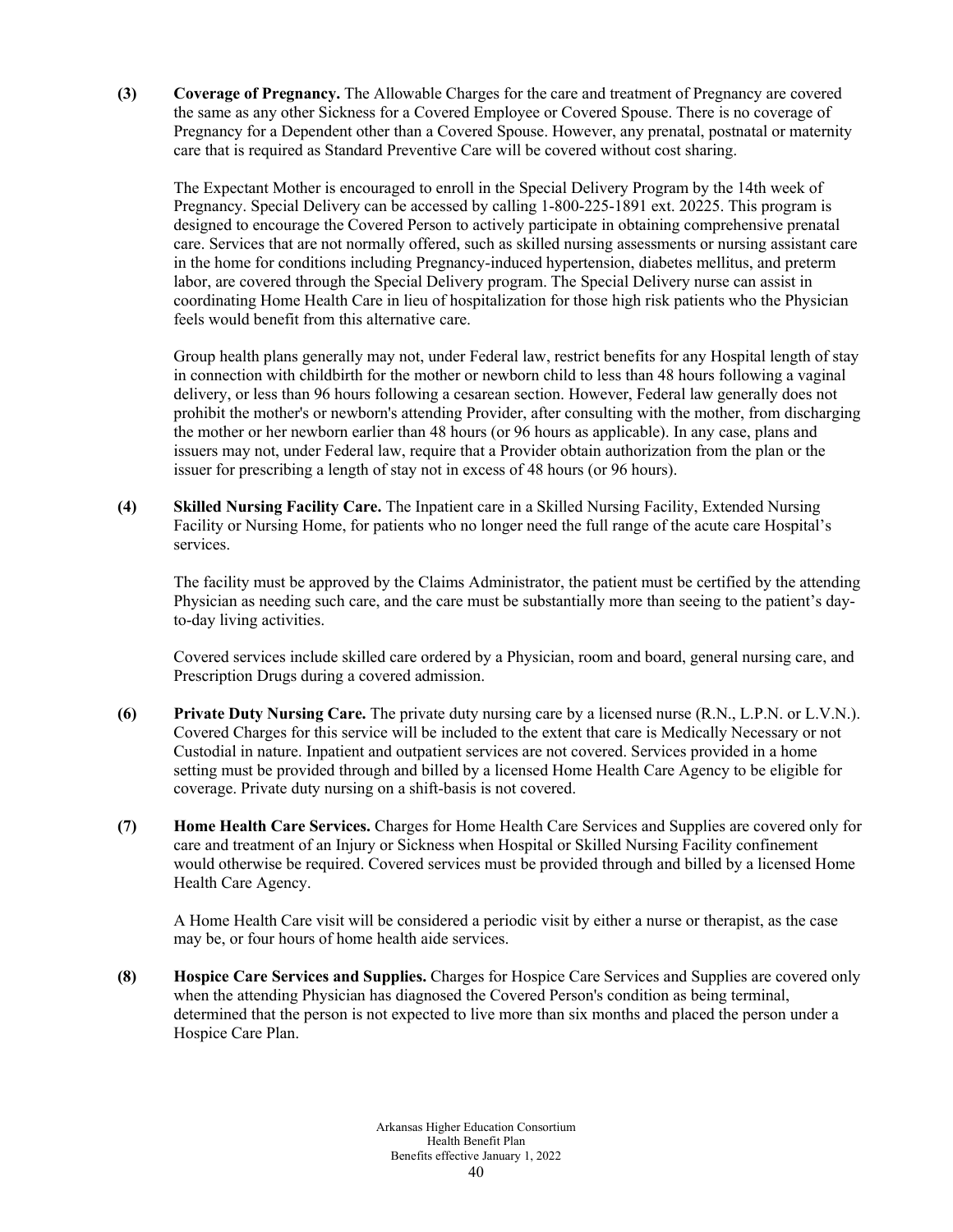**(3) Coverage of Pregnancy.** The Allowable Charges for the care and treatment of Pregnancy are covered the same as any other Sickness for a Covered Employee or Covered Spouse. There is no coverage of Pregnancy for a Dependent other than a Covered Spouse. However, any prenatal, postnatal or maternity care that is required as Standard Preventive Care will be covered without cost sharing.

The Expectant Mother is encouraged to enroll in the Special Delivery Program by the 14th week of Pregnancy. Special Delivery can be accessed by calling 1-800-225-1891 ext. 20225. This program is designed to encourage the Covered Person to actively participate in obtaining comprehensive prenatal care. Services that are not normally offered, such as skilled nursing assessments or nursing assistant care in the home for conditions including Pregnancy-induced hypertension, diabetes mellitus, and preterm labor, are covered through the Special Delivery program. The Special Delivery nurse can assist in coordinating Home Health Care in lieu of hospitalization for those high risk patients who the Physician feels would benefit from this alternative care.

Group health plans generally may not, under Federal law, restrict benefits for any Hospital length of stay in connection with childbirth for the mother or newborn child to less than 48 hours following a vaginal delivery, or less than 96 hours following a cesarean section. However, Federal law generally does not prohibit the mother's or newborn's attending Provider, after consulting with the mother, from discharging the mother or her newborn earlier than 48 hours (or 96 hours as applicable). In any case, plans and issuers may not, under Federal law, require that a Provider obtain authorization from the plan or the issuer for prescribing a length of stay not in excess of 48 hours (or 96 hours).

**(4) Skilled Nursing Facility Care.** The Inpatient care in a Skilled Nursing Facility, Extended Nursing Facility or Nursing Home, for patients who no longer need the full range of the acute care Hospital's services.

The facility must be approved by the Claims Administrator, the patient must be certified by the attending Physician as needing such care, and the care must be substantially more than seeing to the patient's day-to-day living activities.

Covered services include skilled care ordered by a Physician, room and board, general nursing care, and Prescription Drugs during a covered admission.

**(6) Private Duty Nursing Care.** The private duty nursing care by a licensed nurse (R.N., L.P.N. or L.V.N.). Covered Charges for this service will be included to the extent that care is Medically Necessary or not Custodial in nature. Inpatient and outpatient services are not covered. Services provided in a home setting must be provided through and billed by a licensed Home Health Care Agency to be eligible for coverage. Private duty nursing on a shift-basis is not covered.

**(7) Home Health Care Services.** Charges for Home Health Care Services and Supplies are covered only for care and treatment of an Injury or Sickness when Hospital or Skilled Nursing Facility confinement would otherwise be required. Covered services must be provided through and billed by a licensed Home Health Care Agency.

A Home Health Care visit will be considered a periodic visit by either a nurse or therapist, as the case may be, or four hours of home health aide services.

**(8) Hospice Care Services and Supplies.** Charges for Hospice Care Services and Supplies are covered only when the attending Physician has diagnosed the Covered Person's condition as being terminal, determined that the person is not expected to live more than six months and placed the person under a Hospice Care Plan.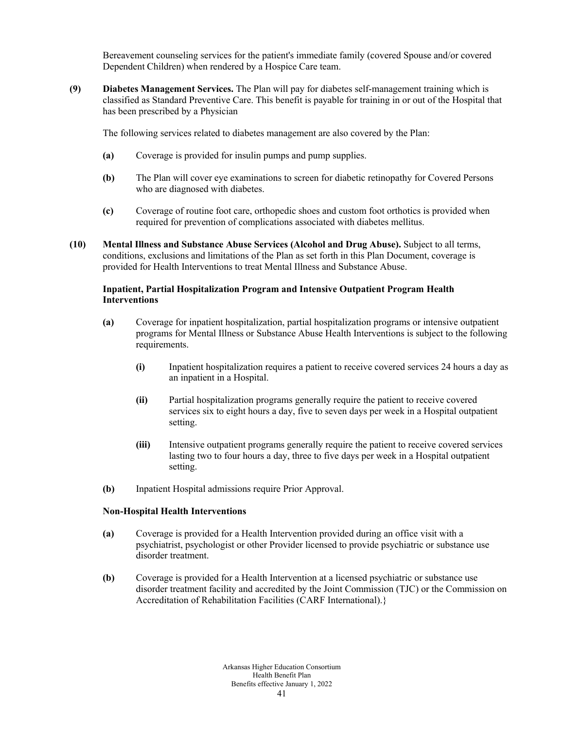Bereavement counseling services for the patient's immediate family (covered Spouse and/or covered Dependent Children) when rendered by a Hospice Care team.

**(9) Diabetes Management Services.** The Plan will pay for diabetes self-management training which is classified as Standard Preventive Care. This benefit is payable for training in or out of the Hospital that has been prescribed by a Physician

The following services related to diabetes management are also covered by the Plan:

**(a)** Coverage is provided for insulin pumps and pump supplies.

**(b)** The Plan will cover eye examinations to screen for diabetic retinopathy for Covered Persons who are diagnosed with diabetes.

**(c)** Coverage of routine foot care, orthopedic shoes and custom foot orthotics is provided when required for prevention of complications associated with diabetes mellitus.

**(10) Mental Illness and Substance Abuse Services (Alcohol and Drug Abuse).** Subject to all terms, conditions, exclusions and limitations of the Plan as set forth in this Plan Document, coverage is provided for Health Interventions to treat Mental Illness and Substance Abuse.

**Inpatient, Partial Hospitalization Program and Intensive Outpatient Program Health Interventions**

**(a)** Coverage for inpatient hospitalization, partial hospitalization programs or intensive outpatient programs for Mental Illness or Substance Abuse Health Interventions is subject to the following requirements.

**(i)** Inpatient hospitalization requires a patient to receive covered services 24 hours a day as an inpatient in a Hospital.

**(ii)** Partial hospitalization programs generally require the patient to receive covered services six to eight hours a day, five to seven days per week in a Hospital outpatient setting.

**(iii)** Intensive outpatient programs generally require the patient to receive covered services lasting two to four hours a day, three to five days per week in a Hospital outpatient setting.

**(b)** Inpatient Hospital admissions require Prior Approval.

**Non-Hospital Health Interventions**

**(a)** Coverage is provided for a Health Intervention provided during an office visit with a psychiatrist, psychologist or other Provider licensed to provide psychiatric or substance use disorder treatment.

**(b)** Coverage is provided for a Health Intervention at a licensed psychiatric or substance use disorder treatment facility and accredited by the Joint Commission (TJC) or the Commission on Accreditation of Rehabilitation Facilities (CARF International).}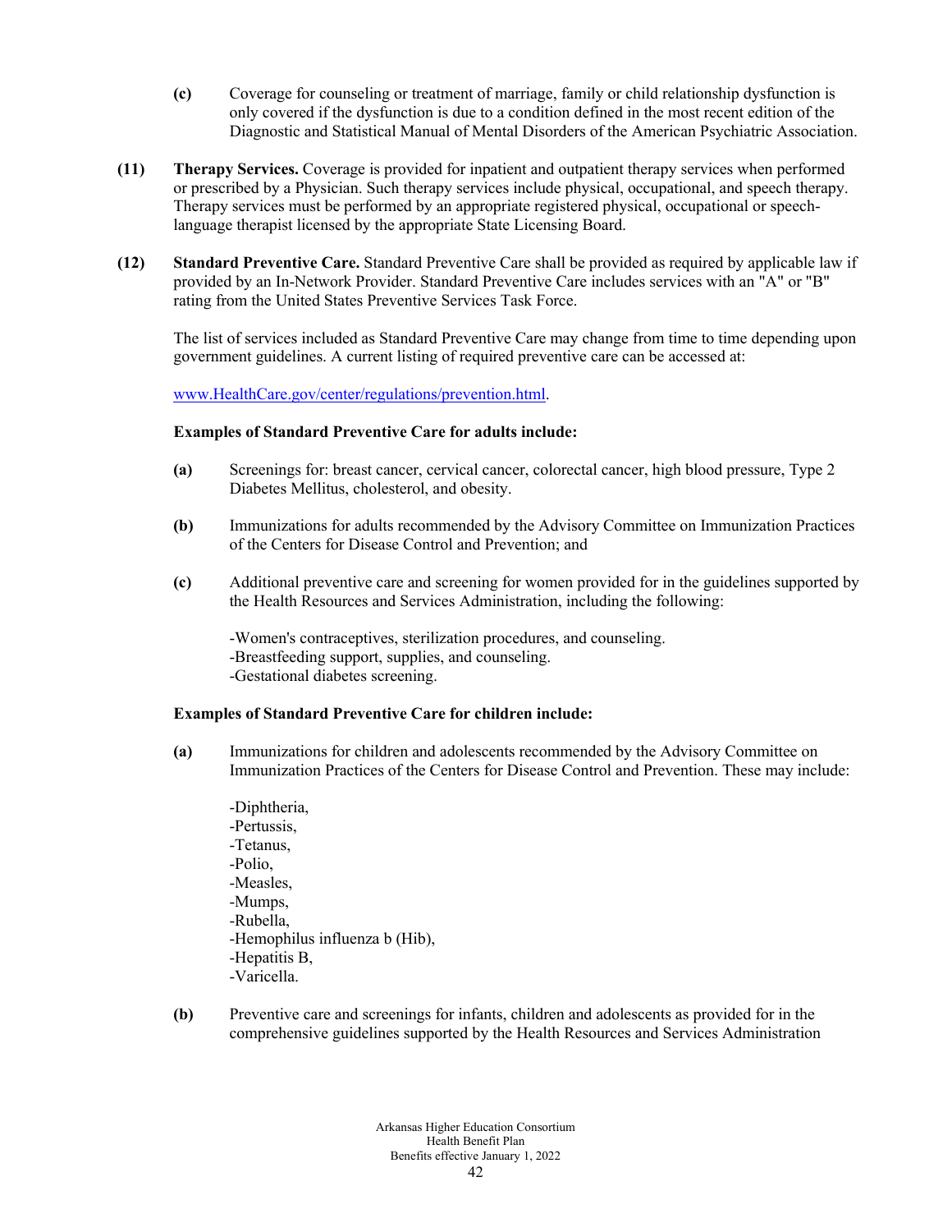**(c)** Coverage for counseling or treatment of marriage, family or child relationship dysfunction is only covered if the dysfunction is due to a condition defined in the most recent edition of the Diagnostic and Statistical Manual of Mental Disorders of the American Psychiatric Association.

**(11) Therapy Services.** Coverage is provided for inpatient and outpatient therapy services when performed or prescribed by a Physician. Such therapy services include physical, occupational, and speech therapy. Therapy services must be performed by an appropriate registered physical, occupational or speech-language therapist licensed by the appropriate State Licensing Board.

**(12) Standard Preventive Care.** Standard Preventive Care shall be provided as required by applicable law if provided by an In-Network Provider. Standard Preventive Care includes services with an "A" or "B" rating from the United States Preventive Services Task Force.

The list of services included as Standard Preventive Care may change from time to time depending upon government guidelines. A current listing of required preventive care can be accessed at:

www.HealthCare.gov/center/regulations/prevention.html.

**Examples of Standard Preventive Care for adults include:**

**(a)** Screenings for: breast cancer, cervical cancer, colorectal cancer, high blood pressure, Type 2 Diabetes Mellitus, cholesterol, and obesity.

**(b)** Immunizations for adults recommended by the Advisory Committee on Immunization Practices of the Centers for Disease Control and Prevention; and

**(c)** Additional preventive care and screening for women provided for in the guidelines supported by the Health Resources and Services Administration, including the following:

-Women's contraceptives, sterilization procedures, and counseling.
-Breastfeeding support, supplies, and counseling.
-Gestational diabetes screening.

**Examples of Standard Preventive Care for children include:**

**(a)** Immunizations for children and adolescents recommended by the Advisory Committee on Immunization Practices of the Centers for Disease Control and Prevention. These may include:

-Diphtheria,
-Pertussis,
-Tetanus,
-Polio,
-Measles,
-Mumps,
-Rubella,
-Hemophilus influenza b (Hib),
-Hepatitis B,
-Varicella.

**(b)** Preventive care and screenings for infants, children and adolescents as provided for in the comprehensive guidelines supported by the Health Resources and Services Administration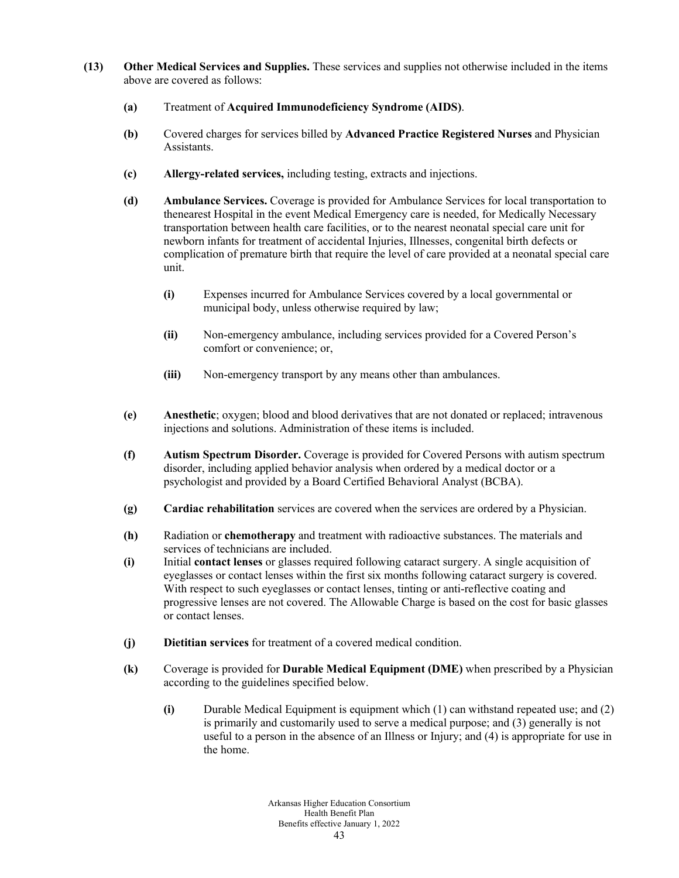**(13)** **Other Medical Services and Supplies.** These services and supplies not otherwise included in the items above are covered as follows:

- **(a)** Treatment of **Acquired Immunodeficiency Syndrome (AIDS)**.

- **(b)** Covered charges for services billed by **Advanced Practice Registered Nurses** and Physician Assistants.

- **(c)** **Allergy-related services,** including testing, extracts and injections.

- **(d)** **Ambulance Services.** Coverage is provided for Ambulance Services for local transportation to thenearest Hospital in the event Medical Emergency care is needed, for Medically Necessary transportation between health care facilities, or to the nearest neonatal special care unit for newborn infants for treatment of accidental Injuries, Illnesses, congenital birth defects or complication of premature birth that require the level of care provided at a neonatal special care unit.

  - **(i)** Expenses incurred for Ambulance Services covered by a local governmental or municipal body, unless otherwise required by law;

  - **(ii)** Non-emergency ambulance, including services provided for a Covered Person's comfort or convenience; or,

  - **(iii)** Non-emergency transport by any means other than ambulances.

- **(e)** **Anesthetic**; oxygen; blood and blood derivatives that are not donated or replaced; intravenous injections and solutions. Administration of these items is included.

- **(f)** **Autism Spectrum Disorder.** Coverage is provided for Covered Persons with autism spectrum disorder, including applied behavior analysis when ordered by a medical doctor or a psychologist and provided by a Board Certified Behavioral Analyst (BCBA).

- **(g)** **Cardiac rehabilitation** services are covered when the services are ordered by a Physician.

- **(h)** Radiation or **chemotherapy** and treatment with radioactive substances. The materials and services of technicians are included.

- **(i)** Initial **contact lenses** or glasses required following cataract surgery. A single acquisition of eyeglasses or contact lenses within the first six months following cataract surgery is covered. With respect to such eyeglasses or contact lenses, tinting or anti-reflective coating and progressive lenses are not covered. The Allowable Charge is based on the cost for basic glasses or contact lenses.

- **(j)** **Dietitian services** for treatment of a covered medical condition.

- **(k)** Coverage is provided for **Durable Medical Equipment (DME)** when prescribed by a Physician according to the guidelines specified below.

  - **(i)** Durable Medical Equipment is equipment which (1) can withstand repeated use; and (2) is primarily and customarily used to serve a medical purpose; and (3) generally is not useful to a person in the absence of an Illness or Injury; and (4) is appropriate for use in the home.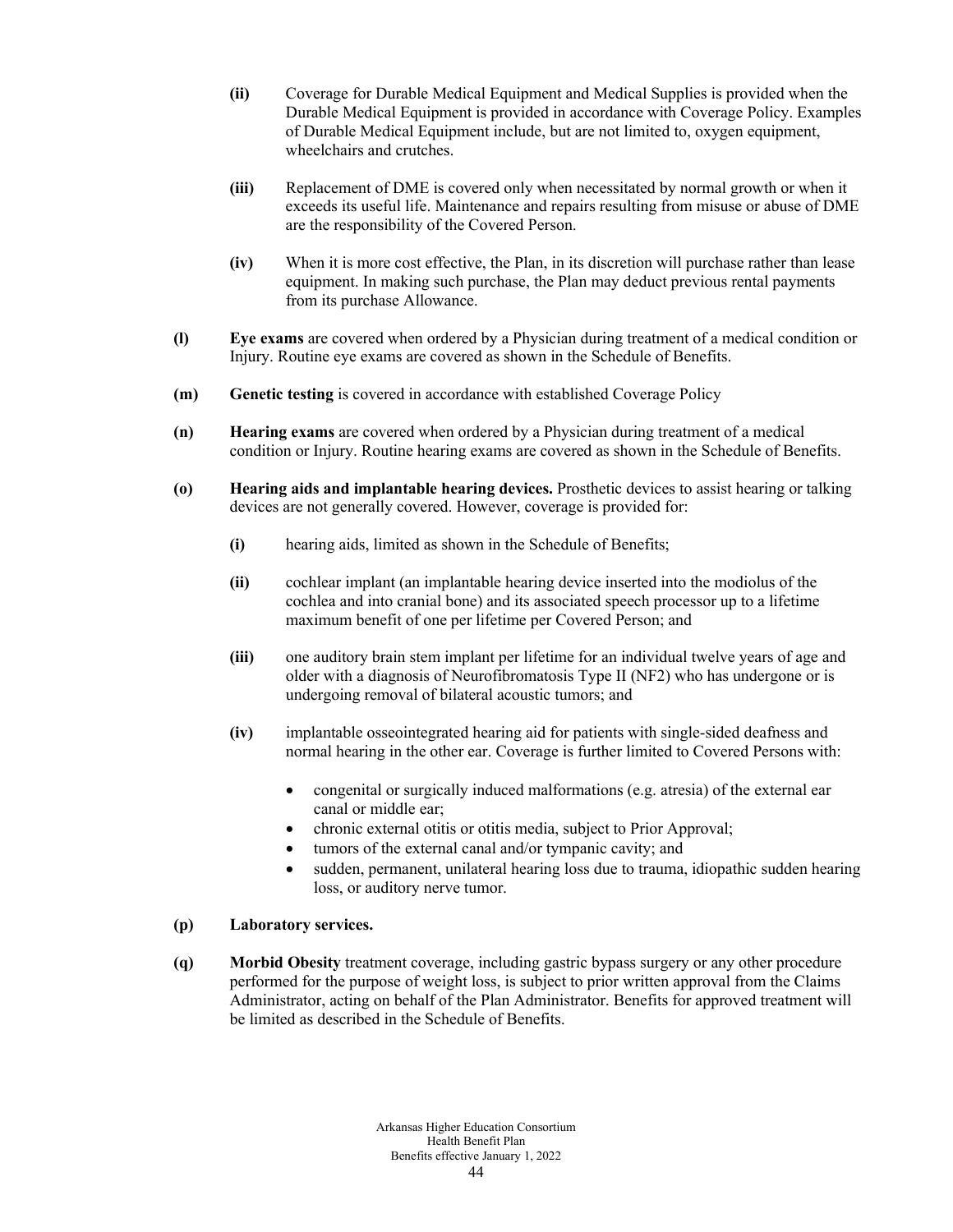**(ii)** Coverage for Durable Medical Equipment and Medical Supplies is provided when the Durable Medical Equipment is provided in accordance with Coverage Policy. Examples of Durable Medical Equipment include, but are not limited to, oxygen equipment, wheelchairs and crutches.

**(iii)** Replacement of DME is covered only when necessitated by normal growth or when it exceeds its useful life. Maintenance and repairs resulting from misuse or abuse of DME are the responsibility of the Covered Person.

**(iv)** When it is more cost effective, the Plan, in its discretion will purchase rather than lease equipment. In making such purchase, the Plan may deduct previous rental payments from its purchase Allowance.

**(l)** **Eye exams** are covered when ordered by a Physician during treatment of a medical condition or Injury. Routine eye exams are covered as shown in the Schedule of Benefits.

**(m)** **Genetic testing** is covered in accordance with established Coverage Policy

**(n)** **Hearing exams** are covered when ordered by a Physician during treatment of a medical condition or Injury. Routine hearing exams are covered as shown in the Schedule of Benefits.

**(o)** **Hearing aids and implantable hearing devices.** Prosthetic devices to assist hearing or talking devices are not generally covered. However, coverage is provided for:

**(i)** hearing aids, limited as shown in the Schedule of Benefits;

**(ii)** cochlear implant (an implantable hearing device inserted into the modiolus of the cochlea and into cranial bone) and its associated speech processor up to a lifetime maximum benefit of one per lifetime per Covered Person; and

**(iii)** one auditory brain stem implant per lifetime for an individual twelve years of age and older with a diagnosis of Neurofibromatosis Type II (NF2) who has undergone or is undergoing removal of bilateral acoustic tumors; and

**(iv)** implantable osseointegrated hearing aid for patients with single-sided deafness and normal hearing in the other ear. Coverage is further limited to Covered Persons with:

- congenital or surgically induced malformations (e.g. atresia) of the external ear canal or middle ear;
- chronic external otitis or otitis media, subject to Prior Approval;
- tumors of the external canal and/or tympanic cavity; and
- sudden, permanent, unilateral hearing loss due to trauma, idiopathic sudden hearing loss, or auditory nerve tumor.

**(p)** **Laboratory services.**

**(q)** **Morbid Obesity** treatment coverage, including gastric bypass surgery or any other procedure performed for the purpose of weight loss, is subject to prior written approval from the Claims Administrator, acting on behalf of the Plan Administrator. Benefits for approved treatment will be limited as described in the Schedule of Benefits.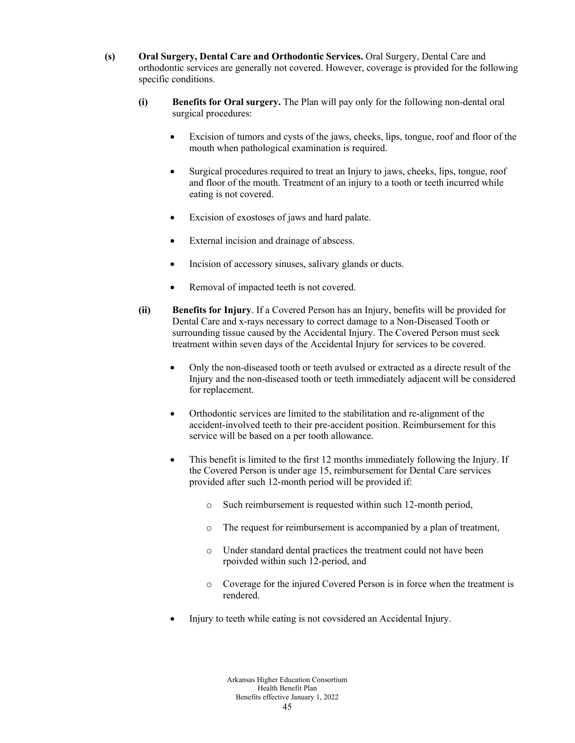**(s) Oral Surgery, Dental Care and Orthodontic Services.** Oral Surgery, Dental Care and orthodontic services are generally not covered. However, coverage is provided for the following specific conditions.

**(i) Benefits for Oral surgery.** The Plan will pay only for the following non-dental oral surgical procedures:

- Excision of tumors and cysts of the jaws, cheeks, lips, tongue, roof and floor of the mouth when pathological examination is required.
- Surgical procedures required to treat an Injury to jaws, cheeks, lips, tongue, roof and floor of the mouth. Treatment of an injury to a tooth or teeth incurred while eating is not covered.
- Excision of exostoses of jaws and hard palate.
- External incision and drainage of abscess.
- Incision of accessory sinuses, salivary glands or ducts.
- Removal of impacted teeth is not covered.

**(ii) Benefits for Injury**. If a Covered Person has an Injury, benefits will be provided for Dental Care and x-rays necessary to correct damage to a Non-Diseased Tooth or surrounding tissue caused by the Accidental Injury. The Covered Person must seek treatment within seven days of the Accidental Injury for services to be covered.

- Only the non-diseased tooth or teeth avulsed or extracted as a directe result of the Injury and the non-diseased tooth or teeth immediately adjacent will be considered for replacement.
- Orthodontic services are limited to the stabilitation and re-alignment of the accident-involved teeth to their pre-accident position. Reimbursement for this service will be based on a per tooth allowance.
- This benefit is limited to the first 12 months immediately following the Injury. If the Covered Person is under age 15, reimbursement for Dental Care services provided after such 12-month period will be provided if:
  - Such reimbursement is requested within such 12-month period,
  - The request for reimbursement is accompanied by a plan of treatment,
  - Under standard dental practices the treatment could not have been rpoivded within such 12-period, and
  - Coverage for the injured Covered Person is in force when the treatment is rendered.
- Injury to teeth while eating is not covsidered an Accidental Injury.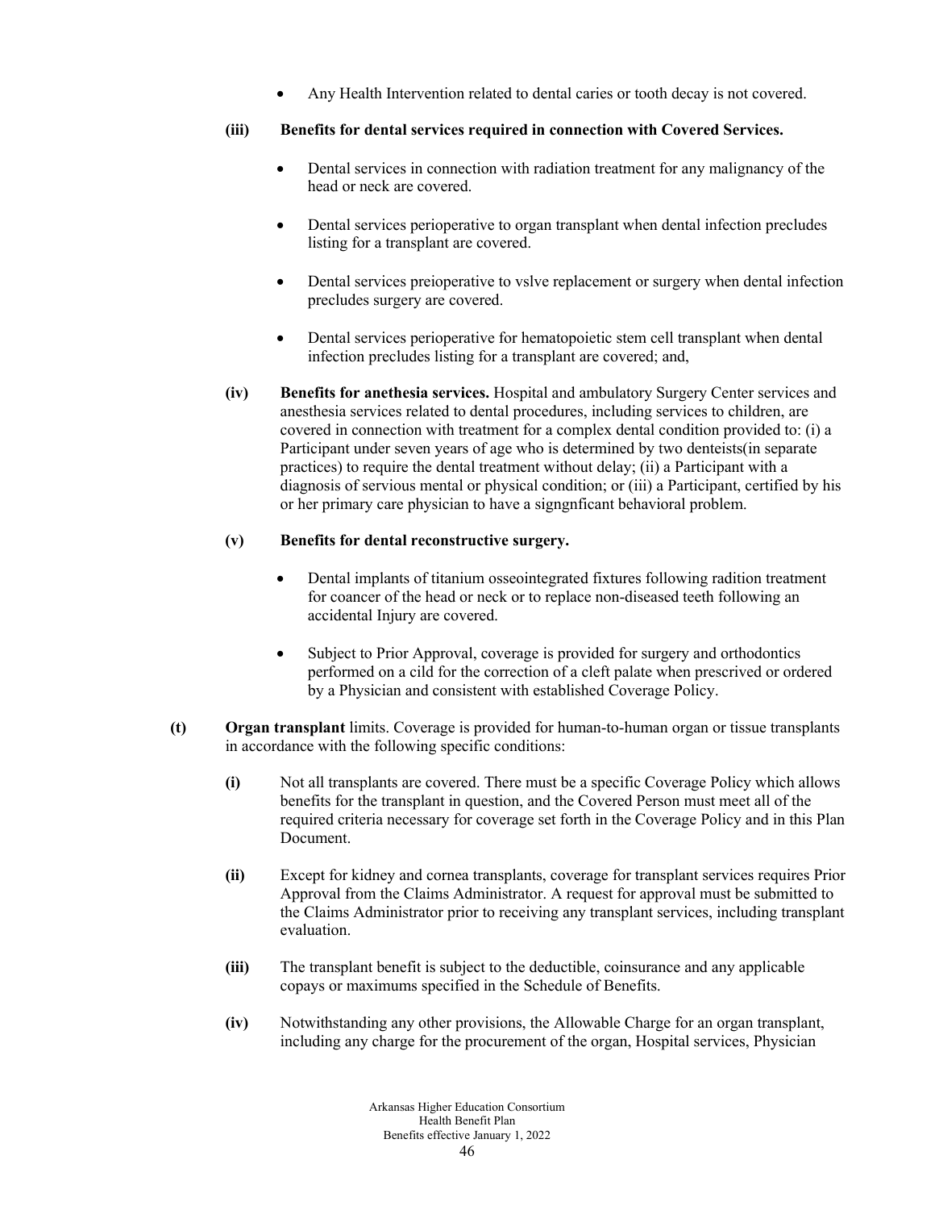- Any Health Intervention related to dental caries or tooth decay is not covered.

**(iii) Benefits for dental services required in connection with Covered Services.**

- Dental services in connection with radiation treatment for any malignancy of the head or neck are covered.
- Dental services perioperative to organ transplant when dental infection precludes listing for a transplant are covered.
- Dental services preioperative to vslve replacement or surgery when dental infection precludes surgery are covered.
- Dental services perioperative for hematopoietic stem cell transplant when dental infection precludes listing for a transplant are covered; and,

**(iv) Benefits for anethesia services.** Hospital and ambulatory Surgery Center services and anesthesia services related to dental procedures, including services to children, are covered in connection with treatment for a complex dental condition provided to: (i) a Participant under seven years of age who is determined by two denteists(in separate practices) to require the dental treatment without delay; (ii) a Participant with a diagnosis of servious mental or physical condition; or (iii) a Participant, certified by his or her primary care physician to have a signgnficant behavioral problem.

**(v) Benefits for dental reconstructive surgery.**

- Dental implants of titanium osseointegrated fixtures following radition treatment for coancer of the head or neck or to replace non-diseased teeth following an accidental Injury are covered.
- Subject to Prior Approval, coverage is provided for surgery and orthodontics performed on a cild for the correction of a cleft palate when prescrived or ordered by a Physician and consistent with established Coverage Policy.

**(t) Organ transplant** limits. Coverage is provided for human-to-human organ or tissue transplants in accordance with the following specific conditions:

**(i)** Not all transplants are covered. There must be a specific Coverage Policy which allows benefits for the transplant in question, and the Covered Person must meet all of the required criteria necessary for coverage set forth in the Coverage Policy and in this Plan Document.

**(ii)** Except for kidney and cornea transplants, coverage for transplant services requires Prior Approval from the Claims Administrator. A request for approval must be submitted to the Claims Administrator prior to receiving any transplant services, including transplant evaluation.

**(iii)** The transplant benefit is subject to the deductible, coinsurance and any applicable copays or maximums specified in the Schedule of Benefits.

**(iv)** Notwithstanding any other provisions, the Allowable Charge for an organ transplant, including any charge for the procurement of the organ, Hospital services, Physician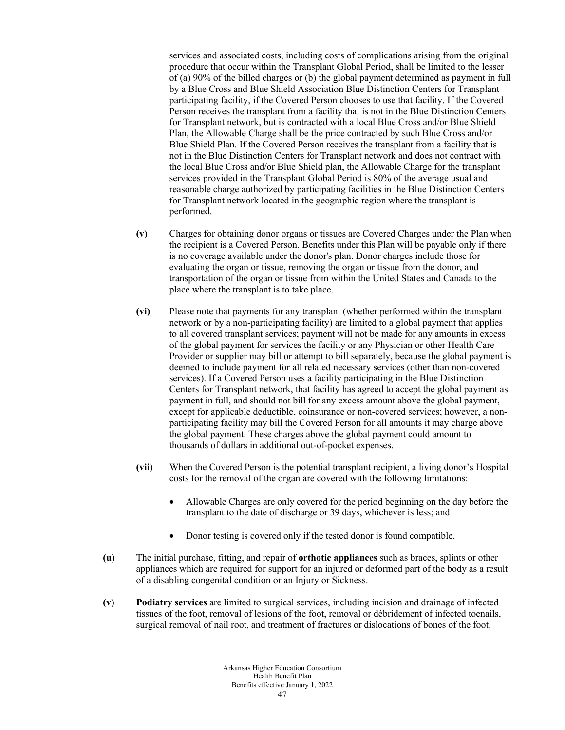services and associated costs, including costs of complications arising from the original procedure that occur within the Transplant Global Period, shall be limited to the lesser of (a) 90% of the billed charges or (b) the global payment determined as payment in full by a Blue Cross and Blue Shield Association Blue Distinction Centers for Transplant participating facility, if the Covered Person chooses to use that facility. If the Covered Person receives the transplant from a facility that is not in the Blue Distinction Centers for Transplant network, but is contracted with a local Blue Cross and/or Blue Shield Plan, the Allowable Charge shall be the price contracted by such Blue Cross and/or Blue Shield Plan. If the Covered Person receives the transplant from a facility that is not in the Blue Distinction Centers for Transplant network and does not contract with the local Blue Cross and/or Blue Shield plan, the Allowable Charge for the transplant services provided in the Transplant Global Period is 80% of the average usual and reasonable charge authorized by participating facilities in the Blue Distinction Centers for Transplant network located in the geographic region where the transplant is performed.

**(v)** Charges for obtaining donor organs or tissues are Covered Charges under the Plan when the recipient is a Covered Person. Benefits under this Plan will be payable only if there is no coverage available under the donor's plan. Donor charges include those for evaluating the organ or tissue, removing the organ or tissue from the donor, and transportation of the organ or tissue from within the United States and Canada to the place where the transplant is to take place.

**(vi)** Please note that payments for any transplant (whether performed within the transplant network or by a non-participating facility) are limited to a global payment that applies to all covered transplant services; payment will not be made for any amounts in excess of the global payment for services the facility or any Physician or other Health Care Provider or supplier may bill or attempt to bill separately, because the global payment is deemed to include payment for all related necessary services (other than non-covered services). If a Covered Person uses a facility participating in the Blue Distinction Centers for Transplant network, that facility has agreed to accept the global payment as payment in full, and should not bill for any excess amount above the global payment, except for applicable deductible, coinsurance or non-covered services; however, a non-participating facility may bill the Covered Person for all amounts it may charge above the global payment. These charges above the global payment could amount to thousands of dollars in additional out-of-pocket expenses.

**(vii)** When the Covered Person is the potential transplant recipient, a living donor's Hospital costs for the removal of the organ are covered with the following limitations:

- Allowable Charges are only covered for the period beginning on the day before the transplant to the date of discharge or 39 days, whichever is less; and
- Donor testing is covered only if the tested donor is found compatible.

**(u)** The initial purchase, fitting, and repair of **orthotic appliances** such as braces, splints or other appliances which are required for support for an injured or deformed part of the body as a result of a disabling congenital condition or an Injury or Sickness.

**(v)** **Podiatry services** are limited to surgical services, including incision and drainage of infected tissues of the foot, removal of lesions of the foot, removal or débridement of infected toenails, surgical removal of nail root, and treatment of fractures or dislocations of bones of the foot.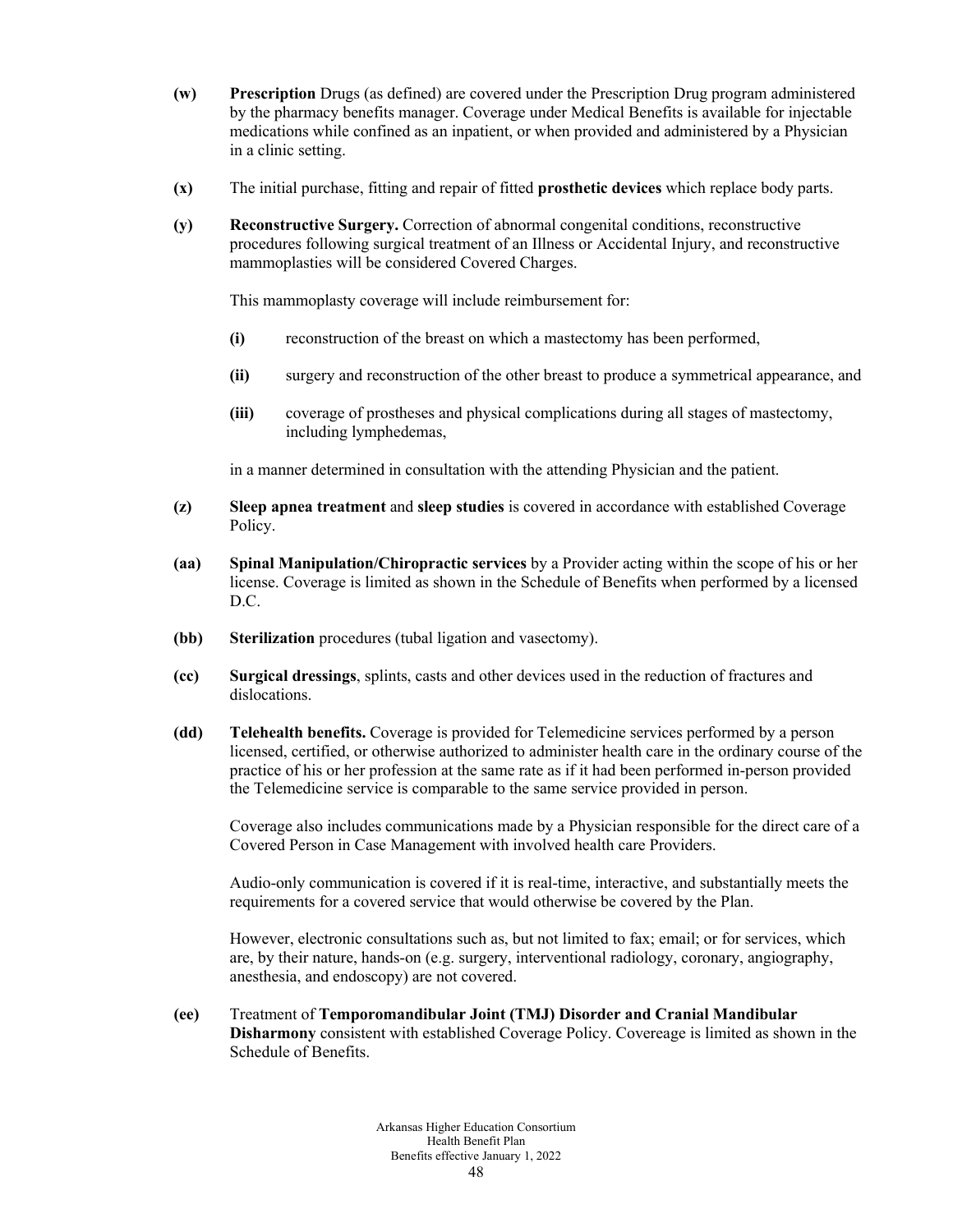**(w)** **Prescription** Drugs (as defined) are covered under the Prescription Drug program administered by the pharmacy benefits manager. Coverage under Medical Benefits is available for injectable medications while confined as an inpatient, or when provided and administered by a Physician in a clinic setting.

**(x)** The initial purchase, fitting and repair of fitted **prosthetic devices** which replace body parts.

**(y)** **Reconstructive Surgery.** Correction of abnormal congenital conditions, reconstructive procedures following surgical treatment of an Illness or Accidental Injury, and reconstructive mammoplasties will be considered Covered Charges.

This mammoplasty coverage will include reimbursement for:

**(i)** reconstruction of the breast on which a mastectomy has been performed,

**(ii)** surgery and reconstruction of the other breast to produce a symmetrical appearance, and

**(iii)** coverage of prostheses and physical complications during all stages of mastectomy, including lymphedemas,

in a manner determined in consultation with the attending Physician and the patient.

**(z)** **Sleep apnea treatment** and **sleep studies** is covered in accordance with established Coverage Policy.

**(aa)** **Spinal Manipulation/Chiropractic services** by a Provider acting within the scope of his or her license. Coverage is limited as shown in the Schedule of Benefits when performed by a licensed D.C.

**(bb)** **Sterilization** procedures (tubal ligation and vasectomy).

**(cc)** **Surgical dressings**, splints, casts and other devices used in the reduction of fractures and dislocations.

**(dd)** **Telehealth benefits.** Coverage is provided for Telemedicine services performed by a person licensed, certified, or otherwise authorized to administer health care in the ordinary course of the practice of his or her profession at the same rate as if it had been performed in-person provided the Telemedicine service is comparable to the same service provided in person.

Coverage also includes communications made by a Physician responsible for the direct care of a Covered Person in Case Management with involved health care Providers.

Audio-only communication is covered if it is real-time, interactive, and substantially meets the requirements for a covered service that would otherwise be covered by the Plan.

However, electronic consultations such as, but not limited to fax; email; or for services, which are, by their nature, hands-on (e.g. surgery, interventional radiology, coronary, angiography, anesthesia, and endoscopy) are not covered.

**(ee)** Treatment of **Temporomandibular Joint (TMJ) Disorder and Cranial Mandibular Disharmony** consistent with established Coverage Policy. Covereage is limited as shown in the Schedule of Benefits.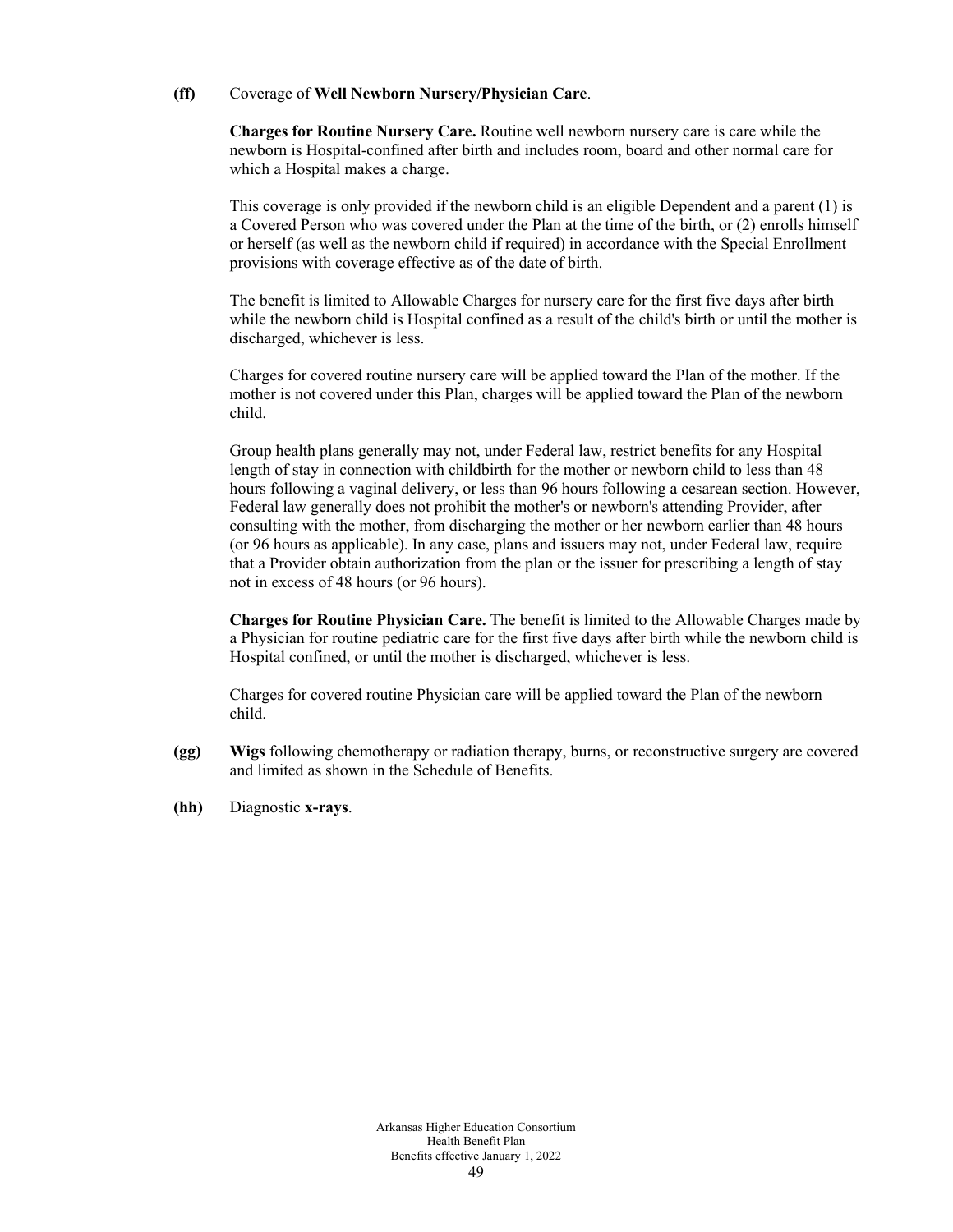**(ff)** Coverage of **Well Newborn Nursery/Physician Care**.

**Charges for Routine Nursery Care.** Routine well newborn nursery care is care while the newborn is Hospital-confined after birth and includes room, board and other normal care for which a Hospital makes a charge.

This coverage is only provided if the newborn child is an eligible Dependent and a parent (1) is a Covered Person who was covered under the Plan at the time of the birth, or (2) enrolls himself or herself (as well as the newborn child if required) in accordance with the Special Enrollment provisions with coverage effective as of the date of birth.

The benefit is limited to Allowable Charges for nursery care for the first five days after birth while the newborn child is Hospital confined as a result of the child's birth or until the mother is discharged, whichever is less.

Charges for covered routine nursery care will be applied toward the Plan of the mother. If the mother is not covered under this Plan, charges will be applied toward the Plan of the newborn child.

Group health plans generally may not, under Federal law, restrict benefits for any Hospital length of stay in connection with childbirth for the mother or newborn child to less than 48 hours following a vaginal delivery, or less than 96 hours following a cesarean section. However, Federal law generally does not prohibit the mother's or newborn's attending Provider, after consulting with the mother, from discharging the mother or her newborn earlier than 48 hours (or 96 hours as applicable). In any case, plans and issuers may not, under Federal law, require that a Provider obtain authorization from the plan or the issuer for prescribing a length of stay not in excess of 48 hours (or 96 hours).

**Charges for Routine Physician Care.** The benefit is limited to the Allowable Charges made by a Physician for routine pediatric care for the first five days after birth while the newborn child is Hospital confined, or until the mother is discharged, whichever is less.

Charges for covered routine Physician care will be applied toward the Plan of the newborn child.

**(gg)** **Wigs** following chemotherapy or radiation therapy, burns, or reconstructive surgery are covered and limited as shown in the Schedule of Benefits.

**(hh)** Diagnostic **x-rays**.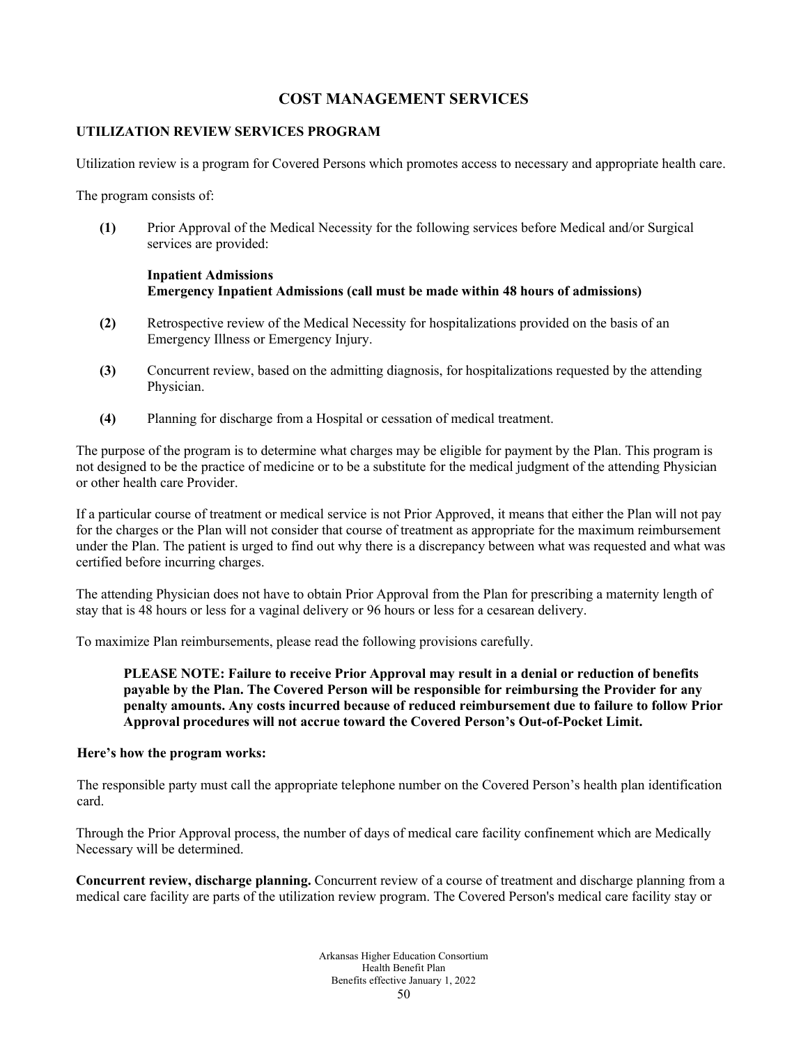# COST MANAGEMENT SERVICES

## UTILIZATION REVIEW SERVICES PROGRAM

Utilization review is a program for Covered Persons which promotes access to necessary and appropriate health care.

The program consists of:

**(1)** Prior Approval of the Medical Necessity for the following services before Medical and/or Surgical services are provided:

**Inpatient Admissions**
**Emergency Inpatient Admissions (call must be made within 48 hours of admissions)**

**(2)** Retrospective review of the Medical Necessity for hospitalizations provided on the basis of an Emergency Illness or Emergency Injury.

**(3)** Concurrent review, based on the admitting diagnosis, for hospitalizations requested by the attending Physician.

**(4)** Planning for discharge from a Hospital or cessation of medical treatment.

The purpose of the program is to determine what charges may be eligible for payment by the Plan. This program is not designed to be the practice of medicine or to be a substitute for the medical judgment of the attending Physician or other health care Provider.

If a particular course of treatment or medical service is not Prior Approved, it means that either the Plan will not pay for the charges or the Plan will not consider that course of treatment as appropriate for the maximum reimbursement under the Plan. The patient is urged to find out why there is a discrepancy between what was requested and what was certified before incurring charges.

The attending Physician does not have to obtain Prior Approval from the Plan for prescribing a maternity length of stay that is 48 hours or less for a vaginal delivery or 96 hours or less for a cesarean delivery.

To maximize Plan reimbursements, please read the following provisions carefully.

**PLEASE NOTE: Failure to receive Prior Approval may result in a denial or reduction of benefits payable by the Plan. The Covered Person will be responsible for reimbursing the Provider for any penalty amounts. Any costs incurred because of reduced reimbursement due to failure to follow Prior Approval procedures will not accrue toward the Covered Person's Out-of-Pocket Limit.**

**Here's how the program works:**

The responsible party must call the appropriate telephone number on the Covered Person's health plan identification card.

Through the Prior Approval process, the number of days of medical care facility confinement which are Medically Necessary will be determined.

**Concurrent review, discharge planning.** Concurrent review of a course of treatment and discharge planning from a medical care facility are parts of the utilization review program. The Covered Person's medical care facility stay or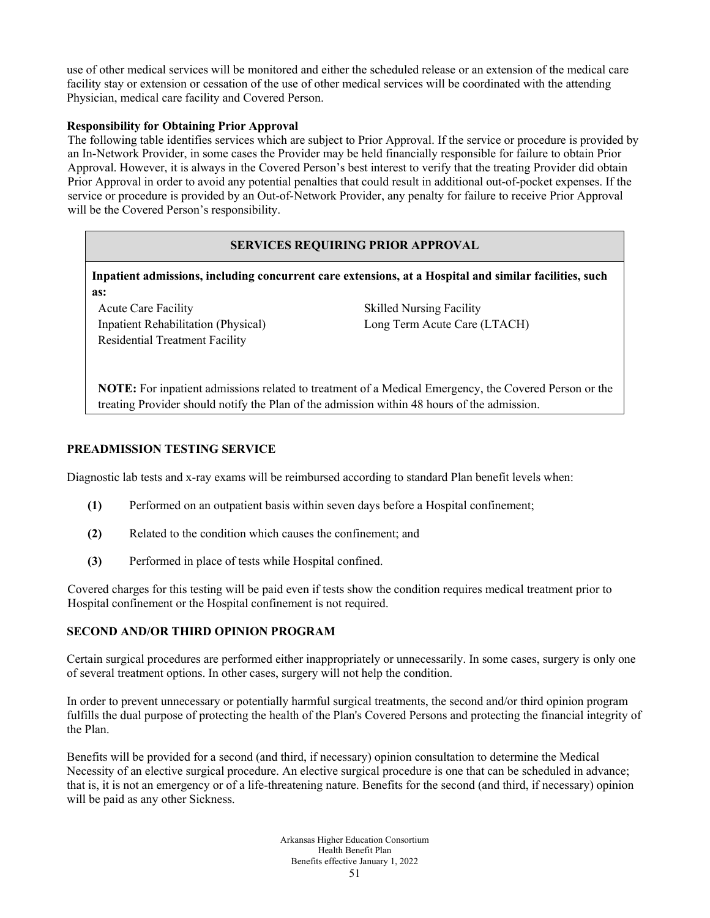use of other medical services will be monitored and either the scheduled release or an extension of the medical care facility stay or extension or cessation of the use of other medical services will be coordinated with the attending Physician, medical care facility and Covered Person.

**Responsibility for Obtaining Prior Approval**

The following table identifies services which are subject to Prior Approval. If the service or procedure is provided by an In-Network Provider, in some cases the Provider may be held financially responsible for failure to obtain Prior Approval. However, it is always in the Covered Person's best interest to verify that the treating Provider did obtain Prior Approval in order to avoid any potential penalties that could result in additional out-of-pocket expenses. If the service or procedure is provided by an Out-of-Network Provider, any penalty for failure to receive Prior Approval will be the Covered Person's responsibility.

| SERVICES REQUIRING PRIOR APPROVAL | |
|---|---|
| **Inpatient admissions, including concurrent care extensions, at a Hospital and similar facilities, such as:** | |
| Acute Care Facility | Skilled Nursing Facility |
| Inpatient Rehabilitation (Physical) | Long Term Acute Care (LTACH) |
| Residential Treatment Facility | |
| **NOTE:** For inpatient admissions related to treatment of a Medical Emergency, the Covered Person or the treating Provider should notify the Plan of the admission within 48 hours of the admission. | |

## PREADMISSION TESTING SERVICE

Diagnostic lab tests and x-ray exams will be reimbursed according to standard Plan benefit levels when:

**(1)** Performed on an outpatient basis within seven days before a Hospital confinement;

**(2)** Related to the condition which causes the confinement; and

**(3)** Performed in place of tests while Hospital confined.

Covered charges for this testing will be paid even if tests show the condition requires medical treatment prior to Hospital confinement or the Hospital confinement is not required.

## SECOND AND/OR THIRD OPINION PROGRAM

Certain surgical procedures are performed either inappropriately or unnecessarily. In some cases, surgery is only one of several treatment options. In other cases, surgery will not help the condition.

In order to prevent unnecessary or potentially harmful surgical treatments, the second and/or third opinion program fulfills the dual purpose of protecting the health of the Plan's Covered Persons and protecting the financial integrity of the Plan.

Benefits will be provided for a second (and third, if necessary) opinion consultation to determine the Medical Necessity of an elective surgical procedure. An elective surgical procedure is one that can be scheduled in advance; that is, it is not an emergency or of a life-threatening nature. Benefits for the second (and third, if necessary) opinion will be paid as any other Sickness.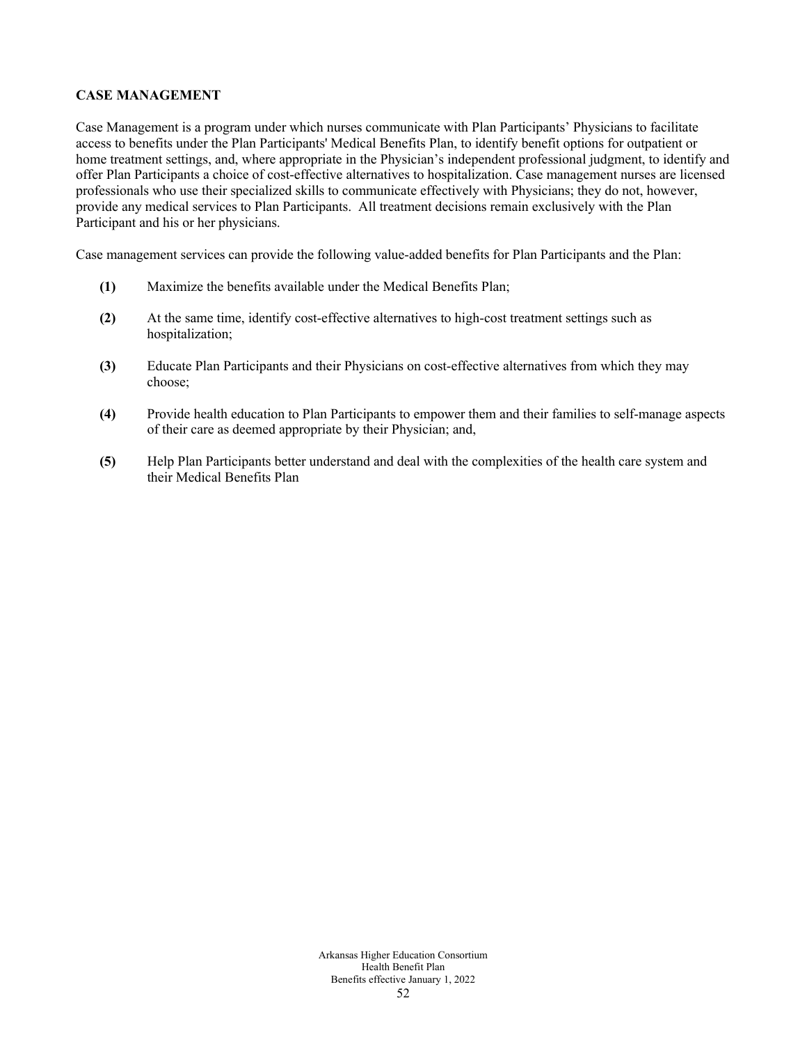## CASE MANAGEMENT

Case Management is a program under which nurses communicate with Plan Participants' Physicians to facilitate access to benefits under the Plan Participants' Medical Benefits Plan, to identify benefit options for outpatient or home treatment settings, and, where appropriate in the Physician's independent professional judgment, to identify and offer Plan Participants a choice of cost-effective alternatives to hospitalization. Case management nurses are licensed professionals who use their specialized skills to communicate effectively with Physicians; they do not, however, provide any medical services to Plan Participants. All treatment decisions remain exclusively with the Plan Participant and his or her physicians.

Case management services can provide the following value-added benefits for Plan Participants and the Plan:

**(1)** Maximize the benefits available under the Medical Benefits Plan;

**(2)** At the same time, identify cost-effective alternatives to high-cost treatment settings such as hospitalization;

**(3)** Educate Plan Participants and their Physicians on cost-effective alternatives from which they may choose;

**(4)** Provide health education to Plan Participants to empower them and their families to self-manage aspects of their care as deemed appropriate by their Physician; and,

**(5)** Help Plan Participants better understand and deal with the complexities of the health care system and their Medical Benefits Plan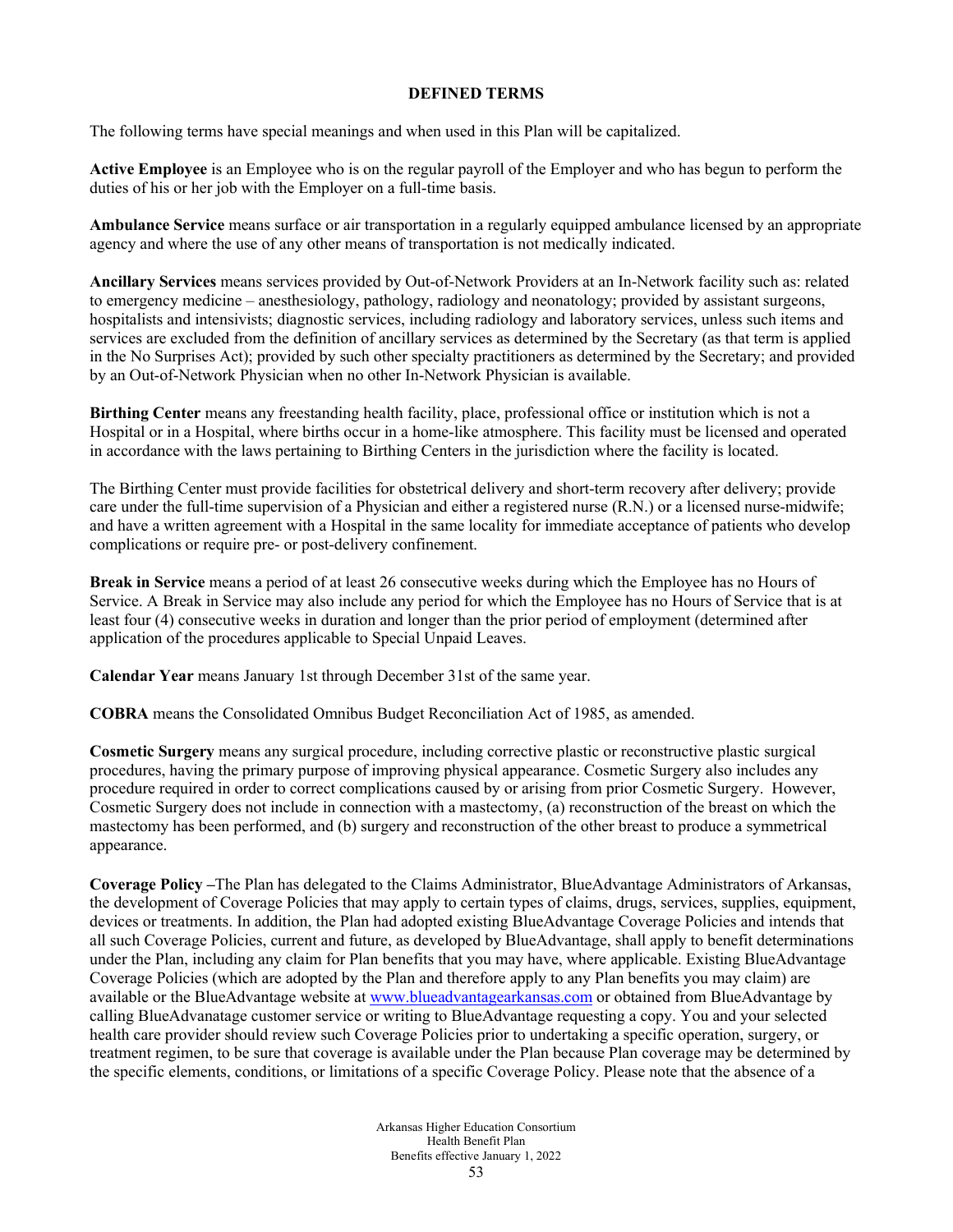## DEFINED TERMS

The following terms have special meanings and when used in this Plan will be capitalized.

**Active Employee** is an Employee who is on the regular payroll of the Employer and who has begun to perform the duties of his or her job with the Employer on a full-time basis.

**Ambulance Service** means surface or air transportation in a regularly equipped ambulance licensed by an appropriate agency and where the use of any other means of transportation is not medically indicated.

**Ancillary Services** means services provided by Out-of-Network Providers at an In-Network facility such as: related to emergency medicine – anesthesiology, pathology, radiology and neonatology; provided by assistant surgeons, hospitalists and intensivists; diagnostic services, including radiology and laboratory services, unless such items and services are excluded from the definition of ancillary services as determined by the Secretary (as that term is applied in the No Surprises Act); provided by such other specialty practitioners as determined by the Secretary; and provided by an Out-of-Network Physician when no other In-Network Physician is available.

**Birthing Center** means any freestanding health facility, place, professional office or institution which is not a Hospital or in a Hospital, where births occur in a home-like atmosphere. This facility must be licensed and operated in accordance with the laws pertaining to Birthing Centers in the jurisdiction where the facility is located.

The Birthing Center must provide facilities for obstetrical delivery and short-term recovery after delivery; provide care under the full-time supervision of a Physician and either a registered nurse (R.N.) or a licensed nurse-midwife; and have a written agreement with a Hospital in the same locality for immediate acceptance of patients who develop complications or require pre- or post-delivery confinement.

**Break in Service** means a period of at least 26 consecutive weeks during which the Employee has no Hours of Service. A Break in Service may also include any period for which the Employee has no Hours of Service that is at least four (4) consecutive weeks in duration and longer than the prior period of employment (determined after application of the procedures applicable to Special Unpaid Leaves.

**Calendar Year** means January 1st through December 31st of the same year.

**COBRA** means the Consolidated Omnibus Budget Reconciliation Act of 1985, as amended.

**Cosmetic Surgery** means any surgical procedure, including corrective plastic or reconstructive plastic surgical procedures, having the primary purpose of improving physical appearance. Cosmetic Surgery also includes any procedure required in order to correct complications caused by or arising from prior Cosmetic Surgery. However, Cosmetic Surgery does not include in connection with a mastectomy, (a) reconstruction of the breast on which the mastectomy has been performed, and (b) surgery and reconstruction of the other breast to produce a symmetrical appearance.

**Coverage Policy –**The Plan has delegated to the Claims Administrator, BlueAdvantage Administrators of Arkansas, the development of Coverage Policies that may apply to certain types of claims, drugs, services, supplies, equipment, devices or treatments. In addition, the Plan had adopted existing BlueAdvantage Coverage Policies and intends that all such Coverage Policies, current and future, as developed by BlueAdvantage, shall apply to benefit determinations under the Plan, including any claim for Plan benefits that you may have, where applicable. Existing BlueAdvantage Coverage Policies (which are adopted by the Plan and therefore apply to any Plan benefits you may claim) are available or the BlueAdvantage website at www.blueadvantagearkansas.com or obtained from BlueAdvantage by calling BlueAdvanatage customer service or writing to BlueAdvantage requesting a copy. You and your selected health care provider should review such Coverage Policies prior to undertaking a specific operation, surgery, or treatment regimen, to be sure that coverage is available under the Plan because Plan coverage may be determined by the specific elements, conditions, or limitations of a specific Coverage Policy. Please note that the absence of a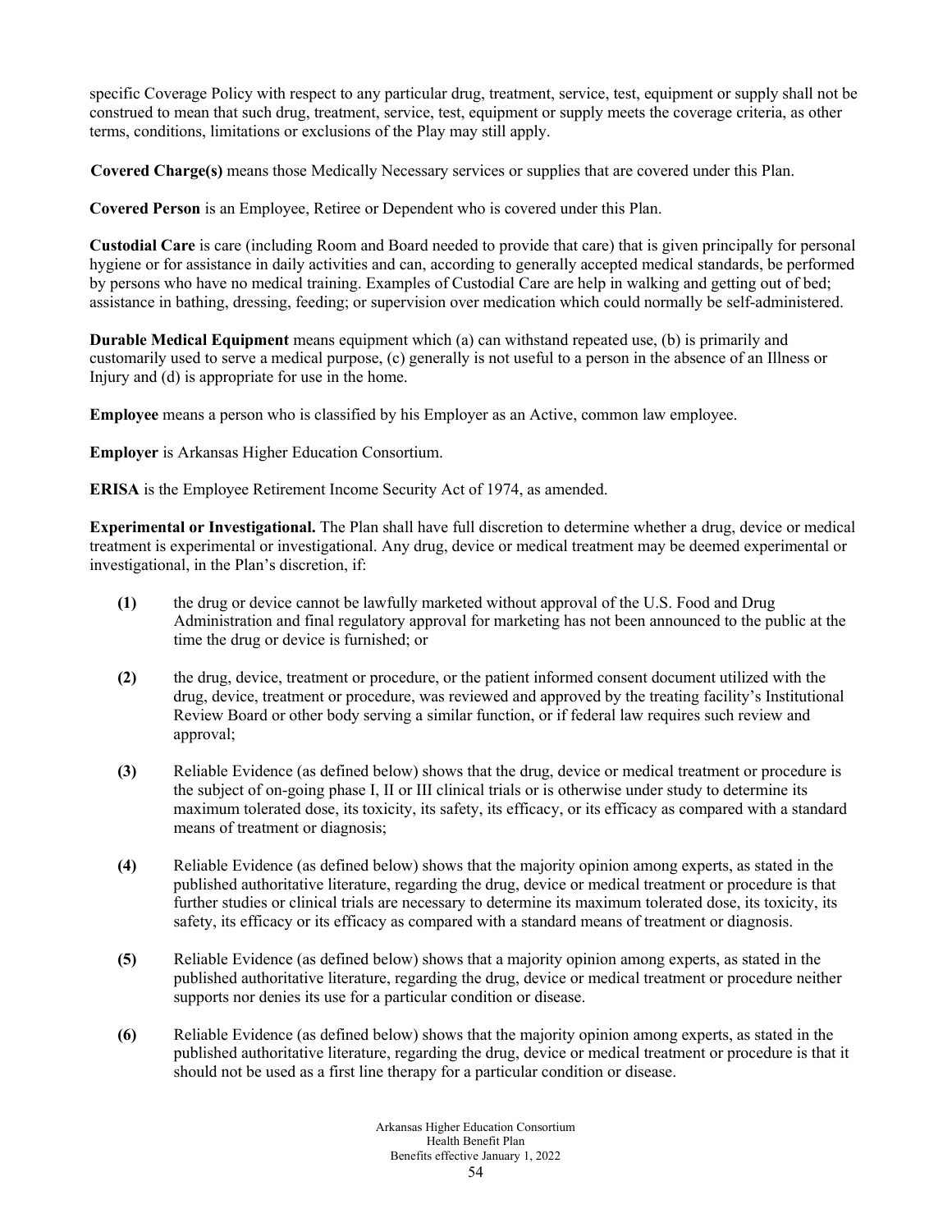specific Coverage Policy with respect to any particular drug, treatment, service, test, equipment or supply shall not be construed to mean that such drug, treatment, service, test, equipment or supply meets the coverage criteria, as other terms, conditions, limitations or exclusions of the Play may still apply.

**Covered Charge(s)** means those Medically Necessary services or supplies that are covered under this Plan.

**Covered Person** is an Employee, Retiree or Dependent who is covered under this Plan.

**Custodial Care** is care (including Room and Board needed to provide that care) that is given principally for personal hygiene or for assistance in daily activities and can, according to generally accepted medical standards, be performed by persons who have no medical training. Examples of Custodial Care are help in walking and getting out of bed; assistance in bathing, dressing, feeding; or supervision over medication which could normally be self-administered.

**Durable Medical Equipment** means equipment which (a) can withstand repeated use, (b) is primarily and customarily used to serve a medical purpose, (c) generally is not useful to a person in the absence of an Illness or Injury and (d) is appropriate for use in the home.

**Employee** means a person who is classified by his Employer as an Active, common law employee.

**Employer** is Arkansas Higher Education Consortium.

**ERISA** is the Employee Retirement Income Security Act of 1974, as amended.

**Experimental or Investigational.** The Plan shall have full discretion to determine whether a drug, device or medical treatment is experimental or investigational. Any drug, device or medical treatment may be deemed experimental or investigational, in the Plan's discretion, if:

**(1)** the drug or device cannot be lawfully marketed without approval of the U.S. Food and Drug Administration and final regulatory approval for marketing has not been announced to the public at the time the drug or device is furnished; or

**(2)** the drug, device, treatment or procedure, or the patient informed consent document utilized with the drug, device, treatment or procedure, was reviewed and approved by the treating facility's Institutional Review Board or other body serving a similar function, or if federal law requires such review and approval;

**(3)** Reliable Evidence (as defined below) shows that the drug, device or medical treatment or procedure is the subject of on-going phase I, II or III clinical trials or is otherwise under study to determine its maximum tolerated dose, its toxicity, its safety, its efficacy, or its efficacy as compared with a standard means of treatment or diagnosis;

**(4)** Reliable Evidence (as defined below) shows that the majority opinion among experts, as stated in the published authoritative literature, regarding the drug, device or medical treatment or procedure is that further studies or clinical trials are necessary to determine its maximum tolerated dose, its toxicity, its safety, its efficacy or its efficacy as compared with a standard means of treatment or diagnosis.

**(5)** Reliable Evidence (as defined below) shows that a majority opinion among experts, as stated in the published authoritative literature, regarding the drug, device or medical treatment or procedure neither supports nor denies its use for a particular condition or disease.

**(6)** Reliable Evidence (as defined below) shows that the majority opinion among experts, as stated in the published authoritative literature, regarding the drug, device or medical treatment or procedure is that it should not be used as a first line therapy for a particular condition or disease.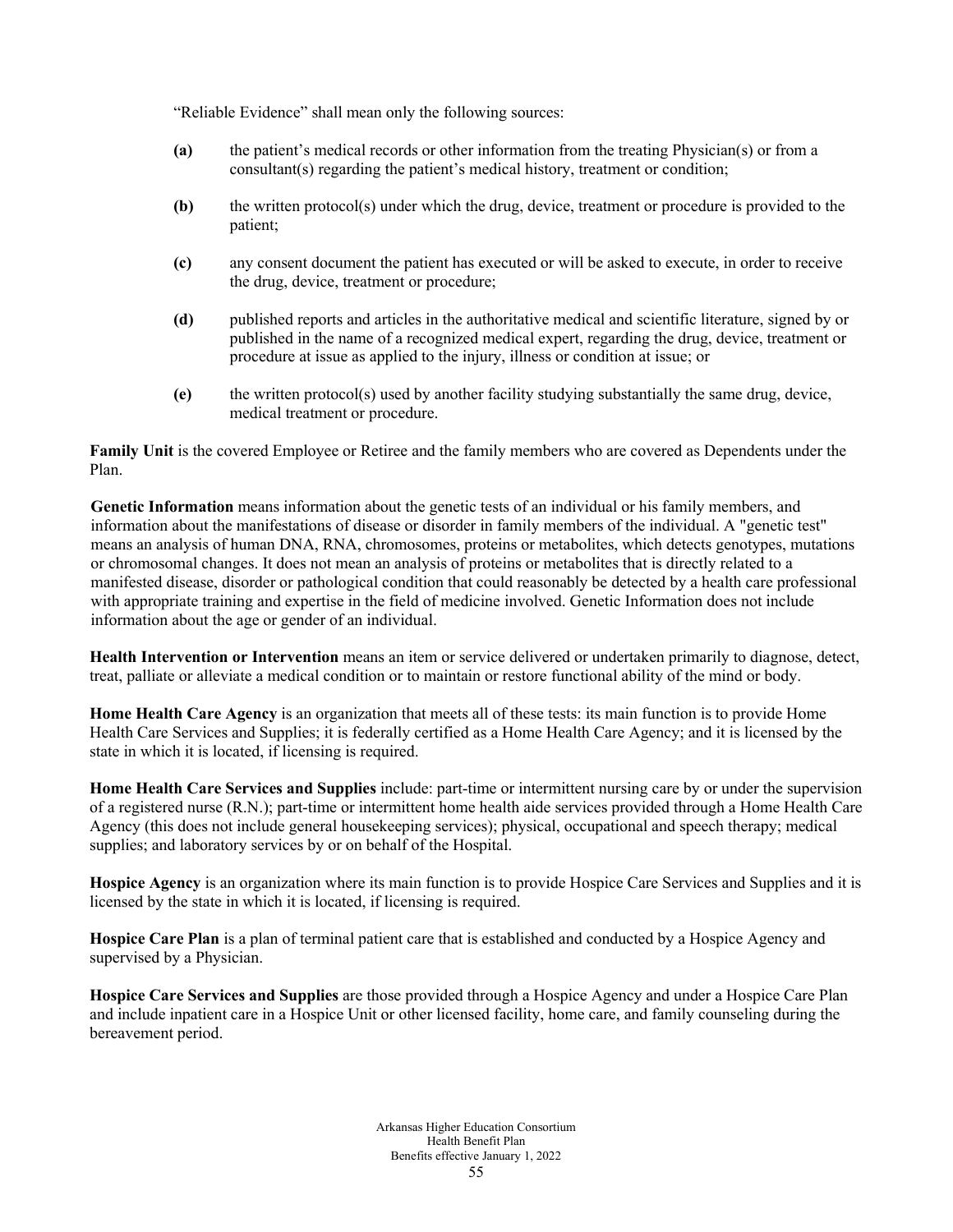"Reliable Evidence" shall mean only the following sources:

**(a)** the patient's medical records or other information from the treating Physician(s) or from a consultant(s) regarding the patient's medical history, treatment or condition;

**(b)** the written protocol(s) under which the drug, device, treatment or procedure is provided to the patient;

**(c)** any consent document the patient has executed or will be asked to execute, in order to receive the drug, device, treatment or procedure;

**(d)** published reports and articles in the authoritative medical and scientific literature, signed by or published in the name of a recognized medical expert, regarding the drug, device, treatment or procedure at issue as applied to the injury, illness or condition at issue; or

**(e)** the written protocol(s) used by another facility studying substantially the same drug, device, medical treatment or procedure.

**Family Unit** is the covered Employee or Retiree and the family members who are covered as Dependents under the Plan.

**Genetic Information** means information about the genetic tests of an individual or his family members, and information about the manifestations of disease or disorder in family members of the individual. A "genetic test" means an analysis of human DNA, RNA, chromosomes, proteins or metabolites, which detects genotypes, mutations or chromosomal changes. It does not mean an analysis of proteins or metabolites that is directly related to a manifested disease, disorder or pathological condition that could reasonably be detected by a health care professional with appropriate training and expertise in the field of medicine involved. Genetic Information does not include information about the age or gender of an individual.

**Health Intervention or Intervention** means an item or service delivered or undertaken primarily to diagnose, detect, treat, palliate or alleviate a medical condition or to maintain or restore functional ability of the mind or body.

**Home Health Care Agency** is an organization that meets all of these tests: its main function is to provide Home Health Care Services and Supplies; it is federally certified as a Home Health Care Agency; and it is licensed by the state in which it is located, if licensing is required.

**Home Health Care Services and Supplies** include: part-time or intermittent nursing care by or under the supervision of a registered nurse (R.N.); part-time or intermittent home health aide services provided through a Home Health Care Agency (this does not include general housekeeping services); physical, occupational and speech therapy; medical supplies; and laboratory services by or on behalf of the Hospital.

**Hospice Agency** is an organization where its main function is to provide Hospice Care Services and Supplies and it is licensed by the state in which it is located, if licensing is required.

**Hospice Care Plan** is a plan of terminal patient care that is established and conducted by a Hospice Agency and supervised by a Physician.

**Hospice Care Services and Supplies** are those provided through a Hospice Agency and under a Hospice Care Plan and include inpatient care in a Hospice Unit or other licensed facility, home care, and family counseling during the bereavement period.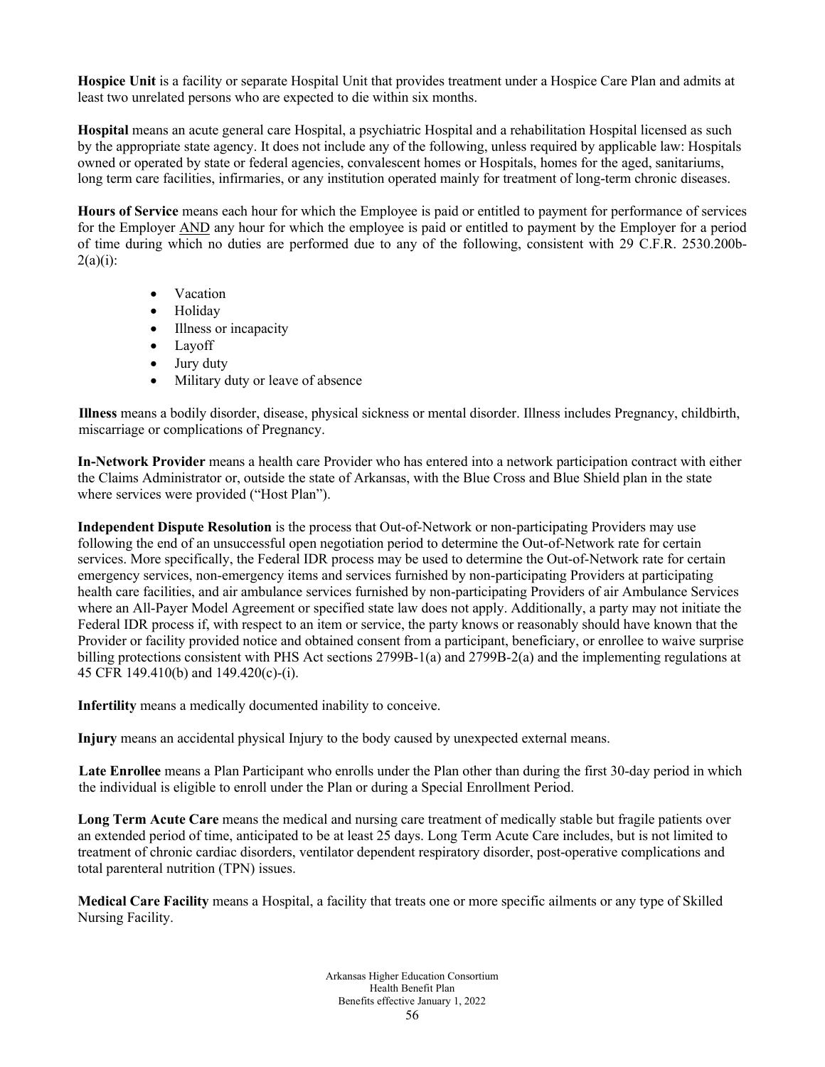**Hospice Unit** is a facility or separate Hospital Unit that provides treatment under a Hospice Care Plan and admits at least two unrelated persons who are expected to die within six months.

**Hospital** means an acute general care Hospital, a psychiatric Hospital and a rehabilitation Hospital licensed as such by the appropriate state agency. It does not include any of the following, unless required by applicable law: Hospitals owned or operated by state or federal agencies, convalescent homes or Hospitals, homes for the aged, sanitariums, long term care facilities, infirmaries, or any institution operated mainly for treatment of long-term chronic diseases.

**Hours of Service** means each hour for which the Employee is paid or entitled to payment for performance of services for the Employer AND any hour for which the employee is paid or entitled to payment by the Employer for a period of time during which no duties are performed due to any of the following, consistent with 29 C.F.R. 2530.200b-2(a)(i):

- Vacation
- Holiday
- Illness or incapacity
- Layoff
- Jury duty
- Military duty or leave of absence

**Illness** means a bodily disorder, disease, physical sickness or mental disorder. Illness includes Pregnancy, childbirth, miscarriage or complications of Pregnancy.

**In-Network Provider** means a health care Provider who has entered into a network participation contract with either the Claims Administrator or, outside the state of Arkansas, with the Blue Cross and Blue Shield plan in the state where services were provided ("Host Plan").

**Independent Dispute Resolution** is the process that Out-of-Network or non-participating Providers may use following the end of an unsuccessful open negotiation period to determine the Out-of-Network rate for certain services. More specifically, the Federal IDR process may be used to determine the Out-of-Network rate for certain emergency services, non-emergency items and services furnished by non-participating Providers at participating health care facilities, and air ambulance services furnished by non-participating Providers of air Ambulance Services where an All-Payer Model Agreement or specified state law does not apply. Additionally, a party may not initiate the Federal IDR process if, with respect to an item or service, the party knows or reasonably should have known that the Provider or facility provided notice and obtained consent from a participant, beneficiary, or enrollee to waive surprise billing protections consistent with PHS Act sections 2799B-1(a) and 2799B-2(a) and the implementing regulations at 45 CFR 149.410(b) and 149.420(c)-(i).

**Infertility** means a medically documented inability to conceive.

**Injury** means an accidental physical Injury to the body caused by unexpected external means.

**Late Enrollee** means a Plan Participant who enrolls under the Plan other than during the first 30-day period in which the individual is eligible to enroll under the Plan or during a Special Enrollment Period.

**Long Term Acute Care** means the medical and nursing care treatment of medically stable but fragile patients over an extended period of time, anticipated to be at least 25 days. Long Term Acute Care includes, but is not limited to treatment of chronic cardiac disorders, ventilator dependent respiratory disorder, post-operative complications and total parenteral nutrition (TPN) issues.

**Medical Care Facility** means a Hospital, a facility that treats one or more specific ailments or any type of Skilled Nursing Facility.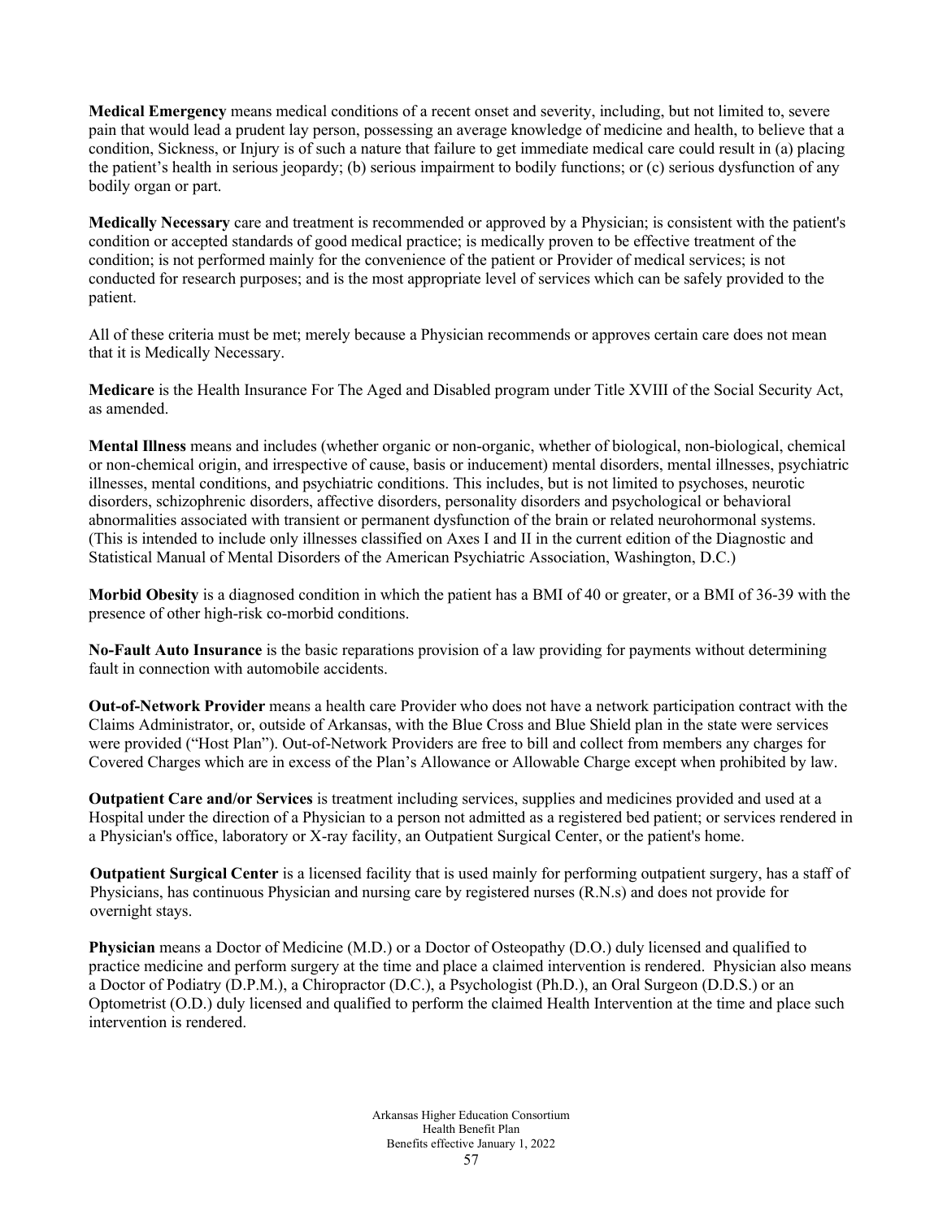**Medical Emergency** means medical conditions of a recent onset and severity, including, but not limited to, severe pain that would lead a prudent lay person, possessing an average knowledge of medicine and health, to believe that a condition, Sickness, or Injury is of such a nature that failure to get immediate medical care could result in (a) placing the patient's health in serious jeopardy; (b) serious impairment to bodily functions; or (c) serious dysfunction of any bodily organ or part.

**Medically Necessary** care and treatment is recommended or approved by a Physician; is consistent with the patient's condition or accepted standards of good medical practice; is medically proven to be effective treatment of the condition; is not performed mainly for the convenience of the patient or Provider of medical services; is not conducted for research purposes; and is the most appropriate level of services which can be safely provided to the patient.

All of these criteria must be met; merely because a Physician recommends or approves certain care does not mean that it is Medically Necessary.

**Medicare** is the Health Insurance For The Aged and Disabled program under Title XVIII of the Social Security Act, as amended.

**Mental Illness** means and includes (whether organic or non-organic, whether of biological, non-biological, chemical or non-chemical origin, and irrespective of cause, basis or inducement) mental disorders, mental illnesses, psychiatric illnesses, mental conditions, and psychiatric conditions. This includes, but is not limited to psychoses, neurotic disorders, schizophrenic disorders, affective disorders, personality disorders and psychological or behavioral abnormalities associated with transient or permanent dysfunction of the brain or related neurohormonal systems. (This is intended to include only illnesses classified on Axes I and II in the current edition of the Diagnostic and Statistical Manual of Mental Disorders of the American Psychiatric Association, Washington, D.C.)

**Morbid Obesity** is a diagnosed condition in which the patient has a BMI of 40 or greater, or a BMI of 36-39 with the presence of other high-risk co-morbid conditions.

**No-Fault Auto Insurance** is the basic reparations provision of a law providing for payments without determining fault in connection with automobile accidents.

**Out-of-Network Provider** means a health care Provider who does not have a network participation contract with the Claims Administrator, or, outside of Arkansas, with the Blue Cross and Blue Shield plan in the state were services were provided ("Host Plan"). Out-of-Network Providers are free to bill and collect from members any charges for Covered Charges which are in excess of the Plan's Allowance or Allowable Charge except when prohibited by law.

**Outpatient Care and/or Services** is treatment including services, supplies and medicines provided and used at a Hospital under the direction of a Physician to a person not admitted as a registered bed patient; or services rendered in a Physician's office, laboratory or X-ray facility, an Outpatient Surgical Center, or the patient's home.

**Outpatient Surgical Center** is a licensed facility that is used mainly for performing outpatient surgery, has a staff of Physicians, has continuous Physician and nursing care by registered nurses (R.N.s) and does not provide for overnight stays.

**Physician** means a Doctor of Medicine (M.D.) or a Doctor of Osteopathy (D.O.) duly licensed and qualified to practice medicine and perform surgery at the time and place a claimed intervention is rendered. Physician also means a Doctor of Podiatry (D.P.M.), a Chiropractor (D.C.), a Psychologist (Ph.D.), an Oral Surgeon (D.D.S.) or an Optometrist (O.D.) duly licensed and qualified to perform the claimed Health Intervention at the time and place such intervention is rendered.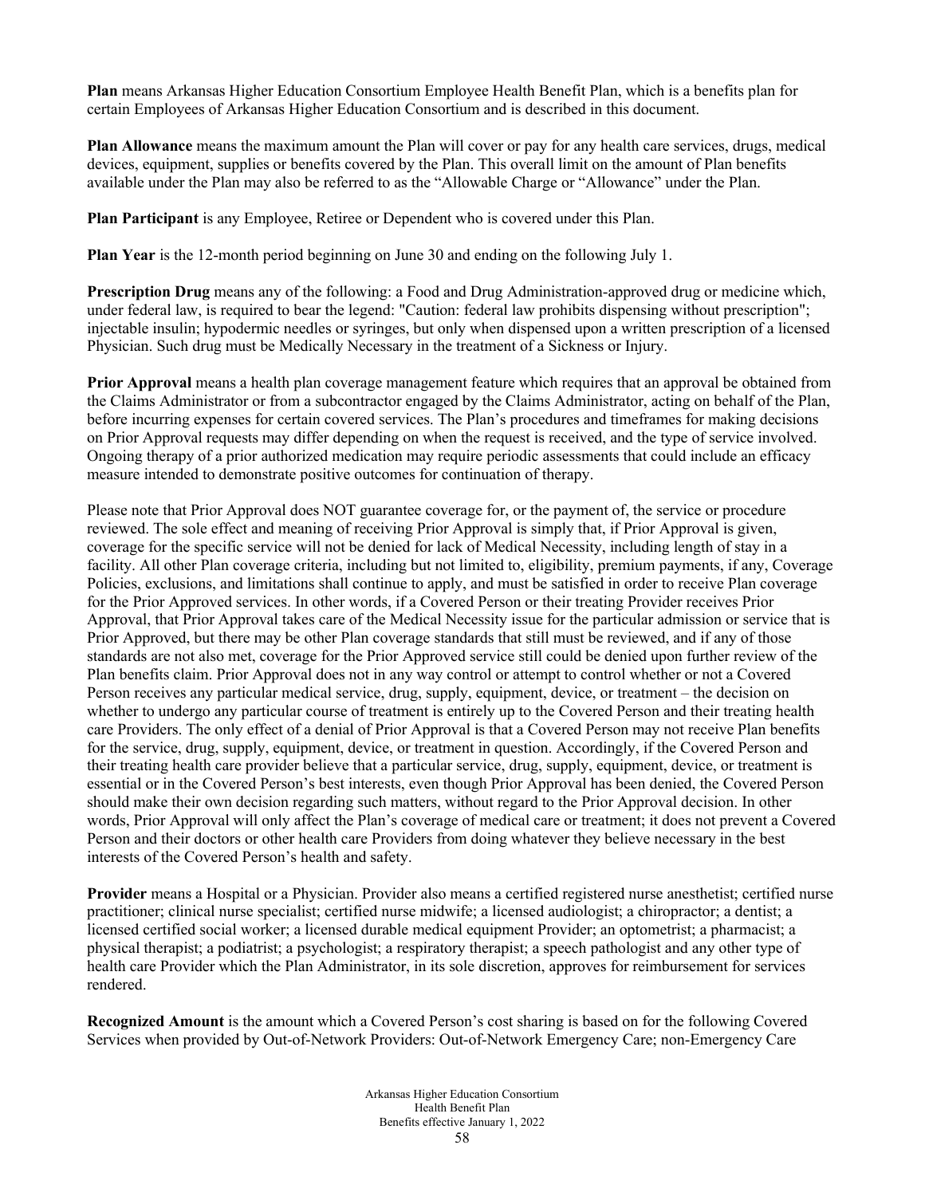**Plan** means Arkansas Higher Education Consortium Employee Health Benefit Plan, which is a benefits plan for certain Employees of Arkansas Higher Education Consortium and is described in this document.

**Plan Allowance** means the maximum amount the Plan will cover or pay for any health care services, drugs, medical devices, equipment, supplies or benefits covered by the Plan. This overall limit on the amount of Plan benefits available under the Plan may also be referred to as the "Allowable Charge or "Allowance" under the Plan.

**Plan Participant** is any Employee, Retiree or Dependent who is covered under this Plan.

**Plan Year** is the 12-month period beginning on June 30 and ending on the following July 1.

**Prescription Drug** means any of the following: a Food and Drug Administration-approved drug or medicine which, under federal law, is required to bear the legend: "Caution: federal law prohibits dispensing without prescription"; injectable insulin; hypodermic needles or syringes, but only when dispensed upon a written prescription of a licensed Physician. Such drug must be Medically Necessary in the treatment of a Sickness or Injury.

**Prior Approval** means a health plan coverage management feature which requires that an approval be obtained from the Claims Administrator or from a subcontractor engaged by the Claims Administrator, acting on behalf of the Plan, before incurring expenses for certain covered services. The Plan's procedures and timeframes for making decisions on Prior Approval requests may differ depending on when the request is received, and the type of service involved. Ongoing therapy of a prior authorized medication may require periodic assessments that could include an efficacy measure intended to demonstrate positive outcomes for continuation of therapy.

Please note that Prior Approval does NOT guarantee coverage for, or the payment of, the service or procedure reviewed. The sole effect and meaning of receiving Prior Approval is simply that, if Prior Approval is given, coverage for the specific service will not be denied for lack of Medical Necessity, including length of stay in a facility. All other Plan coverage criteria, including but not limited to, eligibility, premium payments, if any, Coverage Policies, exclusions, and limitations shall continue to apply, and must be satisfied in order to receive Plan coverage for the Prior Approved services. In other words, if a Covered Person or their treating Provider receives Prior Approval, that Prior Approval takes care of the Medical Necessity issue for the particular admission or service that is Prior Approved, but there may be other Plan coverage standards that still must be reviewed, and if any of those standards are not also met, coverage for the Prior Approved service still could be denied upon further review of the Plan benefits claim. Prior Approval does not in any way control or attempt to control whether or not a Covered Person receives any particular medical service, drug, supply, equipment, device, or treatment – the decision on whether to undergo any particular course of treatment is entirely up to the Covered Person and their treating health care Providers. The only effect of a denial of Prior Approval is that a Covered Person may not receive Plan benefits for the service, drug, supply, equipment, device, or treatment in question. Accordingly, if the Covered Person and their treating health care provider believe that a particular service, drug, supply, equipment, device, or treatment is essential or in the Covered Person's best interests, even though Prior Approval has been denied, the Covered Person should make their own decision regarding such matters, without regard to the Prior Approval decision. In other words, Prior Approval will only affect the Plan's coverage of medical care or treatment; it does not prevent a Covered Person and their doctors or other health care Providers from doing whatever they believe necessary in the best interests of the Covered Person's health and safety.

**Provider** means a Hospital or a Physician. Provider also means a certified registered nurse anesthetist; certified nurse practitioner; clinical nurse specialist; certified nurse midwife; a licensed audiologist; a chiropractor; a dentist; a licensed certified social worker; a licensed durable medical equipment Provider; an optometrist; a pharmacist; a physical therapist; a podiatrist; a psychologist; a respiratory therapist; a speech pathologist and any other type of health care Provider which the Plan Administrator, in its sole discretion, approves for reimbursement for services rendered.

**Recognized Amount** is the amount which a Covered Person's cost sharing is based on for the following Covered Services when provided by Out-of-Network Providers: Out-of-Network Emergency Care; non-Emergency Care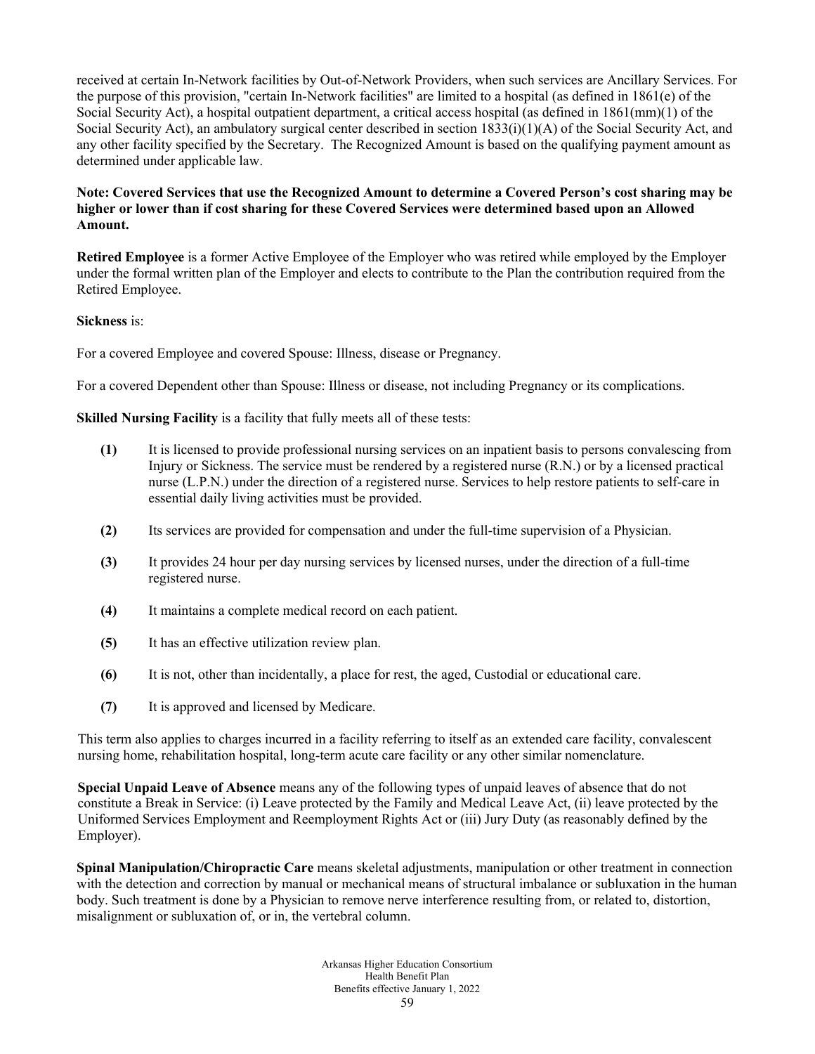received at certain In-Network facilities by Out-of-Network Providers, when such services are Ancillary Services. For the purpose of this provision, "certain In-Network facilities" are limited to a hospital (as defined in 1861(e) of the Social Security Act), a hospital outpatient department, a critical access hospital (as defined in 1861(mm)(1) of the Social Security Act), an ambulatory surgical center described in section 1833(i)(1)(A) of the Social Security Act, and any other facility specified by the Secretary. The Recognized Amount is based on the qualifying payment amount as determined under applicable law.

**Note: Covered Services that use the Recognized Amount to determine a Covered Person's cost sharing may be higher or lower than if cost sharing for these Covered Services were determined based upon an Allowed Amount.**

**Retired Employee** is a former Active Employee of the Employer who was retired while employed by the Employer under the formal written plan of the Employer and elects to contribute to the Plan the contribution required from the Retired Employee.

**Sickness** is:

For a covered Employee and covered Spouse: Illness, disease or Pregnancy.

For a covered Dependent other than Spouse: Illness or disease, not including Pregnancy or its complications.

**Skilled Nursing Facility** is a facility that fully meets all of these tests:

**(1)** It is licensed to provide professional nursing services on an inpatient basis to persons convalescing from Injury or Sickness. The service must be rendered by a registered nurse (R.N.) or by a licensed practical nurse (L.P.N.) under the direction of a registered nurse. Services to help restore patients to self-care in essential daily living activities must be provided.

**(2)** Its services are provided for compensation and under the full-time supervision of a Physician.

**(3)** It provides 24 hour per day nursing services by licensed nurses, under the direction of a full-time registered nurse.

**(4)** It maintains a complete medical record on each patient.

**(5)** It has an effective utilization review plan.

**(6)** It is not, other than incidentally, a place for rest, the aged, Custodial or educational care.

**(7)** It is approved and licensed by Medicare.

This term also applies to charges incurred in a facility referring to itself as an extended care facility, convalescent nursing home, rehabilitation hospital, long-term acute care facility or any other similar nomenclature.

**Special Unpaid Leave of Absence** means any of the following types of unpaid leaves of absence that do not constitute a Break in Service: (i) Leave protected by the Family and Medical Leave Act, (ii) leave protected by the Uniformed Services Employment and Reemployment Rights Act or (iii) Jury Duty (as reasonably defined by the Employer).

**Spinal Manipulation/Chiropractic Care** means skeletal adjustments, manipulation or other treatment in connection with the detection and correction by manual or mechanical means of structural imbalance or subluxation in the human body. Such treatment is done by a Physician to remove nerve interference resulting from, or related to, distortion, misalignment or subluxation of, or in, the vertebral column.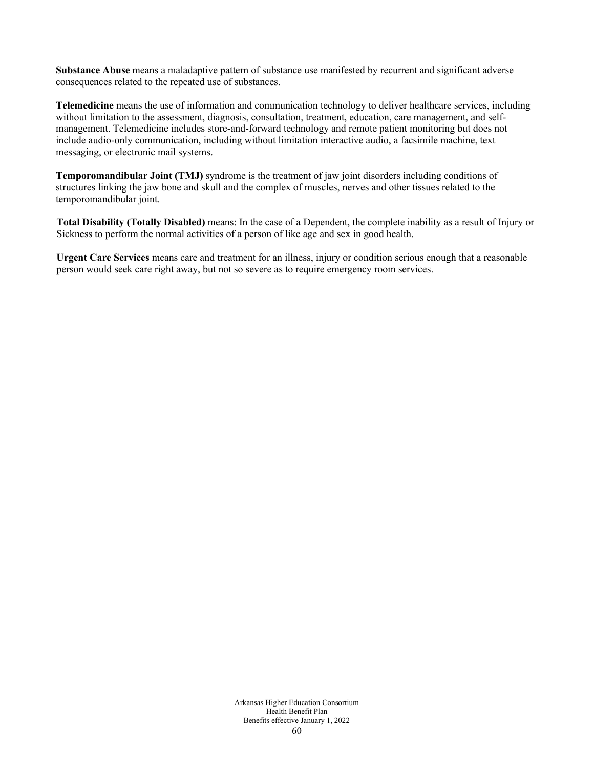**Substance Abuse** means a maladaptive pattern of substance use manifested by recurrent and significant adverse consequences related to the repeated use of substances.

**Telemedicine** means the use of information and communication technology to deliver healthcare services, including without limitation to the assessment, diagnosis, consultation, treatment, education, care management, and self-management. Telemedicine includes store-and-forward technology and remote patient monitoring but does not include audio-only communication, including without limitation interactive audio, a facsimile machine, text messaging, or electronic mail systems.

**Temporomandibular Joint (TMJ)** syndrome is the treatment of jaw joint disorders including conditions of structures linking the jaw bone and skull and the complex of muscles, nerves and other tissues related to the temporomandibular joint.

**Total Disability (Totally Disabled)** means: In the case of a Dependent, the complete inability as a result of Injury or Sickness to perform the normal activities of a person of like age and sex in good health.

**Urgent Care Services** means care and treatment for an illness, injury or condition serious enough that a reasonable person would seek care right away, but not so severe as to require emergency room services.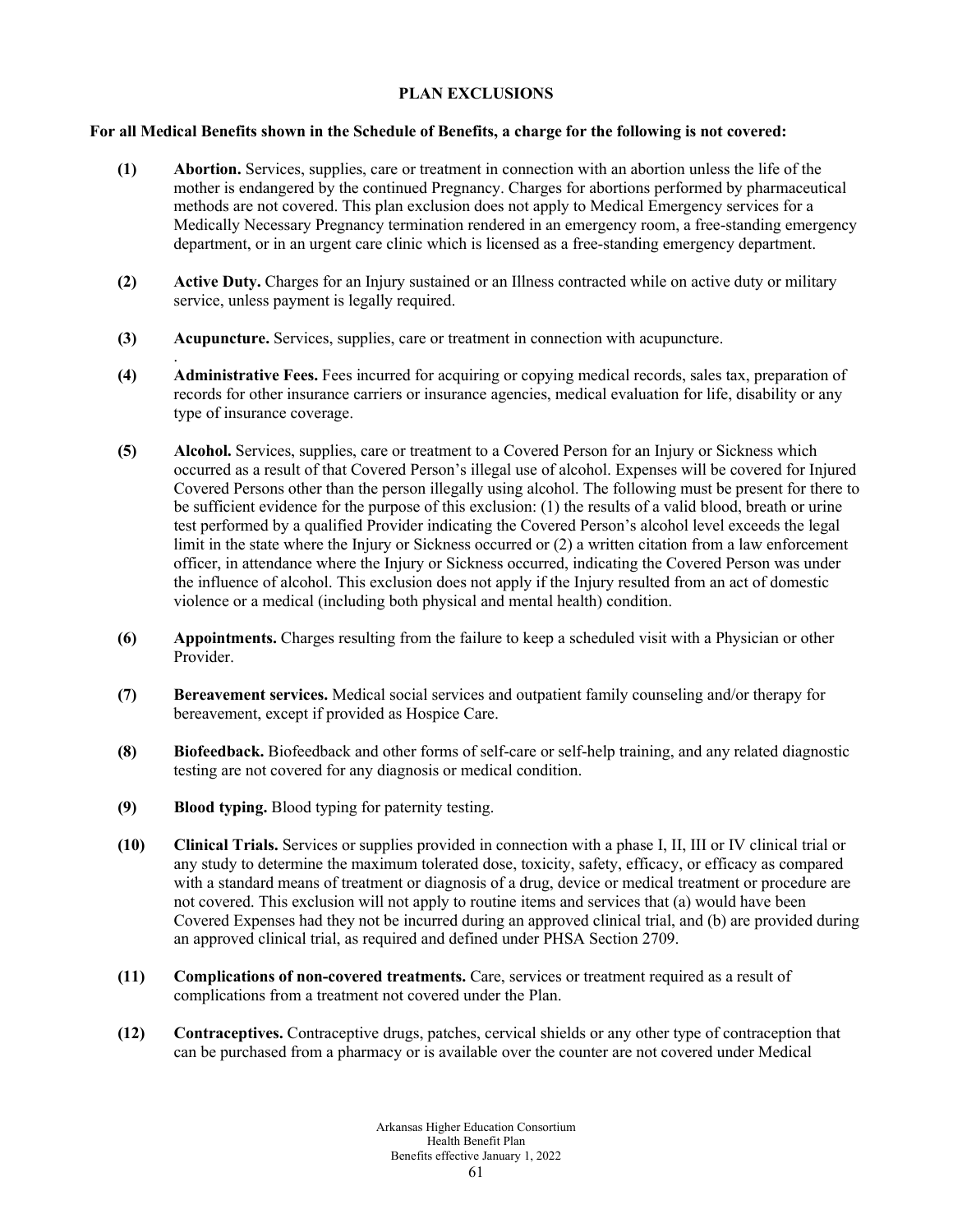## PLAN EXCLUSIONS

**For all Medical Benefits shown in the Schedule of Benefits, a charge for the following is not covered:**

**(1)** **Abortion.** Services, supplies, care or treatment in connection with an abortion unless the life of the mother is endangered by the continued Pregnancy. Charges for abortions performed by pharmaceutical methods are not covered. This plan exclusion does not apply to Medical Emergency services for a Medically Necessary Pregnancy termination rendered in an emergency room, a free-standing emergency department, or in an urgent care clinic which is licensed as a free-standing emergency department.

**(2)** **Active Duty.** Charges for an Injury sustained or an Illness contracted while on active duty or military service, unless payment is legally required.

**(3)** **Acupuncture.** Services, supplies, care or treatment in connection with acupuncture.

**(4)** **Administrative Fees.** Fees incurred for acquiring or copying medical records, sales tax, preparation of records for other insurance carriers or insurance agencies, medical evaluation for life, disability or any type of insurance coverage.

**(5)** **Alcohol.** Services, supplies, care or treatment to a Covered Person for an Injury or Sickness which occurred as a result of that Covered Person's illegal use of alcohol. Expenses will be covered for Injured Covered Persons other than the person illegally using alcohol. The following must be present for there to be sufficient evidence for the purpose of this exclusion: (1) the results of a valid blood, breath or urine test performed by a qualified Provider indicating the Covered Person's alcohol level exceeds the legal limit in the state where the Injury or Sickness occurred or (2) a written citation from a law enforcement officer, in attendance where the Injury or Sickness occurred, indicating the Covered Person was under the influence of alcohol. This exclusion does not apply if the Injury resulted from an act of domestic violence or a medical (including both physical and mental health) condition.

**(6)** **Appointments.** Charges resulting from the failure to keep a scheduled visit with a Physician or other Provider.

**(7)** **Bereavement services.** Medical social services and outpatient family counseling and/or therapy for bereavement, except if provided as Hospice Care.

**(8)** **Biofeedback.** Biofeedback and other forms of self-care or self-help training, and any related diagnostic testing are not covered for any diagnosis or medical condition.

**(9)** **Blood typing.** Blood typing for paternity testing.

**(10)** **Clinical Trials.** Services or supplies provided in connection with a phase I, II, III or IV clinical trial or any study to determine the maximum tolerated dose, toxicity, safety, efficacy, or efficacy as compared with a standard means of treatment or diagnosis of a drug, device or medical treatment or procedure are not covered. This exclusion will not apply to routine items and services that (a) would have been Covered Expenses had they not be incurred during an approved clinical trial, and (b) are provided during an approved clinical trial, as required and defined under PHSA Section 2709.

**(11)** **Complications of non-covered treatments.** Care, services or treatment required as a result of complications from a treatment not covered under the Plan.

**(12)** **Contraceptives.** Contraceptive drugs, patches, cervical shields or any other type of contraception that can be purchased from a pharmacy or is available over the counter are not covered under Medical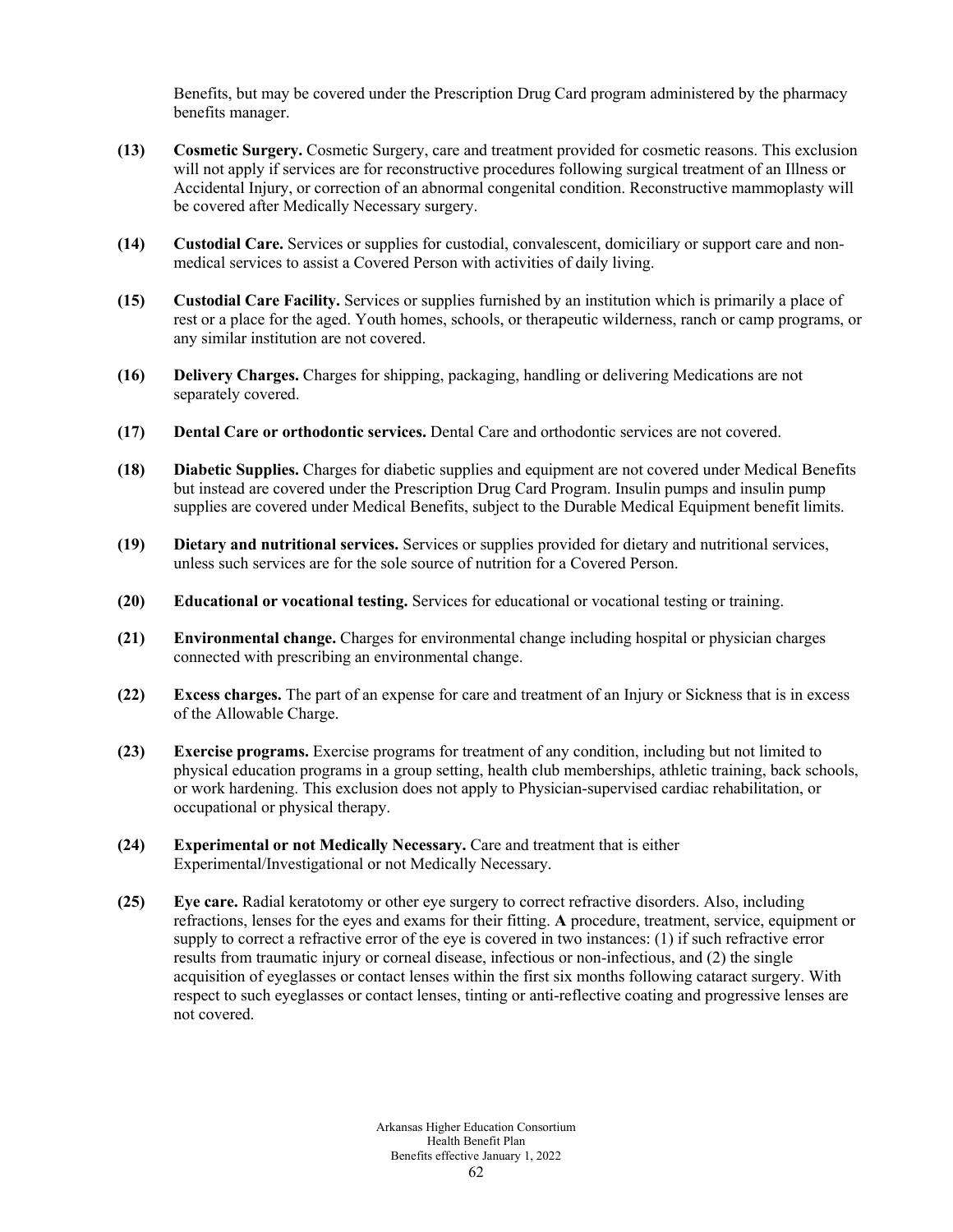Benefits, but may be covered under the Prescription Drug Card program administered by the pharmacy benefits manager.

**(13) Cosmetic Surgery.** Cosmetic Surgery, care and treatment provided for cosmetic reasons. This exclusion will not apply if services are for reconstructive procedures following surgical treatment of an Illness or Accidental Injury, or correction of an abnormal congenital condition. Reconstructive mammoplasty will be covered after Medically Necessary surgery.

**(14) Custodial Care.** Services or supplies for custodial, convalescent, domiciliary or support care and non-medical services to assist a Covered Person with activities of daily living.

**(15) Custodial Care Facility.** Services or supplies furnished by an institution which is primarily a place of rest or a place for the aged. Youth homes, schools, or therapeutic wilderness, ranch or camp programs, or any similar institution are not covered.

**(16) Delivery Charges.** Charges for shipping, packaging, handling or delivering Medications are not separately covered.

**(17) Dental Care or orthodontic services.** Dental Care and orthodontic services are not covered.

**(18) Diabetic Supplies.** Charges for diabetic supplies and equipment are not covered under Medical Benefits but instead are covered under the Prescription Drug Card Program. Insulin pumps and insulin pump supplies are covered under Medical Benefits, subject to the Durable Medical Equipment benefit limits.

**(19) Dietary and nutritional services.** Services or supplies provided for dietary and nutritional services, unless such services are for the sole source of nutrition for a Covered Person.

**(20) Educational or vocational testing.** Services for educational or vocational testing or training.

**(21) Environmental change.** Charges for environmental change including hospital or physician charges connected with prescribing an environmental change.

**(22) Excess charges.** The part of an expense for care and treatment of an Injury or Sickness that is in excess of the Allowable Charge.

**(23) Exercise programs.** Exercise programs for treatment of any condition, including but not limited to physical education programs in a group setting, health club memberships, athletic training, back schools, or work hardening. This exclusion does not apply to Physician-supervised cardiac rehabilitation, or occupational or physical therapy.

**(24) Experimental or not Medically Necessary.** Care and treatment that is either Experimental/Investigational or not Medically Necessary.

**(25) Eye care.** Radial keratotomy or other eye surgery to correct refractive disorders. Also, including refractions, lenses for the eyes and exams for their fitting. **A** procedure, treatment, service, equipment or supply to correct a refractive error of the eye is covered in two instances: (1) if such refractive error results from traumatic injury or corneal disease, infectious or non-infectious, and (2) the single acquisition of eyeglasses or contact lenses within the first six months following cataract surgery. With respect to such eyeglasses or contact lenses, tinting or anti-reflective coating and progressive lenses are not covered.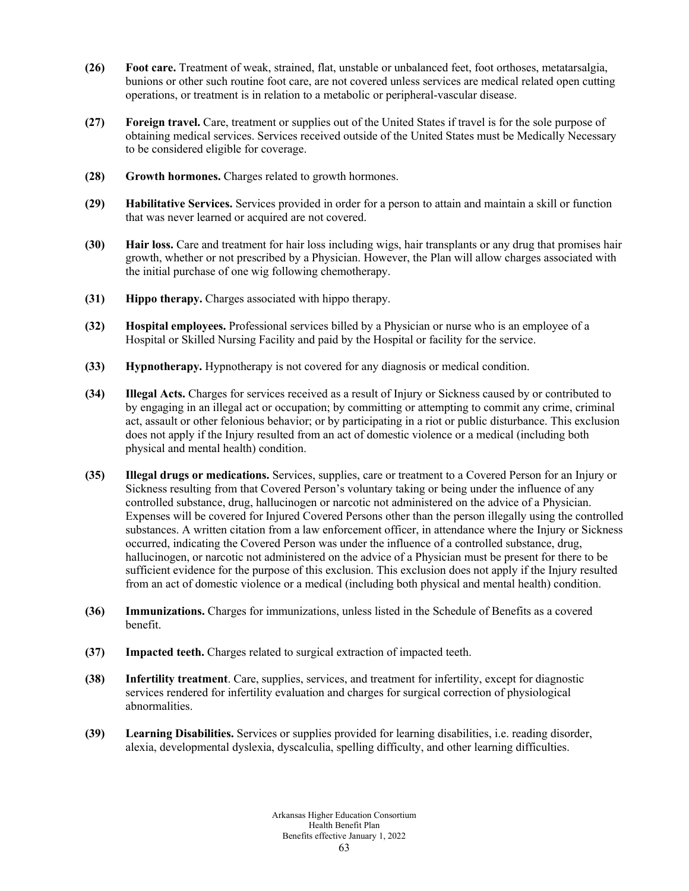**(26)** **Foot care.** Treatment of weak, strained, flat, unstable or unbalanced feet, foot orthoses, metatarsalgia, bunions or other such routine foot care, are not covered unless services are medical related open cutting operations, or treatment is in relation to a metabolic or peripheral-vascular disease.

**(27)** **Foreign travel.** Care, treatment or supplies out of the United States if travel is for the sole purpose of obtaining medical services. Services received outside of the United States must be Medically Necessary to be considered eligible for coverage.

**(28)** **Growth hormones.** Charges related to growth hormones.

**(29)** **Habilitative Services.** Services provided in order for a person to attain and maintain a skill or function that was never learned or acquired are not covered.

**(30)** **Hair loss.** Care and treatment for hair loss including wigs, hair transplants or any drug that promises hair growth, whether or not prescribed by a Physician. However, the Plan will allow charges associated with the initial purchase of one wig following chemotherapy.

**(31)** **Hippo therapy.** Charges associated with hippo therapy.

**(32)** **Hospital employees.** Professional services billed by a Physician or nurse who is an employee of a Hospital or Skilled Nursing Facility and paid by the Hospital or facility for the service.

**(33)** **Hypnotherapy.** Hypnotherapy is not covered for any diagnosis or medical condition.

**(34)** **Illegal Acts.** Charges for services received as a result of Injury or Sickness caused by or contributed to by engaging in an illegal act or occupation; by committing or attempting to commit any crime, criminal act, assault or other felonious behavior; or by participating in a riot or public disturbance. This exclusion does not apply if the Injury resulted from an act of domestic violence or a medical (including both physical and mental health) condition.

**(35)** **Illegal drugs or medications.** Services, supplies, care or treatment to a Covered Person for an Injury or Sickness resulting from that Covered Person's voluntary taking or being under the influence of any controlled substance, drug, hallucinogen or narcotic not administered on the advice of a Physician. Expenses will be covered for Injured Covered Persons other than the person illegally using the controlled substances. A written citation from a law enforcement officer, in attendance where the Injury or Sickness occurred, indicating the Covered Person was under the influence of a controlled substance, drug, hallucinogen, or narcotic not administered on the advice of a Physician must be present for there to be sufficient evidence for the purpose of this exclusion. This exclusion does not apply if the Injury resulted from an act of domestic violence or a medical (including both physical and mental health) condition.

**(36)** **Immunizations.** Charges for immunizations, unless listed in the Schedule of Benefits as a covered benefit.

**(37)** **Impacted teeth.** Charges related to surgical extraction of impacted teeth.

**(38)** **Infertility treatment**. Care, supplies, services, and treatment for infertility, except for diagnostic services rendered for infertility evaluation and charges for surgical correction of physiological abnormalities.

**(39)** **Learning Disabilities.** Services or supplies provided for learning disabilities, i.e. reading disorder, alexia, developmental dyslexia, dyscalculia, spelling difficulty, and other learning difficulties.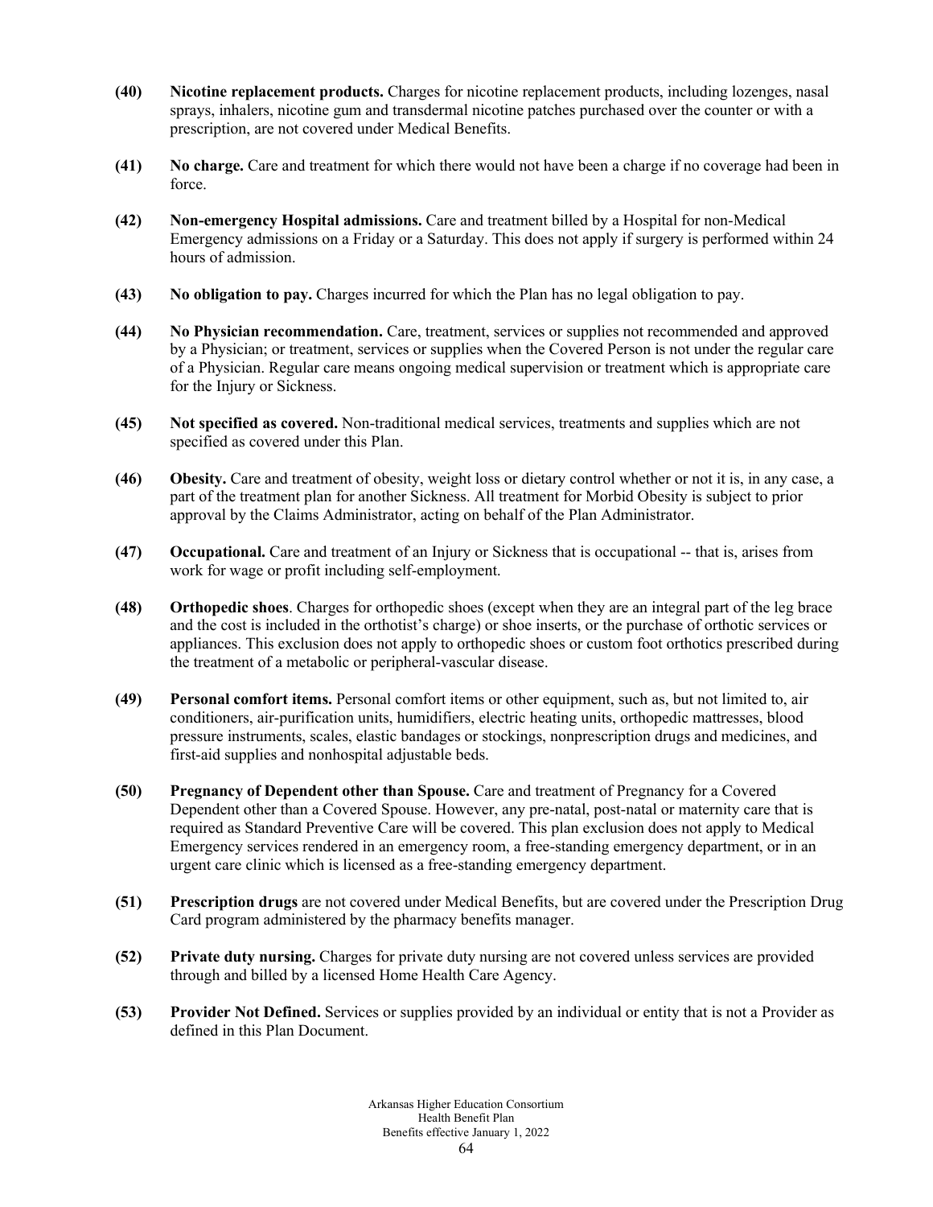**(40)** **Nicotine replacement products.** Charges for nicotine replacement products, including lozenges, nasal sprays, inhalers, nicotine gum and transdermal nicotine patches purchased over the counter or with a prescription, are not covered under Medical Benefits.

**(41)** **No charge.** Care and treatment for which there would not have been a charge if no coverage had been in force.

**(42)** **Non-emergency Hospital admissions.** Care and treatment billed by a Hospital for non-Medical Emergency admissions on a Friday or a Saturday. This does not apply if surgery is performed within 24 hours of admission.

**(43)** **No obligation to pay.** Charges incurred for which the Plan has no legal obligation to pay.

**(44)** **No Physician recommendation.** Care, treatment, services or supplies not recommended and approved by a Physician; or treatment, services or supplies when the Covered Person is not under the regular care of a Physician. Regular care means ongoing medical supervision or treatment which is appropriate care for the Injury or Sickness.

**(45)** **Not specified as covered.** Non-traditional medical services, treatments and supplies which are not specified as covered under this Plan.

**(46)** **Obesity.** Care and treatment of obesity, weight loss or dietary control whether or not it is, in any case, a part of the treatment plan for another Sickness. All treatment for Morbid Obesity is subject to prior approval by the Claims Administrator, acting on behalf of the Plan Administrator.

**(47)** **Occupational.** Care and treatment of an Injury or Sickness that is occupational -- that is, arises from work for wage or profit including self-employment.

**(48)** **Orthopedic shoes**. Charges for orthopedic shoes (except when they are an integral part of the leg brace and the cost is included in the orthotist's charge) or shoe inserts, or the purchase of orthotic services or appliances. This exclusion does not apply to orthopedic shoes or custom foot orthotics prescribed during the treatment of a metabolic or peripheral-vascular disease.

**(49)** **Personal comfort items.** Personal comfort items or other equipment, such as, but not limited to, air conditioners, air-purification units, humidifiers, electric heating units, orthopedic mattresses, blood pressure instruments, scales, elastic bandages or stockings, nonprescription drugs and medicines, and first-aid supplies and nonhospital adjustable beds.

**(50)** **Pregnancy of Dependent other than Spouse.** Care and treatment of Pregnancy for a Covered Dependent other than a Covered Spouse. However, any pre-natal, post-natal or maternity care that is required as Standard Preventive Care will be covered. This plan exclusion does not apply to Medical Emergency services rendered in an emergency room, a free-standing emergency department, or in an urgent care clinic which is licensed as a free-standing emergency department.

**(51)** **Prescription drugs** are not covered under Medical Benefits, but are covered under the Prescription Drug Card program administered by the pharmacy benefits manager.

**(52)** **Private duty nursing.** Charges for private duty nursing are not covered unless services are provided through and billed by a licensed Home Health Care Agency.

**(53)** **Provider Not Defined.** Services or supplies provided by an individual or entity that is not a Provider as defined in this Plan Document.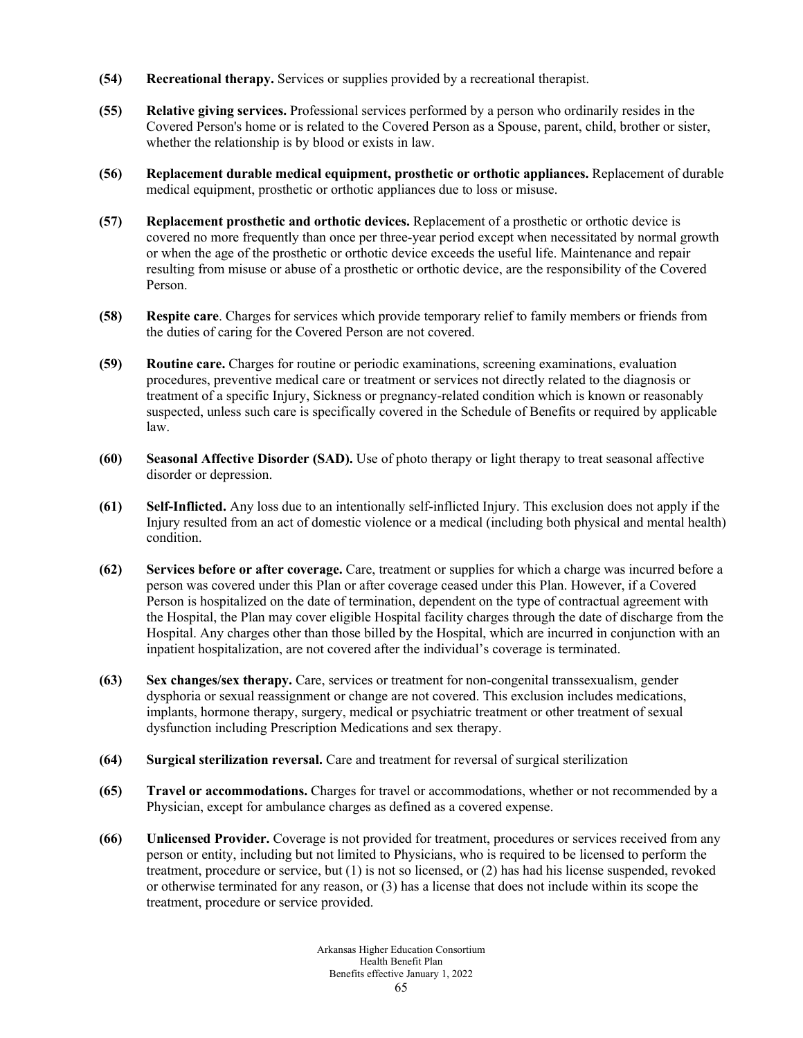**(54)** **Recreational therapy.** Services or supplies provided by a recreational therapist.

**(55)** **Relative giving services.** Professional services performed by a person who ordinarily resides in the Covered Person's home or is related to the Covered Person as a Spouse, parent, child, brother or sister, whether the relationship is by blood or exists in law.

**(56)** **Replacement durable medical equipment, prosthetic or orthotic appliances.** Replacement of durable medical equipment, prosthetic or orthotic appliances due to loss or misuse.

**(57)** **Replacement prosthetic and orthotic devices.** Replacement of a prosthetic or orthotic device is covered no more frequently than once per three-year period except when necessitated by normal growth or when the age of the prosthetic or orthotic device exceeds the useful life. Maintenance and repair resulting from misuse or abuse of a prosthetic or orthotic device, are the responsibility of the Covered Person.

**(58)** **Respite care**. Charges for services which provide temporary relief to family members or friends from the duties of caring for the Covered Person are not covered.

**(59)** **Routine care.** Charges for routine or periodic examinations, screening examinations, evaluation procedures, preventive medical care or treatment or services not directly related to the diagnosis or treatment of a specific Injury, Sickness or pregnancy-related condition which is known or reasonably suspected, unless such care is specifically covered in the Schedule of Benefits or required by applicable law.

**(60)** **Seasonal Affective Disorder (SAD).** Use of photo therapy or light therapy to treat seasonal affective disorder or depression.

**(61)** **Self-Inflicted.** Any loss due to an intentionally self-inflicted Injury. This exclusion does not apply if the Injury resulted from an act of domestic violence or a medical (including both physical and mental health) condition.

**(62)** **Services before or after coverage.** Care, treatment or supplies for which a charge was incurred before a person was covered under this Plan or after coverage ceased under this Plan. However, if a Covered Person is hospitalized on the date of termination, dependent on the type of contractual agreement with the Hospital, the Plan may cover eligible Hospital facility charges through the date of discharge from the Hospital. Any charges other than those billed by the Hospital, which are incurred in conjunction with an inpatient hospitalization, are not covered after the individual's coverage is terminated.

**(63)** **Sex changes/sex therapy.** Care, services or treatment for non-congenital transsexualism, gender dysphoria or sexual reassignment or change are not covered. This exclusion includes medications, implants, hormone therapy, surgery, medical or psychiatric treatment or other treatment of sexual dysfunction including Prescription Medications and sex therapy.

**(64)** **Surgical sterilization reversal.** Care and treatment for reversal of surgical sterilization

**(65)** **Travel or accommodations.** Charges for travel or accommodations, whether or not recommended by a Physician, except for ambulance charges as defined as a covered expense.

**(66)** **Unlicensed Provider.** Coverage is not provided for treatment, procedures or services received from any person or entity, including but not limited to Physicians, who is required to be licensed to perform the treatment, procedure or service, but (1) is not so licensed, or (2) has had his license suspended, revoked or otherwise terminated for any reason, or (3) has a license that does not include within its scope the treatment, procedure or service provided.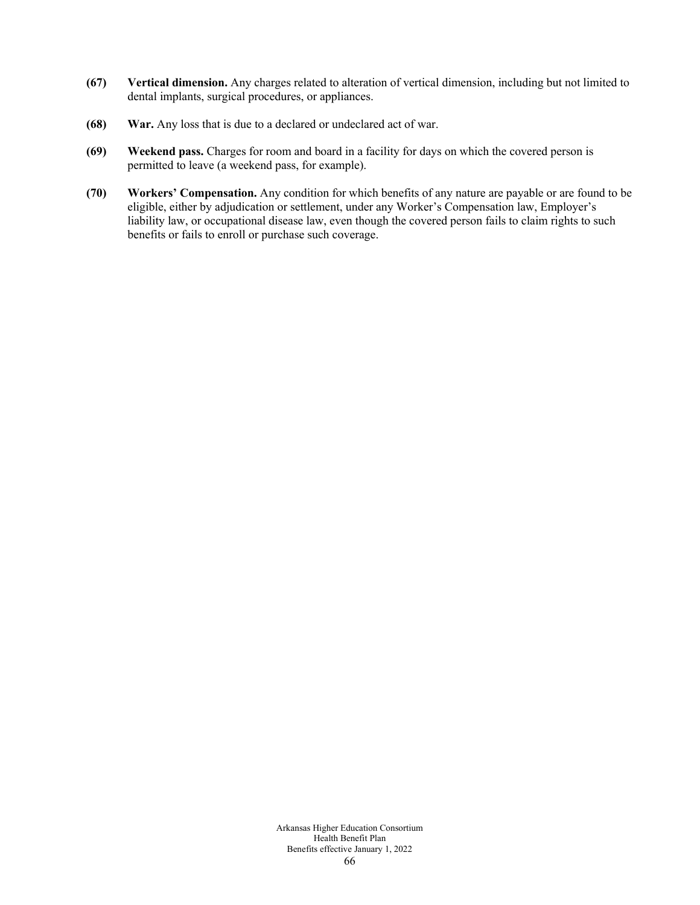**(67)** **Vertical dimension.** Any charges related to alteration of vertical dimension, including but not limited to dental implants, surgical procedures, or appliances.

**(68)** **War.** Any loss that is due to a declared or undeclared act of war.

**(69)** **Weekend pass.** Charges for room and board in a facility for days on which the covered person is permitted to leave (a weekend pass, for example).

**(70)** **Workers' Compensation.** Any condition for which benefits of any nature are payable or are found to be eligible, either by adjudication or settlement, under any Worker's Compensation law, Employer's liability law, or occupational disease law, even though the covered person fails to claim rights to such benefits or fails to enroll or purchase such coverage.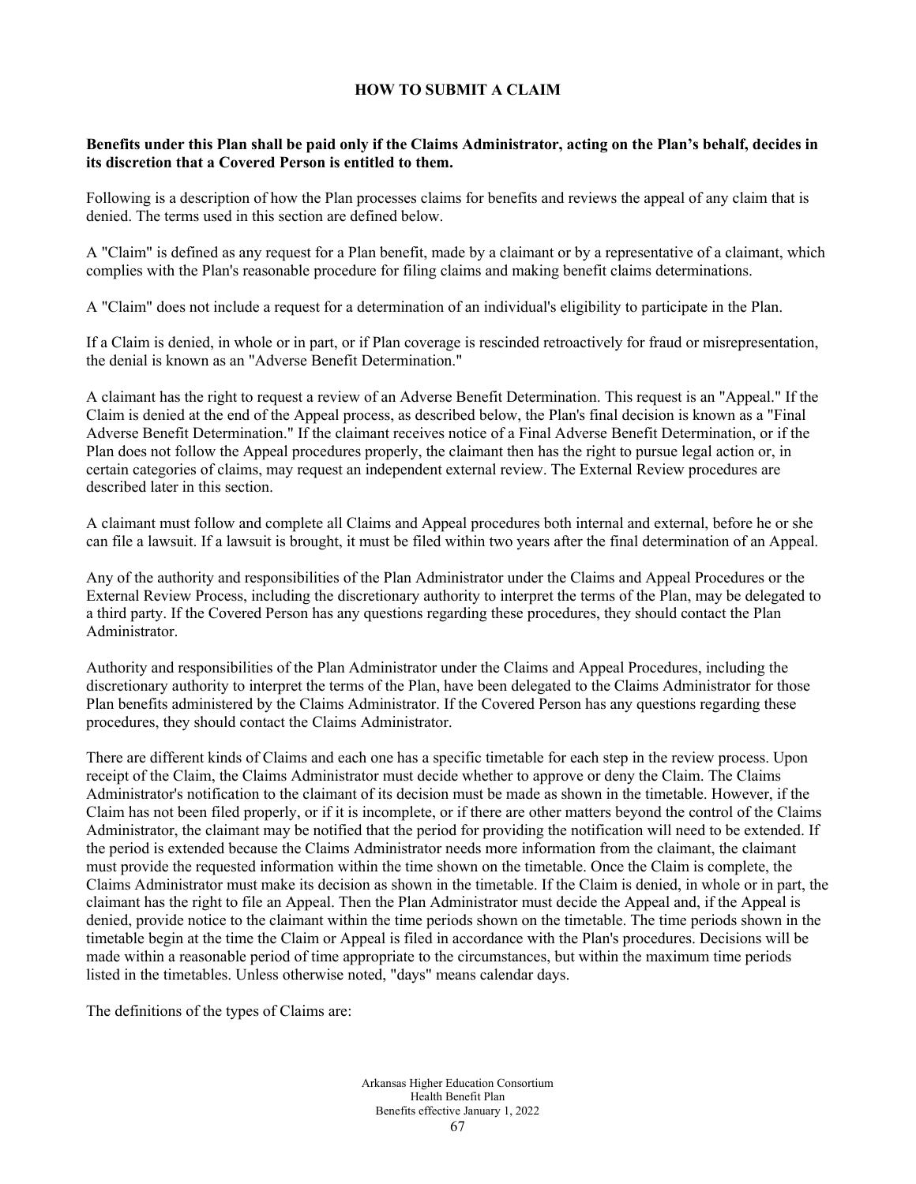## HOW TO SUBMIT A CLAIM

**Benefits under this Plan shall be paid only if the Claims Administrator, acting on the Plan's behalf, decides in its discretion that a Covered Person is entitled to them.**

Following is a description of how the Plan processes claims for benefits and reviews the appeal of any claim that is denied. The terms used in this section are defined below.

A "Claim" is defined as any request for a Plan benefit, made by a claimant or by a representative of a claimant, which complies with the Plan's reasonable procedure for filing claims and making benefit claims determinations.

A "Claim" does not include a request for a determination of an individual's eligibility to participate in the Plan.

If a Claim is denied, in whole or in part, or if Plan coverage is rescinded retroactively for fraud or misrepresentation, the denial is known as an "Adverse Benefit Determination."

A claimant has the right to request a review of an Adverse Benefit Determination. This request is an "Appeal." If the Claim is denied at the end of the Appeal process, as described below, the Plan's final decision is known as a "Final Adverse Benefit Determination." If the claimant receives notice of a Final Adverse Benefit Determination, or if the Plan does not follow the Appeal procedures properly, the claimant then has the right to pursue legal action or, in certain categories of claims, may request an independent external review. The External Review procedures are described later in this section.

A claimant must follow and complete all Claims and Appeal procedures both internal and external, before he or she can file a lawsuit. If a lawsuit is brought, it must be filed within two years after the final determination of an Appeal.

Any of the authority and responsibilities of the Plan Administrator under the Claims and Appeal Procedures or the External Review Process, including the discretionary authority to interpret the terms of the Plan, may be delegated to a third party. If the Covered Person has any questions regarding these procedures, they should contact the Plan Administrator.

Authority and responsibilities of the Plan Administrator under the Claims and Appeal Procedures, including the discretionary authority to interpret the terms of the Plan, have been delegated to the Claims Administrator for those Plan benefits administered by the Claims Administrator. If the Covered Person has any questions regarding these procedures, they should contact the Claims Administrator.

There are different kinds of Claims and each one has a specific timetable for each step in the review process. Upon receipt of the Claim, the Claims Administrator must decide whether to approve or deny the Claim. The Claims Administrator's notification to the claimant of its decision must be made as shown in the timetable. However, if the Claim has not been filed properly, or if it is incomplete, or if there are other matters beyond the control of the Claims Administrator, the claimant may be notified that the period for providing the notification will need to be extended. If the period is extended because the Claims Administrator needs more information from the claimant, the claimant must provide the requested information within the time shown on the timetable. Once the Claim is complete, the Claims Administrator must make its decision as shown in the timetable. If the Claim is denied, in whole or in part, the claimant has the right to file an Appeal. Then the Plan Administrator must decide the Appeal and, if the Appeal is denied, provide notice to the claimant within the time periods shown on the timetable. The time periods shown in the timetable begin at the time the Claim or Appeal is filed in accordance with the Plan's procedures. Decisions will be made within a reasonable period of time appropriate to the circumstances, but within the maximum time periods listed in the timetables. Unless otherwise noted, "days" means calendar days.

The definitions of the types of Claims are: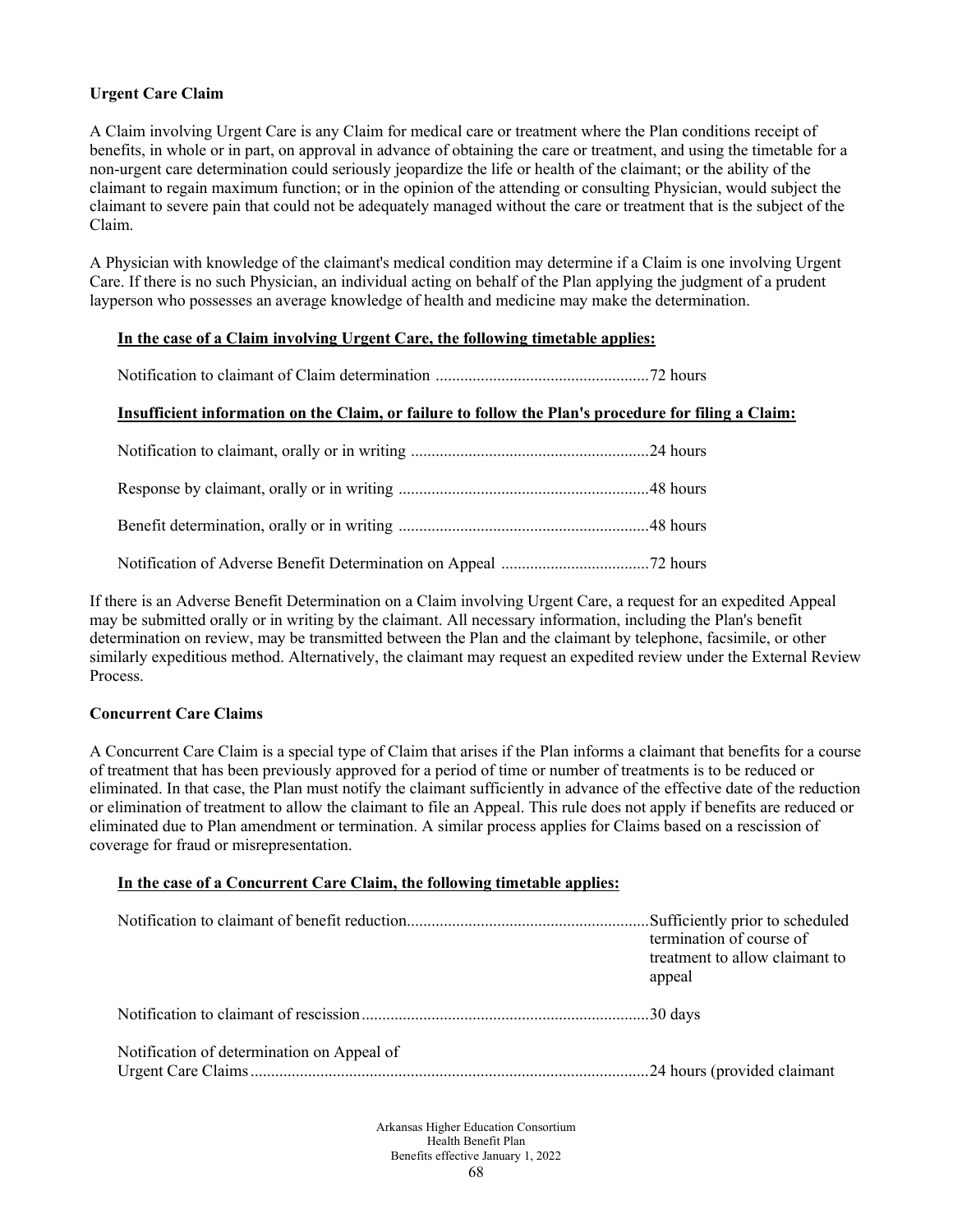**Urgent Care Claim**

A Claim involving Urgent Care is any Claim for medical care or treatment where the Plan conditions receipt of benefits, in whole or in part, on approval in advance of obtaining the care or treatment, and using the timetable for a non-urgent care determination could seriously jeopardize the life or health of the claimant; or the ability of the claimant to regain maximum function; or in the opinion of the attending or consulting Physician, would subject the claimant to severe pain that could not be adequately managed without the care or treatment that is the subject of the Claim.

A Physician with knowledge of the claimant's medical condition may determine if a Claim is one involving Urgent Care. If there is no such Physician, an individual acting on behalf of the Plan applying the judgment of a prudent layperson who possesses an average knowledge of health and medicine may make the determination.

**In the case of a Claim involving Urgent Care, the following timetable applies:**

Notification to claimant of Claim determination ....................................................72 hours

**Insufficient information on the Claim, or failure to follow the Plan's procedure for filing a Claim:**

Notification to claimant, orally or in writing ..........................................................24 hours

Response by claimant, orally or in writing ............................................................48 hours

Benefit determination, orally or in writing .............................................................48 hours

Notification of Adverse Benefit Determination on Appeal ....................................72 hours

If there is an Adverse Benefit Determination on a Claim involving Urgent Care, a request for an expedited Appeal may be submitted orally or in writing by the claimant. All necessary information, including the Plan's benefit determination on review, may be transmitted between the Plan and the claimant by telephone, facsimile, or other similarly expeditious method. Alternatively, the claimant may request an expedited review under the External Review Process.

**Concurrent Care Claims**

A Concurrent Care Claim is a special type of Claim that arises if the Plan informs a claimant that benefits for a course of treatment that has been previously approved for a period of time or number of treatments is to be reduced or eliminated. In that case, the Plan must notify the claimant sufficiently in advance of the effective date of the reduction or elimination of treatment to allow the claimant to file an Appeal. This rule does not apply if benefits are reduced or eliminated due to Plan amendment or termination. A similar process applies for Claims based on a rescission of coverage for fraud or misrepresentation.

**In the case of a Concurrent Care Claim, the following timetable applies:**

Notification to claimant of benefit reduction..........................................................Sufficiently prior to scheduled termination of course of treatment to allow claimant to appeal

Notification to claimant of rescission.....................................................................30 days

Notification of determination on Appeal of Urgent Care Claims................................................................................................24 hours (provided claimant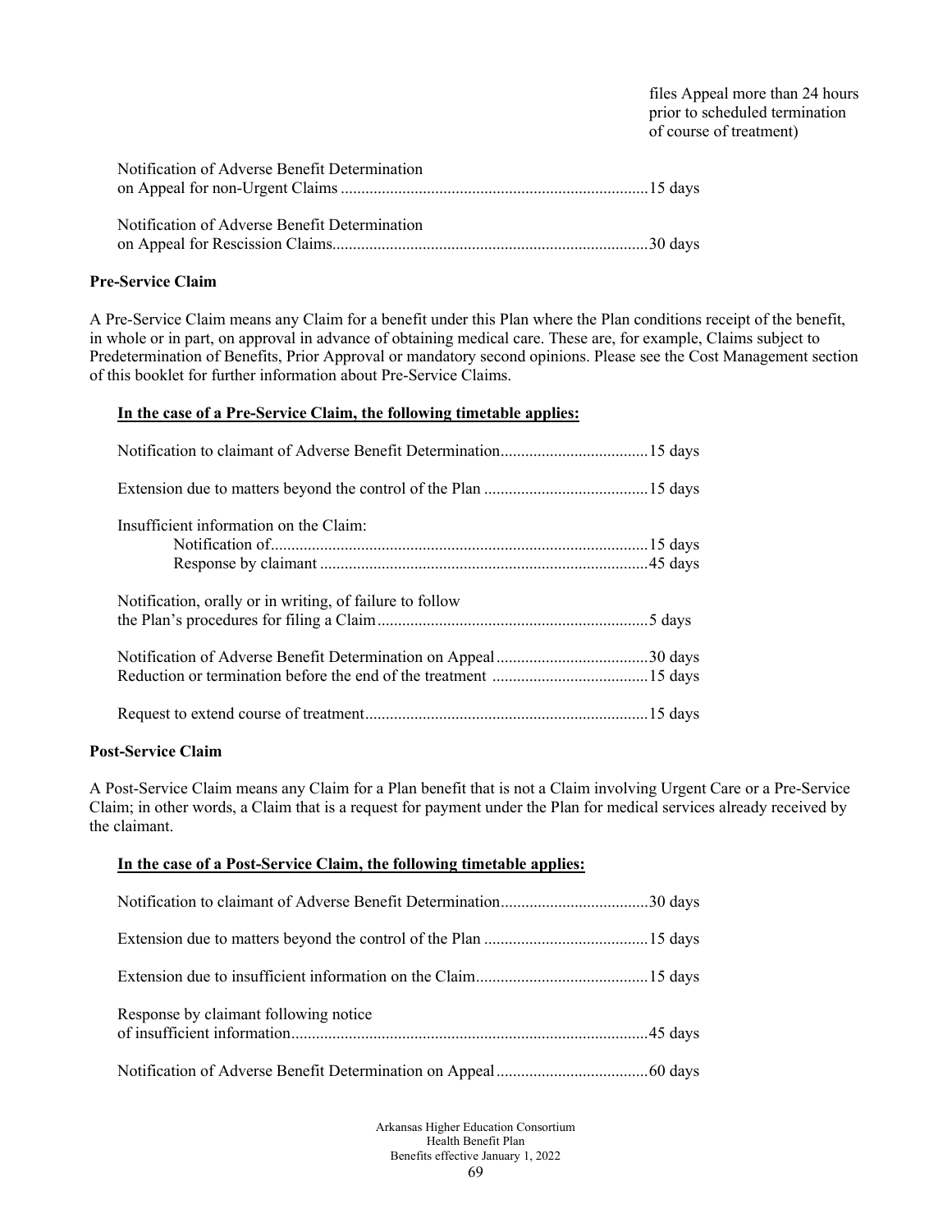files Appeal more than 24 hours prior to scheduled termination of course of treatment)

| | |
|---|---|
| Notification of Adverse Benefit Determination on Appeal for non-Urgent Claims | 15 days |
| Notification of Adverse Benefit Determination on Appeal for Rescission Claims | 30 days |

**Pre-Service Claim**

A Pre-Service Claim means any Claim for a benefit under this Plan where the Plan conditions receipt of the benefit, in whole or in part, on approval in advance of obtaining medical care. These are, for example, Claims subject to Predetermination of Benefits, Prior Approval or mandatory second opinions. Please see the Cost Management section of this booklet for further information about Pre-Service Claims.

**In the case of a Pre-Service Claim, the following timetable applies:**

| | |
|---|---|
| Notification to claimant of Adverse Benefit Determination | 15 days |
| Extension due to matters beyond the control of the Plan | 15 days |
| Insufficient information on the Claim: | |
| Notification of | 15 days |
| Response by claimant | 45 days |
| Notification, orally or in writing, of failure to follow the Plan's procedures for filing a Claim | 5 days |
| Notification of Adverse Benefit Determination on Appeal | 30 days |
| Reduction or termination before the end of the treatment | 15 days |
| Request to extend course of treatment | 15 days |

**Post-Service Claim**

A Post-Service Claim means any Claim for a Plan benefit that is not a Claim involving Urgent Care or a Pre-Service Claim; in other words, a Claim that is a request for payment under the Plan for medical services already received by the claimant.

**In the case of a Post-Service Claim, the following timetable applies:**

| | |
|---|---|
| Notification to claimant of Adverse Benefit Determination | 30 days |
| Extension due to matters beyond the control of the Plan | 15 days |
| Extension due to insufficient information on the Claim | 15 days |
| Response by claimant following notice of insufficient information | 45 days |
| Notification of Adverse Benefit Determination on Appeal | 60 days |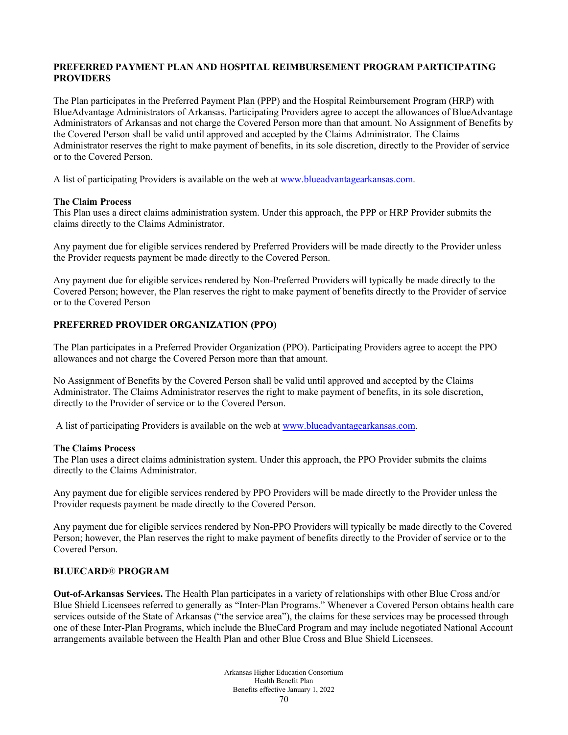## PREFERRED PAYMENT PLAN AND HOSPITAL REIMBURSEMENT PROGRAM PARTICIPATING PROVIDERS

The Plan participates in the Preferred Payment Plan (PPP) and the Hospital Reimbursement Program (HRP) with BlueAdvantage Administrators of Arkansas. Participating Providers agree to accept the allowances of BlueAdvantage Administrators of Arkansas and not charge the Covered Person more than that amount. No Assignment of Benefits by the Covered Person shall be valid until approved and accepted by the Claims Administrator. The Claims Administrator reserves the right to make payment of benefits, in its sole discretion, directly to the Provider of service or to the Covered Person.

A list of participating Providers is available on the web at www.blueadvantagearkansas.com.

**The Claim Process**
This Plan uses a direct claims administration system. Under this approach, the PPP or HRP Provider submits the claims directly to the Claims Administrator.

Any payment due for eligible services rendered by Preferred Providers will be made directly to the Provider unless the Provider requests payment be made directly to the Covered Person.

Any payment due for eligible services rendered by Non-Preferred Providers will typically be made directly to the Covered Person; however, the Plan reserves the right to make payment of benefits directly to the Provider of service or to the Covered Person

## PREFERRED PROVIDER ORGANIZATION (PPO)

The Plan participates in a Preferred Provider Organization (PPO). Participating Providers agree to accept the PPO allowances and not charge the Covered Person more than that amount.

No Assignment of Benefits by the Covered Person shall be valid until approved and accepted by the Claims Administrator. The Claims Administrator reserves the right to make payment of benefits, in its sole discretion, directly to the Provider of service or to the Covered Person.

A list of participating Providers is available on the web at www.blueadvantagearkansas.com.

**The Claims Process**
The Plan uses a direct claims administration system. Under this approach, the PPO Provider submits the claims directly to the Claims Administrator.

Any payment due for eligible services rendered by PPO Providers will be made directly to the Provider unless the Provider requests payment be made directly to the Covered Person.

Any payment due for eligible services rendered by Non-PPO Providers will typically be made directly to the Covered Person; however, the Plan reserves the right to make payment of benefits directly to the Provider of service or to the Covered Person.

## BLUECARD® PROGRAM

**Out-of-Arkansas Services.** The Health Plan participates in a variety of relationships with other Blue Cross and/or Blue Shield Licensees referred to generally as "Inter-Plan Programs." Whenever a Covered Person obtains health care services outside of the State of Arkansas ("the service area"), the claims for these services may be processed through one of these Inter-Plan Programs, which include the BlueCard Program and may include negotiated National Account arrangements available between the Health Plan and other Blue Cross and Blue Shield Licensees.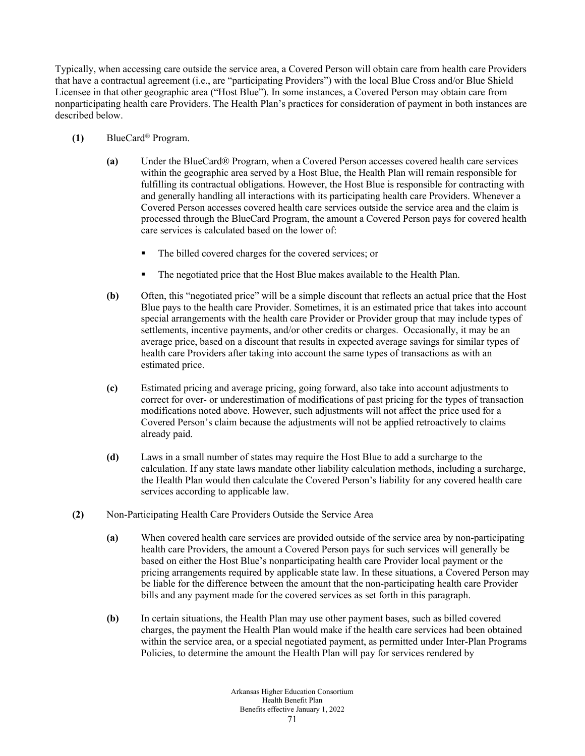Typically, when accessing care outside the service area, a Covered Person will obtain care from health care Providers that have a contractual agreement (i.e., are "participating Providers") with the local Blue Cross and/or Blue Shield Licensee in that other geographic area ("Host Blue"). In some instances, a Covered Person may obtain care from nonparticipating health care Providers. The Health Plan's practices for consideration of payment in both instances are described below.

**(1)** BlueCard® Program.

**(a)** Under the BlueCard® Program, when a Covered Person accesses covered health care services within the geographic area served by a Host Blue, the Health Plan will remain responsible for fulfilling its contractual obligations. However, the Host Blue is responsible for contracting with and generally handling all interactions with its participating health care Providers. Whenever a Covered Person accesses covered health care services outside the service area and the claim is processed through the BlueCard Program, the amount a Covered Person pays for covered health care services is calculated based on the lower of:

- The billed covered charges for the covered services; or
- The negotiated price that the Host Blue makes available to the Health Plan.

**(b)** Often, this "negotiated price" will be a simple discount that reflects an actual price that the Host Blue pays to the health care Provider. Sometimes, it is an estimated price that takes into account special arrangements with the health care Provider or Provider group that may include types of settlements, incentive payments, and/or other credits or charges. Occasionally, it may be an average price, based on a discount that results in expected average savings for similar types of health care Providers after taking into account the same types of transactions as with an estimated price.

**(c)** Estimated pricing and average pricing, going forward, also take into account adjustments to correct for over- or underestimation of modifications of past pricing for the types of transaction modifications noted above. However, such adjustments will not affect the price used for a Covered Person's claim because the adjustments will not be applied retroactively to claims already paid.

**(d)** Laws in a small number of states may require the Host Blue to add a surcharge to the calculation. If any state laws mandate other liability calculation methods, including a surcharge, the Health Plan would then calculate the Covered Person's liability for any covered health care services according to applicable law.

**(2)** Non-Participating Health Care Providers Outside the Service Area

**(a)** When covered health care services are provided outside of the service area by non-participating health care Providers, the amount a Covered Person pays for such services will generally be based on either the Host Blue's nonparticipating health care Provider local payment or the pricing arrangements required by applicable state law. In these situations, a Covered Person may be liable for the difference between the amount that the non-participating health care Provider bills and any payment made for the covered services as set forth in this paragraph.

**(b)** In certain situations, the Health Plan may use other payment bases, such as billed covered charges, the payment the Health Plan would make if the health care services had been obtained within the service area, or a special negotiated payment, as permitted under Inter-Plan Programs Policies, to determine the amount the Health Plan will pay for services rendered by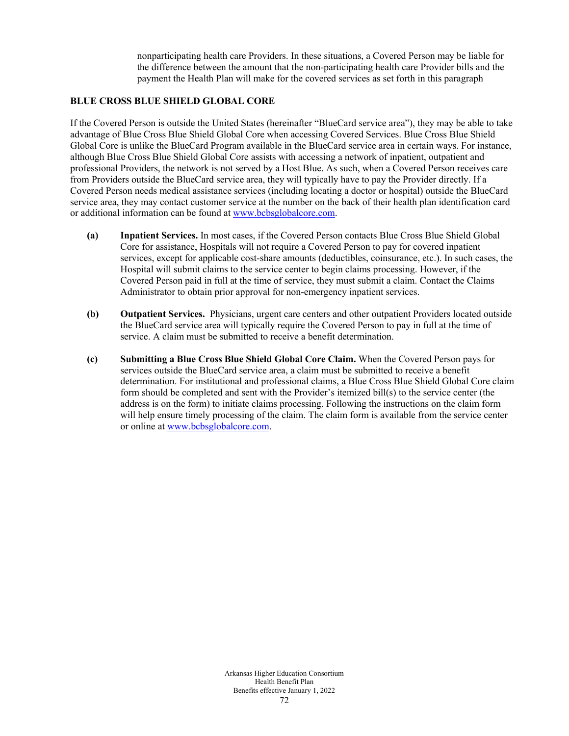nonparticipating health care Providers. In these situations, a Covered Person may be liable for the difference between the amount that the non-participating health care Provider bills and the payment the Health Plan will make for the covered services as set forth in this paragraph

## BLUE CROSS BLUE SHIELD GLOBAL CORE

If the Covered Person is outside the United States (hereinafter "BlueCard service area"), they may be able to take advantage of Blue Cross Blue Shield Global Core when accessing Covered Services. Blue Cross Blue Shield Global Core is unlike the BlueCard Program available in the BlueCard service area in certain ways. For instance, although Blue Cross Blue Shield Global Core assists with accessing a network of inpatient, outpatient and professional Providers, the network is not served by a Host Blue. As such, when a Covered Person receives care from Providers outside the BlueCard service area, they will typically have to pay the Provider directly. If a Covered Person needs medical assistance services (including locating a doctor or hospital) outside the BlueCard service area, they may contact customer service at the number on the back of their health plan identification card or additional information can be found at www.bcbsglobalcore.com.

**(a)** **Inpatient Services.** In most cases, if the Covered Person contacts Blue Cross Blue Shield Global Core for assistance, Hospitals will not require a Covered Person to pay for covered inpatient services, except for applicable cost-share amounts (deductibles, coinsurance, etc.). In such cases, the Hospital will submit claims to the service center to begin claims processing. However, if the Covered Person paid in full at the time of service, they must submit a claim. Contact the Claims Administrator to obtain prior approval for non-emergency inpatient services.

**(b)** **Outpatient Services.** Physicians, urgent care centers and other outpatient Providers located outside the BlueCard service area will typically require the Covered Person to pay in full at the time of service. A claim must be submitted to receive a benefit determination.

**(c)** **Submitting a Blue Cross Blue Shield Global Core Claim.** When the Covered Person pays for services outside the BlueCard service area, a claim must be submitted to receive a benefit determination. For institutional and professional claims, a Blue Cross Blue Shield Global Core claim form should be completed and sent with the Provider's itemized bill(s) to the service center (the address is on the form) to initiate claims processing. Following the instructions on the claim form will help ensure timely processing of the claim. The claim form is available from the service center or online at www.bcbsglobalcore.com.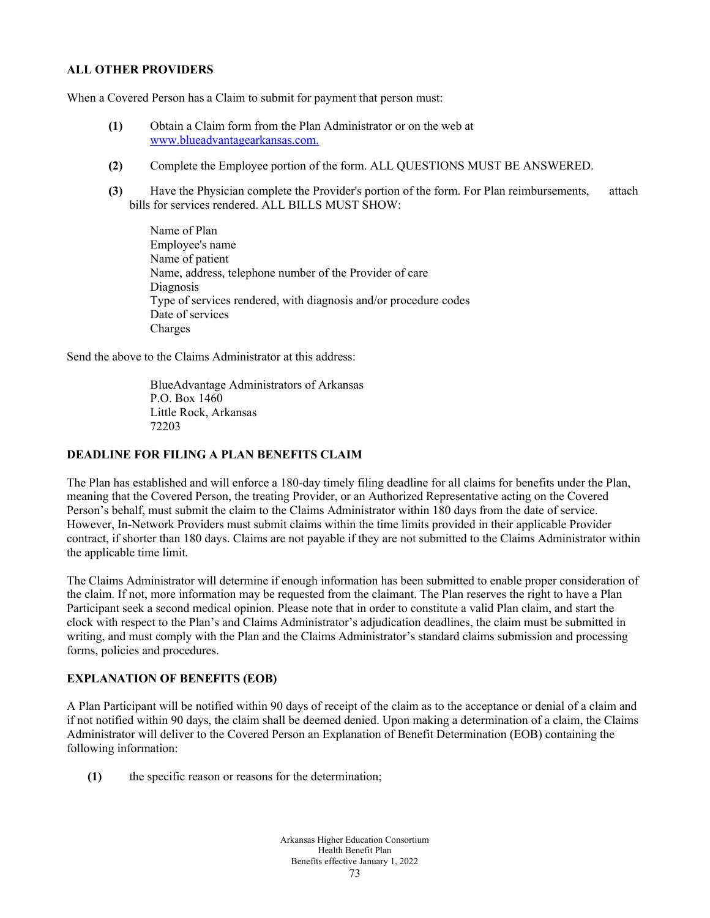**ALL OTHER PROVIDERS**

When a Covered Person has a Claim to submit for payment that person must:

**(1)** Obtain a Claim form from the Plan Administrator or on the web at [www.blueadvantagearkansas.com.](http://www.blueadvantagearkansas.com)

**(2)** Complete the Employee portion of the form. ALL QUESTIONS MUST BE ANSWERED.

**(3)** Have the Physician complete the Provider's portion of the form. For Plan reimbursements, attach bills for services rendered. ALL BILLS MUST SHOW:

Name of Plan
Employee's name
Name of patient
Name, address, telephone number of the Provider of care
Diagnosis
Type of services rendered, with diagnosis and/or procedure codes
Date of services
Charges

Send the above to the Claims Administrator at this address:

BlueAdvantage Administrators of Arkansas
P.O. Box 1460
Little Rock, Arkansas
72203

**DEADLINE FOR FILING A PLAN BENEFITS CLAIM**

The Plan has established and will enforce a 180-day timely filing deadline for all claims for benefits under the Plan, meaning that the Covered Person, the treating Provider, or an Authorized Representative acting on the Covered Person's behalf, must submit the claim to the Claims Administrator within 180 days from the date of service. However, In-Network Providers must submit claims within the time limits provided in their applicable Provider contract, if shorter than 180 days. Claims are not payable if they are not submitted to the Claims Administrator within the applicable time limit.

The Claims Administrator will determine if enough information has been submitted to enable proper consideration of the claim. If not, more information may be requested from the claimant. The Plan reserves the right to have a Plan Participant seek a second medical opinion. Please note that in order to constitute a valid Plan claim, and start the clock with respect to the Plan's and Claims Administrator's adjudication deadlines, the claim must be submitted in writing, and must comply with the Plan and the Claims Administrator's standard claims submission and processing forms, policies and procedures.

**EXPLANATION OF BENEFITS (EOB)**

A Plan Participant will be notified within 90 days of receipt of the claim as to the acceptance or denial of a claim and if not notified within 90 days, the claim shall be deemed denied. Upon making a determination of a claim, the Claims Administrator will deliver to the Covered Person an Explanation of Benefit Determination (EOB) containing the following information:

**(1)** the specific reason or reasons for the determination;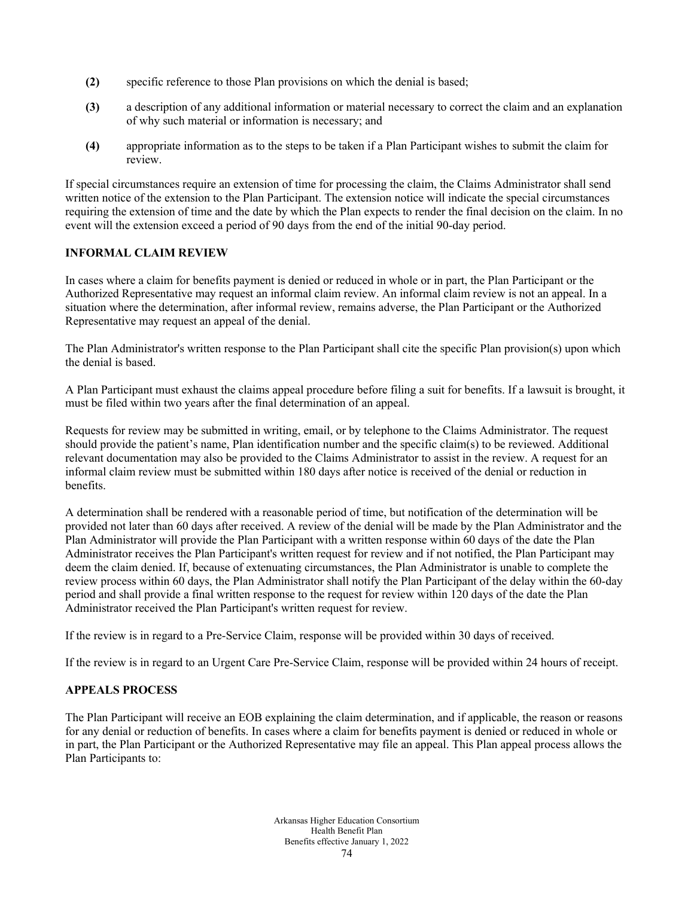**(2)** specific reference to those Plan provisions on which the denial is based;

**(3)** a description of any additional information or material necessary to correct the claim and an explanation of why such material or information is necessary; and

**(4)** appropriate information as to the steps to be taken if a Plan Participant wishes to submit the claim for review.

If special circumstances require an extension of time for processing the claim, the Claims Administrator shall send written notice of the extension to the Plan Participant. The extension notice will indicate the special circumstances requiring the extension of time and the date by which the Plan expects to render the final decision on the claim. In no event will the extension exceed a period of 90 days from the end of the initial 90-day period.

### INFORMAL CLAIM REVIEW

In cases where a claim for benefits payment is denied or reduced in whole or in part, the Plan Participant or the Authorized Representative may request an informal claim review. An informal claim review is not an appeal. In a situation where the determination, after informal review, remains adverse, the Plan Participant or the Authorized Representative may request an appeal of the denial.

The Plan Administrator's written response to the Plan Participant shall cite the specific Plan provision(s) upon which the denial is based.

A Plan Participant must exhaust the claims appeal procedure before filing a suit for benefits. If a lawsuit is brought, it must be filed within two years after the final determination of an appeal.

Requests for review may be submitted in writing, email, or by telephone to the Claims Administrator. The request should provide the patient's name, Plan identification number and the specific claim(s) to be reviewed. Additional relevant documentation may also be provided to the Claims Administrator to assist in the review. A request for an informal claim review must be submitted within 180 days after notice is received of the denial or reduction in benefits.

A determination shall be rendered with a reasonable period of time, but notification of the determination will be provided not later than 60 days after received. A review of the denial will be made by the Plan Administrator and the Plan Administrator will provide the Plan Participant with a written response within 60 days of the date the Plan Administrator receives the Plan Participant's written request for review and if not notified, the Plan Participant may deem the claim denied. If, because of extenuating circumstances, the Plan Administrator is unable to complete the review process within 60 days, the Plan Administrator shall notify the Plan Participant of the delay within the 60-day period and shall provide a final written response to the request for review within 120 days of the date the Plan Administrator received the Plan Participant's written request for review.

If the review is in regard to a Pre-Service Claim, response will be provided within 30 days of received.

If the review is in regard to an Urgent Care Pre-Service Claim, response will be provided within 24 hours of receipt.

### APPEALS PROCESS

The Plan Participant will receive an EOB explaining the claim determination, and if applicable, the reason or reasons for any denial or reduction of benefits. In cases where a claim for benefits payment is denied or reduced in whole or in part, the Plan Participant or the Authorized Representative may file an appeal. This Plan appeal process allows the Plan Participants to: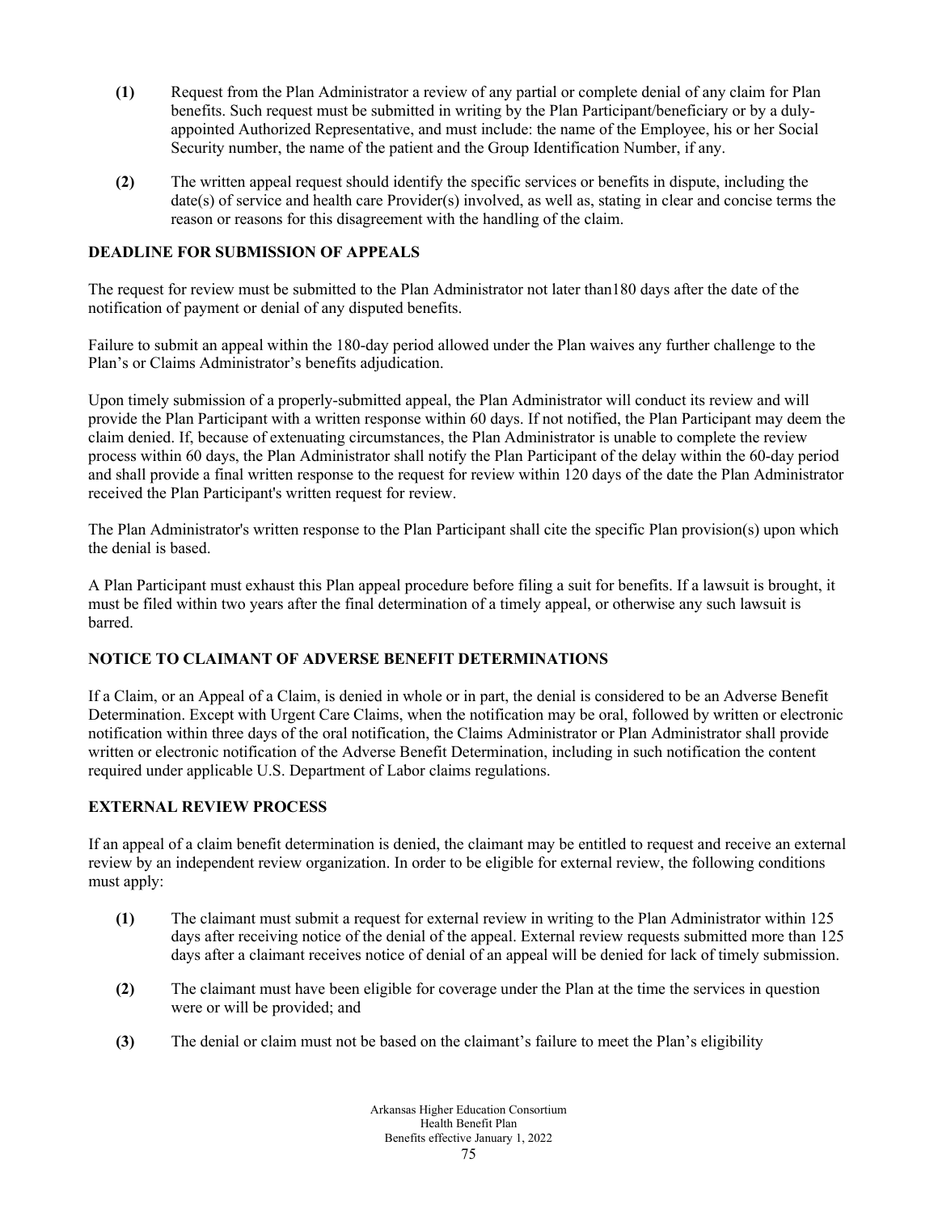**(1)** Request from the Plan Administrator a review of any partial or complete denial of any claim for Plan benefits. Such request must be submitted in writing by the Plan Participant/beneficiary or by a duly-appointed Authorized Representative, and must include: the name of the Employee, his or her Social Security number, the name of the patient and the Group Identification Number, if any.

**(2)** The written appeal request should identify the specific services or benefits in dispute, including the date(s) of service and health care Provider(s) involved, as well as, stating in clear and concise terms the reason or reasons for this disagreement with the handling of the claim.

**DEADLINE FOR SUBMISSION OF APPEALS**

The request for review must be submitted to the Plan Administrator not later than180 days after the date of the notification of payment or denial of any disputed benefits.

Failure to submit an appeal within the 180-day period allowed under the Plan waives any further challenge to the Plan's or Claims Administrator's benefits adjudication.

Upon timely submission of a properly-submitted appeal, the Plan Administrator will conduct its review and will provide the Plan Participant with a written response within 60 days. If not notified, the Plan Participant may deem the claim denied. If, because of extenuating circumstances, the Plan Administrator is unable to complete the review process within 60 days, the Plan Administrator shall notify the Plan Participant of the delay within the 60-day period and shall provide a final written response to the request for review within 120 days of the date the Plan Administrator received the Plan Participant's written request for review.

The Plan Administrator's written response to the Plan Participant shall cite the specific Plan provision(s) upon which the denial is based.

A Plan Participant must exhaust this Plan appeal procedure before filing a suit for benefits. If a lawsuit is brought, it must be filed within two years after the final determination of a timely appeal, or otherwise any such lawsuit is barred.

**NOTICE TO CLAIMANT OF ADVERSE BENEFIT DETERMINATIONS**

If a Claim, or an Appeal of a Claim, is denied in whole or in part, the denial is considered to be an Adverse Benefit Determination. Except with Urgent Care Claims, when the notification may be oral, followed by written or electronic notification within three days of the oral notification, the Claims Administrator or Plan Administrator shall provide written or electronic notification of the Adverse Benefit Determination, including in such notification the content required under applicable U.S. Department of Labor claims regulations.

**EXTERNAL REVIEW PROCESS**

If an appeal of a claim benefit determination is denied, the claimant may be entitled to request and receive an external review by an independent review organization. In order to be eligible for external review, the following conditions must apply:

**(1)** The claimant must submit a request for external review in writing to the Plan Administrator within 125 days after receiving notice of the denial of the appeal. External review requests submitted more than 125 days after a claimant receives notice of denial of an appeal will be denied for lack of timely submission.

**(2)** The claimant must have been eligible for coverage under the Plan at the time the services in question were or will be provided; and

**(3)** The denial or claim must not be based on the claimant's failure to meet the Plan's eligibility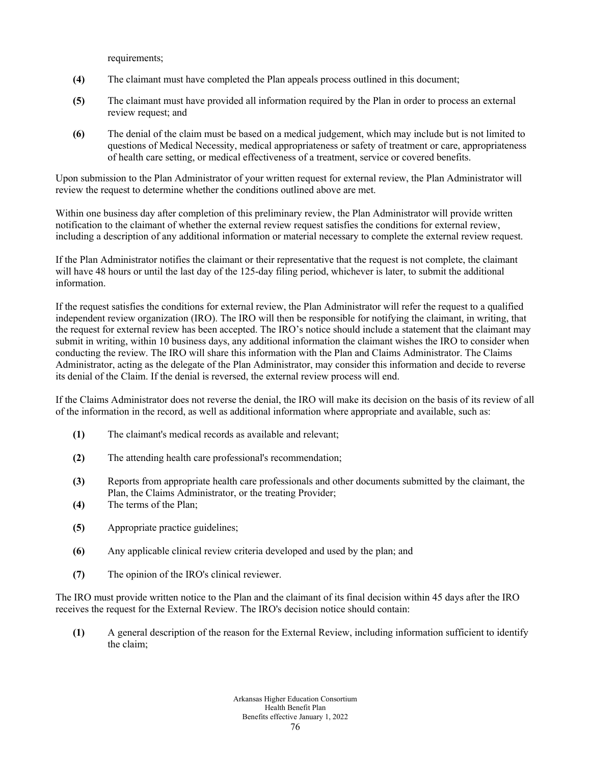requirements;

**(4)** The claimant must have completed the Plan appeals process outlined in this document;

**(5)** The claimant must have provided all information required by the Plan in order to process an external review request; and

**(6)** The denial of the claim must be based on a medical judgement, which may include but is not limited to questions of Medical Necessity, medical appropriateness or safety of treatment or care, appropriateness of health care setting, or medical effectiveness of a treatment, service or covered benefits.

Upon submission to the Plan Administrator of your written request for external review, the Plan Administrator will review the request to determine whether the conditions outlined above are met.

Within one business day after completion of this preliminary review, the Plan Administrator will provide written notification to the claimant of whether the external review request satisfies the conditions for external review, including a description of any additional information or material necessary to complete the external review request.

If the Plan Administrator notifies the claimant or their representative that the request is not complete, the claimant will have 48 hours or until the last day of the 125-day filing period, whichever is later, to submit the additional information.

If the request satisfies the conditions for external review, the Plan Administrator will refer the request to a qualified independent review organization (IRO). The IRO will then be responsible for notifying the claimant, in writing, that the request for external review has been accepted. The IRO's notice should include a statement that the claimant may submit in writing, within 10 business days, any additional information the claimant wishes the IRO to consider when conducting the review. The IRO will share this information with the Plan and Claims Administrator. The Claims Administrator, acting as the delegate of the Plan Administrator, may consider this information and decide to reverse its denial of the Claim. If the denial is reversed, the external review process will end.

If the Claims Administrator does not reverse the denial, the IRO will make its decision on the basis of its review of all of the information in the record, as well as additional information where appropriate and available, such as:

**(1)** The claimant's medical records as available and relevant;

**(2)** The attending health care professional's recommendation;

**(3)** Reports from appropriate health care professionals and other documents submitted by the claimant, the Plan, the Claims Administrator, or the treating Provider;

**(4)** The terms of the Plan;

**(5)** Appropriate practice guidelines;

**(6)** Any applicable clinical review criteria developed and used by the plan; and

**(7)** The opinion of the IRO's clinical reviewer.

The IRO must provide written notice to the Plan and the claimant of its final decision within 45 days after the IRO receives the request for the External Review. The IRO's decision notice should contain:

**(1)** A general description of the reason for the External Review, including information sufficient to identify the claim;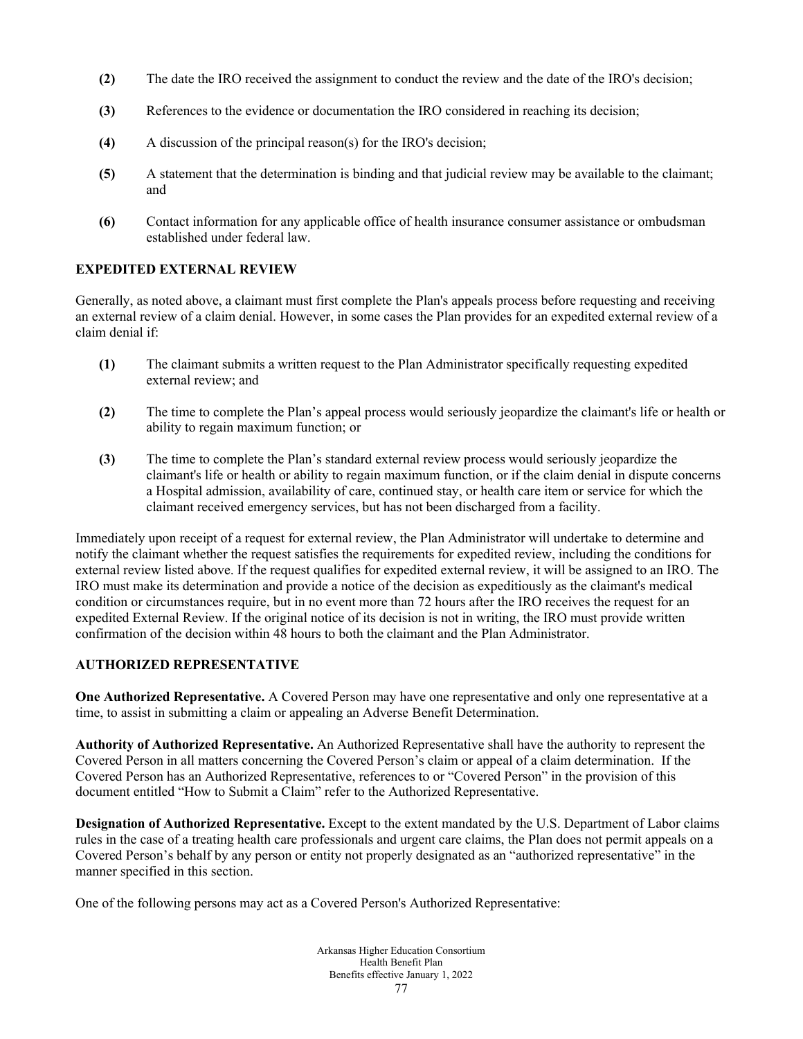**(2)** The date the IRO received the assignment to conduct the review and the date of the IRO's decision;

**(3)** References to the evidence or documentation the IRO considered in reaching its decision;

**(4)** A discussion of the principal reason(s) for the IRO's decision;

**(5)** A statement that the determination is binding and that judicial review may be available to the claimant; and

**(6)** Contact information for any applicable office of health insurance consumer assistance or ombudsman established under federal law.

**EXPEDITED EXTERNAL REVIEW**

Generally, as noted above, a claimant must first complete the Plan's appeals process before requesting and receiving an external review of a claim denial. However, in some cases the Plan provides for an expedited external review of a claim denial if:

**(1)** The claimant submits a written request to the Plan Administrator specifically requesting expedited external review; and

**(2)** The time to complete the Plan's appeal process would seriously jeopardize the claimant's life or health or ability to regain maximum function; or

**(3)** The time to complete the Plan's standard external review process would seriously jeopardize the claimant's life or health or ability to regain maximum function, or if the claim denial in dispute concerns a Hospital admission, availability of care, continued stay, or health care item or service for which the claimant received emergency services, but has not been discharged from a facility.

Immediately upon receipt of a request for external review, the Plan Administrator will undertake to determine and notify the claimant whether the request satisfies the requirements for expedited review, including the conditions for external review listed above. If the request qualifies for expedited external review, it will be assigned to an IRO. The IRO must make its determination and provide a notice of the decision as expeditiously as the claimant's medical condition or circumstances require, but in no event more than 72 hours after the IRO receives the request for an expedited External Review. If the original notice of its decision is not in writing, the IRO must provide written confirmation of the decision within 48 hours to both the claimant and the Plan Administrator.

**AUTHORIZED REPRESENTATIVE**

**One Authorized Representative.** A Covered Person may have one representative and only one representative at a time, to assist in submitting a claim or appealing an Adverse Benefit Determination.

**Authority of Authorized Representative.** An Authorized Representative shall have the authority to represent the Covered Person in all matters concerning the Covered Person's claim or appeal of a claim determination. If the Covered Person has an Authorized Representative, references to or "Covered Person" in the provision of this document entitled "How to Submit a Claim" refer to the Authorized Representative.

**Designation of Authorized Representative.** Except to the extent mandated by the U.S. Department of Labor claims rules in the case of a treating health care professionals and urgent care claims, the Plan does not permit appeals on a Covered Person's behalf by any person or entity not properly designated as an "authorized representative" in the manner specified in this section.

One of the following persons may act as a Covered Person's Authorized Representative: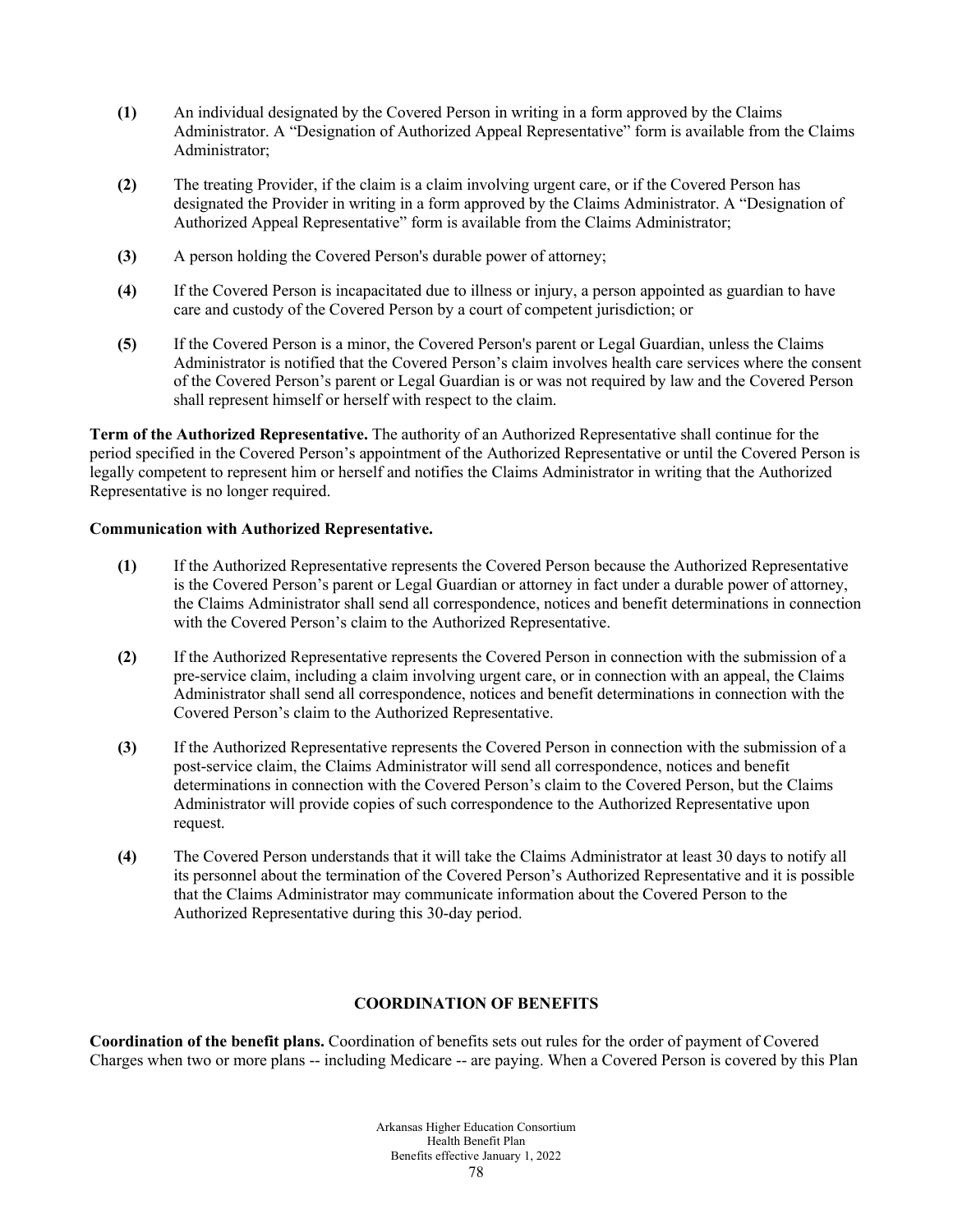**(1)** An individual designated by the Covered Person in writing in a form approved by the Claims Administrator. A "Designation of Authorized Appeal Representative" form is available from the Claims Administrator;

**(2)** The treating Provider, if the claim is a claim involving urgent care, or if the Covered Person has designated the Provider in writing in a form approved by the Claims Administrator. A "Designation of Authorized Appeal Representative" form is available from the Claims Administrator;

**(3)** A person holding the Covered Person's durable power of attorney;

**(4)** If the Covered Person is incapacitated due to illness or injury, a person appointed as guardian to have care and custody of the Covered Person by a court of competent jurisdiction; or

**(5)** If the Covered Person is a minor, the Covered Person's parent or Legal Guardian, unless the Claims Administrator is notified that the Covered Person's claim involves health care services where the consent of the Covered Person's parent or Legal Guardian is or was not required by law and the Covered Person shall represent himself or herself with respect to the claim.

**Term of the Authorized Representative.** The authority of an Authorized Representative shall continue for the period specified in the Covered Person's appointment of the Authorized Representative or until the Covered Person is legally competent to represent him or herself and notifies the Claims Administrator in writing that the Authorized Representative is no longer required.

**Communication with Authorized Representative.**

**(1)** If the Authorized Representative represents the Covered Person because the Authorized Representative is the Covered Person's parent or Legal Guardian or attorney in fact under a durable power of attorney, the Claims Administrator shall send all correspondence, notices and benefit determinations in connection with the Covered Person's claim to the Authorized Representative.

**(2)** If the Authorized Representative represents the Covered Person in connection with the submission of a pre-service claim, including a claim involving urgent care, or in connection with an appeal, the Claims Administrator shall send all correspondence, notices and benefit determinations in connection with the Covered Person's claim to the Authorized Representative.

**(3)** If the Authorized Representative represents the Covered Person in connection with the submission of a post-service claim, the Claims Administrator will send all correspondence, notices and benefit determinations in connection with the Covered Person's claim to the Covered Person, but the Claims Administrator will provide copies of such correspondence to the Authorized Representative upon request.

**(4)** The Covered Person understands that it will take the Claims Administrator at least 30 days to notify all its personnel about the termination of the Covered Person's Authorized Representative and it is possible that the Claims Administrator may communicate information about the Covered Person to the Authorized Representative during this 30-day period.

## COORDINATION OF BENEFITS

**Coordination of the benefit plans.** Coordination of benefits sets out rules for the order of payment of Covered Charges when two or more plans -- including Medicare -- are paying. When a Covered Person is covered by this Plan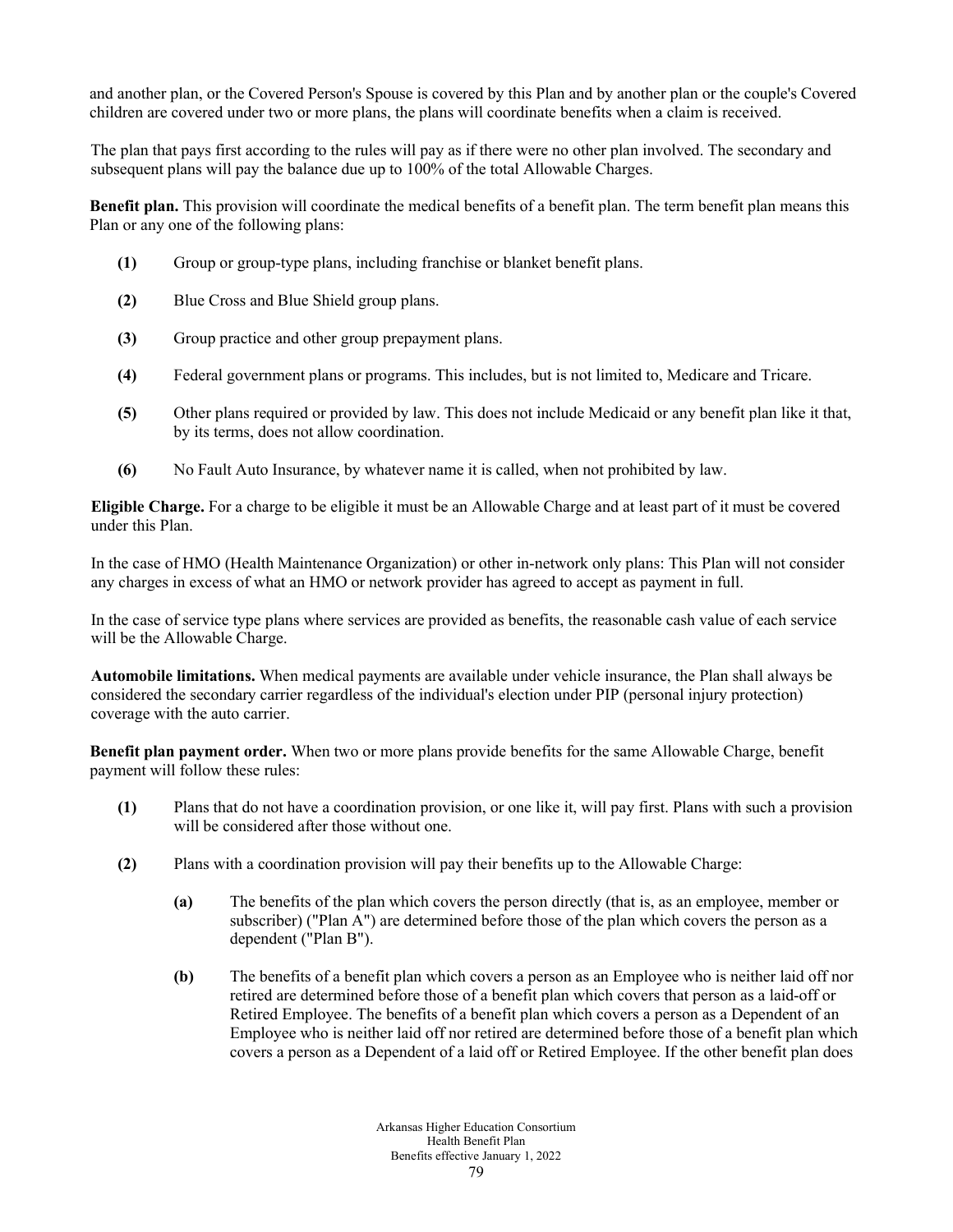and another plan, or the Covered Person's Spouse is covered by this Plan and by another plan or the couple's Covered children are covered under two or more plans, the plans will coordinate benefits when a claim is received.

The plan that pays first according to the rules will pay as if there were no other plan involved. The secondary and subsequent plans will pay the balance due up to 100% of the total Allowable Charges.

**Benefit plan.** This provision will coordinate the medical benefits of a benefit plan. The term benefit plan means this Plan or any one of the following plans:

- **(1)** Group or group-type plans, including franchise or blanket benefit plans.
- **(2)** Blue Cross and Blue Shield group plans.
- **(3)** Group practice and other group prepayment plans.
- **(4)** Federal government plans or programs. This includes, but is not limited to, Medicare and Tricare.
- **(5)** Other plans required or provided by law. This does not include Medicaid or any benefit plan like it that, by its terms, does not allow coordination.
- **(6)** No Fault Auto Insurance, by whatever name it is called, when not prohibited by law.

**Eligible Charge.** For a charge to be eligible it must be an Allowable Charge and at least part of it must be covered under this Plan.

In the case of HMO (Health Maintenance Organization) or other in-network only plans: This Plan will not consider any charges in excess of what an HMO or network provider has agreed to accept as payment in full.

In the case of service type plans where services are provided as benefits, the reasonable cash value of each service will be the Allowable Charge.

**Automobile limitations.** When medical payments are available under vehicle insurance, the Plan shall always be considered the secondary carrier regardless of the individual's election under PIP (personal injury protection) coverage with the auto carrier.

**Benefit plan payment order.** When two or more plans provide benefits for the same Allowable Charge, benefit payment will follow these rules:

- **(1)** Plans that do not have a coordination provision, or one like it, will pay first. Plans with such a provision will be considered after those without one.
- **(2)** Plans with a coordination provision will pay their benefits up to the Allowable Charge:
  - **(a)** The benefits of the plan which covers the person directly (that is, as an employee, member or subscriber) ("Plan A") are determined before those of the plan which covers the person as a dependent ("Plan B").
  - **(b)** The benefits of a benefit plan which covers a person as an Employee who is neither laid off nor retired are determined before those of a benefit plan which covers that person as a laid-off or Retired Employee. The benefits of a benefit plan which covers a person as a Dependent of an Employee who is neither laid off nor retired are determined before those of a benefit plan which covers a person as a Dependent of a laid off or Retired Employee. If the other benefit plan does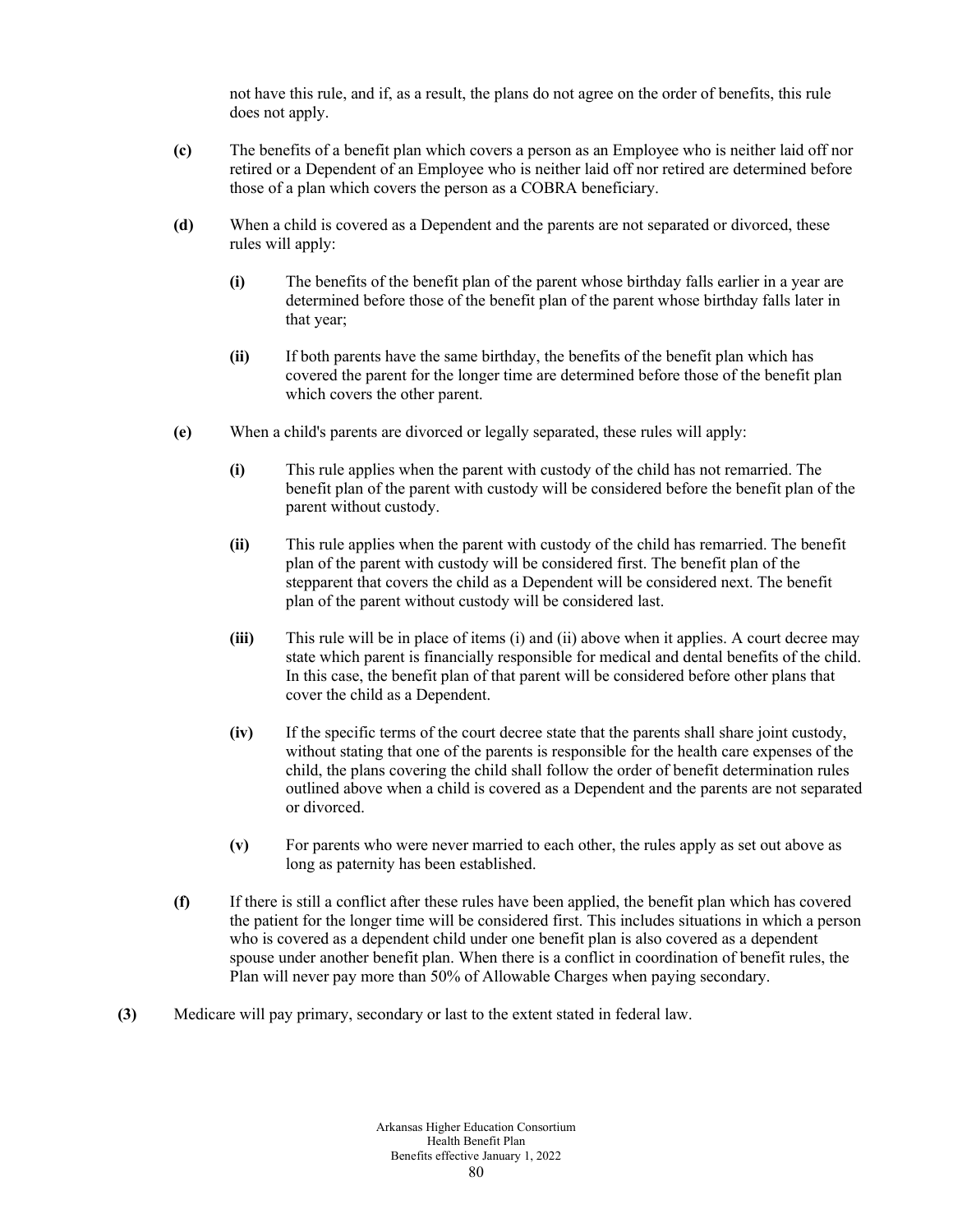not have this rule, and if, as a result, the plans do not agree on the order of benefits, this rule does not apply.

**(c)** The benefits of a benefit plan which covers a person as an Employee who is neither laid off nor retired or a Dependent of an Employee who is neither laid off nor retired are determined before those of a plan which covers the person as a COBRA beneficiary.

**(d)** When a child is covered as a Dependent and the parents are not separated or divorced, these rules will apply:

**(i)** The benefits of the benefit plan of the parent whose birthday falls earlier in a year are determined before those of the benefit plan of the parent whose birthday falls later in that year;

**(ii)** If both parents have the same birthday, the benefits of the benefit plan which has covered the parent for the longer time are determined before those of the benefit plan which covers the other parent.

**(e)** When a child's parents are divorced or legally separated, these rules will apply:

**(i)** This rule applies when the parent with custody of the child has not remarried. The benefit plan of the parent with custody will be considered before the benefit plan of the parent without custody.

**(ii)** This rule applies when the parent with custody of the child has remarried. The benefit plan of the parent with custody will be considered first. The benefit plan of the stepparent that covers the child as a Dependent will be considered next. The benefit plan of the parent without custody will be considered last.

**(iii)** This rule will be in place of items (i) and (ii) above when it applies. A court decree may state which parent is financially responsible for medical and dental benefits of the child. In this case, the benefit plan of that parent will be considered before other plans that cover the child as a Dependent.

**(iv)** If the specific terms of the court decree state that the parents shall share joint custody, without stating that one of the parents is responsible for the health care expenses of the child, the plans covering the child shall follow the order of benefit determination rules outlined above when a child is covered as a Dependent and the parents are not separated or divorced.

**(v)** For parents who were never married to each other, the rules apply as set out above as long as paternity has been established.

**(f)** If there is still a conflict after these rules have been applied, the benefit plan which has covered the patient for the longer time will be considered first. This includes situations in which a person who is covered as a dependent child under one benefit plan is also covered as a dependent spouse under another benefit plan. When there is a conflict in coordination of benefit rules, the Plan will never pay more than 50% of Allowable Charges when paying secondary.

**(3)** Medicare will pay primary, secondary or last to the extent stated in federal law.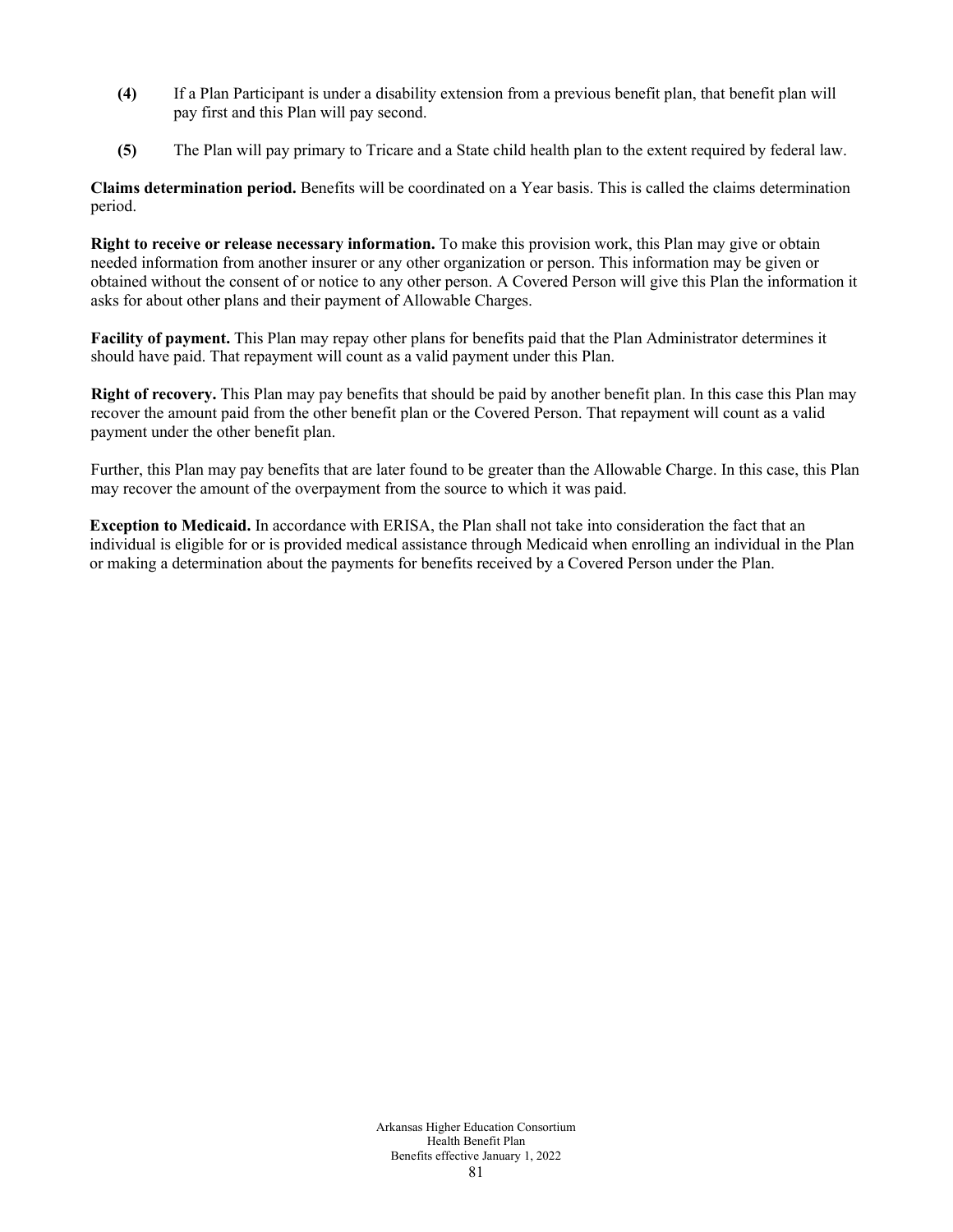**(4)** If a Plan Participant is under a disability extension from a previous benefit plan, that benefit plan will pay first and this Plan will pay second.

**(5)** The Plan will pay primary to Tricare and a State child health plan to the extent required by federal law.

**Claims determination period.** Benefits will be coordinated on a Year basis. This is called the claims determination period.

**Right to receive or release necessary information.** To make this provision work, this Plan may give or obtain needed information from another insurer or any other organization or person. This information may be given or obtained without the consent of or notice to any other person. A Covered Person will give this Plan the information it asks for about other plans and their payment of Allowable Charges.

**Facility of payment.** This Plan may repay other plans for benefits paid that the Plan Administrator determines it should have paid. That repayment will count as a valid payment under this Plan.

**Right of recovery.** This Plan may pay benefits that should be paid by another benefit plan. In this case this Plan may recover the amount paid from the other benefit plan or the Covered Person. That repayment will count as a valid payment under the other benefit plan.

Further, this Plan may pay benefits that are later found to be greater than the Allowable Charge. In this case, this Plan may recover the amount of the overpayment from the source to which it was paid.

**Exception to Medicaid.** In accordance with ERISA, the Plan shall not take into consideration the fact that an individual is eligible for or is provided medical assistance through Medicaid when enrolling an individual in the Plan or making a determination about the payments for benefits received by a Covered Person under the Plan.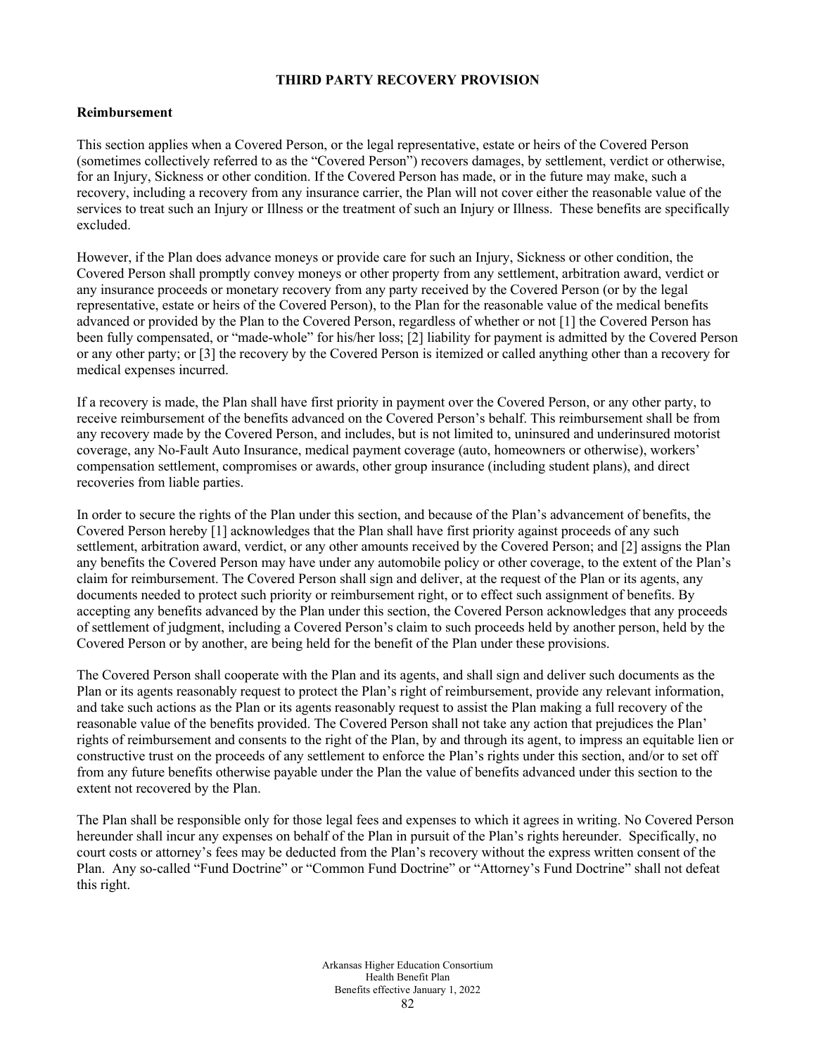## THIRD PARTY RECOVERY PROVISION

### Reimbursement

This section applies when a Covered Person, or the legal representative, estate or heirs of the Covered Person (sometimes collectively referred to as the "Covered Person") recovers damages, by settlement, verdict or otherwise, for an Injury, Sickness or other condition. If the Covered Person has made, or in the future may make, such a recovery, including a recovery from any insurance carrier, the Plan will not cover either the reasonable value of the services to treat such an Injury or Illness or the treatment of such an Injury or Illness. These benefits are specifically excluded.

However, if the Plan does advance moneys or provide care for such an Injury, Sickness or other condition, the Covered Person shall promptly convey moneys or other property from any settlement, arbitration award, verdict or any insurance proceeds or monetary recovery from any party received by the Covered Person (or by the legal representative, estate or heirs of the Covered Person), to the Plan for the reasonable value of the medical benefits advanced or provided by the Plan to the Covered Person, regardless of whether or not [1] the Covered Person has been fully compensated, or "made-whole" for his/her loss; [2] liability for payment is admitted by the Covered Person or any other party; or [3] the recovery by the Covered Person is itemized or called anything other than a recovery for medical expenses incurred.

If a recovery is made, the Plan shall have first priority in payment over the Covered Person, or any other party, to receive reimbursement of the benefits advanced on the Covered Person's behalf. This reimbursement shall be from any recovery made by the Covered Person, and includes, but is not limited to, uninsured and underinsured motorist coverage, any No-Fault Auto Insurance, medical payment coverage (auto, homeowners or otherwise), workers' compensation settlement, compromises or awards, other group insurance (including student plans), and direct recoveries from liable parties.

In order to secure the rights of the Plan under this section, and because of the Plan's advancement of benefits, the Covered Person hereby [1] acknowledges that the Plan shall have first priority against proceeds of any such settlement, arbitration award, verdict, or any other amounts received by the Covered Person; and [2] assigns the Plan any benefits the Covered Person may have under any automobile policy or other coverage, to the extent of the Plan's claim for reimbursement. The Covered Person shall sign and deliver, at the request of the Plan or its agents, any documents needed to protect such priority or reimbursement right, or to effect such assignment of benefits. By accepting any benefits advanced by the Plan under this section, the Covered Person acknowledges that any proceeds of settlement of judgment, including a Covered Person's claim to such proceeds held by another person, held by the Covered Person or by another, are being held for the benefit of the Plan under these provisions.

The Covered Person shall cooperate with the Plan and its agents, and shall sign and deliver such documents as the Plan or its agents reasonably request to protect the Plan's right of reimbursement, provide any relevant information, and take such actions as the Plan or its agents reasonably request to assist the Plan making a full recovery of the reasonable value of the benefits provided. The Covered Person shall not take any action that prejudices the Plan' rights of reimbursement and consents to the right of the Plan, by and through its agent, to impress an equitable lien or constructive trust on the proceeds of any settlement to enforce the Plan's rights under this section, and/or to set off from any future benefits otherwise payable under the Plan the value of benefits advanced under this section to the extent not recovered by the Plan.

The Plan shall be responsible only for those legal fees and expenses to which it agrees in writing. No Covered Person hereunder shall incur any expenses on behalf of the Plan in pursuit of the Plan's rights hereunder. Specifically, no court costs or attorney's fees may be deducted from the Plan's recovery without the express written consent of the Plan. Any so-called "Fund Doctrine" or "Common Fund Doctrine" or "Attorney's Fund Doctrine" shall not defeat this right.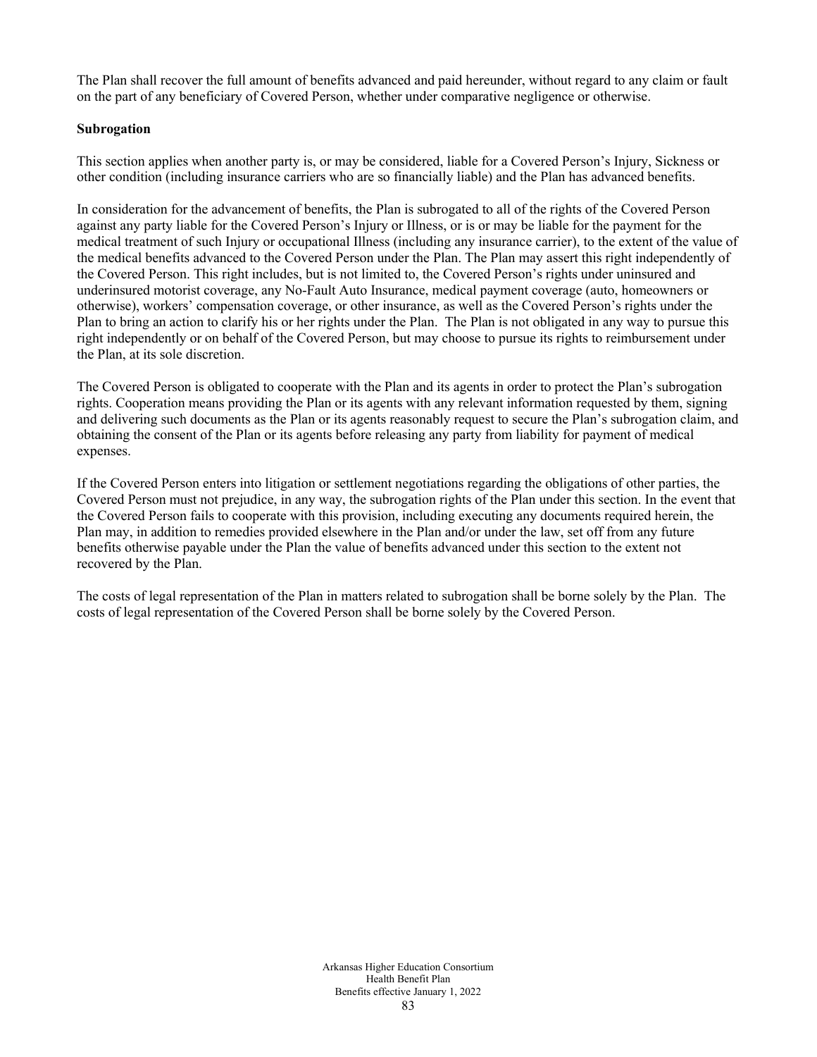The Plan shall recover the full amount of benefits advanced and paid hereunder, without regard to any claim or fault on the part of any beneficiary of Covered Person, whether under comparative negligence or otherwise.

**Subrogation**

This section applies when another party is, or may be considered, liable for a Covered Person's Injury, Sickness or other condition (including insurance carriers who are so financially liable) and the Plan has advanced benefits.

In consideration for the advancement of benefits, the Plan is subrogated to all of the rights of the Covered Person against any party liable for the Covered Person's Injury or Illness, or is or may be liable for the payment for the medical treatment of such Injury or occupational Illness (including any insurance carrier), to the extent of the value of the medical benefits advanced to the Covered Person under the Plan. The Plan may assert this right independently of the Covered Person. This right includes, but is not limited to, the Covered Person's rights under uninsured and underinsured motorist coverage, any No-Fault Auto Insurance, medical payment coverage (auto, homeowners or otherwise), workers' compensation coverage, or other insurance, as well as the Covered Person's rights under the Plan to bring an action to clarify his or her rights under the Plan. The Plan is not obligated in any way to pursue this right independently or on behalf of the Covered Person, but may choose to pursue its rights to reimbursement under the Plan, at its sole discretion.

The Covered Person is obligated to cooperate with the Plan and its agents in order to protect the Plan's subrogation rights. Cooperation means providing the Plan or its agents with any relevant information requested by them, signing and delivering such documents as the Plan or its agents reasonably request to secure the Plan's subrogation claim, and obtaining the consent of the Plan or its agents before releasing any party from liability for payment of medical expenses.

If the Covered Person enters into litigation or settlement negotiations regarding the obligations of other parties, the Covered Person must not prejudice, in any way, the subrogation rights of the Plan under this section. In the event that the Covered Person fails to cooperate with this provision, including executing any documents required herein, the Plan may, in addition to remedies provided elsewhere in the Plan and/or under the law, set off from any future benefits otherwise payable under the Plan the value of benefits advanced under this section to the extent not recovered by the Plan.

The costs of legal representation of the Plan in matters related to subrogation shall be borne solely by the Plan. The costs of legal representation of the Covered Person shall be borne solely by the Covered Person.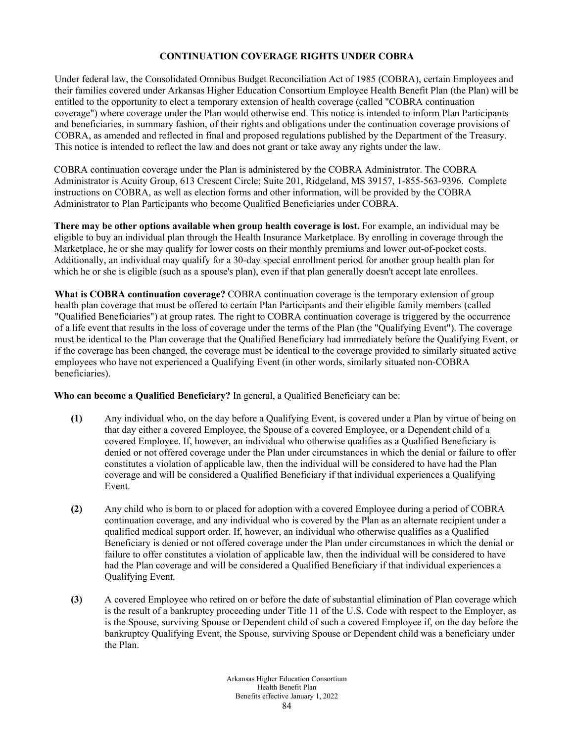## CONTINUATION COVERAGE RIGHTS UNDER COBRA

Under federal law, the Consolidated Omnibus Budget Reconciliation Act of 1985 (COBRA), certain Employees and their families covered under Arkansas Higher Education Consortium Employee Health Benefit Plan (the Plan) will be entitled to the opportunity to elect a temporary extension of health coverage (called "COBRA continuation coverage") where coverage under the Plan would otherwise end. This notice is intended to inform Plan Participants and beneficiaries, in summary fashion, of their rights and obligations under the continuation coverage provisions of COBRA, as amended and reflected in final and proposed regulations published by the Department of the Treasury. This notice is intended to reflect the law and does not grant or take away any rights under the law.

COBRA continuation coverage under the Plan is administered by the COBRA Administrator. The COBRA Administrator is Acuity Group, 613 Crescent Circle; Suite 201, Ridgeland, MS 39157, 1-855-563-9396. Complete instructions on COBRA, as well as election forms and other information, will be provided by the COBRA Administrator to Plan Participants who become Qualified Beneficiaries under COBRA.

**There may be other options available when group health coverage is lost.** For example, an individual may be eligible to buy an individual plan through the Health Insurance Marketplace. By enrolling in coverage through the Marketplace, he or she may qualify for lower costs on their monthly premiums and lower out-of-pocket costs. Additionally, an individual may qualify for a 30-day special enrollment period for another group health plan for which he or she is eligible (such as a spouse's plan), even if that plan generally doesn't accept late enrollees.

**What is COBRA continuation coverage?** COBRA continuation coverage is the temporary extension of group health plan coverage that must be offered to certain Plan Participants and their eligible family members (called "Qualified Beneficiaries") at group rates. The right to COBRA continuation coverage is triggered by the occurrence of a life event that results in the loss of coverage under the terms of the Plan (the "Qualifying Event"). The coverage must be identical to the Plan coverage that the Qualified Beneficiary had immediately before the Qualifying Event, or if the coverage has been changed, the coverage must be identical to the coverage provided to similarly situated active employees who have not experienced a Qualifying Event (in other words, similarly situated non-COBRA beneficiaries).

**Who can become a Qualified Beneficiary?** In general, a Qualified Beneficiary can be:

**(1)** Any individual who, on the day before a Qualifying Event, is covered under a Plan by virtue of being on that day either a covered Employee, the Spouse of a covered Employee, or a Dependent child of a covered Employee. If, however, an individual who otherwise qualifies as a Qualified Beneficiary is denied or not offered coverage under the Plan under circumstances in which the denial or failure to offer constitutes a violation of applicable law, then the individual will be considered to have had the Plan coverage and will be considered a Qualified Beneficiary if that individual experiences a Qualifying Event.

**(2)** Any child who is born to or placed for adoption with a covered Employee during a period of COBRA continuation coverage, and any individual who is covered by the Plan as an alternate recipient under a qualified medical support order. If, however, an individual who otherwise qualifies as a Qualified Beneficiary is denied or not offered coverage under the Plan under circumstances in which the denial or failure to offer constitutes a violation of applicable law, then the individual will be considered to have had the Plan coverage and will be considered a Qualified Beneficiary if that individual experiences a Qualifying Event.

**(3)** A covered Employee who retired on or before the date of substantial elimination of Plan coverage which is the result of a bankruptcy proceeding under Title 11 of the U.S. Code with respect to the Employer, as is the Spouse, surviving Spouse or Dependent child of such a covered Employee if, on the day before the bankruptcy Qualifying Event, the Spouse, surviving Spouse or Dependent child was a beneficiary under the Plan.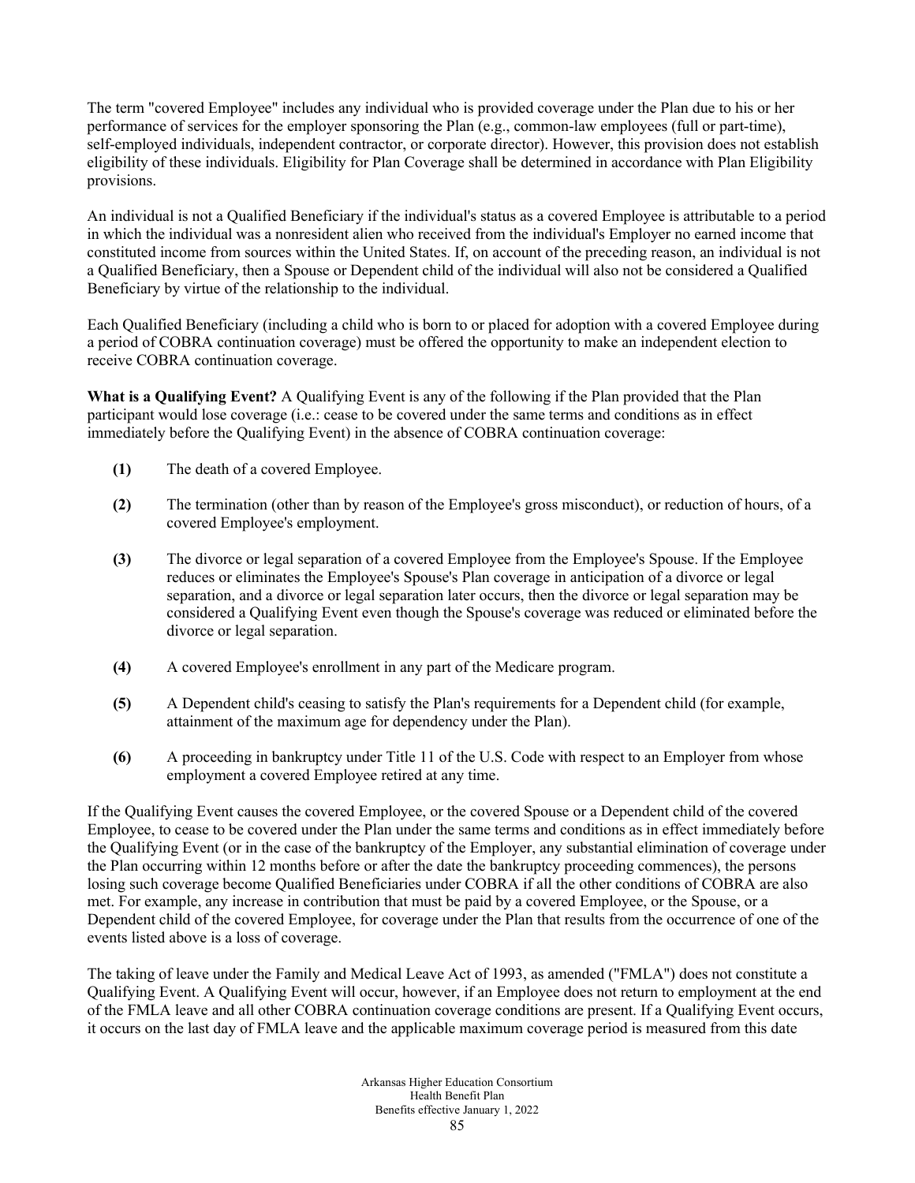The term "covered Employee" includes any individual who is provided coverage under the Plan due to his or her performance of services for the employer sponsoring the Plan (e.g., common-law employees (full or part-time), self-employed individuals, independent contractor, or corporate director). However, this provision does not establish eligibility of these individuals. Eligibility for Plan Coverage shall be determined in accordance with Plan Eligibility provisions.

An individual is not a Qualified Beneficiary if the individual's status as a covered Employee is attributable to a period in which the individual was a nonresident alien who received from the individual's Employer no earned income that constituted income from sources within the United States. If, on account of the preceding reason, an individual is not a Qualified Beneficiary, then a Spouse or Dependent child of the individual will also not be considered a Qualified Beneficiary by virtue of the relationship to the individual.

Each Qualified Beneficiary (including a child who is born to or placed for adoption with a covered Employee during a period of COBRA continuation coverage) must be offered the opportunity to make an independent election to receive COBRA continuation coverage.

**What is a Qualifying Event?** A Qualifying Event is any of the following if the Plan provided that the Plan participant would lose coverage (i.e.: cease to be covered under the same terms and conditions as in effect immediately before the Qualifying Event) in the absence of COBRA continuation coverage:

**(1)** The death of a covered Employee.

**(2)** The termination (other than by reason of the Employee's gross misconduct), or reduction of hours, of a covered Employee's employment.

**(3)** The divorce or legal separation of a covered Employee from the Employee's Spouse. If the Employee reduces or eliminates the Employee's Spouse's Plan coverage in anticipation of a divorce or legal separation, and a divorce or legal separation later occurs, then the divorce or legal separation may be considered a Qualifying Event even though the Spouse's coverage was reduced or eliminated before the divorce or legal separation.

**(4)** A covered Employee's enrollment in any part of the Medicare program.

**(5)** A Dependent child's ceasing to satisfy the Plan's requirements for a Dependent child (for example, attainment of the maximum age for dependency under the Plan).

**(6)** A proceeding in bankruptcy under Title 11 of the U.S. Code with respect to an Employer from whose employment a covered Employee retired at any time.

If the Qualifying Event causes the covered Employee, or the covered Spouse or a Dependent child of the covered Employee, to cease to be covered under the Plan under the same terms and conditions as in effect immediately before the Qualifying Event (or in the case of the bankruptcy of the Employer, any substantial elimination of coverage under the Plan occurring within 12 months before or after the date the bankruptcy proceeding commences), the persons losing such coverage become Qualified Beneficiaries under COBRA if all the other conditions of COBRA are also met. For example, any increase in contribution that must be paid by a covered Employee, or the Spouse, or a Dependent child of the covered Employee, for coverage under the Plan that results from the occurrence of one of the events listed above is a loss of coverage.

The taking of leave under the Family and Medical Leave Act of 1993, as amended ("FMLA") does not constitute a Qualifying Event. A Qualifying Event will occur, however, if an Employee does not return to employment at the end of the FMLA leave and all other COBRA continuation coverage conditions are present. If a Qualifying Event occurs, it occurs on the last day of FMLA leave and the applicable maximum coverage period is measured from this date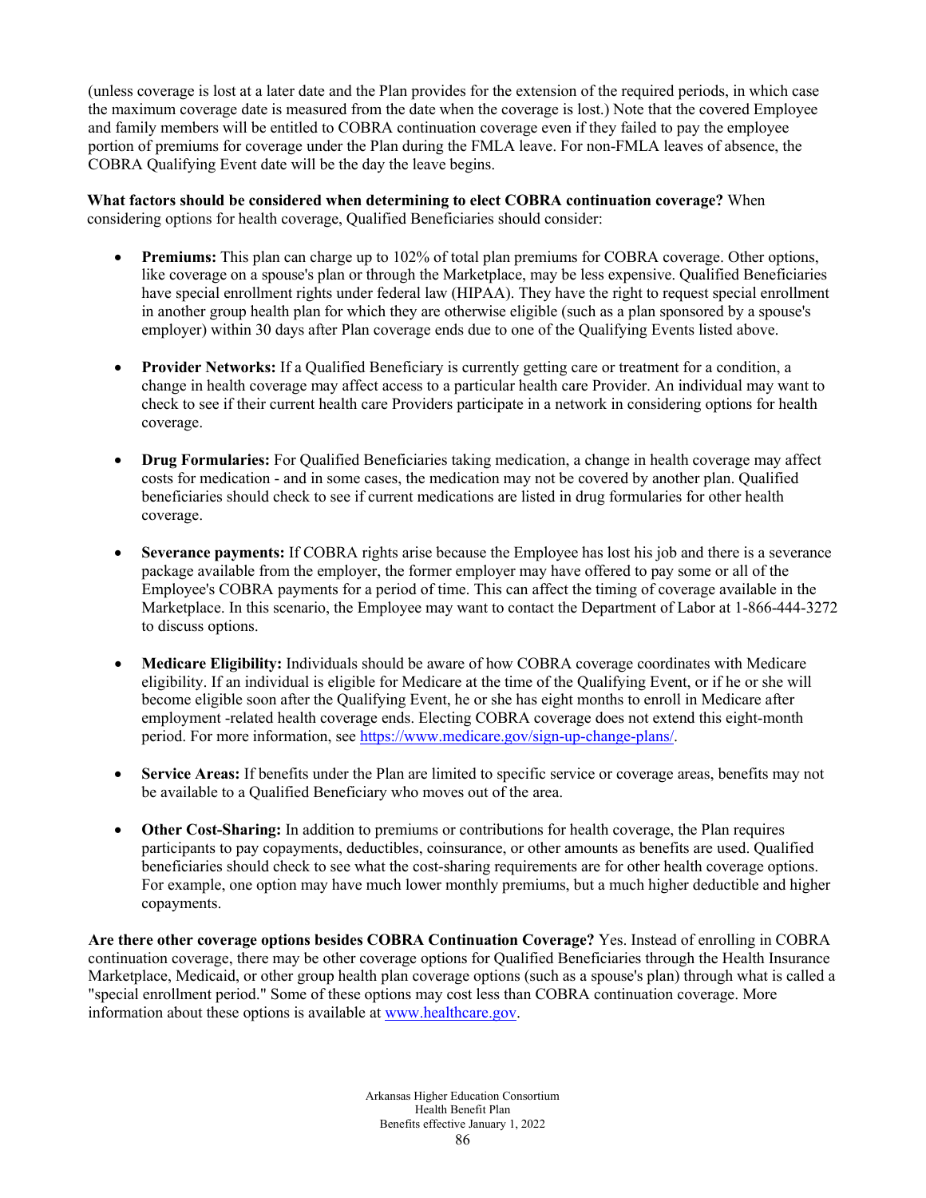(unless coverage is lost at a later date and the Plan provides for the extension of the required periods, in which case the maximum coverage date is measured from the date when the coverage is lost.) Note that the covered Employee and family members will be entitled to COBRA continuation coverage even if they failed to pay the employee portion of premiums for coverage under the Plan during the FMLA leave. For non-FMLA leaves of absence, the COBRA Qualifying Event date will be the day the leave begins.

**What factors should be considered when determining to elect COBRA continuation coverage?** When considering options for health coverage, Qualified Beneficiaries should consider:

- **Premiums:** This plan can charge up to 102% of total plan premiums for COBRA coverage. Other options, like coverage on a spouse's plan or through the Marketplace, may be less expensive. Qualified Beneficiaries have special enrollment rights under federal law (HIPAA). They have the right to request special enrollment in another group health plan for which they are otherwise eligible (such as a plan sponsored by a spouse's employer) within 30 days after Plan coverage ends due to one of the Qualifying Events listed above.

- **Provider Networks:** If a Qualified Beneficiary is currently getting care or treatment for a condition, a change in health coverage may affect access to a particular health care Provider. An individual may want to check to see if their current health care Providers participate in a network in considering options for health coverage.

- **Drug Formularies:** For Qualified Beneficiaries taking medication, a change in health coverage may affect costs for medication - and in some cases, the medication may not be covered by another plan. Qualified beneficiaries should check to see if current medications are listed in drug formularies for other health coverage.

- **Severance payments:** If COBRA rights arise because the Employee has lost his job and there is a severance package available from the employer, the former employer may have offered to pay some or all of the Employee's COBRA payments for a period of time. This can affect the timing of coverage available in the Marketplace. In this scenario, the Employee may want to contact the Department of Labor at 1-866-444-3272 to discuss options.

- **Medicare Eligibility:** Individuals should be aware of how COBRA coverage coordinates with Medicare eligibility. If an individual is eligible for Medicare at the time of the Qualifying Event, or if he or she will become eligible soon after the Qualifying Event, he or she has eight months to enroll in Medicare after employment -related health coverage ends. Electing COBRA coverage does not extend this eight-month period. For more information, see https://www.medicare.gov/sign-up-change-plans/.

- **Service Areas:** If benefits under the Plan are limited to specific service or coverage areas, benefits may not be available to a Qualified Beneficiary who moves out of the area.

- **Other Cost-Sharing:** In addition to premiums or contributions for health coverage, the Plan requires participants to pay copayments, deductibles, coinsurance, or other amounts as benefits are used. Qualified beneficiaries should check to see what the cost-sharing requirements are for other health coverage options. For example, one option may have much lower monthly premiums, but a much higher deductible and higher copayments.

**Are there other coverage options besides COBRA Continuation Coverage?** Yes. Instead of enrolling in COBRA continuation coverage, there may be other coverage options for Qualified Beneficiaries through the Health Insurance Marketplace, Medicaid, or other group health plan coverage options (such as a spouse's plan) through what is called a "special enrollment period." Some of these options may cost less than COBRA continuation coverage. More information about these options is available at www.healthcare.gov.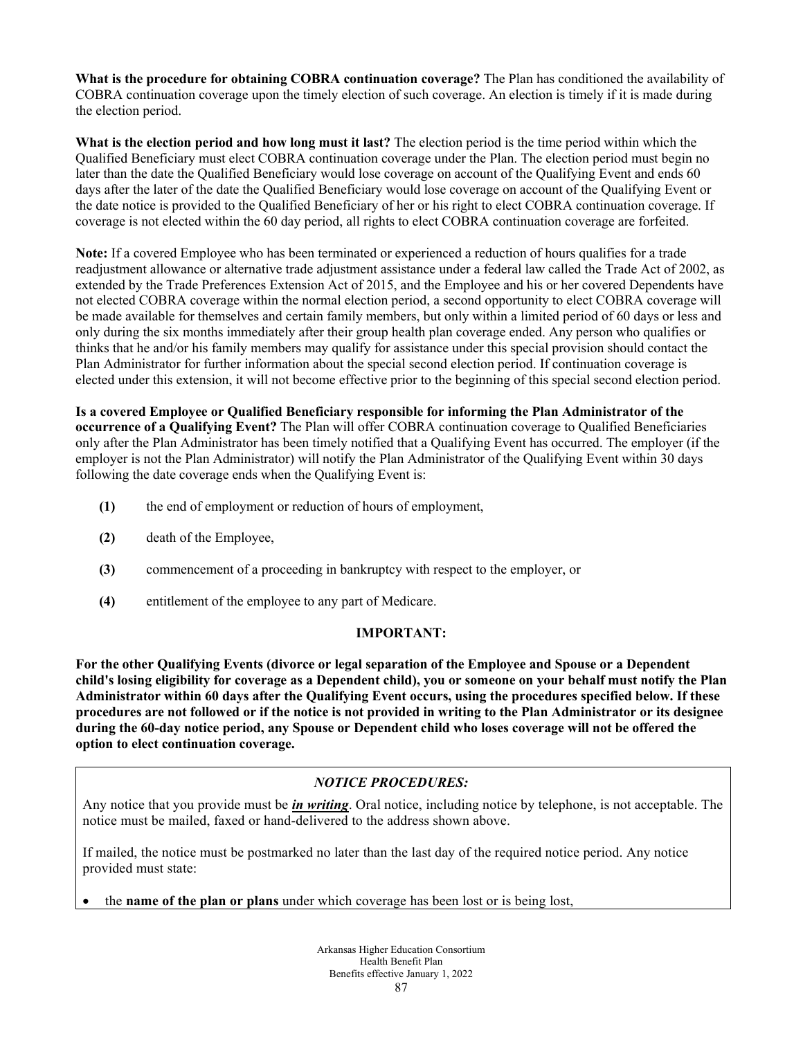**What is the procedure for obtaining COBRA continuation coverage?** The Plan has conditioned the availability of COBRA continuation coverage upon the timely election of such coverage. An election is timely if it is made during the election period.

**What is the election period and how long must it last?** The election period is the time period within which the Qualified Beneficiary must elect COBRA continuation coverage under the Plan. The election period must begin no later than the date the Qualified Beneficiary would lose coverage on account of the Qualifying Event and ends 60 days after the later of the date the Qualified Beneficiary would lose coverage on account of the Qualifying Event or the date notice is provided to the Qualified Beneficiary of her or his right to elect COBRA continuation coverage. If coverage is not elected within the 60 day period, all rights to elect COBRA continuation coverage are forfeited.

**Note:** If a covered Employee who has been terminated or experienced a reduction of hours qualifies for a trade readjustment allowance or alternative trade adjustment assistance under a federal law called the Trade Act of 2002, as extended by the Trade Preferences Extension Act of 2015, and the Employee and his or her covered Dependents have not elected COBRA coverage within the normal election period, a second opportunity to elect COBRA coverage will be made available for themselves and certain family members, but only within a limited period of 60 days or less and only during the six months immediately after their group health plan coverage ended. Any person who qualifies or thinks that he and/or his family members may qualify for assistance under this special provision should contact the Plan Administrator for further information about the special second election period. If continuation coverage is elected under this extension, it will not become effective prior to the beginning of this special second election period.

**Is a covered Employee or Qualified Beneficiary responsible for informing the Plan Administrator of the occurrence of a Qualifying Event?** The Plan will offer COBRA continuation coverage to Qualified Beneficiaries only after the Plan Administrator has been timely notified that a Qualifying Event has occurred. The employer (if the employer is not the Plan Administrator) will notify the Plan Administrator of the Qualifying Event within 30 days following the date coverage ends when the Qualifying Event is:

**(1)** the end of employment or reduction of hours of employment,

**(2)** death of the Employee,

**(3)** commencement of a proceeding in bankruptcy with respect to the employer, or

**(4)** entitlement of the employee to any part of Medicare.

**IMPORTANT:**

**For the other Qualifying Events (divorce or legal separation of the Employee and Spouse or a Dependent child's losing eligibility for coverage as a Dependent child), you or someone on your behalf must notify the Plan Administrator within 60 days after the Qualifying Event occurs, using the procedures specified below. If these procedures are not followed or if the notice is not provided in writing to the Plan Administrator or its designee during the 60-day notice period, any Spouse or Dependent child who loses coverage will not be offered the option to elect continuation coverage.**

***NOTICE PROCEDURES:***

Any notice that you provide must be ***in writing***. Oral notice, including notice by telephone, is not acceptable. The notice must be mailed, faxed or hand-delivered to the address shown above.

If mailed, the notice must be postmarked no later than the last day of the required notice period. Any notice provided must state:

- the **name of the plan or plans** under which coverage has been lost or is being lost,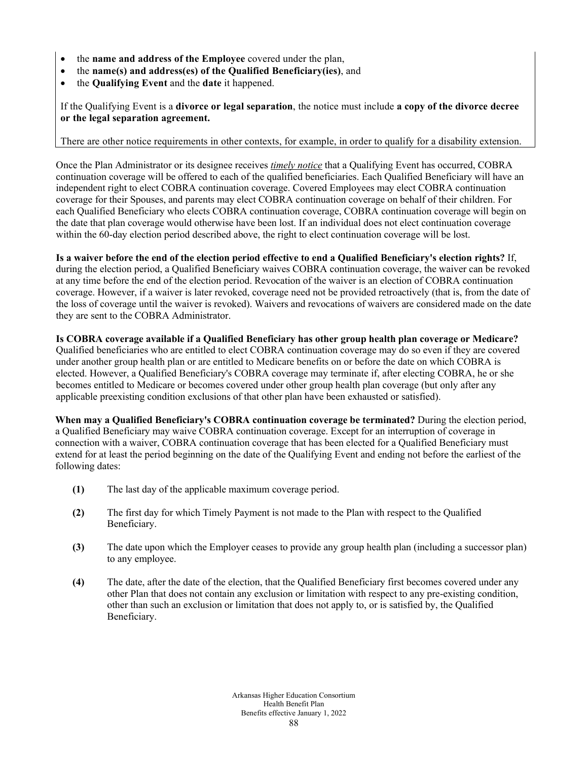- the **name and address of the Employee** covered under the plan,
- the **name(s) and address(es) of the Qualified Beneficiary(ies)**, and
- the **Qualifying Event** and the **date** it happened.

If the Qualifying Event is a **divorce or legal separation**, the notice must include **a copy of the divorce decree or the legal separation agreement.**

There are other notice requirements in other contexts, for example, in order to qualify for a disability extension.

Once the Plan Administrator or its designee receives ***timely notice*** that a Qualifying Event has occurred, COBRA continuation coverage will be offered to each of the qualified beneficiaries. Each Qualified Beneficiary will have an independent right to elect COBRA continuation coverage. Covered Employees may elect COBRA continuation coverage for their Spouses, and parents may elect COBRA continuation coverage on behalf of their children. For each Qualified Beneficiary who elects COBRA continuation coverage, COBRA continuation coverage will begin on the date that plan coverage would otherwise have been lost. If an individual does not elect continuation coverage within the 60-day election period described above, the right to elect continuation coverage will be lost.

**Is a waiver before the end of the election period effective to end a Qualified Beneficiary's election rights?** If, during the election period, a Qualified Beneficiary waives COBRA continuation coverage, the waiver can be revoked at any time before the end of the election period. Revocation of the waiver is an election of COBRA continuation coverage. However, if a waiver is later revoked, coverage need not be provided retroactively (that is, from the date of the loss of coverage until the waiver is revoked). Waivers and revocations of waivers are considered made on the date they are sent to the COBRA Administrator.

**Is COBRA coverage available if a Qualified Beneficiary has other group health plan coverage or Medicare?** Qualified beneficiaries who are entitled to elect COBRA continuation coverage may do so even if they are covered under another group health plan or are entitled to Medicare benefits on or before the date on which COBRA is elected. However, a Qualified Beneficiary's COBRA coverage may terminate if, after electing COBRA, he or she becomes entitled to Medicare or becomes covered under other group health plan coverage (but only after any applicable preexisting condition exclusions of that other plan have been exhausted or satisfied).

**When may a Qualified Beneficiary's COBRA continuation coverage be terminated?** During the election period, a Qualified Beneficiary may waive COBRA continuation coverage. Except for an interruption of coverage in connection with a waiver, COBRA continuation coverage that has been elected for a Qualified Beneficiary must extend for at least the period beginning on the date of the Qualifying Event and ending not before the earliest of the following dates:

**(1)** The last day of the applicable maximum coverage period.

**(2)** The first day for which Timely Payment is not made to the Plan with respect to the Qualified Beneficiary.

**(3)** The date upon which the Employer ceases to provide any group health plan (including a successor plan) to any employee.

**(4)** The date, after the date of the election, that the Qualified Beneficiary first becomes covered under any other Plan that does not contain any exclusion or limitation with respect to any pre-existing condition, other than such an exclusion or limitation that does not apply to, or is satisfied by, the Qualified Beneficiary.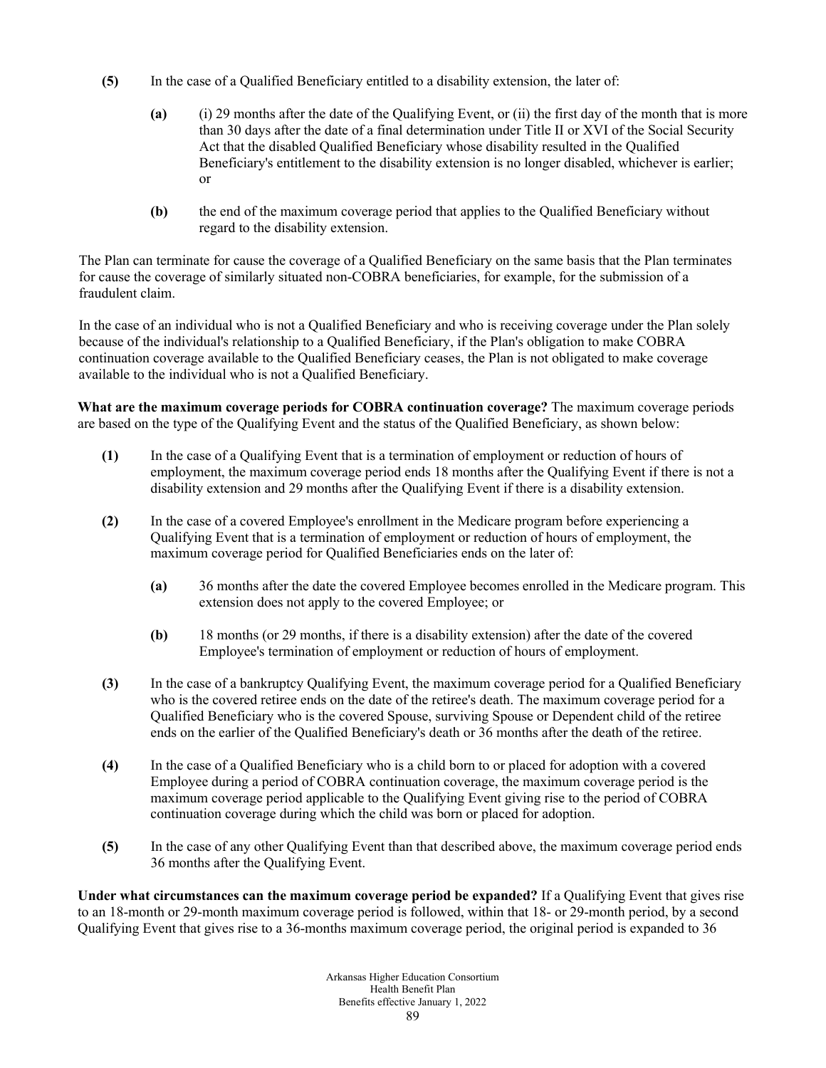**(5)** In the case of a Qualified Beneficiary entitled to a disability extension, the later of:

> **(a)** (i) 29 months after the date of the Qualifying Event, or (ii) the first day of the month that is more than 30 days after the date of a final determination under Title II or XVI of the Social Security Act that the disabled Qualified Beneficiary whose disability resulted in the Qualified Beneficiary's entitlement to the disability extension is no longer disabled, whichever is earlier; or
>
> **(b)** the end of the maximum coverage period that applies to the Qualified Beneficiary without regard to the disability extension.

The Plan can terminate for cause the coverage of a Qualified Beneficiary on the same basis that the Plan terminates for cause the coverage of similarly situated non-COBRA beneficiaries, for example, for the submission of a fraudulent claim.

In the case of an individual who is not a Qualified Beneficiary and who is receiving coverage under the Plan solely because of the individual's relationship to a Qualified Beneficiary, if the Plan's obligation to make COBRA continuation coverage available to the Qualified Beneficiary ceases, the Plan is not obligated to make coverage available to the individual who is not a Qualified Beneficiary.

**What are the maximum coverage periods for COBRA continuation coverage?** The maximum coverage periods are based on the type of the Qualifying Event and the status of the Qualified Beneficiary, as shown below:

**(1)** In the case of a Qualifying Event that is a termination of employment or reduction of hours of employment, the maximum coverage period ends 18 months after the Qualifying Event if there is not a disability extension and 29 months after the Qualifying Event if there is a disability extension.

**(2)** In the case of a covered Employee's enrollment in the Medicare program before experiencing a Qualifying Event that is a termination of employment or reduction of hours of employment, the maximum coverage period for Qualified Beneficiaries ends on the later of:

> **(a)** 36 months after the date the covered Employee becomes enrolled in the Medicare program. This extension does not apply to the covered Employee; or
>
> **(b)** 18 months (or 29 months, if there is a disability extension) after the date of the covered Employee's termination of employment or reduction of hours of employment.

**(3)** In the case of a bankruptcy Qualifying Event, the maximum coverage period for a Qualified Beneficiary who is the covered retiree ends on the date of the retiree's death. The maximum coverage period for a Qualified Beneficiary who is the covered Spouse, surviving Spouse or Dependent child of the retiree ends on the earlier of the Qualified Beneficiary's death or 36 months after the death of the retiree.

**(4)** In the case of a Qualified Beneficiary who is a child born to or placed for adoption with a covered Employee during a period of COBRA continuation coverage, the maximum coverage period is the maximum coverage period applicable to the Qualifying Event giving rise to the period of COBRA continuation coverage during which the child was born or placed for adoption.

**(5)** In the case of any other Qualifying Event than that described above, the maximum coverage period ends 36 months after the Qualifying Event.

**Under what circumstances can the maximum coverage period be expanded?** If a Qualifying Event that gives rise to an 18-month or 29-month maximum coverage period is followed, within that 18- or 29-month period, by a second Qualifying Event that gives rise to a 36-months maximum coverage period, the original period is expanded to 36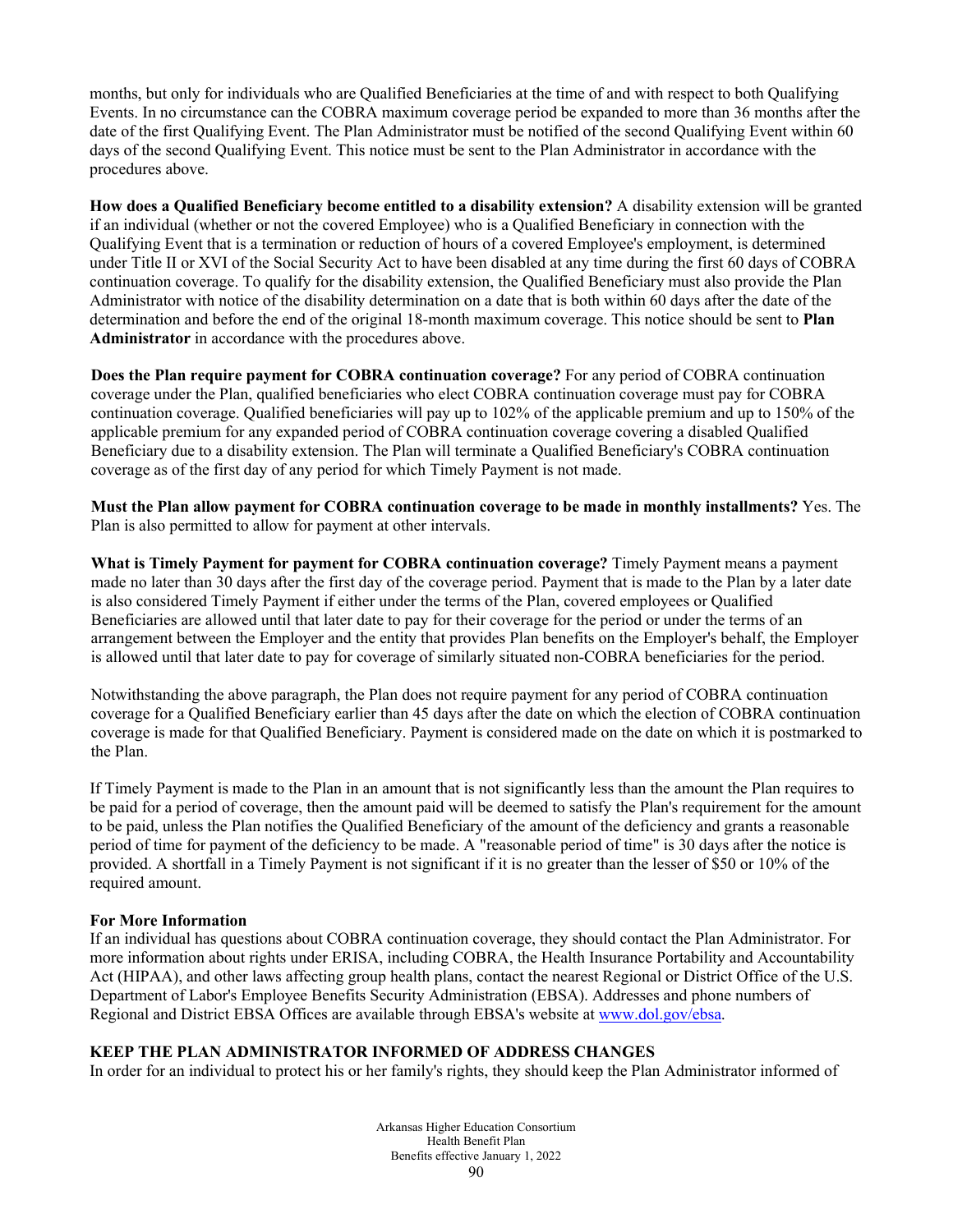months, but only for individuals who are Qualified Beneficiaries at the time of and with respect to both Qualifying Events. In no circumstance can the COBRA maximum coverage period be expanded to more than 36 months after the date of the first Qualifying Event. The Plan Administrator must be notified of the second Qualifying Event within 60 days of the second Qualifying Event. This notice must be sent to the Plan Administrator in accordance with the procedures above.

**How does a Qualified Beneficiary become entitled to a disability extension?** A disability extension will be granted if an individual (whether or not the covered Employee) who is a Qualified Beneficiary in connection with the Qualifying Event that is a termination or reduction of hours of a covered Employee's employment, is determined under Title II or XVI of the Social Security Act to have been disabled at any time during the first 60 days of COBRA continuation coverage. To qualify for the disability extension, the Qualified Beneficiary must also provide the Plan Administrator with notice of the disability determination on a date that is both within 60 days after the date of the determination and before the end of the original 18-month maximum coverage. This notice should be sent to **Plan Administrator** in accordance with the procedures above.

**Does the Plan require payment for COBRA continuation coverage?** For any period of COBRA continuation coverage under the Plan, qualified beneficiaries who elect COBRA continuation coverage must pay for COBRA continuation coverage. Qualified beneficiaries will pay up to 102% of the applicable premium and up to 150% of the applicable premium for any expanded period of COBRA continuation coverage covering a disabled Qualified Beneficiary due to a disability extension. The Plan will terminate a Qualified Beneficiary's COBRA continuation coverage as of the first day of any period for which Timely Payment is not made.

**Must the Plan allow payment for COBRA continuation coverage to be made in monthly installments?** Yes. The Plan is also permitted to allow for payment at other intervals.

**What is Timely Payment for payment for COBRA continuation coverage?** Timely Payment means a payment made no later than 30 days after the first day of the coverage period. Payment that is made to the Plan by a later date is also considered Timely Payment if either under the terms of the Plan, covered employees or Qualified Beneficiaries are allowed until that later date to pay for their coverage for the period or under the terms of an arrangement between the Employer and the entity that provides Plan benefits on the Employer's behalf, the Employer is allowed until that later date to pay for coverage of similarly situated non-COBRA beneficiaries for the period.

Notwithstanding the above paragraph, the Plan does not require payment for any period of COBRA continuation coverage for a Qualified Beneficiary earlier than 45 days after the date on which the election of COBRA continuation coverage is made for that Qualified Beneficiary. Payment is considered made on the date on which it is postmarked to the Plan.

If Timely Payment is made to the Plan in an amount that is not significantly less than the amount the Plan requires to be paid for a period of coverage, then the amount paid will be deemed to satisfy the Plan's requirement for the amount to be paid, unless the Plan notifies the Qualified Beneficiary of the amount of the deficiency and grants a reasonable period of time for payment of the deficiency to be made. A "reasonable period of time" is 30 days after the notice is provided. A shortfall in a Timely Payment is not significant if it is no greater than the lesser of $50 or 10% of the required amount.

**For More Information**
If an individual has questions about COBRA continuation coverage, they should contact the Plan Administrator. For more information about rights under ERISA, including COBRA, the Health Insurance Portability and Accountability Act (HIPAA), and other laws affecting group health plans, contact the nearest Regional or District Office of the U.S. Department of Labor's Employee Benefits Security Administration (EBSA). Addresses and phone numbers of Regional and District EBSA Offices are available through EBSA's website at www.dol.gov/ebsa.

**KEEP THE PLAN ADMINISTRATOR INFORMED OF ADDRESS CHANGES**
In order for an individual to protect his or her family's rights, they should keep the Plan Administrator informed of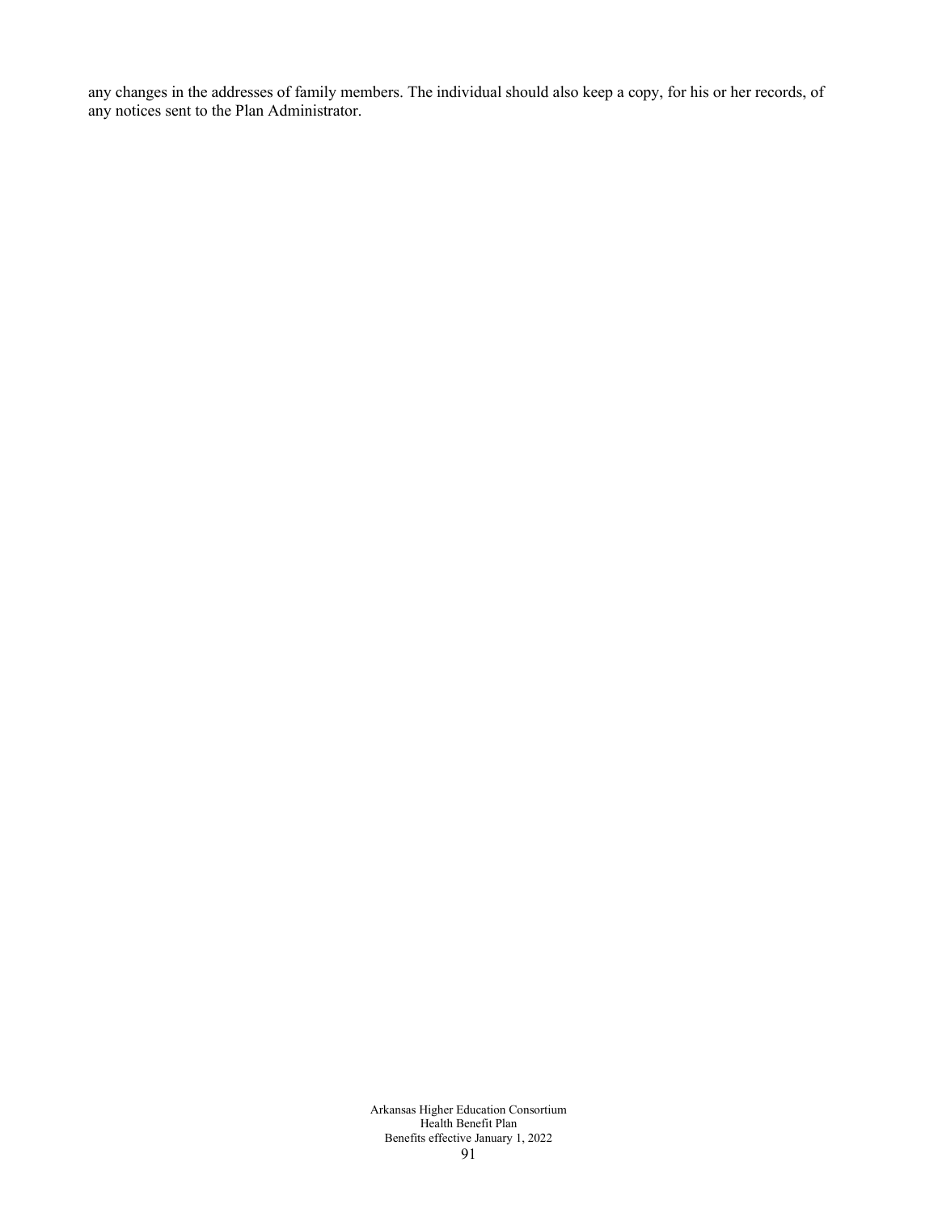any changes in the addresses of family members. The individual should also keep a copy, for his or her records, of any notices sent to the Plan Administrator.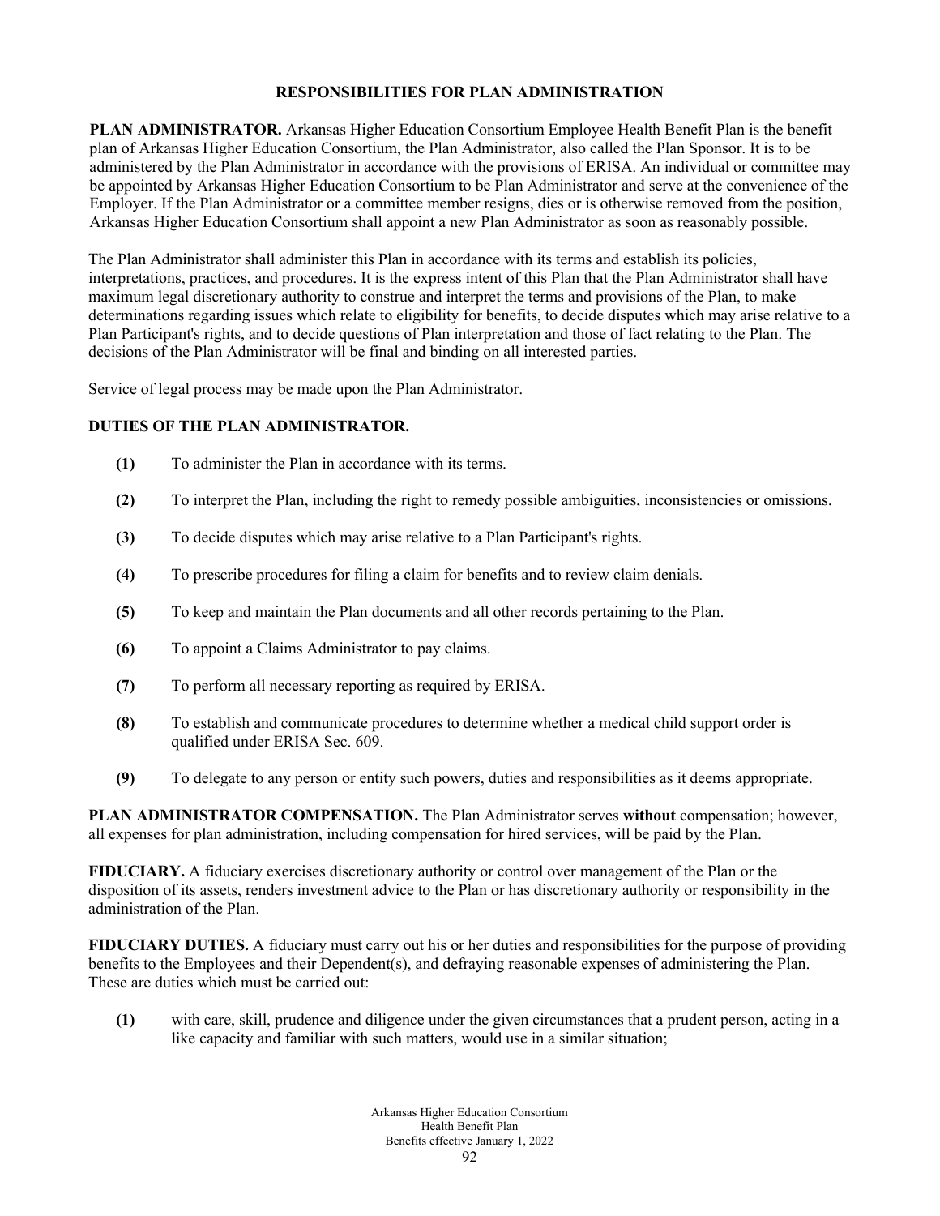## RESPONSIBILITIES FOR PLAN ADMINISTRATION

**PLAN ADMINISTRATOR.** Arkansas Higher Education Consortium Employee Health Benefit Plan is the benefit plan of Arkansas Higher Education Consortium, the Plan Administrator, also called the Plan Sponsor. It is to be administered by the Plan Administrator in accordance with the provisions of ERISA. An individual or committee may be appointed by Arkansas Higher Education Consortium to be Plan Administrator and serve at the convenience of the Employer. If the Plan Administrator or a committee member resigns, dies or is otherwise removed from the position, Arkansas Higher Education Consortium shall appoint a new Plan Administrator as soon as reasonably possible.

The Plan Administrator shall administer this Plan in accordance with its terms and establish its policies, interpretations, practices, and procedures. It is the express intent of this Plan that the Plan Administrator shall have maximum legal discretionary authority to construe and interpret the terms and provisions of the Plan, to make determinations regarding issues which relate to eligibility for benefits, to decide disputes which may arise relative to a Plan Participant's rights, and to decide questions of Plan interpretation and those of fact relating to the Plan. The decisions of the Plan Administrator will be final and binding on all interested parties.

Service of legal process may be made upon the Plan Administrator.

**DUTIES OF THE PLAN ADMINISTRATOR.**

**(1)** To administer the Plan in accordance with its terms.

**(2)** To interpret the Plan, including the right to remedy possible ambiguities, inconsistencies or omissions.

**(3)** To decide disputes which may arise relative to a Plan Participant's rights.

**(4)** To prescribe procedures for filing a claim for benefits and to review claim denials.

**(5)** To keep and maintain the Plan documents and all other records pertaining to the Plan.

**(6)** To appoint a Claims Administrator to pay claims.

**(7)** To perform all necessary reporting as required by ERISA.

**(8)** To establish and communicate procedures to determine whether a medical child support order is qualified under ERISA Sec. 609.

**(9)** To delegate to any person or entity such powers, duties and responsibilities as it deems appropriate.

**PLAN ADMINISTRATOR COMPENSATION.** The Plan Administrator serves **without** compensation; however, all expenses for plan administration, including compensation for hired services, will be paid by the Plan.

**FIDUCIARY.** A fiduciary exercises discretionary authority or control over management of the Plan or the disposition of its assets, renders investment advice to the Plan or has discretionary authority or responsibility in the administration of the Plan.

**FIDUCIARY DUTIES.** A fiduciary must carry out his or her duties and responsibilities for the purpose of providing benefits to the Employees and their Dependent(s), and defraying reasonable expenses of administering the Plan. These are duties which must be carried out:

**(1)** with care, skill, prudence and diligence under the given circumstances that a prudent person, acting in a like capacity and familiar with such matters, would use in a similar situation;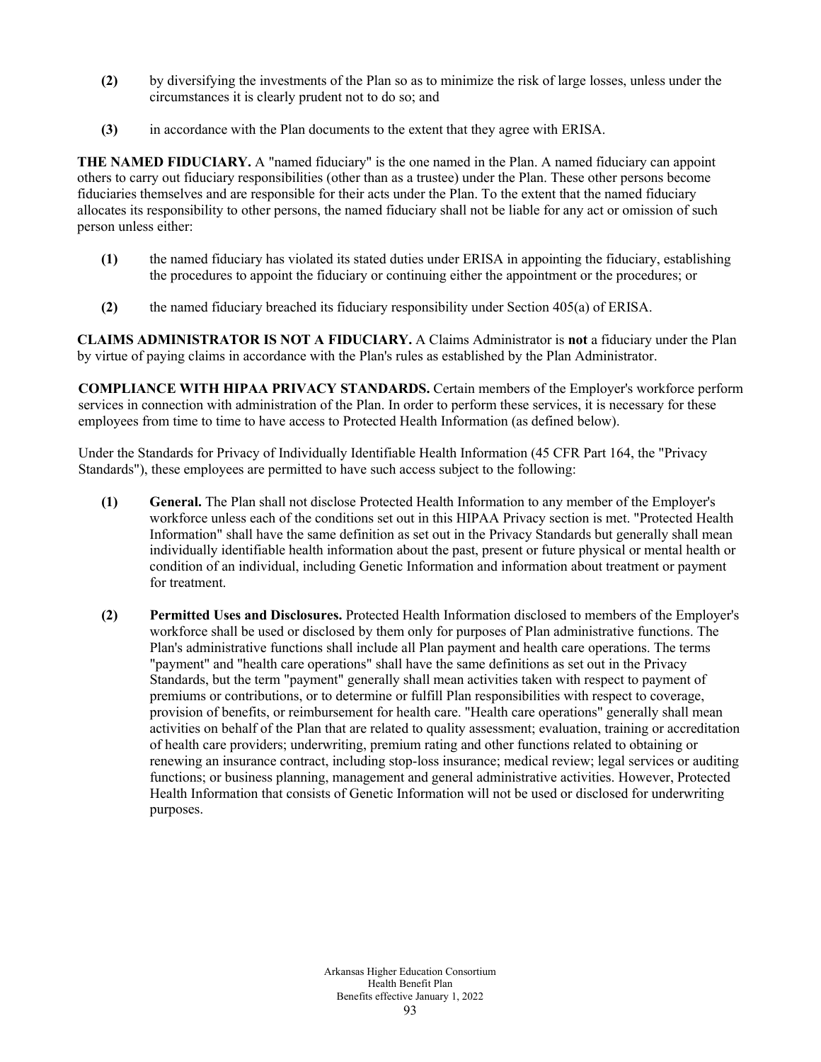**(2)** by diversifying the investments of the Plan so as to minimize the risk of large losses, unless under the circumstances it is clearly prudent not to do so; and

**(3)** in accordance with the Plan documents to the extent that they agree with ERISA.

**THE NAMED FIDUCIARY.** A "named fiduciary" is the one named in the Plan. A named fiduciary can appoint others to carry out fiduciary responsibilities (other than as a trustee) under the Plan. These other persons become fiduciaries themselves and are responsible for their acts under the Plan. To the extent that the named fiduciary allocates its responsibility to other persons, the named fiduciary shall not be liable for any act or omission of such person unless either:

**(1)** the named fiduciary has violated its stated duties under ERISA in appointing the fiduciary, establishing the procedures to appoint the fiduciary or continuing either the appointment or the procedures; or

**(2)** the named fiduciary breached its fiduciary responsibility under Section 405(a) of ERISA.

**CLAIMS ADMINISTRATOR IS NOT A FIDUCIARY.** A Claims Administrator is **not** a fiduciary under the Plan by virtue of paying claims in accordance with the Plan's rules as established by the Plan Administrator.

**COMPLIANCE WITH HIPAA PRIVACY STANDARDS.** Certain members of the Employer's workforce perform services in connection with administration of the Plan. In order to perform these services, it is necessary for these employees from time to time to have access to Protected Health Information (as defined below).

Under the Standards for Privacy of Individually Identifiable Health Information (45 CFR Part 164, the "Privacy Standards"), these employees are permitted to have such access subject to the following:

**(1)** **General.** The Plan shall not disclose Protected Health Information to any member of the Employer's workforce unless each of the conditions set out in this HIPAA Privacy section is met. "Protected Health Information" shall have the same definition as set out in the Privacy Standards but generally shall mean individually identifiable health information about the past, present or future physical or mental health or condition of an individual, including Genetic Information and information about treatment or payment for treatment.

**(2)** **Permitted Uses and Disclosures.** Protected Health Information disclosed to members of the Employer's workforce shall be used or disclosed by them only for purposes of Plan administrative functions. The Plan's administrative functions shall include all Plan payment and health care operations. The terms "payment" and "health care operations" shall have the same definitions as set out in the Privacy Standards, but the term "payment" generally shall mean activities taken with respect to payment of premiums or contributions, or to determine or fulfill Plan responsibilities with respect to coverage, provision of benefits, or reimbursement for health care. "Health care operations" generally shall mean activities on behalf of the Plan that are related to quality assessment; evaluation, training or accreditation of health care providers; underwriting, premium rating and other functions related to obtaining or renewing an insurance contract, including stop-loss insurance; medical review; legal services or auditing functions; or business planning, management and general administrative activities. However, Protected Health Information that consists of Genetic Information will not be used or disclosed for underwriting purposes.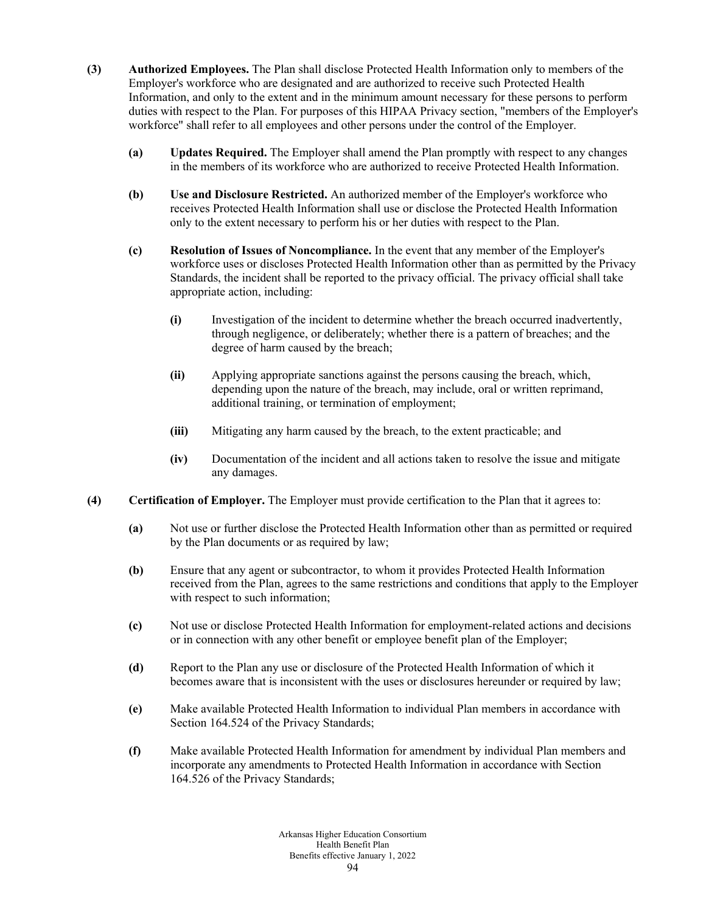**(3) Authorized Employees.** The Plan shall disclose Protected Health Information only to members of the Employer's workforce who are designated and are authorized to receive such Protected Health Information, and only to the extent and in the minimum amount necessary for these persons to perform duties with respect to the Plan. For purposes of this HIPAA Privacy section, "members of the Employer's workforce" shall refer to all employees and other persons under the control of the Employer.

- **(a) Updates Required.** The Employer shall amend the Plan promptly with respect to any changes in the members of its workforce who are authorized to receive Protected Health Information.

- **(b) Use and Disclosure Restricted.** An authorized member of the Employer's workforce who receives Protected Health Information shall use or disclose the Protected Health Information only to the extent necessary to perform his or her duties with respect to the Plan.

- **(c) Resolution of Issues of Noncompliance.** In the event that any member of the Employer's workforce uses or discloses Protected Health Information other than as permitted by the Privacy Standards, the incident shall be reported to the privacy official. The privacy official shall take appropriate action, including:

  - **(i)** Investigation of the incident to determine whether the breach occurred inadvertently, through negligence, or deliberately; whether there is a pattern of breaches; and the degree of harm caused by the breach;

  - **(ii)** Applying appropriate sanctions against the persons causing the breach, which, depending upon the nature of the breach, may include, oral or written reprimand, additional training, or termination of employment;

  - **(iii)** Mitigating any harm caused by the breach, to the extent practicable; and

  - **(iv)** Documentation of the incident and all actions taken to resolve the issue and mitigate any damages.

**(4) Certification of Employer.** The Employer must provide certification to the Plan that it agrees to:

- **(a)** Not use or further disclose the Protected Health Information other than as permitted or required by the Plan documents or as required by law;

- **(b)** Ensure that any agent or subcontractor, to whom it provides Protected Health Information received from the Plan, agrees to the same restrictions and conditions that apply to the Employer with respect to such information;

- **(c)** Not use or disclose Protected Health Information for employment-related actions and decisions or in connection with any other benefit or employee benefit plan of the Employer;

- **(d)** Report to the Plan any use or disclosure of the Protected Health Information of which it becomes aware that is inconsistent with the uses or disclosures hereunder or required by law;

- **(e)** Make available Protected Health Information to individual Plan members in accordance with Section 164.524 of the Privacy Standards;

- **(f)** Make available Protected Health Information for amendment by individual Plan members and incorporate any amendments to Protected Health Information in accordance with Section 164.526 of the Privacy Standards;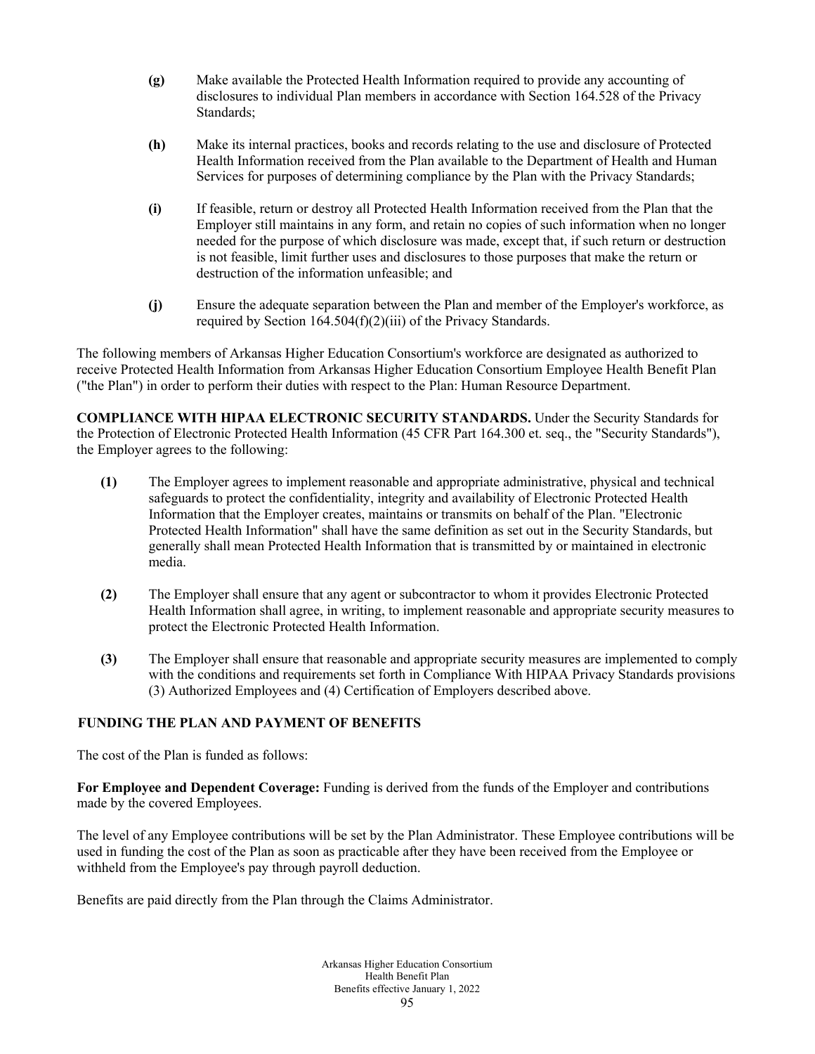**(g)** Make available the Protected Health Information required to provide any accounting of disclosures to individual Plan members in accordance with Section 164.528 of the Privacy Standards;

**(h)** Make its internal practices, books and records relating to the use and disclosure of Protected Health Information received from the Plan available to the Department of Health and Human Services for purposes of determining compliance by the Plan with the Privacy Standards;

**(i)** If feasible, return or destroy all Protected Health Information received from the Plan that the Employer still maintains in any form, and retain no copies of such information when no longer needed for the purpose of which disclosure was made, except that, if such return or destruction is not feasible, limit further uses and disclosures to those purposes that make the return or destruction of the information unfeasible; and

**(j)** Ensure the adequate separation between the Plan and member of the Employer's workforce, as required by Section 164.504(f)(2)(iii) of the Privacy Standards.

The following members of Arkansas Higher Education Consortium's workforce are designated as authorized to receive Protected Health Information from Arkansas Higher Education Consortium Employee Health Benefit Plan ("the Plan") in order to perform their duties with respect to the Plan: Human Resource Department.

**COMPLIANCE WITH HIPAA ELECTRONIC SECURITY STANDARDS.** Under the Security Standards for the Protection of Electronic Protected Health Information (45 CFR Part 164.300 et. seq., the "Security Standards"), the Employer agrees to the following:

**(1)** The Employer agrees to implement reasonable and appropriate administrative, physical and technical safeguards to protect the confidentiality, integrity and availability of Electronic Protected Health Information that the Employer creates, maintains or transmits on behalf of the Plan. "Electronic Protected Health Information" shall have the same definition as set out in the Security Standards, but generally shall mean Protected Health Information that is transmitted by or maintained in electronic media.

**(2)** The Employer shall ensure that any agent or subcontractor to whom it provides Electronic Protected Health Information shall agree, in writing, to implement reasonable and appropriate security measures to protect the Electronic Protected Health Information.

**(3)** The Employer shall ensure that reasonable and appropriate security measures are implemented to comply with the conditions and requirements set forth in Compliance With HIPAA Privacy Standards provisions (3) Authorized Employees and (4) Certification of Employers described above.

## FUNDING THE PLAN AND PAYMENT OF BENEFITS

The cost of the Plan is funded as follows:

**For Employee and Dependent Coverage:** Funding is derived from the funds of the Employer and contributions made by the covered Employees.

The level of any Employee contributions will be set by the Plan Administrator. These Employee contributions will be used in funding the cost of the Plan as soon as practicable after they have been received from the Employee or withheld from the Employee's pay through payroll deduction.

Benefits are paid directly from the Plan through the Claims Administrator.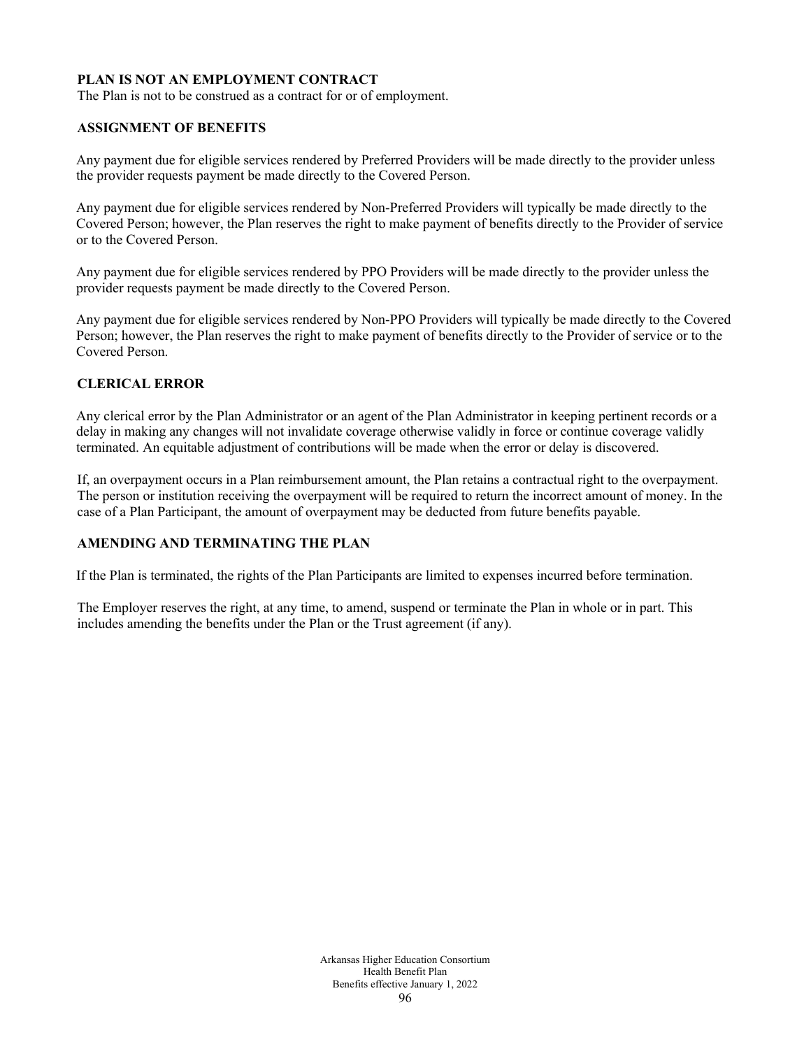**PLAN IS NOT AN EMPLOYMENT CONTRACT**

The Plan is not to be construed as a contract for or of employment.

**ASSIGNMENT OF BENEFITS**

Any payment due for eligible services rendered by Preferred Providers will be made directly to the provider unless the provider requests payment be made directly to the Covered Person.

Any payment due for eligible services rendered by Non-Preferred Providers will typically be made directly to the Covered Person; however, the Plan reserves the right to make payment of benefits directly to the Provider of service or to the Covered Person.

Any payment due for eligible services rendered by PPO Providers will be made directly to the provider unless the provider requests payment be made directly to the Covered Person.

Any payment due for eligible services rendered by Non-PPO Providers will typically be made directly to the Covered Person; however, the Plan reserves the right to make payment of benefits directly to the Provider of service or to the Covered Person.

**CLERICAL ERROR**

Any clerical error by the Plan Administrator or an agent of the Plan Administrator in keeping pertinent records or a delay in making any changes will not invalidate coverage otherwise validly in force or continue coverage validly terminated. An equitable adjustment of contributions will be made when the error or delay is discovered.

If, an overpayment occurs in a Plan reimbursement amount, the Plan retains a contractual right to the overpayment. The person or institution receiving the overpayment will be required to return the incorrect amount of money. In the case of a Plan Participant, the amount of overpayment may be deducted from future benefits payable.

**AMENDING AND TERMINATING THE PLAN**

If the Plan is terminated, the rights of the Plan Participants are limited to expenses incurred before termination.

The Employer reserves the right, at any time, to amend, suspend or terminate the Plan in whole or in part. This includes amending the benefits under the Plan or the Trust agreement (if any).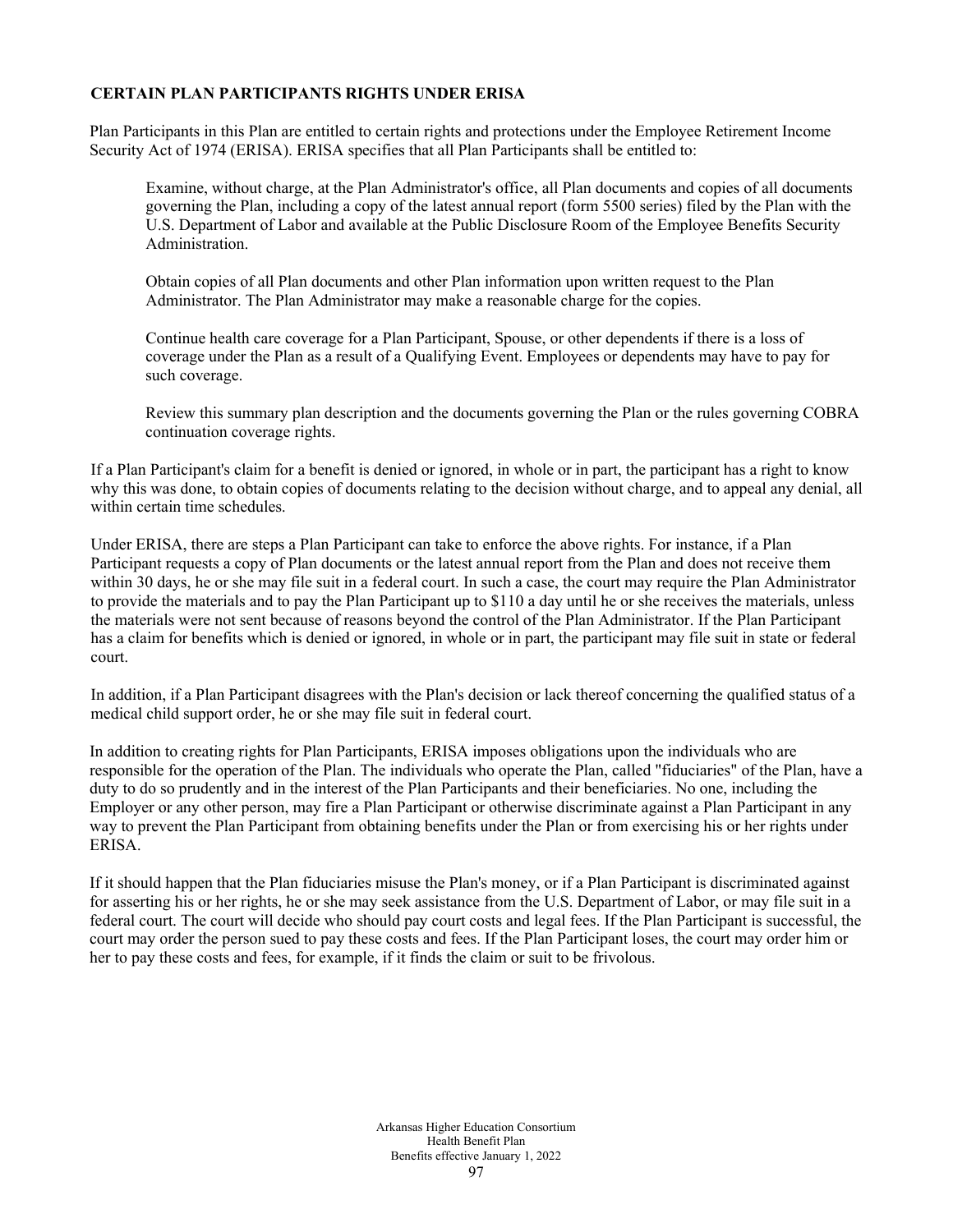## CERTAIN PLAN PARTICIPANTS RIGHTS UNDER ERISA

Plan Participants in this Plan are entitled to certain rights and protections under the Employee Retirement Income Security Act of 1974 (ERISA). ERISA specifies that all Plan Participants shall be entitled to:

> Examine, without charge, at the Plan Administrator's office, all Plan documents and copies of all documents governing the Plan, including a copy of the latest annual report (form 5500 series) filed by the Plan with the U.S. Department of Labor and available at the Public Disclosure Room of the Employee Benefits Security Administration.
>
> Obtain copies of all Plan documents and other Plan information upon written request to the Plan Administrator. The Plan Administrator may make a reasonable charge for the copies.
>
> Continue health care coverage for a Plan Participant, Spouse, or other dependents if there is a loss of coverage under the Plan as a result of a Qualifying Event. Employees or dependents may have to pay for such coverage.
>
> Review this summary plan description and the documents governing the Plan or the rules governing COBRA continuation coverage rights.

If a Plan Participant's claim for a benefit is denied or ignored, in whole or in part, the participant has a right to know why this was done, to obtain copies of documents relating to the decision without charge, and to appeal any denial, all within certain time schedules.

Under ERISA, there are steps a Plan Participant can take to enforce the above rights. For instance, if a Plan Participant requests a copy of Plan documents or the latest annual report from the Plan and does not receive them within 30 days, he or she may file suit in a federal court. In such a case, the court may require the Plan Administrator to provide the materials and to pay the Plan Participant up to $110 a day until he or she receives the materials, unless the materials were not sent because of reasons beyond the control of the Plan Administrator. If the Plan Participant has a claim for benefits which is denied or ignored, in whole or in part, the participant may file suit in state or federal court.

In addition, if a Plan Participant disagrees with the Plan's decision or lack thereof concerning the qualified status of a medical child support order, he or she may file suit in federal court.

In addition to creating rights for Plan Participants, ERISA imposes obligations upon the individuals who are responsible for the operation of the Plan. The individuals who operate the Plan, called "fiduciaries" of the Plan, have a duty to do so prudently and in the interest of the Plan Participants and their beneficiaries. No one, including the Employer or any other person, may fire a Plan Participant or otherwise discriminate against a Plan Participant in any way to prevent the Plan Participant from obtaining benefits under the Plan or from exercising his or her rights under ERISA.

If it should happen that the Plan fiduciaries misuse the Plan's money, or if a Plan Participant is discriminated against for asserting his or her rights, he or she may seek assistance from the U.S. Department of Labor, or may file suit in a federal court. The court will decide who should pay court costs and legal fees. If the Plan Participant is successful, the court may order the person sued to pay these costs and fees. If the Plan Participant loses, the court may order him or her to pay these costs and fees, for example, if it finds the claim or suit to be frivolous.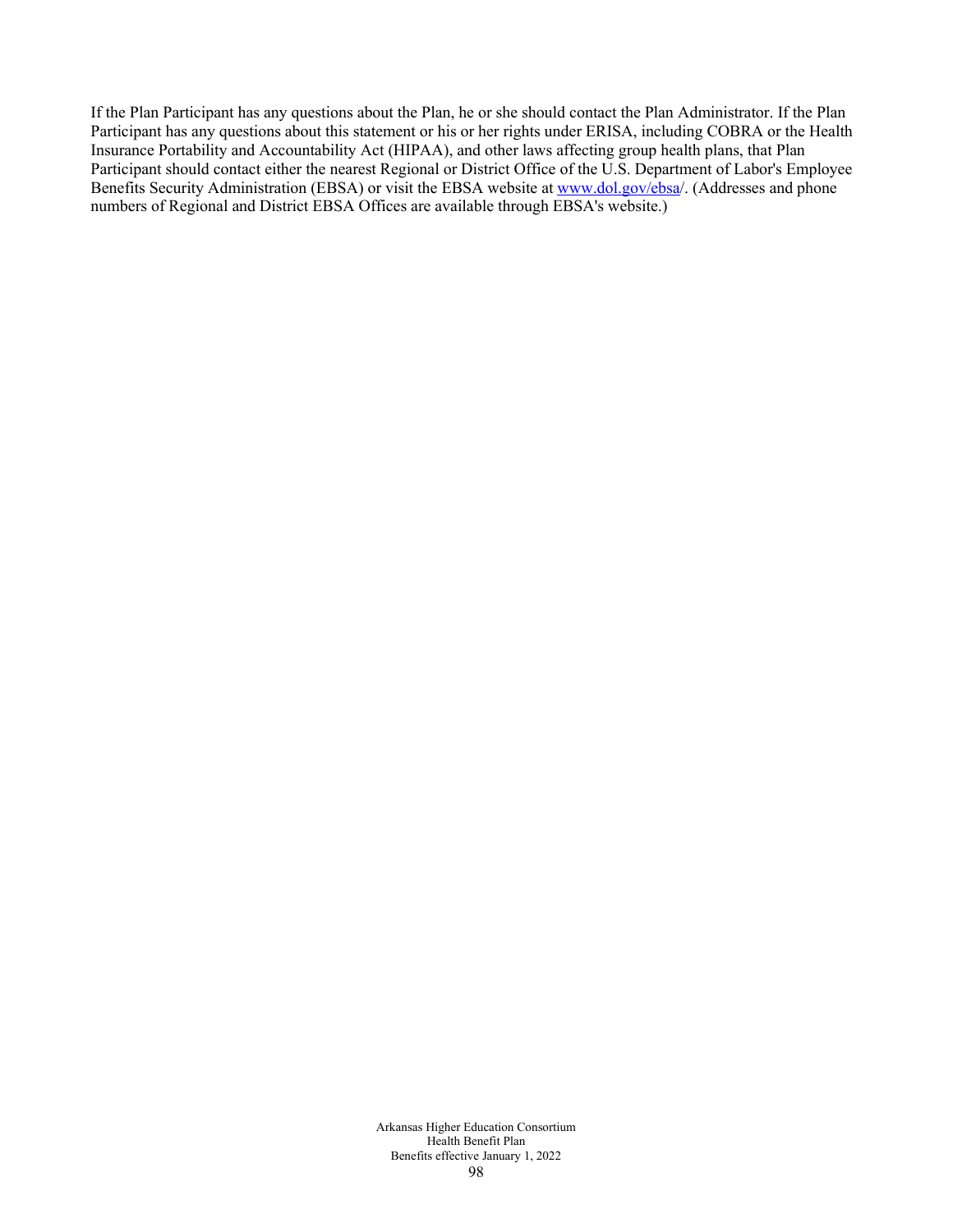If the Plan Participant has any questions about the Plan, he or she should contact the Plan Administrator. If the Plan Participant has any questions about this statement or his or her rights under ERISA, including COBRA or the Health Insurance Portability and Accountability Act (HIPAA), and other laws affecting group health plans, that Plan Participant should contact either the nearest Regional or District Office of the U.S. Department of Labor's Employee Benefits Security Administration (EBSA) or visit the EBSA website at www.dol.gov/ebsa/. (Addresses and phone numbers of Regional and District EBSA Offices are available through EBSA's website.)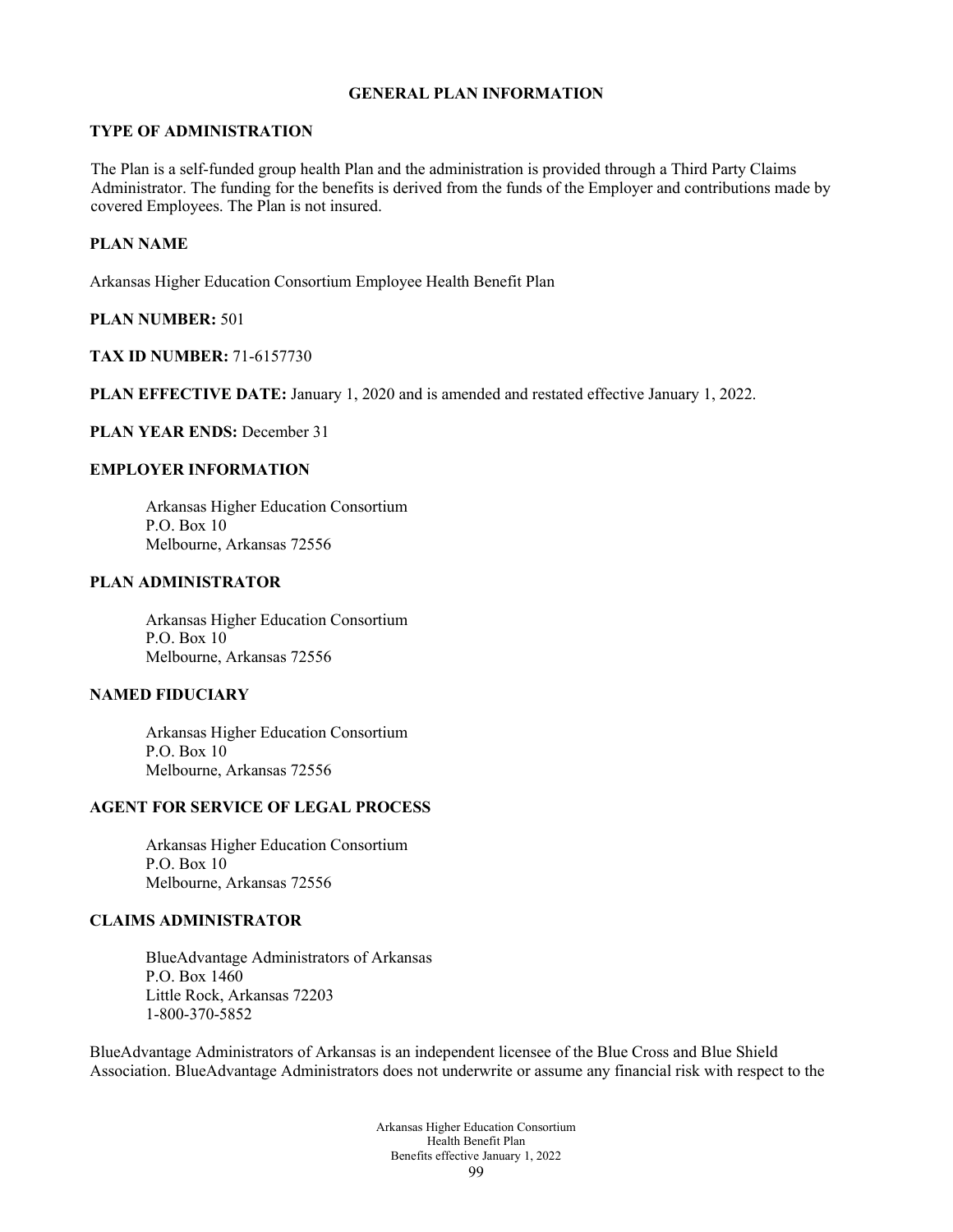# GENERAL PLAN INFORMATION

## TYPE OF ADMINISTRATION

The Plan is a self-funded group health Plan and the administration is provided through a Third Party Claims Administrator. The funding for the benefits is derived from the funds of the Employer and contributions made by covered Employees. The Plan is not insured.

## PLAN NAME

Arkansas Higher Education Consortium Employee Health Benefit Plan

**PLAN NUMBER:** 501

**TAX ID NUMBER:** 71-6157730

**PLAN EFFECTIVE DATE:** January 1, 2020 and is amended and restated effective January 1, 2022.

**PLAN YEAR ENDS:** December 31

## EMPLOYER INFORMATION

Arkansas Higher Education Consortium
P.O. Box 10
Melbourne, Arkansas 72556

## PLAN ADMINISTRATOR

Arkansas Higher Education Consortium
P.O. Box 10
Melbourne, Arkansas 72556

## NAMED FIDUCIARY

Arkansas Higher Education Consortium
P.O. Box 10
Melbourne, Arkansas 72556

## AGENT FOR SERVICE OF LEGAL PROCESS

Arkansas Higher Education Consortium
P.O. Box 10
Melbourne, Arkansas 72556

## CLAIMS ADMINISTRATOR

BlueAdvantage Administrators of Arkansas
P.O. Box 1460
Little Rock, Arkansas 72203
1-800-370-5852

BlueAdvantage Administrators of Arkansas is an independent licensee of the Blue Cross and Blue Shield Association. BlueAdvantage Administrators does not underwrite or assume any financial risk with respect to the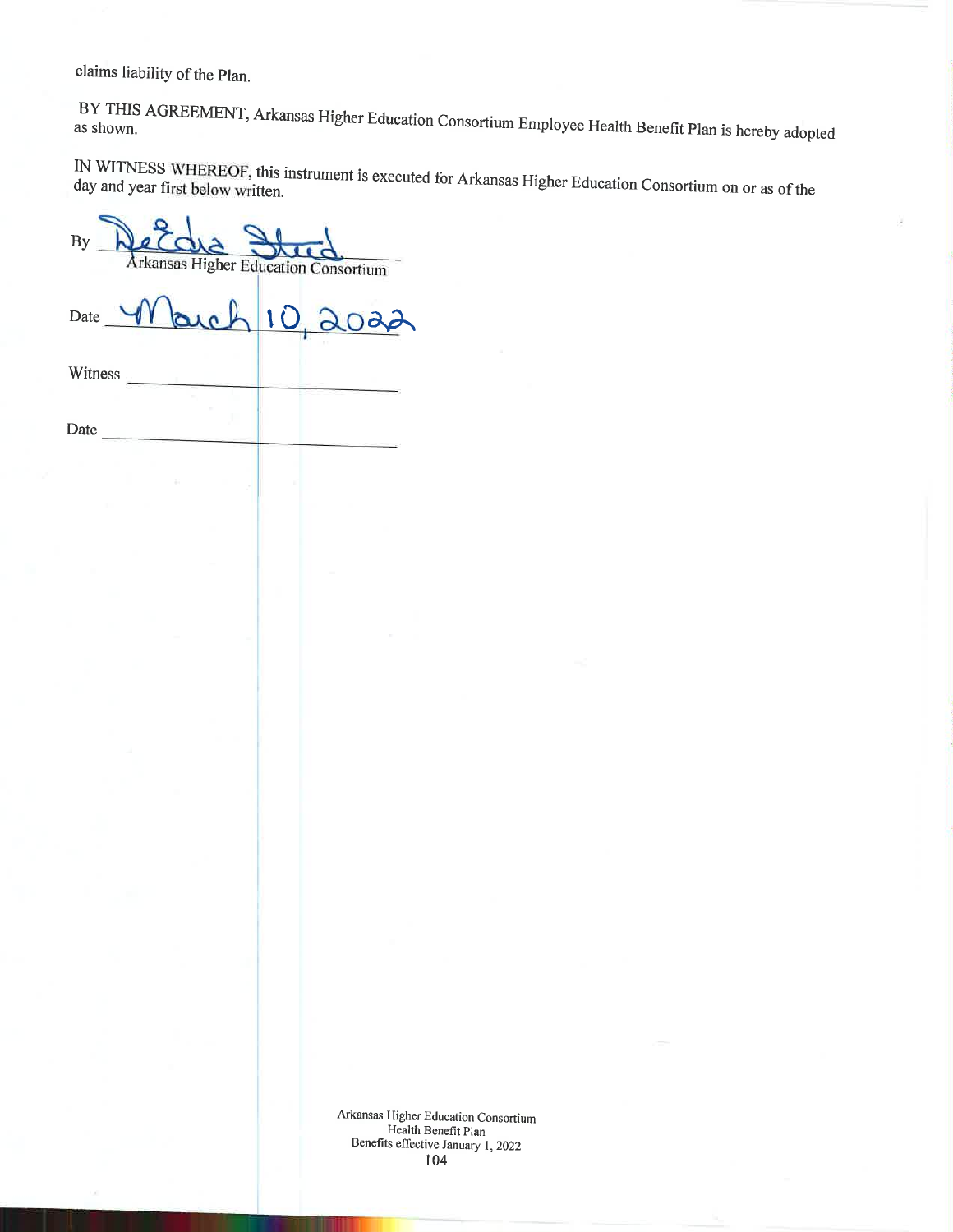claims liability of the Plan.

BY THIS AGREEMENT, Arkansas Higher Education Consortium Employee Health Benefit Plan is hereby adopted as shown.

IN WITNESS WHEREOF, this instrument is executed for Arkansas Higher Education Consortium on or as of the day and year first below written.

By DeEdra Steed
Arkansas Higher Education Consortium

Date March 10, 2022

Witness ______________________

Date ______________________

Arkansas Higher Education Consortium
Health Benefit Plan
Benefits effective January 1, 2022